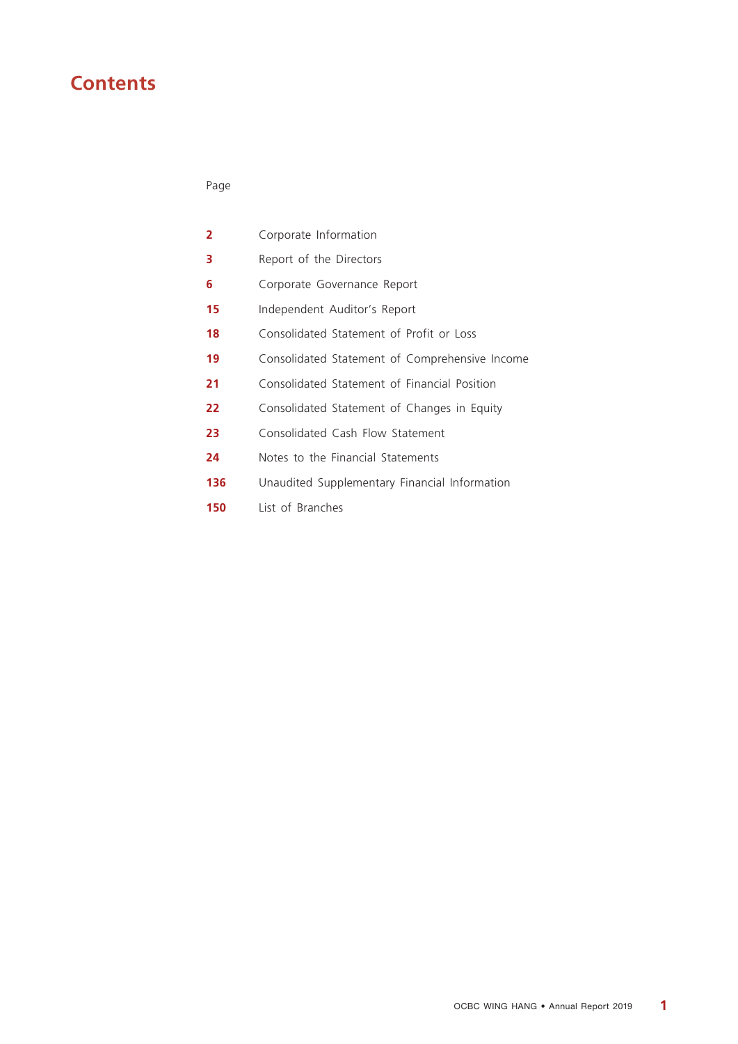# Contents

| Page | |
|---|---|
| **2** | Corporate Information |
| **3** | Report of the Directors |
| **6** | Corporate Governance Report |
| **15** | Independent Auditor's Report |
| **18** | Consolidated Statement of Profit or Loss |
| **19** | Consolidated Statement of Comprehensive Income |
| **21** | Consolidated Statement of Financial Position |
| **22** | Consolidated Statement of Changes in Equity |
| **23** | Consolidated Cash Flow Statement |
| **24** | Notes to the Financial Statements |
| **136** | Unaudited Supplementary Financial Information |
| **150** | List of Branches |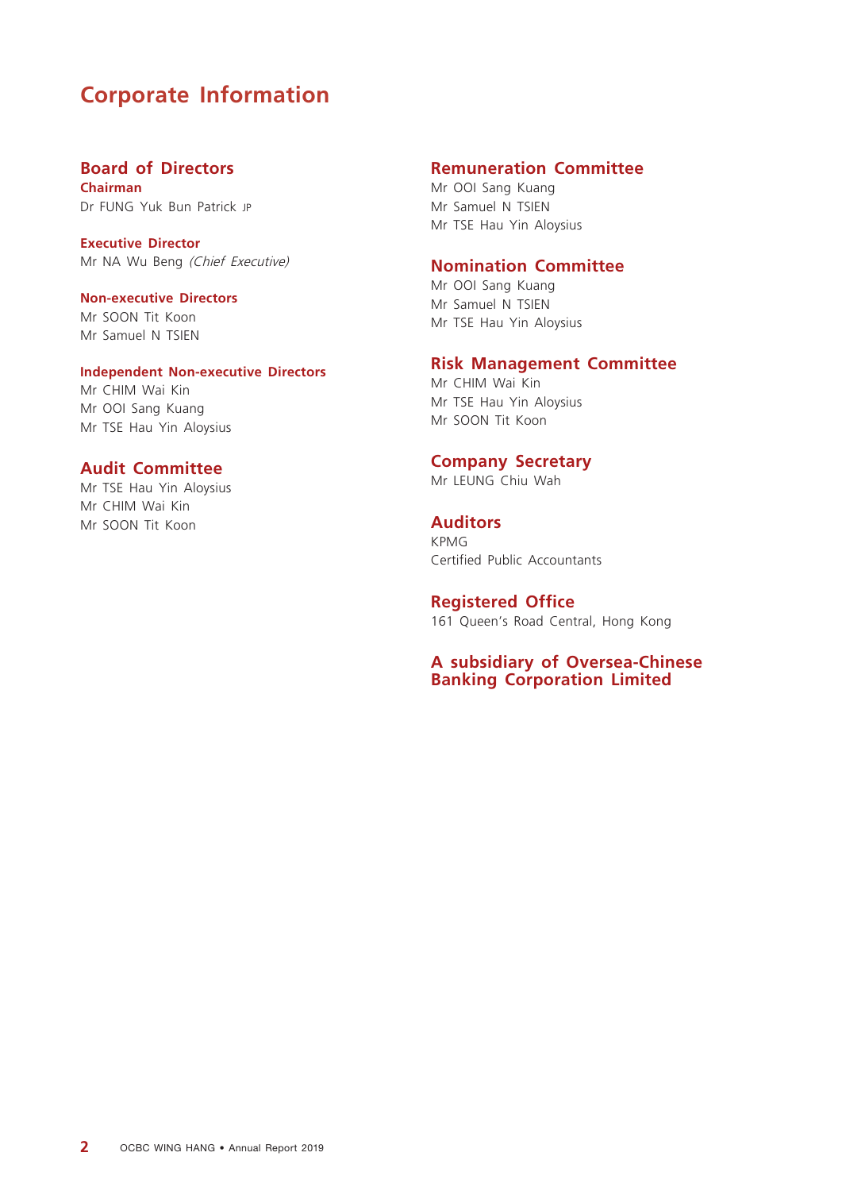# Corporate Information

## Board of Directors

### Chairman

Dr FUNG Yuk Bun Patrick JP

### Executive Director

Mr NA Wu Beng *(Chief Executive)*

### Non-executive Directors

Mr SOON Tit Koon
Mr Samuel N TSIEN

### Independent Non-executive Directors

Mr CHIM Wai Kin
Mr OOI Sang Kuang
Mr TSE Hau Yin Aloysius

## Audit Committee

Mr TSE Hau Yin Aloysius
Mr CHIM Wai Kin
Mr SOON Tit Koon

## Remuneration Committee

Mr OOI Sang Kuang
Mr Samuel N TSIEN
Mr TSE Hau Yin Aloysius

## Nomination Committee

Mr OOI Sang Kuang
Mr Samuel N TSIEN
Mr TSE Hau Yin Aloysius

## Risk Management Committee

Mr CHIM Wai Kin
Mr TSE Hau Yin Aloysius
Mr SOON Tit Koon

## Company Secretary

Mr LEUNG Chiu Wah

## Auditors

KPMG
Certified Public Accountants

## Registered Office

161 Queen's Road Central, Hong Kong

## A subsidiary of Oversea-Chinese Banking Corporation Limited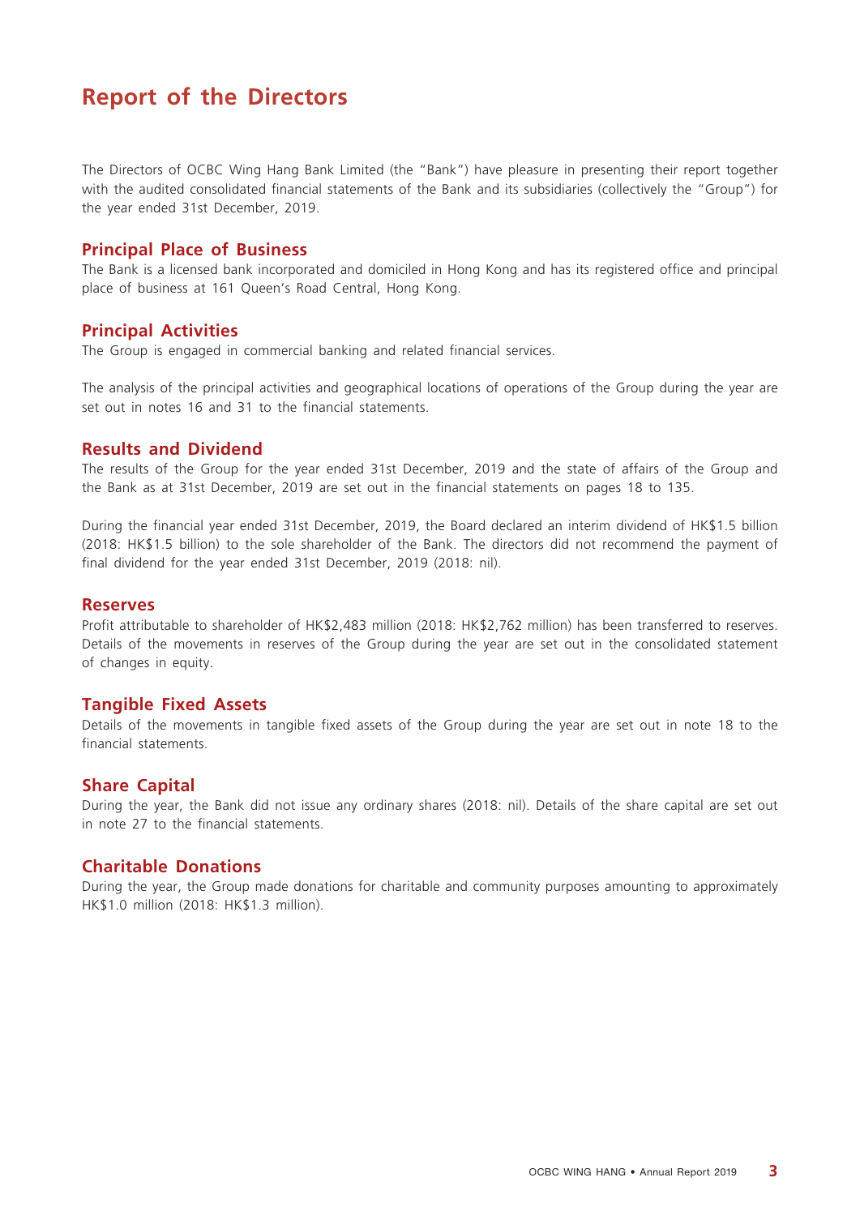# Report of the Directors

The Directors of OCBC Wing Hang Bank Limited (the "Bank") have pleasure in presenting their report together with the audited consolidated financial statements of the Bank and its subsidiaries (collectively the "Group") for the year ended 31st December, 2019.

## Principal Place of Business

The Bank is a licensed bank incorporated and domiciled in Hong Kong and has its registered office and principal place of business at 161 Queen's Road Central, Hong Kong.

## Principal Activities

The Group is engaged in commercial banking and related financial services.

The analysis of the principal activities and geographical locations of operations of the Group during the year are set out in notes 16 and 31 to the financial statements.

## Results and Dividend

The results of the Group for the year ended 31st December, 2019 and the state of affairs of the Group and the Bank as at 31st December, 2019 are set out in the financial statements on pages 18 to 135.

During the financial year ended 31st December, 2019, the Board declared an interim dividend of HK$1.5 billion (2018: HK$1.5 billion) to the sole shareholder of the Bank. The directors did not recommend the payment of final dividend for the year ended 31st December, 2019 (2018: nil).

## Reserves

Profit attributable to shareholder of HK$2,483 million (2018: HK$2,762 million) has been transferred to reserves. Details of the movements in reserves of the Group during the year are set out in the consolidated statement of changes in equity.

## Tangible Fixed Assets

Details of the movements in tangible fixed assets of the Group during the year are set out in note 18 to the financial statements.

## Share Capital

During the year, the Bank did not issue any ordinary shares (2018: nil). Details of the share capital are set out in note 27 to the financial statements.

## Charitable Donations

During the year, the Group made donations for charitable and community purposes amounting to approximately HK$1.0 million (2018: HK$1.3 million).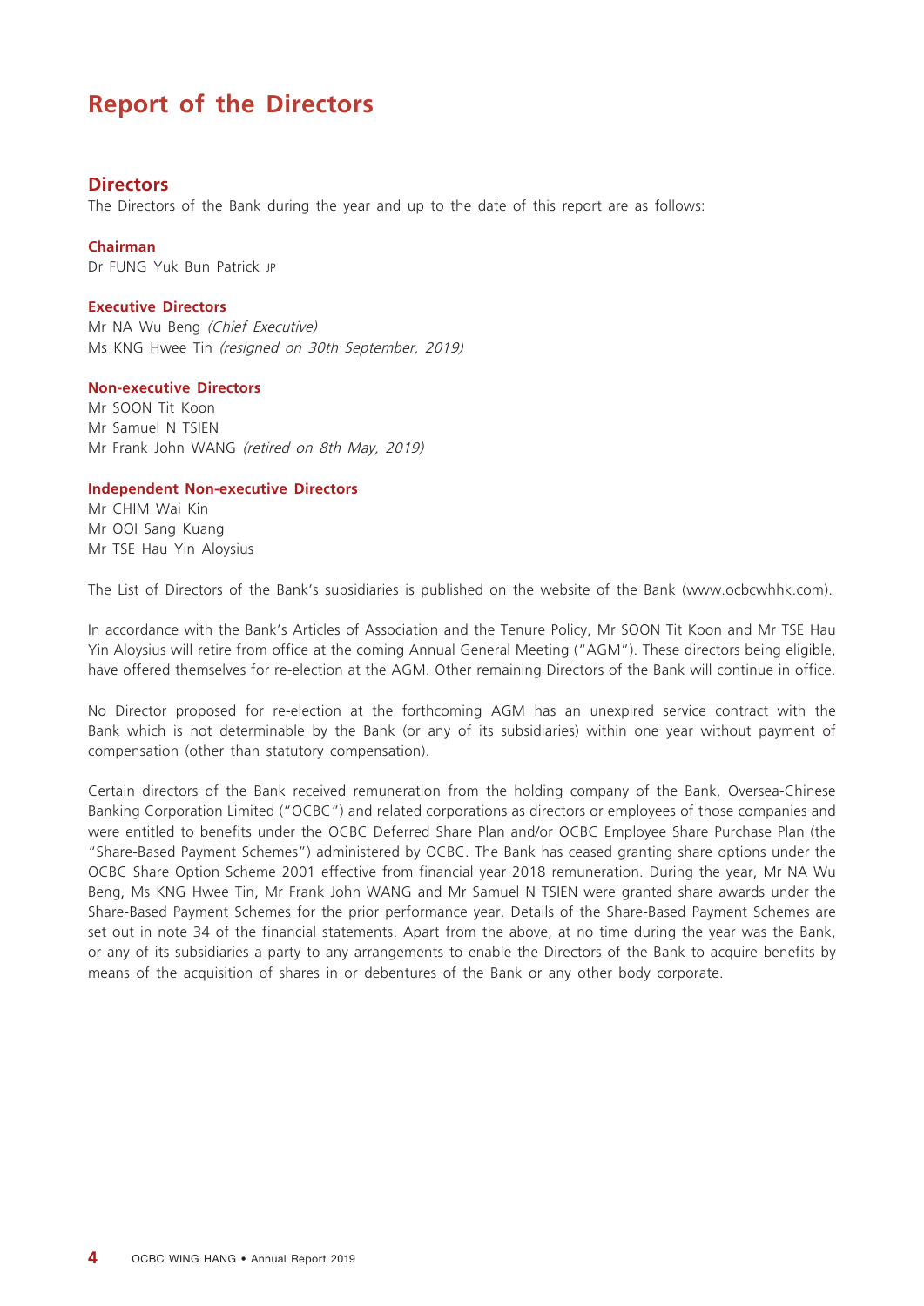# Report of the Directors

## Directors

The Directors of the Bank during the year and up to the date of this report are as follows:

### Chairman

Dr FUNG Yuk Bun Patrick JP

### Executive Directors

Mr NA Wu Beng *(Chief Executive)*
Ms KNG Hwee Tin *(resigned on 30th September, 2019)*

### Non-executive Directors

Mr SOON Tit Koon
Mr Samuel N TSIEN
Mr Frank John WANG *(retired on 8th May, 2019)*

### Independent Non-executive Directors

Mr CHIM Wai Kin
Mr OOI Sang Kuang
Mr TSE Hau Yin Aloysius

The List of Directors of the Bank's subsidiaries is published on the website of the Bank (www.ocbcwhhk.com).

In accordance with the Bank's Articles of Association and the Tenure Policy, Mr SOON Tit Koon and Mr TSE Hau Yin Aloysius will retire from office at the coming Annual General Meeting ("AGM"). These directors being eligible, have offered themselves for re-election at the AGM. Other remaining Directors of the Bank will continue in office.

No Director proposed for re-election at the forthcoming AGM has an unexpired service contract with the Bank which is not determinable by the Bank (or any of its subsidiaries) within one year without payment of compensation (other than statutory compensation).

Certain directors of the Bank received remuneration from the holding company of the Bank, Oversea-Chinese Banking Corporation Limited ("OCBC") and related corporations as directors or employees of those companies and were entitled to benefits under the OCBC Deferred Share Plan and/or OCBC Employee Share Purchase Plan (the "Share-Based Payment Schemes") administered by OCBC. The Bank has ceased granting share options under the OCBC Share Option Scheme 2001 effective from financial year 2018 remuneration. During the year, Mr NA Wu Beng, Ms KNG Hwee Tin, Mr Frank John WANG and Mr Samuel N TSIEN were granted share awards under the Share-Based Payment Schemes for the prior performance year. Details of the Share-Based Payment Schemes are set out in note 34 of the financial statements. Apart from the above, at no time during the year was the Bank, or any of its subsidiaries a party to any arrangements to enable the Directors of the Bank to acquire benefits by means of the acquisition of shares in or debentures of the Bank or any other body corporate.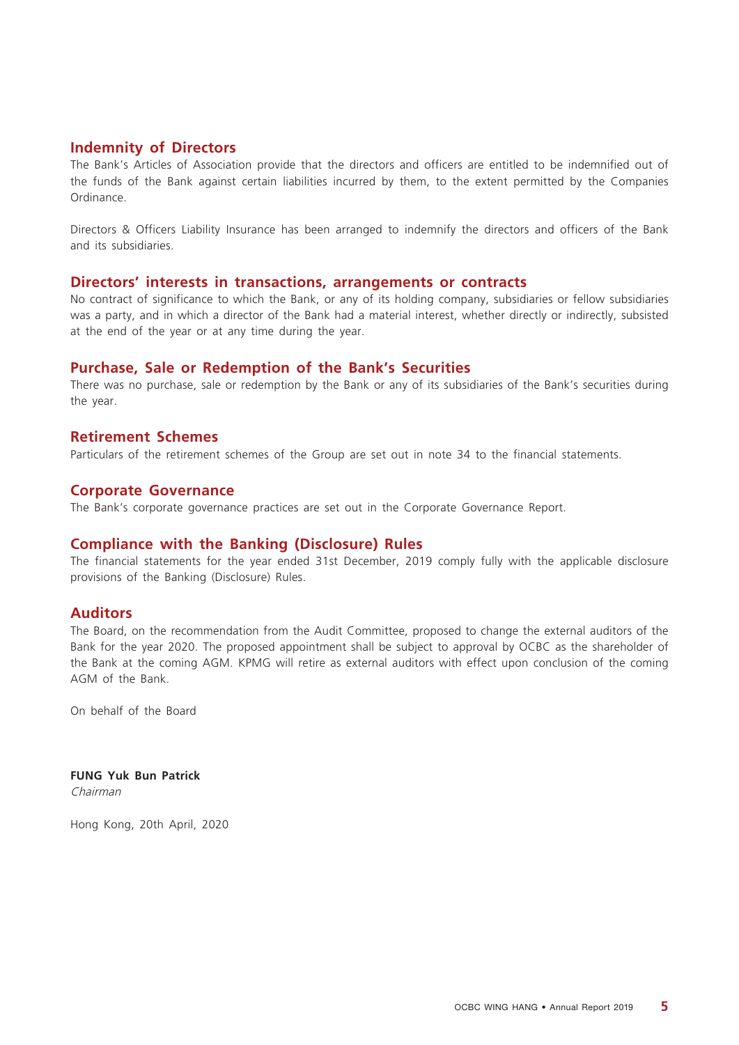## Indemnity of Directors

The Bank's Articles of Association provide that the directors and officers are entitled to be indemnified out of the funds of the Bank against certain liabilities incurred by them, to the extent permitted by the Companies Ordinance.

Directors & Officers Liability Insurance has been arranged to indemnify the directors and officers of the Bank and its subsidiaries.

## Directors' interests in transactions, arrangements or contracts

No contract of significance to which the Bank, or any of its holding company, subsidiaries or fellow subsidiaries was a party, and in which a director of the Bank had a material interest, whether directly or indirectly, subsisted at the end of the year or at any time during the year.

## Purchase, Sale or Redemption of the Bank's Securities

There was no purchase, sale or redemption by the Bank or any of its subsidiaries of the Bank's securities during the year.

## Retirement Schemes

Particulars of the retirement schemes of the Group are set out in note 34 to the financial statements.

## Corporate Governance

The Bank's corporate governance practices are set out in the Corporate Governance Report.

## Compliance with the Banking (Disclosure) Rules

The financial statements for the year ended 31st December, 2019 comply fully with the applicable disclosure provisions of the Banking (Disclosure) Rules.

## Auditors

The Board, on the recommendation from the Audit Committee, proposed to change the external auditors of the Bank for the year 2020. The proposed appointment shall be subject to approval by OCBC as the shareholder of the Bank at the coming AGM. KPMG will retire as external auditors with effect upon conclusion of the coming AGM of the Bank.

On behalf of the Board

**FUNG Yuk Bun Patrick**
*Chairman*

Hong Kong, 20th April, 2020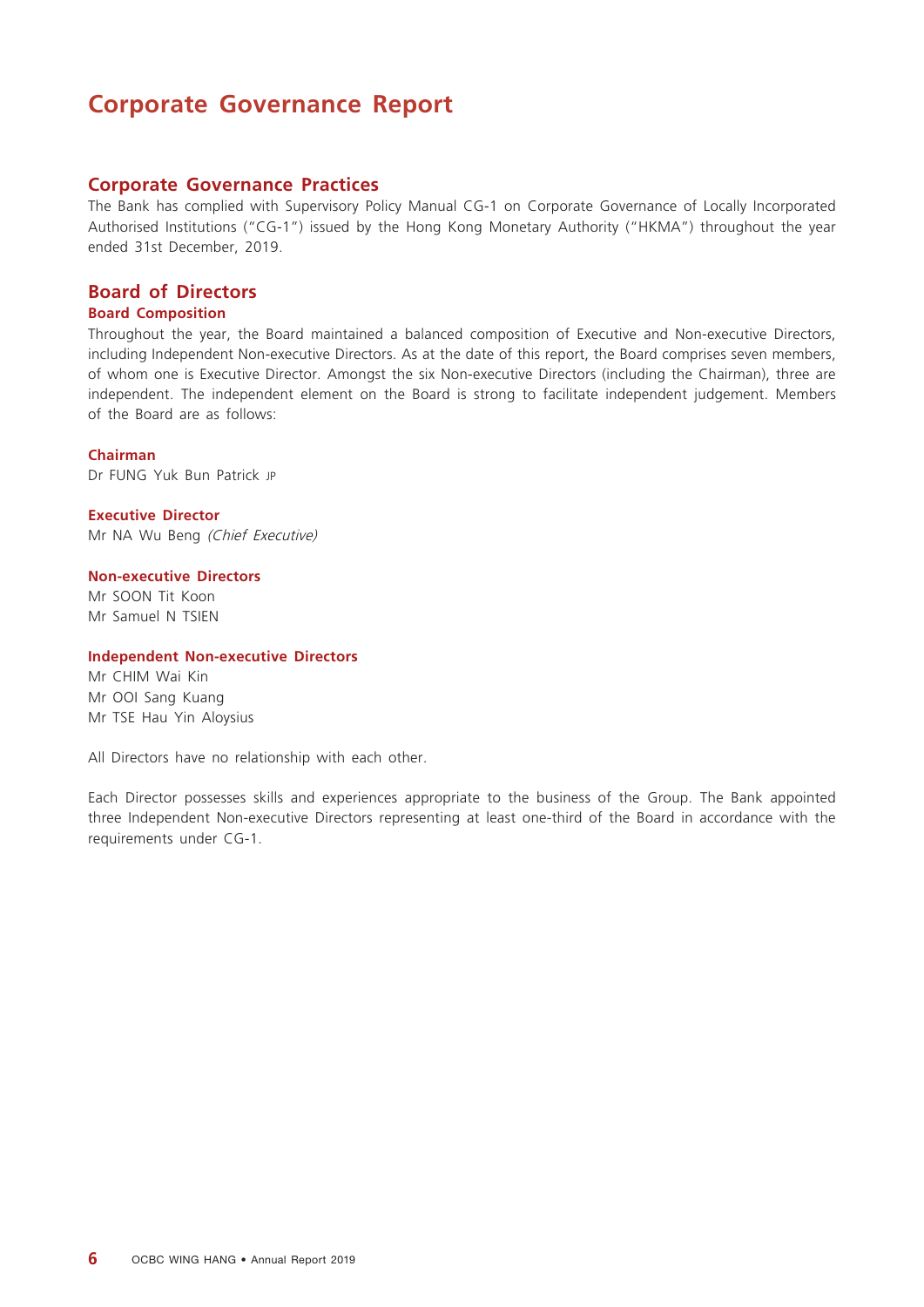# Corporate Governance Report

## Corporate Governance Practices

The Bank has complied with Supervisory Policy Manual CG-1 on Corporate Governance of Locally Incorporated Authorised Institutions ("CG-1") issued by the Hong Kong Monetary Authority ("HKMA") throughout the year ended 31st December, 2019.

## Board of Directors

### Board Composition

Throughout the year, the Board maintained a balanced composition of Executive and Non-executive Directors, including Independent Non-executive Directors. As at the date of this report, the Board comprises seven members, of whom one is Executive Director. Amongst the six Non-executive Directors (including the Chairman), three are independent. The independent element on the Board is strong to facilitate independent judgement. Members of the Board are as follows:

**Chairman**

Dr FUNG Yuk Bun Patrick JP

**Executive Director**

Mr NA Wu Beng *(Chief Executive)*

**Non-executive Directors**

Mr SOON Tit Koon
Mr Samuel N TSIEN

**Independent Non-executive Directors**

Mr CHIM Wai Kin
Mr OOI Sang Kuang
Mr TSE Hau Yin Aloysius

All Directors have no relationship with each other.

Each Director possesses skills and experiences appropriate to the business of the Group. The Bank appointed three Independent Non-executive Directors representing at least one-third of the Board in accordance with the requirements under CG-1.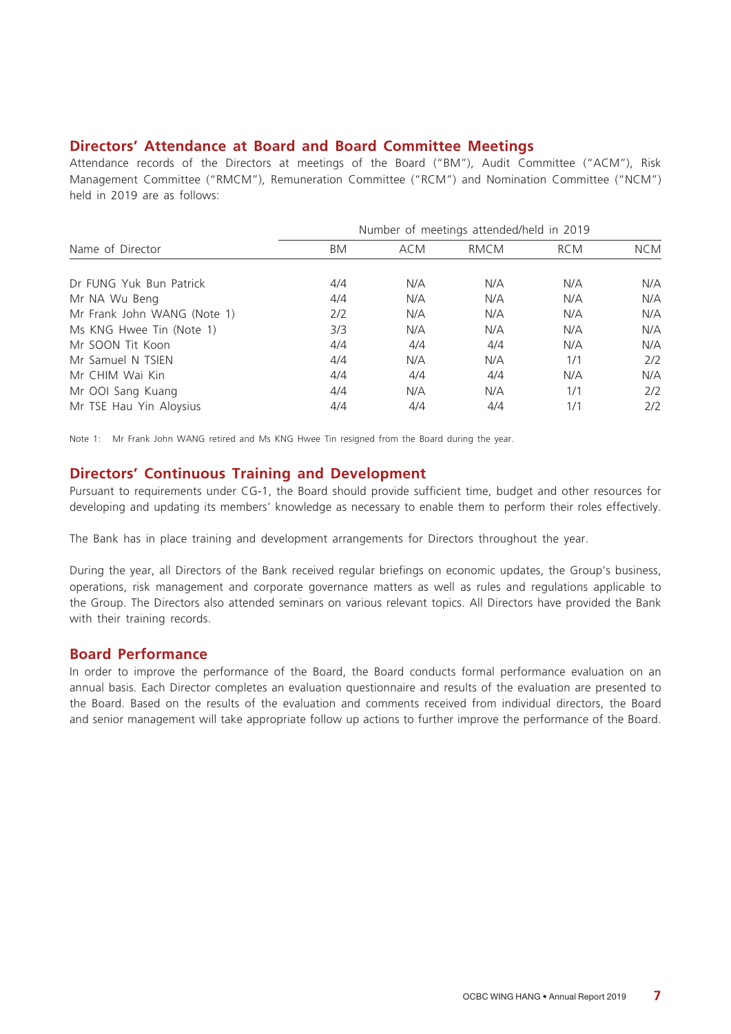## Directors' Attendance at Board and Board Committee Meetings

Attendance records of the Directors at meetings of the Board ("BM"), Audit Committee ("ACM"), Risk Management Committee ("RMCM"), Remuneration Committee ("RCM") and Nomination Committee ("NCM") held in 2019 are as follows:

| Name of Director | Number of meetings attended/held in 2019 | | | | |
|---|---|---|---|---|---|
| | BM | ACM | RMCM | RCM | NCM |
| Dr FUNG Yuk Bun Patrick | 4/4 | N/A | N/A | N/A | N/A |
| Mr NA Wu Beng | 4/4 | N/A | N/A | N/A | N/A |
| Mr Frank John WANG (Note 1) | 2/2 | N/A | N/A | N/A | N/A |
| Ms KNG Hwee Tin (Note 1) | 3/3 | N/A | N/A | N/A | N/A |
| Mr SOON Tit Koon | 4/4 | 4/4 | 4/4 | N/A | N/A |
| Mr Samuel N TSIEN | 4/4 | N/A | N/A | 1/1 | 2/2 |
| Mr CHIM Wai Kin | 4/4 | 4/4 | 4/4 | N/A | N/A |
| Mr OOI Sang Kuang | 4/4 | N/A | N/A | 1/1 | 2/2 |
| Mr TSE Hau Yin Aloysius | 4/4 | 4/4 | 4/4 | 1/1 | 2/2 |

Note 1: Mr Frank John WANG retired and Ms KNG Hwee Tin resigned from the Board during the year.

## Directors' Continuous Training and Development

Pursuant to requirements under CG-1, the Board should provide sufficient time, budget and other resources for developing and updating its members' knowledge as necessary to enable them to perform their roles effectively.

The Bank has in place training and development arrangements for Directors throughout the year.

During the year, all Directors of the Bank received regular briefings on economic updates, the Group's business, operations, risk management and corporate governance matters as well as rules and regulations applicable to the Group. The Directors also attended seminars on various relevant topics. All Directors have provided the Bank with their training records.

## Board Performance

In order to improve the performance of the Board, the Board conducts formal performance evaluation on an annual basis. Each Director completes an evaluation questionnaire and results of the evaluation are presented to the Board. Based on the results of the evaluation and comments received from individual directors, the Board and senior management will take appropriate follow up actions to further improve the performance of the Board.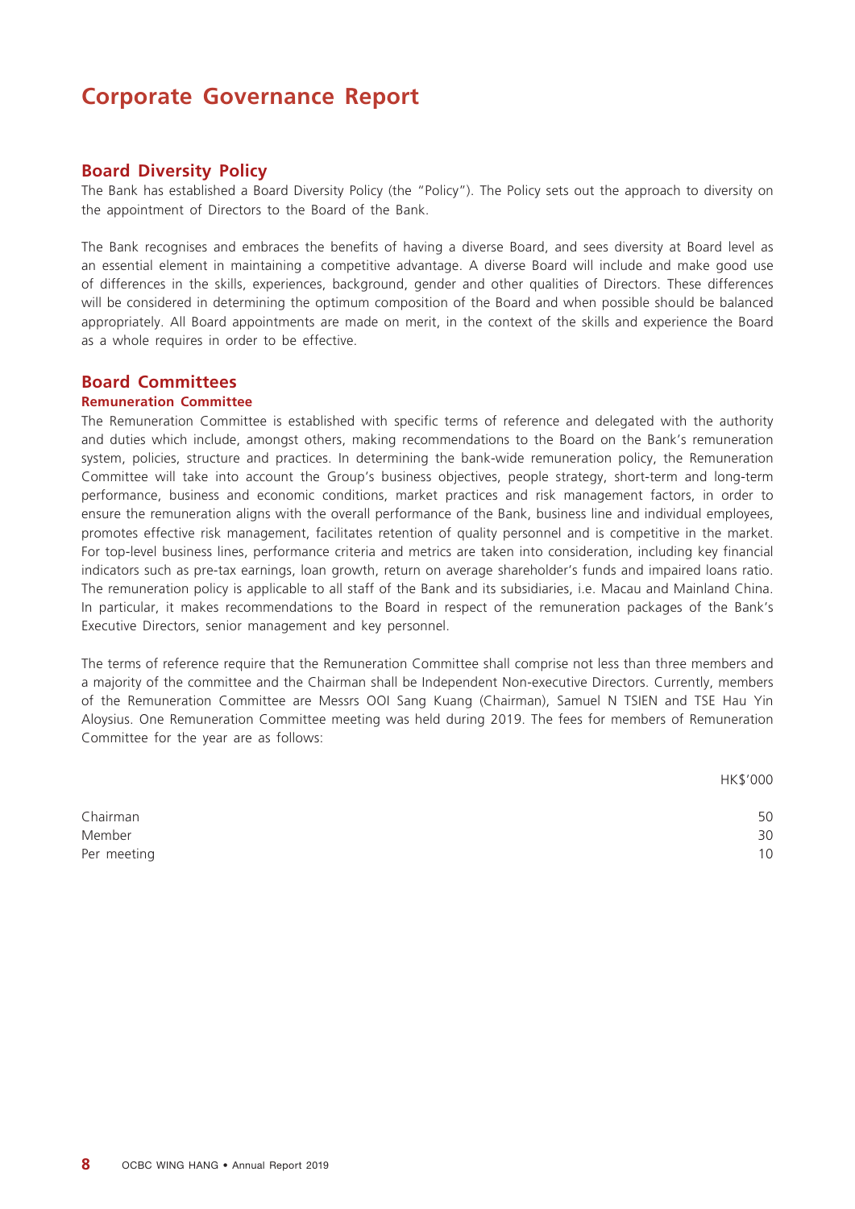# Corporate Governance Report

## Board Diversity Policy

The Bank has established a Board Diversity Policy (the "Policy"). The Policy sets out the approach to diversity on the appointment of Directors to the Board of the Bank.

The Bank recognises and embraces the benefits of having a diverse Board, and sees diversity at Board level as an essential element in maintaining a competitive advantage. A diverse Board will include and make good use of differences in the skills, experiences, background, gender and other qualities of Directors. These differences will be considered in determining the optimum composition of the Board and when possible should be balanced appropriately. All Board appointments are made on merit, in the context of the skills and experience the Board as a whole requires in order to be effective.

## Board Committees

### Remuneration Committee

The Remuneration Committee is established with specific terms of reference and delegated with the authority and duties which include, amongst others, making recommendations to the Board on the Bank's remuneration system, policies, structure and practices. In determining the bank-wide remuneration policy, the Remuneration Committee will take into account the Group's business objectives, people strategy, short-term and long-term performance, business and economic conditions, market practices and risk management factors, in order to ensure the remuneration aligns with the overall performance of the Bank, business line and individual employees, promotes effective risk management, facilitates retention of quality personnel and is competitive in the market. For top-level business lines, performance criteria and metrics are taken into consideration, including key financial indicators such as pre-tax earnings, loan growth, return on average shareholder's funds and impaired loans ratio. The remuneration policy is applicable to all staff of the Bank and its subsidiaries, i.e. Macau and Mainland China. In particular, it makes recommendations to the Board in respect of the remuneration packages of the Bank's Executive Directors, senior management and key personnel.

The terms of reference require that the Remuneration Committee shall comprise not less than three members and a majority of the committee and the Chairman shall be Independent Non-executive Directors. Currently, members of the Remuneration Committee are Messrs OOI Sang Kuang (Chairman), Samuel N TSIEN and TSE Hau Yin Aloysius. One Remuneration Committee meeting was held during 2019. The fees for members of Remuneration Committee for the year are as follows:

| | HK$'000 |
|---|---|
| Chairman | 50 |
| Member | 30 |
| Per meeting | 10 |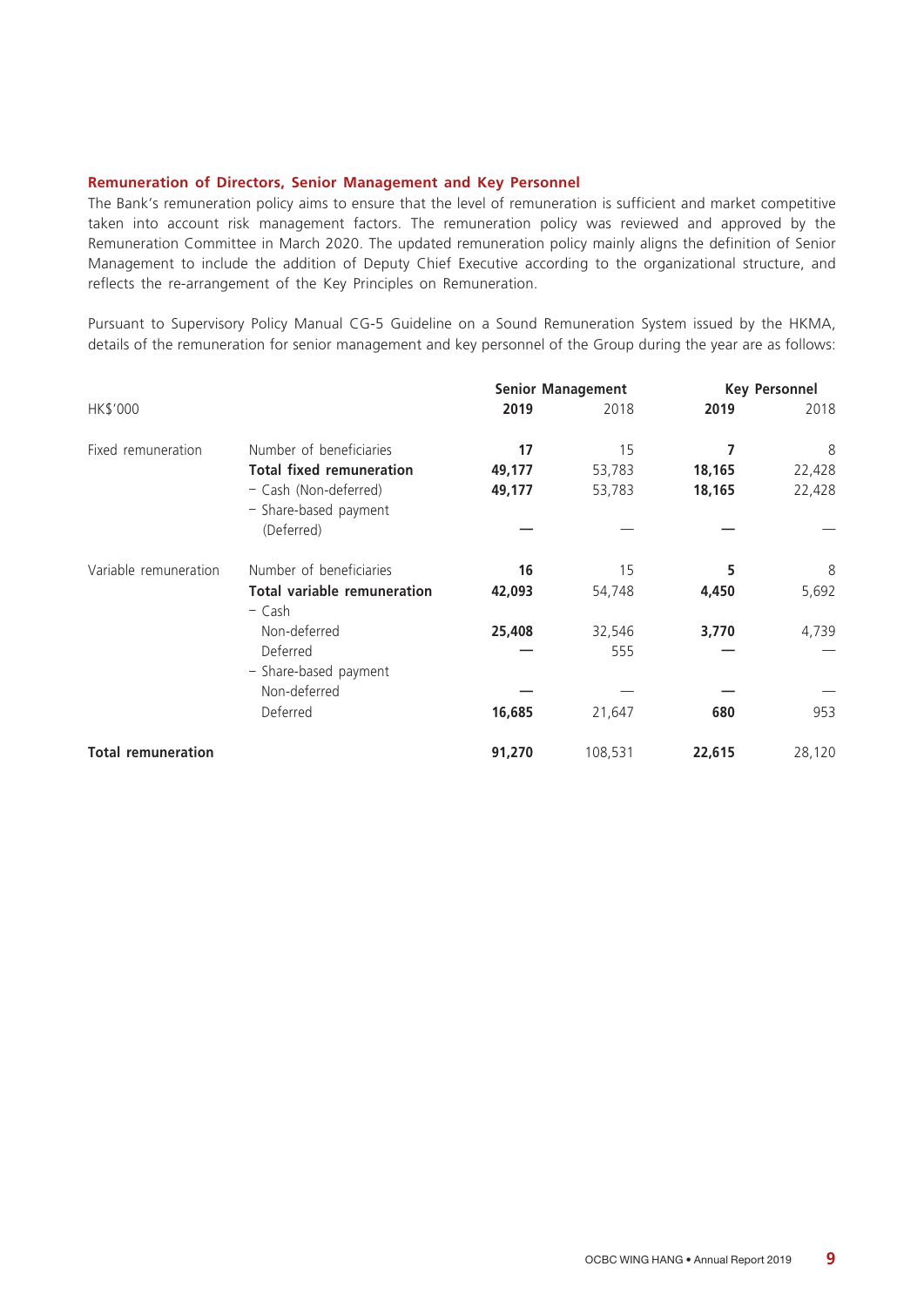### Remuneration of Directors, Senior Management and Key Personnel

The Bank's remuneration policy aims to ensure that the level of remuneration is sufficient and market competitive taken into account risk management factors. The remuneration policy was reviewed and approved by the Remuneration Committee in March 2020. The updated remuneration policy mainly aligns the definition of Senior Management to include the addition of Deputy Chief Executive according to the organizational structure, and reflects the re-arrangement of the Key Principles on Remuneration.

Pursuant to Supervisory Policy Manual CG-5 Guideline on a Sound Remuneration System issued by the HKMA, details of the remuneration for senior management and key personnel of the Group during the year are as follows:

| | | Senior Management | | Key Personnel | |
|---|---|---|---|---|---|
| HK$'000 | | **2019** | 2018 | **2019** | 2018 |
| Fixed remuneration | Number of beneficiaries | **17** | 15 | **7** | 8 |
| | **Total fixed remuneration** | **49,177** | 53,783 | **18,165** | 22,428 |
| | – Cash (Non-deferred) | **49,177** | 53,783 | **18,165** | 22,428 |
| | – Share-based payment (Deferred) | **—** | — | **—** | — |
| Variable remuneration | Number of beneficiaries | **16** | 15 | **5** | 8 |
| | **Total variable remuneration** | **42,093** | 54,748 | **4,450** | 5,692 |
| | – Cash | | | | |
| | Non-deferred | **25,408** | 32,546 | **3,770** | 4,739 |
| | Deferred | **—** | 555 | **—** | — |
| | – Share-based payment | | | | |
| | Non-deferred | **—** | — | **—** | — |
| | Deferred | **16,685** | 21,647 | **680** | 953 |
| **Total remuneration** | | **91,270** | 108,531 | **22,615** | 28,120 |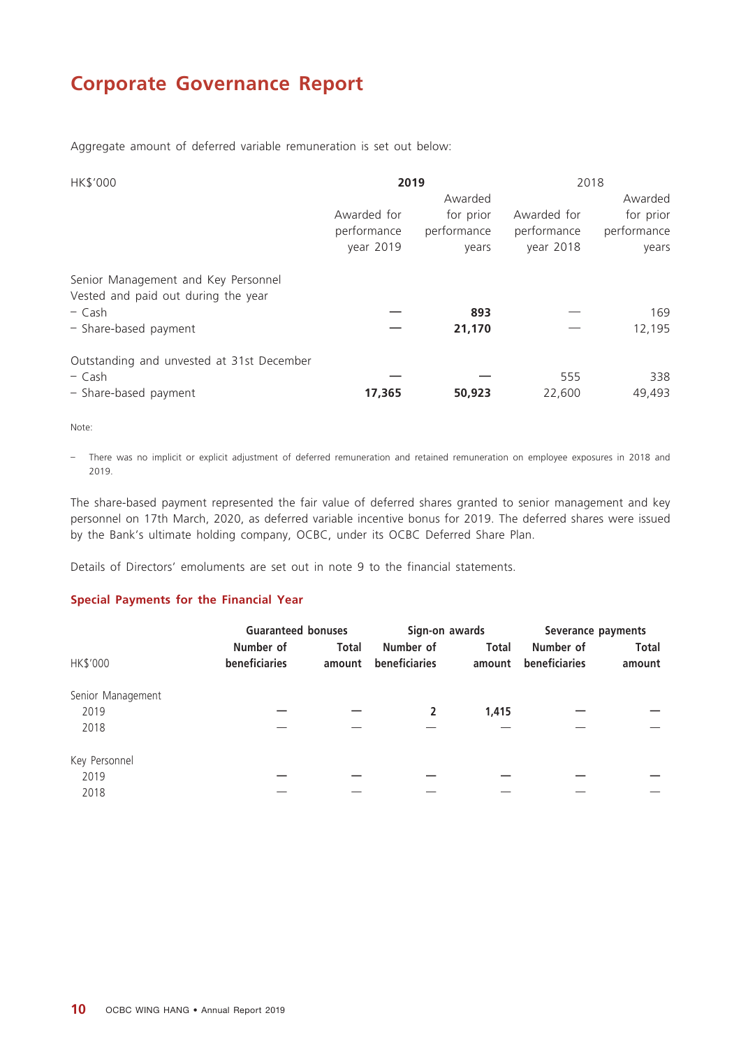# Corporate Governance Report

Aggregate amount of deferred variable remuneration is set out below:

| HK$'000 | **2019** | | 2018 | |
|---|---|---|---|---|
| | Awarded for performance year 2019 | Awarded for prior performance years | Awarded for performance year 2018 | Awarded for prior performance years |
| Senior Management and Key Personnel | | | | |
| Vested and paid out during the year | | | | |
| – Cash | **—** | **893** | — | 169 |
| – Share-based payment | **—** | **21,170** | — | 12,195 |
| Outstanding and unvested at 31st December | | | | |
| – Cash | **—** | **—** | 555 | 338 |
| – Share-based payment | **17,365** | **50,923** | 22,600 | 49,493 |

Note:

– There was no implicit or explicit adjustment of deferred remuneration and retained remuneration on employee exposures in 2018 and 2019.

The share-based payment represented the fair value of deferred shares granted to senior management and key personnel on 17th March, 2020, as deferred variable incentive bonus for 2019. The deferred shares were issued by the Bank's ultimate holding company, OCBC, under its OCBC Deferred Share Plan.

Details of Directors' emoluments are set out in note 9 to the financial statements.

## Special Payments for the Financial Year

| HK$'000 | **Guaranteed bonuses** | | **Sign-on awards** | | **Severance payments** | |
|---|---|---|---|---|---|---|
| | **Number of beneficiaries** | **Total amount** | **Number of beneficiaries** | **Total amount** | **Number of beneficiaries** | **Total amount** |
| Senior Management | | | | | | |
| 2019 | **—** | **—** | **2** | **1,415** | **—** | **—** |
| 2018 | — | — | — | — | — | — |
| Key Personnel | | | | | | |
| 2019 | **—** | **—** | **—** | **—** | **—** | **—** |
| 2018 | — | — | — | — | — | — |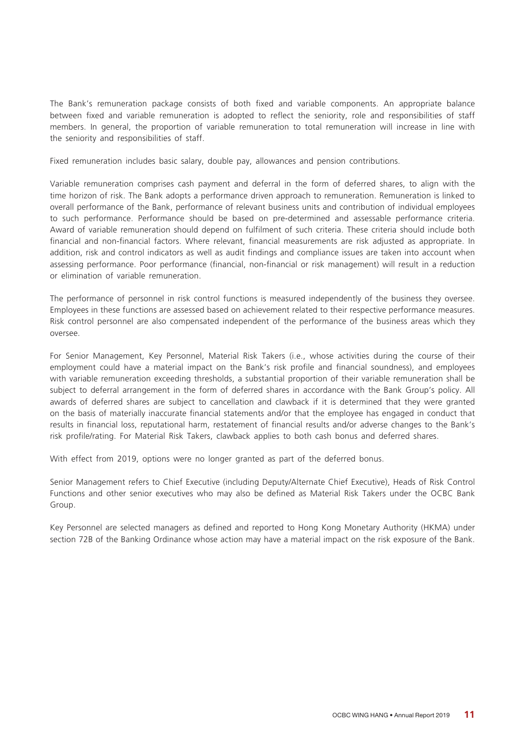The Bank's remuneration package consists of both fixed and variable components. An appropriate balance between fixed and variable remuneration is adopted to reflect the seniority, role and responsibilities of staff members. In general, the proportion of variable remuneration to total remuneration will increase in line with the seniority and responsibilities of staff.

Fixed remuneration includes basic salary, double pay, allowances and pension contributions.

Variable remuneration comprises cash payment and deferral in the form of deferred shares, to align with the time horizon of risk. The Bank adopts a performance driven approach to remuneration. Remuneration is linked to overall performance of the Bank, performance of relevant business units and contribution of individual employees to such performance. Performance should be based on pre-determined and assessable performance criteria. Award of variable remuneration should depend on fulfilment of such criteria. These criteria should include both financial and non-financial factors. Where relevant, financial measurements are risk adjusted as appropriate. In addition, risk and control indicators as well as audit findings and compliance issues are taken into account when assessing performance. Poor performance (financial, non-financial or risk management) will result in a reduction or elimination of variable remuneration.

The performance of personnel in risk control functions is measured independently of the business they oversee. Employees in these functions are assessed based on achievement related to their respective performance measures. Risk control personnel are also compensated independent of the performance of the business areas which they oversee.

For Senior Management, Key Personnel, Material Risk Takers (i.e., whose activities during the course of their employment could have a material impact on the Bank's risk profile and financial soundness), and employees with variable remuneration exceeding thresholds, a substantial proportion of their variable remuneration shall be subject to deferral arrangement in the form of deferred shares in accordance with the Bank Group's policy. All awards of deferred shares are subject to cancellation and clawback if it is determined that they were granted on the basis of materially inaccurate financial statements and/or that the employee has engaged in conduct that results in financial loss, reputational harm, restatement of financial results and/or adverse changes to the Bank's risk profile/rating. For Material Risk Takers, clawback applies to both cash bonus and deferred shares.

With effect from 2019, options were no longer granted as part of the deferred bonus.

Senior Management refers to Chief Executive (including Deputy/Alternate Chief Executive), Heads of Risk Control Functions and other senior executives who may also be defined as Material Risk Takers under the OCBC Bank Group.

Key Personnel are selected managers as defined and reported to Hong Kong Monetary Authority (HKMA) under section 72B of the Banking Ordinance whose action may have a material impact on the risk exposure of the Bank.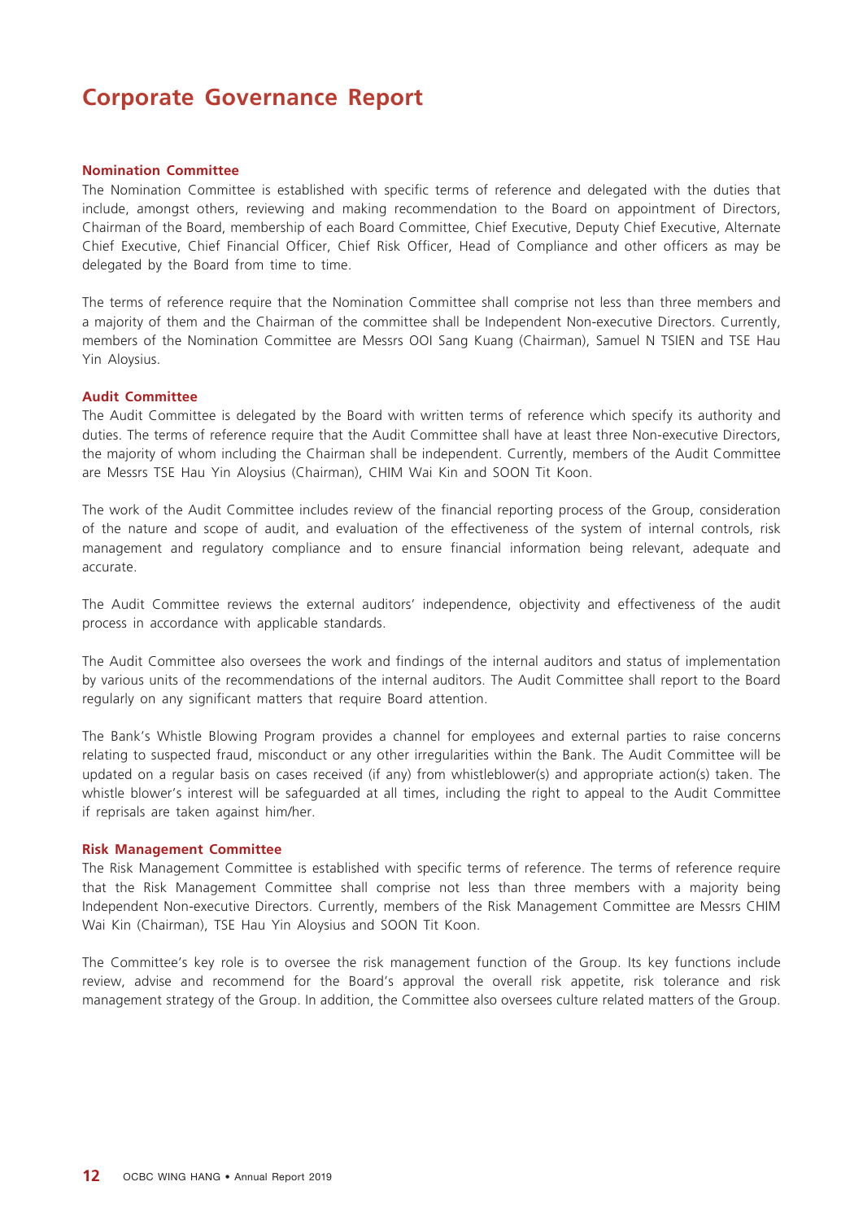# Corporate Governance Report

### Nomination Committee

The Nomination Committee is established with specific terms of reference and delegated with the duties that include, amongst others, reviewing and making recommendation to the Board on appointment of Directors, Chairman of the Board, membership of each Board Committee, Chief Executive, Deputy Chief Executive, Alternate Chief Executive, Chief Financial Officer, Chief Risk Officer, Head of Compliance and other officers as may be delegated by the Board from time to time.

The terms of reference require that the Nomination Committee shall comprise not less than three members and a majority of them and the Chairman of the committee shall be Independent Non-executive Directors. Currently, members of the Nomination Committee are Messrs OOI Sang Kuang (Chairman), Samuel N TSIEN and TSE Hau Yin Aloysius.

### Audit Committee

The Audit Committee is delegated by the Board with written terms of reference which specify its authority and duties. The terms of reference require that the Audit Committee shall have at least three Non-executive Directors, the majority of whom including the Chairman shall be independent. Currently, members of the Audit Committee are Messrs TSE Hau Yin Aloysius (Chairman), CHIM Wai Kin and SOON Tit Koon.

The work of the Audit Committee includes review of the financial reporting process of the Group, consideration of the nature and scope of audit, and evaluation of the effectiveness of the system of internal controls, risk management and regulatory compliance and to ensure financial information being relevant, adequate and accurate.

The Audit Committee reviews the external auditors' independence, objectivity and effectiveness of the audit process in accordance with applicable standards.

The Audit Committee also oversees the work and findings of the internal auditors and status of implementation by various units of the recommendations of the internal auditors. The Audit Committee shall report to the Board regularly on any significant matters that require Board attention.

The Bank's Whistle Blowing Program provides a channel for employees and external parties to raise concerns relating to suspected fraud, misconduct or any other irregularities within the Bank. The Audit Committee will be updated on a regular basis on cases received (if any) from whistleblower(s) and appropriate action(s) taken. The whistle blower's interest will be safeguarded at all times, including the right to appeal to the Audit Committee if reprisals are taken against him/her.

### Risk Management Committee

The Risk Management Committee is established with specific terms of reference. The terms of reference require that the Risk Management Committee shall comprise not less than three members with a majority being Independent Non-executive Directors. Currently, members of the Risk Management Committee are Messrs CHIM Wai Kin (Chairman), TSE Hau Yin Aloysius and SOON Tit Koon.

The Committee's key role is to oversee the risk management function of the Group. Its key functions include review, advise and recommend for the Board's approval the overall risk appetite, risk tolerance and risk management strategy of the Group. In addition, the Committee also oversees culture related matters of the Group.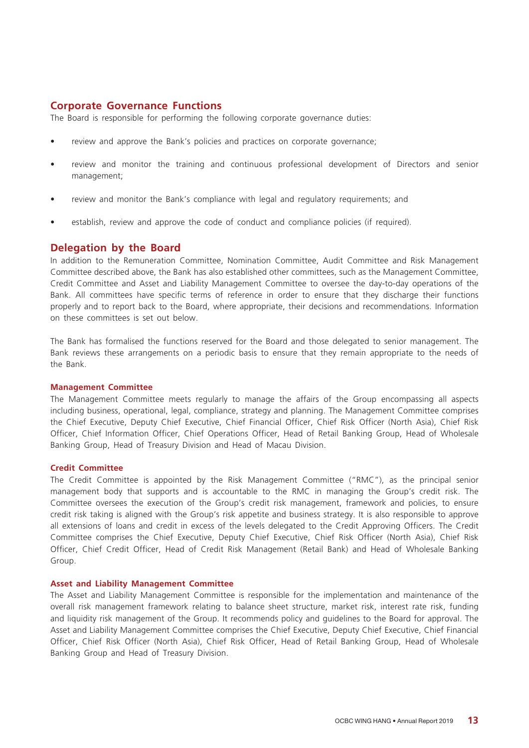## Corporate Governance Functions

The Board is responsible for performing the following corporate governance duties:

- review and approve the Bank's policies and practices on corporate governance;
- review and monitor the training and continuous professional development of Directors and senior management;
- review and monitor the Bank's compliance with legal and regulatory requirements; and
- establish, review and approve the code of conduct and compliance policies (if required).

## Delegation by the Board

In addition to the Remuneration Committee, Nomination Committee, Audit Committee and Risk Management Committee described above, the Bank has also established other committees, such as the Management Committee, Credit Committee and Asset and Liability Management Committee to oversee the day-to-day operations of the Bank. All committees have specific terms of reference in order to ensure that they discharge their functions properly and to report back to the Board, where appropriate, their decisions and recommendations. Information on these committees is set out below.

The Bank has formalised the functions reserved for the Board and those delegated to senior management. The Bank reviews these arrangements on a periodic basis to ensure that they remain appropriate to the needs of the Bank.

### Management Committee

The Management Committee meets regularly to manage the affairs of the Group encompassing all aspects including business, operational, legal, compliance, strategy and planning. The Management Committee comprises the Chief Executive, Deputy Chief Executive, Chief Financial Officer, Chief Risk Officer (North Asia), Chief Risk Officer, Chief Information Officer, Chief Operations Officer, Head of Retail Banking Group, Head of Wholesale Banking Group, Head of Treasury Division and Head of Macau Division.

### Credit Committee

The Credit Committee is appointed by the Risk Management Committee ("RMC"), as the principal senior management body that supports and is accountable to the RMC in managing the Group's credit risk. The Committee oversees the execution of the Group's credit risk management, framework and policies, to ensure credit risk taking is aligned with the Group's risk appetite and business strategy. It is also responsible to approve all extensions of loans and credit in excess of the levels delegated to the Credit Approving Officers. The Credit Committee comprises the Chief Executive, Deputy Chief Executive, Chief Risk Officer (North Asia), Chief Risk Officer, Chief Credit Officer, Head of Credit Risk Management (Retail Bank) and Head of Wholesale Banking Group.

### Asset and Liability Management Committee

The Asset and Liability Management Committee is responsible for the implementation and maintenance of the overall risk management framework relating to balance sheet structure, market risk, interest rate risk, funding and liquidity risk management of the Group. It recommends policy and guidelines to the Board for approval. The Asset and Liability Management Committee comprises the Chief Executive, Deputy Chief Executive, Chief Financial Officer, Chief Risk Officer (North Asia), Chief Risk Officer, Head of Retail Banking Group, Head of Wholesale Banking Group and Head of Treasury Division.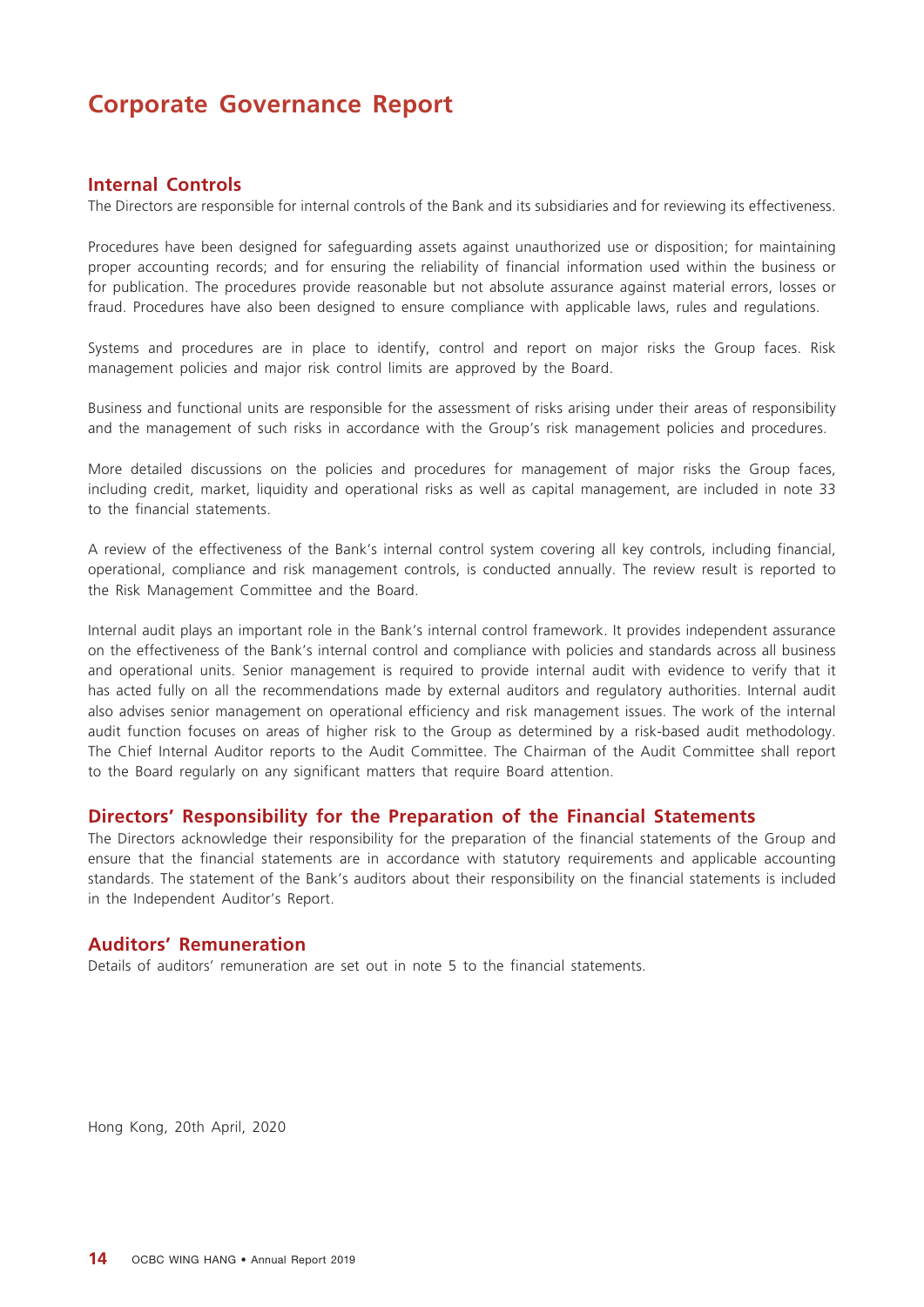# Corporate Governance Report

## Internal Controls

The Directors are responsible for internal controls of the Bank and its subsidiaries and for reviewing its effectiveness.

Procedures have been designed for safeguarding assets against unauthorized use or disposition; for maintaining proper accounting records; and for ensuring the reliability of financial information used within the business or for publication. The procedures provide reasonable but not absolute assurance against material errors, losses or fraud. Procedures have also been designed to ensure compliance with applicable laws, rules and regulations.

Systems and procedures are in place to identify, control and report on major risks the Group faces. Risk management policies and major risk control limits are approved by the Board.

Business and functional units are responsible for the assessment of risks arising under their areas of responsibility and the management of such risks in accordance with the Group's risk management policies and procedures.

More detailed discussions on the policies and procedures for management of major risks the Group faces, including credit, market, liquidity and operational risks as well as capital management, are included in note 33 to the financial statements.

A review of the effectiveness of the Bank's internal control system covering all key controls, including financial, operational, compliance and risk management controls, is conducted annually. The review result is reported to the Risk Management Committee and the Board.

Internal audit plays an important role in the Bank's internal control framework. It provides independent assurance on the effectiveness of the Bank's internal control and compliance with policies and standards across all business and operational units. Senior management is required to provide internal audit with evidence to verify that it has acted fully on all the recommendations made by external auditors and regulatory authorities. Internal audit also advises senior management on operational efficiency and risk management issues. The work of the internal audit function focuses on areas of higher risk to the Group as determined by a risk-based audit methodology. The Chief Internal Auditor reports to the Audit Committee. The Chairman of the Audit Committee shall report to the Board regularly on any significant matters that require Board attention.

## Directors' Responsibility for the Preparation of the Financial Statements

The Directors acknowledge their responsibility for the preparation of the financial statements of the Group and ensure that the financial statements are in accordance with statutory requirements and applicable accounting standards. The statement of the Bank's auditors about their responsibility on the financial statements is included in the Independent Auditor's Report.

## Auditors' Remuneration

Details of auditors' remuneration are set out in note 5 to the financial statements.

Hong Kong, 20th April, 2020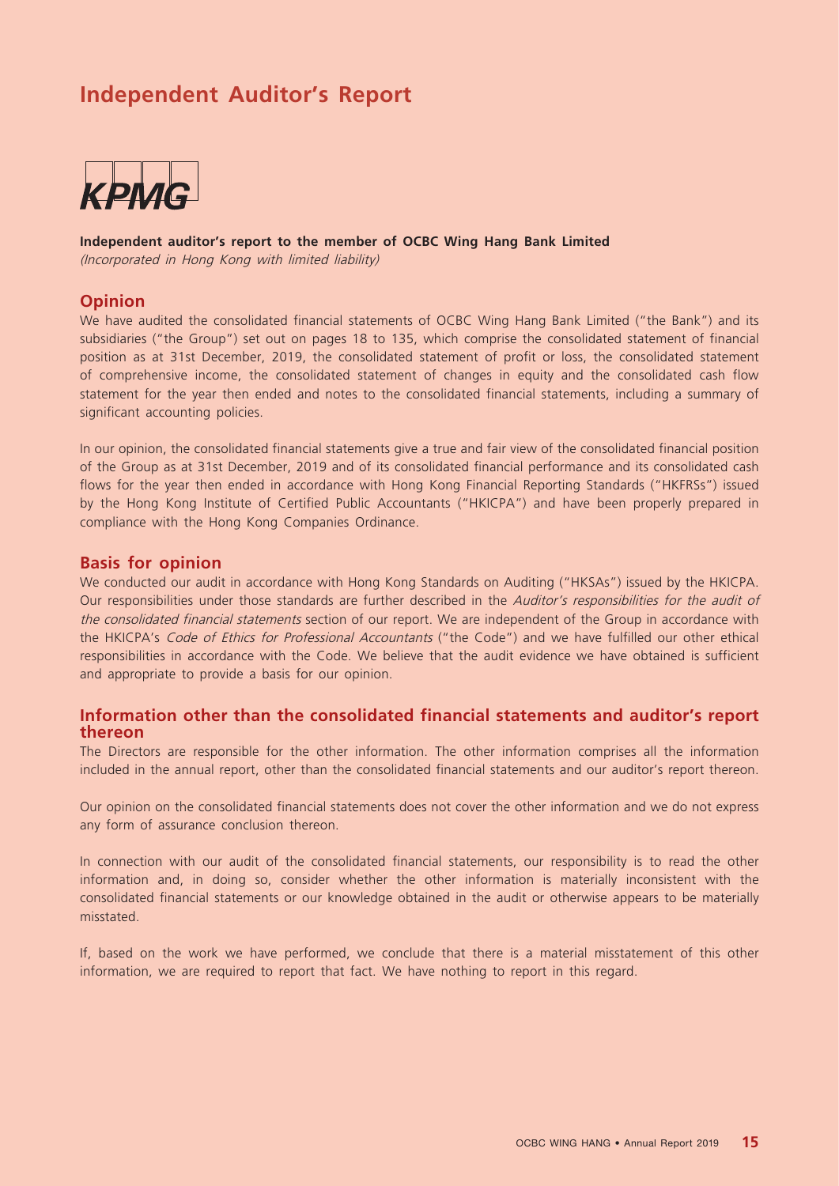# Independent Auditor's Report

KPMG

**Independent auditor's report to the member of OCBC Wing Hang Bank Limited**
*(Incorporated in Hong Kong with limited liability)*

## Opinion

We have audited the consolidated financial statements of OCBC Wing Hang Bank Limited ("the Bank") and its subsidiaries ("the Group") set out on pages 18 to 135, which comprise the consolidated statement of financial position as at 31st December, 2019, the consolidated statement of profit or loss, the consolidated statement of comprehensive income, the consolidated statement of changes in equity and the consolidated cash flow statement for the year then ended and notes to the consolidated financial statements, including a summary of significant accounting policies.

In our opinion, the consolidated financial statements give a true and fair view of the consolidated financial position of the Group as at 31st December, 2019 and of its consolidated financial performance and its consolidated cash flows for the year then ended in accordance with Hong Kong Financial Reporting Standards ("HKFRSs") issued by the Hong Kong Institute of Certified Public Accountants ("HKICPA") and have been properly prepared in compliance with the Hong Kong Companies Ordinance.

## Basis for opinion

We conducted our audit in accordance with Hong Kong Standards on Auditing ("HKSAs") issued by the HKICPA. Our responsibilities under those standards are further described in the *Auditor's responsibilities for the audit of the consolidated financial statements* section of our report. We are independent of the Group in accordance with the HKICPA's *Code of Ethics for Professional Accountants* ("the Code") and we have fulfilled our other ethical responsibilities in accordance with the Code. We believe that the audit evidence we have obtained is sufficient and appropriate to provide a basis for our opinion.

## Information other than the consolidated financial statements and auditor's report thereon

The Directors are responsible for the other information. The other information comprises all the information included in the annual report, other than the consolidated financial statements and our auditor's report thereon.

Our opinion on the consolidated financial statements does not cover the other information and we do not express any form of assurance conclusion thereon.

In connection with our audit of the consolidated financial statements, our responsibility is to read the other information and, in doing so, consider whether the other information is materially inconsistent with the consolidated financial statements or our knowledge obtained in the audit or otherwise appears to be materially misstated.

If, based on the work we have performed, we conclude that there is a material misstatement of this other information, we are required to report that fact. We have nothing to report in this regard.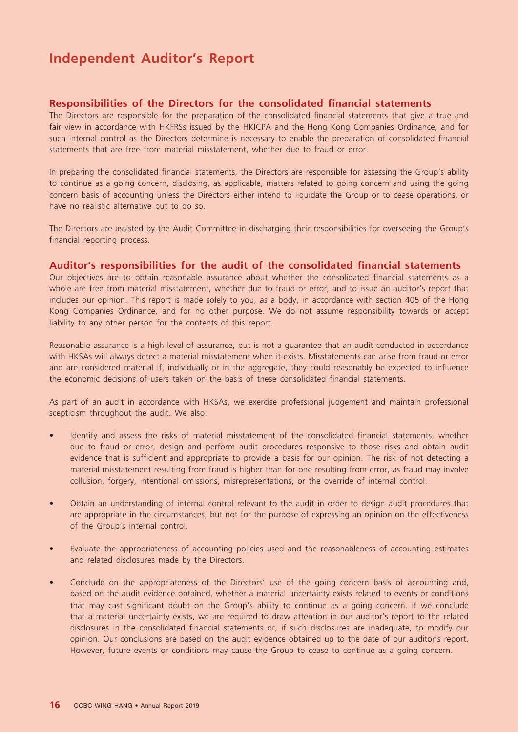# Independent Auditor's Report

## Responsibilities of the Directors for the consolidated financial statements

The Directors are responsible for the preparation of the consolidated financial statements that give a true and fair view in accordance with HKFRSs issued by the HKICPA and the Hong Kong Companies Ordinance, and for such internal control as the Directors determine is necessary to enable the preparation of consolidated financial statements that are free from material misstatement, whether due to fraud or error.

In preparing the consolidated financial statements, the Directors are responsible for assessing the Group's ability to continue as a going concern, disclosing, as applicable, matters related to going concern and using the going concern basis of accounting unless the Directors either intend to liquidate the Group or to cease operations, or have no realistic alternative but to do so.

The Directors are assisted by the Audit Committee in discharging their responsibilities for overseeing the Group's financial reporting process.

## Auditor's responsibilities for the audit of the consolidated financial statements

Our objectives are to obtain reasonable assurance about whether the consolidated financial statements as a whole are free from material misstatement, whether due to fraud or error, and to issue an auditor's report that includes our opinion. This report is made solely to you, as a body, in accordance with section 405 of the Hong Kong Companies Ordinance, and for no other purpose. We do not assume responsibility towards or accept liability to any other person for the contents of this report.

Reasonable assurance is a high level of assurance, but is not a guarantee that an audit conducted in accordance with HKSAs will always detect a material misstatement when it exists. Misstatements can arise from fraud or error and are considered material if, individually or in the aggregate, they could reasonably be expected to influence the economic decisions of users taken on the basis of these consolidated financial statements.

As part of an audit in accordance with HKSAs, we exercise professional judgement and maintain professional scepticism throughout the audit. We also:

- Identify and assess the risks of material misstatement of the consolidated financial statements, whether due to fraud or error, design and perform audit procedures responsive to those risks and obtain audit evidence that is sufficient and appropriate to provide a basis for our opinion. The risk of not detecting a material misstatement resulting from fraud is higher than for one resulting from error, as fraud may involve collusion, forgery, intentional omissions, misrepresentations, or the override of internal control.

- Obtain an understanding of internal control relevant to the audit in order to design audit procedures that are appropriate in the circumstances, but not for the purpose of expressing an opinion on the effectiveness of the Group's internal control.

- Evaluate the appropriateness of accounting policies used and the reasonableness of accounting estimates and related disclosures made by the Directors.

- Conclude on the appropriateness of the Directors' use of the going concern basis of accounting and, based on the audit evidence obtained, whether a material uncertainty exists related to events or conditions that may cast significant doubt on the Group's ability to continue as a going concern. If we conclude that a material uncertainty exists, we are required to draw attention in our auditor's report to the related disclosures in the consolidated financial statements or, if such disclosures are inadequate, to modify our opinion. Our conclusions are based on the audit evidence obtained up to the date of our auditor's report. However, future events or conditions may cause the Group to cease to continue as a going concern.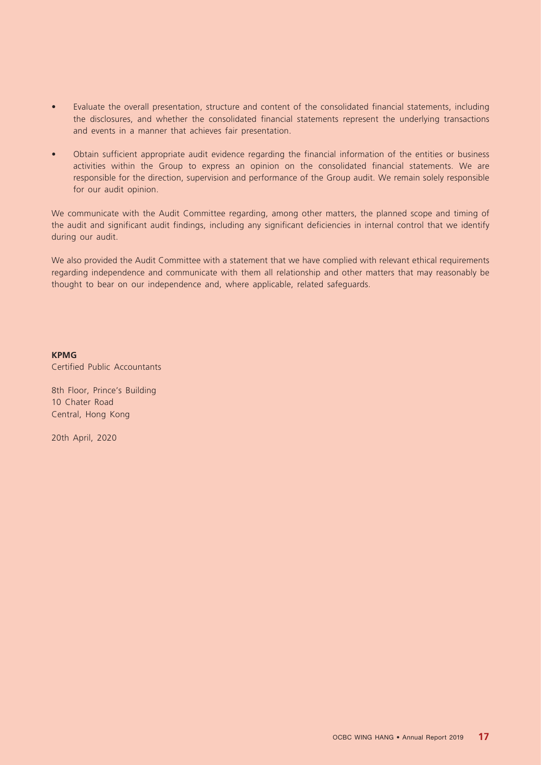- Evaluate the overall presentation, structure and content of the consolidated financial statements, including the disclosures, and whether the consolidated financial statements represent the underlying transactions and events in a manner that achieves fair presentation.

- Obtain sufficient appropriate audit evidence regarding the financial information of the entities or business activities within the Group to express an opinion on the consolidated financial statements. We are responsible for the direction, supervision and performance of the Group audit. We remain solely responsible for our audit opinion.

We communicate with the Audit Committee regarding, among other matters, the planned scope and timing of the audit and significant audit findings, including any significant deficiencies in internal control that we identify during our audit.

We also provided the Audit Committee with a statement that we have complied with relevant ethical requirements regarding independence and communicate with them all relationship and other matters that may reasonably be thought to bear on our independence and, where applicable, related safeguards.

**KPMG**
Certified Public Accountants

8th Floor, Prince's Building
10 Chater Road
Central, Hong Kong

20th April, 2020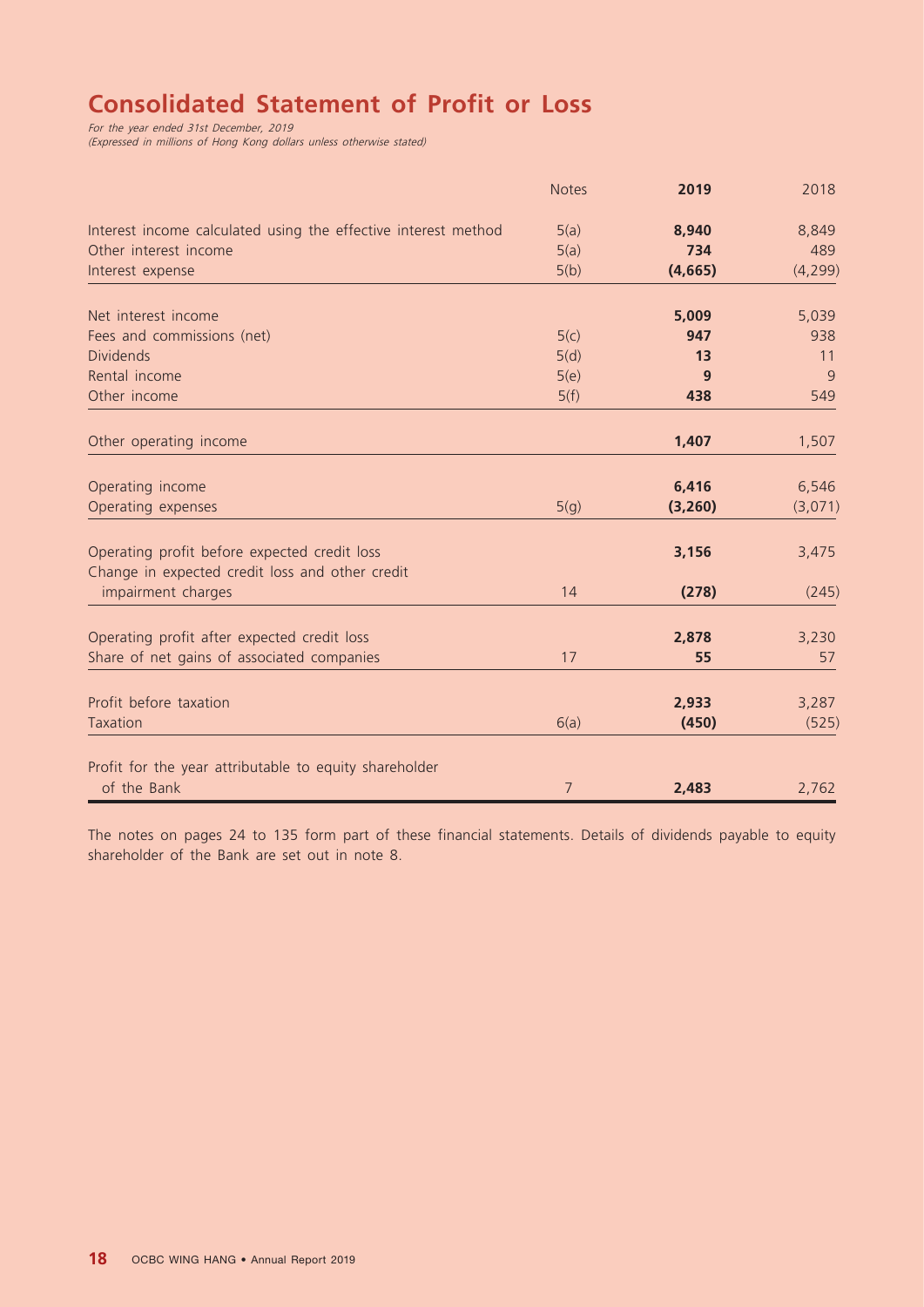# Consolidated Statement of Profit or Loss

*For the year ended 31st December, 2019*
*(Expressed in millions of Hong Kong dollars unless otherwise stated)*

| | Notes | **2019** | 2018 |
|---|---|---|---|
| Interest income calculated using the effective interest method | 5(a) | **8,940** | 8,849 |
| Other interest income | 5(a) | **734** | 489 |
| Interest expense | 5(b) | **(4,665)** | (4,299) |
| Net interest income | | **5,009** | 5,039 |
| Fees and commissions (net) | 5(c) | **947** | 938 |
| Dividends | 5(d) | **13** | 11 |
| Rental income | 5(e) | **9** | 9 |
| Other income | 5(f) | **438** | 549 |
| Other operating income | | **1,407** | 1,507 |
| Operating income | | **6,416** | 6,546 |
| Operating expenses | 5(g) | **(3,260)** | (3,071) |
| Operating profit before expected credit loss | | **3,156** | 3,475 |
| Change in expected credit loss and other credit impairment charges | 14 | **(278)** | (245) |
| Operating profit after expected credit loss | | **2,878** | 3,230 |
| Share of net gains of associated companies | 17 | **55** | 57 |
| Profit before taxation | | **2,933** | 3,287 |
| Taxation | 6(a) | **(450)** | (525) |
| Profit for the year attributable to equity shareholder of the Bank | 7 | **2,483** | 2,762 |

The notes on pages 24 to 135 form part of these financial statements. Details of dividends payable to equity shareholder of the Bank are set out in note 8.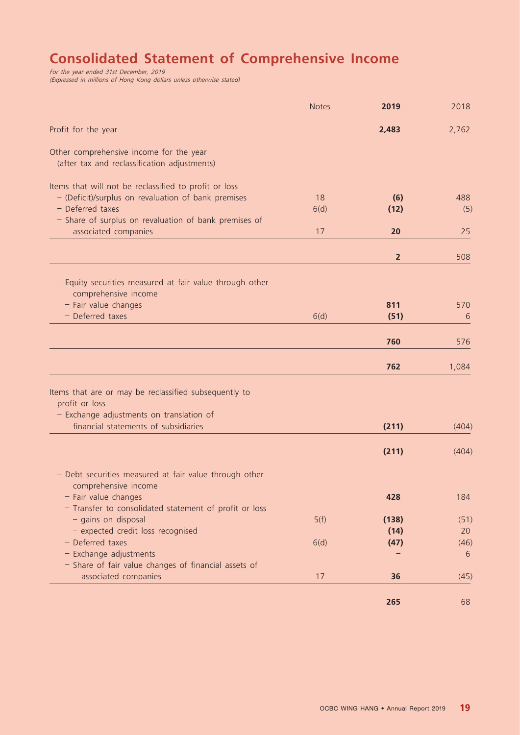# Consolidated Statement of Comprehensive Income

*For the year ended 31st December, 2019*
*(Expressed in millions of Hong Kong dollars unless otherwise stated)*

| | Notes | **2019** | 2018 |
|---|---|---|---|
| Profit for the year | | **2,483** | 2,762 |
| Other comprehensive income for the year (after tax and reclassification adjustments) | | | |
| Items that will not be reclassified to profit or loss | | | |
| – (Deficit)/surplus on revaluation of bank premises | 18 | **(6)** | 488 |
| – Deferred taxes | 6(d) | **(12)** | (5) |
| – Share of surplus on revaluation of bank premises of associated companies | 17 | **20** | 25 |
| | | **2** | 508 |
| – Equity securities measured at fair value through other comprehensive income | | | |
| – Fair value changes | | **811** | 570 |
| – Deferred taxes | 6(d) | **(51)** | 6 |
| | | **760** | 576 |
| | | **762** | 1,084 |
| Items that are or may be reclassified subsequently to profit or loss | | | |
| – Exchange adjustments on translation of financial statements of subsidiaries | | **(211)** | (404) |
| | | **(211)** | (404) |
| – Debt securities measured at fair value through other comprehensive income | | | |
| – Fair value changes | | **428** | 184 |
| – Transfer to consolidated statement of profit or loss | | | |
| – gains on disposal | 5(f) | **(138)** | (51) |
| – expected credit loss recognised | | **(14)** | 20 |
| – Deferred taxes | 6(d) | **(47)** | (46) |
| – Exchange adjustments | | **–** | 6 |
| – Share of fair value changes of financial assets of associated companies | 17 | **36** | (45) |
| | | **265** | 68 |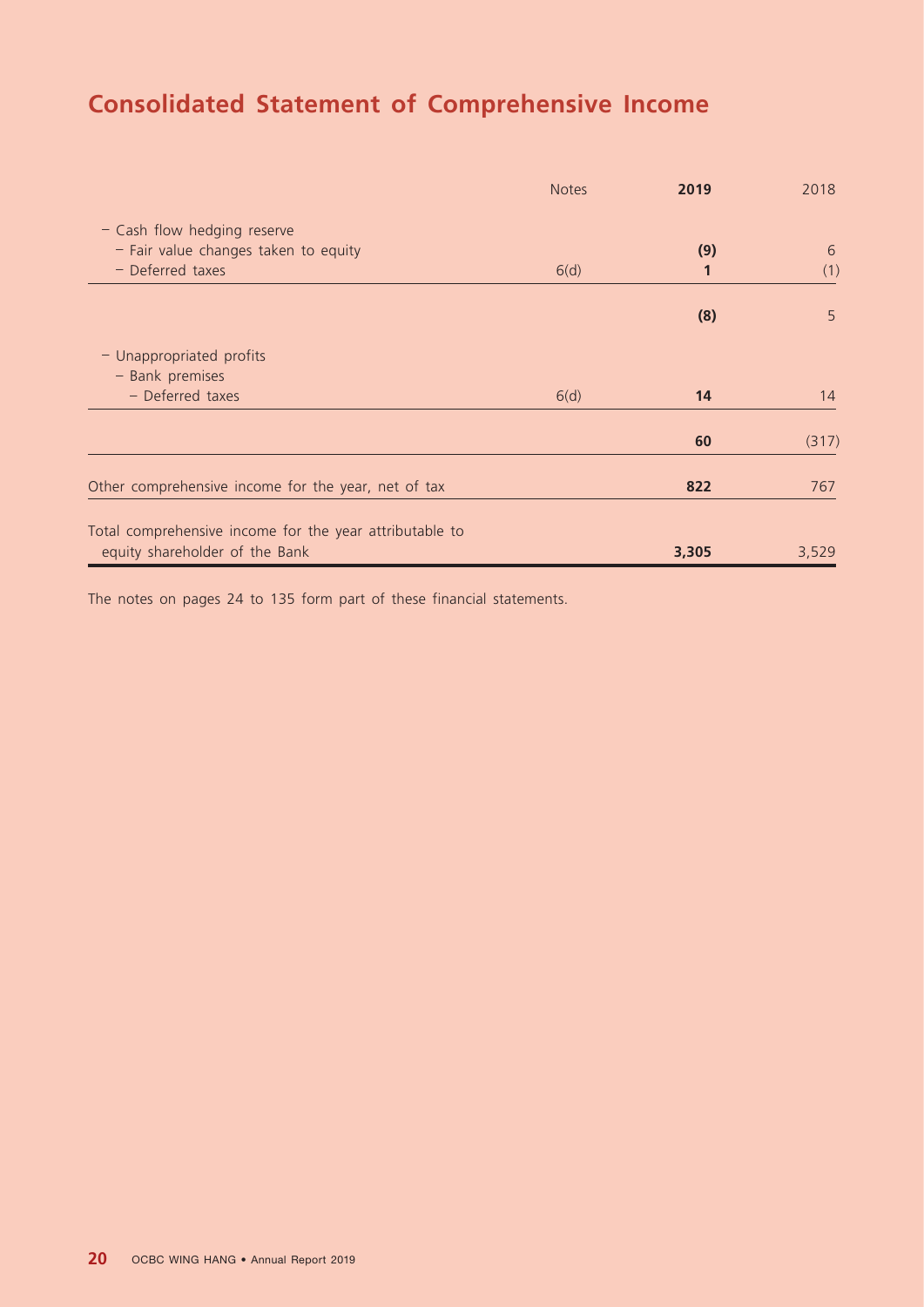# Consolidated Statement of Comprehensive Income

| | Notes | 2019 | 2018 |
|---|---|---|---|
| – Cash flow hedging reserve | | | |
| – Fair value changes taken to equity | | **(9)** | 6 |
| – Deferred taxes | 6(d) | **1** | (1) |
| | | **(8)** | 5 |
| – Unappropriated profits | | | |
| – Bank premises | | | |
| – Deferred taxes | 6(d) | **14** | 14 |
| | | **60** | (317) |
| Other comprehensive income for the year, net of tax | | **822** | 767 |
| Total comprehensive income for the year attributable to equity shareholder of the Bank | | **3,305** | 3,529 |

The notes on pages 24 to 135 form part of these financial statements.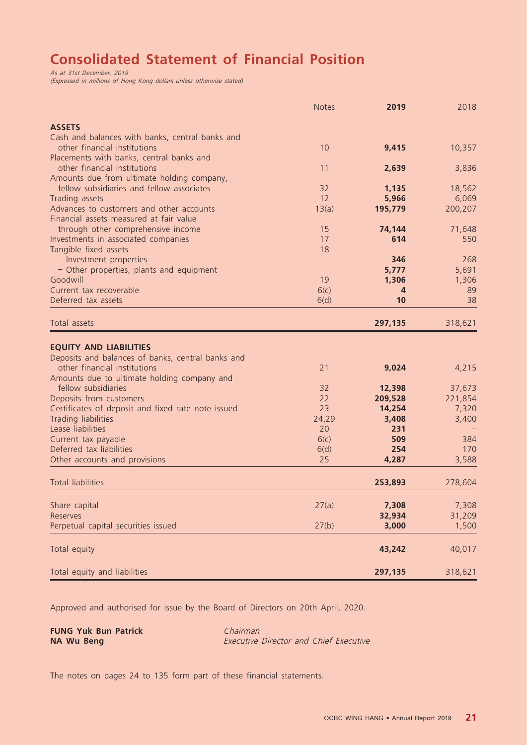# Consolidated Statement of Financial Position

*As at 31st December, 2019*
*(Expressed in millions of Hong Kong dollars unless otherwise stated)*

| | Notes | **2019** | 2018 |
|---|---|---|---|
| **ASSETS** | | | |
| Cash and balances with banks, central banks and other financial institutions | 10 | **9,415** | 10,357 |
| Placements with banks, central banks and other financial institutions | 11 | **2,639** | 3,836 |
| Amounts due from ultimate holding company, fellow subsidiaries and fellow associates | 32 | **1,135** | 18,562 |
| Trading assets | 12 | **5,966** | 6,069 |
| Advances to customers and other accounts | 13(a) | **195,779** | 200,207 |
| Financial assets measured at fair value through other comprehensive income | 15 | **74,144** | 71,648 |
| Investments in associated companies | 17 | **614** | 550 |
| Tangible fixed assets | 18 | | |
| – Investment properties | | **346** | 268 |
| – Other properties, plants and equipment | | **5,777** | 5,691 |
| Goodwill | 19 | **1,306** | 1,306 |
| Current tax recoverable | 6(c) | **4** | 89 |
| Deferred tax assets | 6(d) | **10** | 38 |
| Total assets | | **297,135** | 318,621 |
| **EQUITY AND LIABILITIES** | | | |
| Deposits and balances of banks, central banks and other financial institutions | 21 | **9,024** | 4,215 |
| Amounts due to ultimate holding company and fellow subsidiaries | 32 | **12,398** | 37,673 |
| Deposits from customers | 22 | **209,528** | 221,854 |
| Certificates of deposit and fixed rate note issued | 23 | **14,254** | 7,320 |
| Trading liabilities | 24,29 | **3,408** | 3,400 |
| Lease liabilities | 20 | **231** | – |
| Current tax payable | 6(c) | **509** | 384 |
| Deferred tax liabilities | 6(d) | **254** | 170 |
| Other accounts and provisions | 25 | **4,287** | 3,588 |
| Total liabilities | | **253,893** | 278,604 |
| Share capital | 27(a) | **7,308** | 7,308 |
| Reserves | | **32,934** | 31,209 |
| Perpetual capital securities issued | 27(b) | **3,000** | 1,500 |
| Total equity | | **43,242** | 40,017 |
| Total equity and liabilities | | **297,135** | 318,621 |

Approved and authorised for issue by the Board of Directors on 20th April, 2020.

**FUNG Yuk Bun Patrick** — *Chairman*
**NA Wu Beng** — *Executive Director and Chief Executive*

The notes on pages 24 to 135 form part of these financial statements.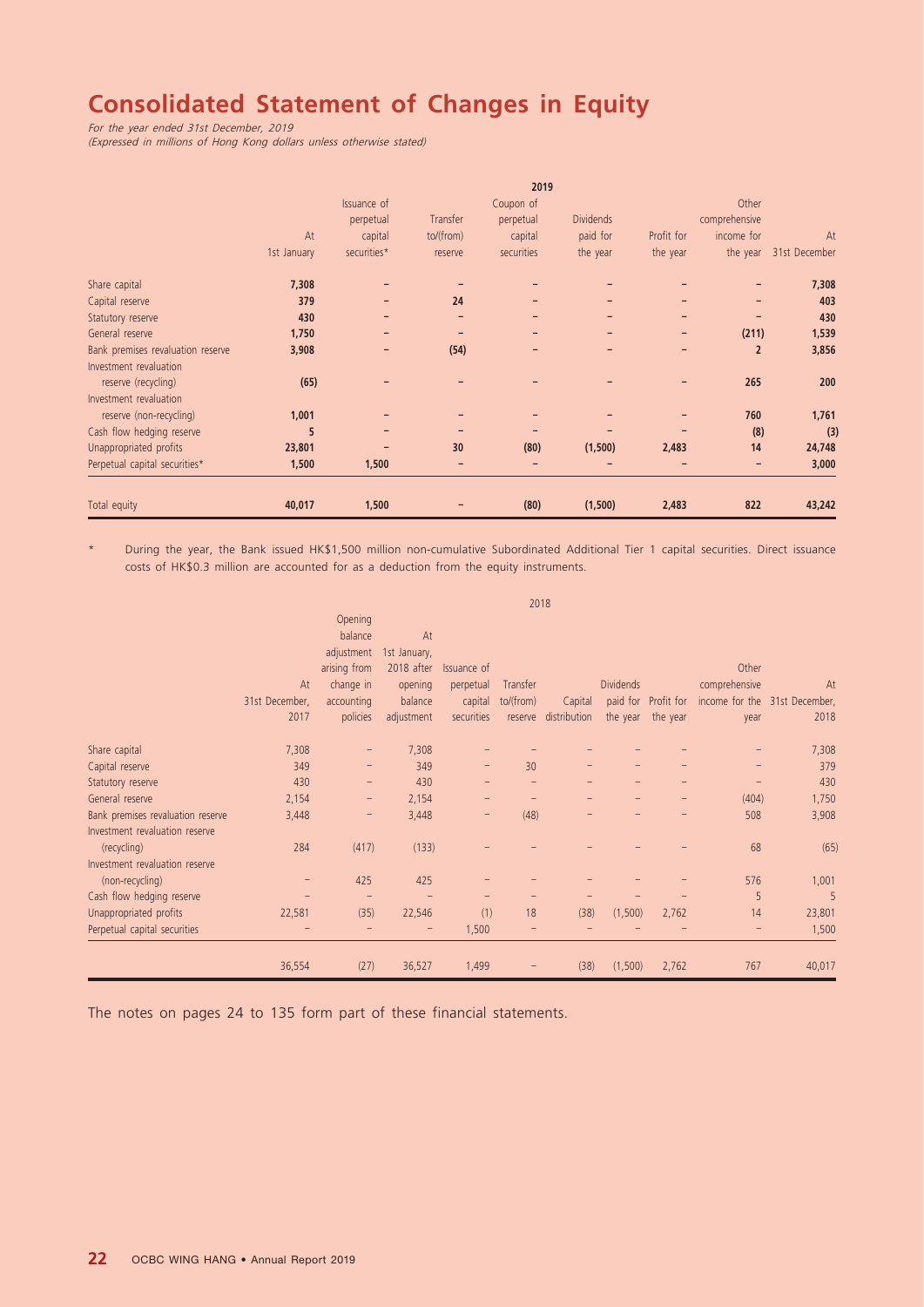# Consolidated Statement of Changes in Equity

*For the year ended 31st December, 2019*
*(Expressed in millions of Hong Kong dollars unless otherwise stated)*

| | 2019 | | | | | | | |
|---|---|---|---|---|---|---|---|---|
| | At 1st January | Issuance of perpetual capital securities* | Transfer to/(from) reserve | Coupon of perpetual capital securities | Dividends paid for the year | Profit for the year | Other comprehensive income for the year | At 31st December |
| Share capital | **7,308** | – | – | – | – | – | – | **7,308** |
| Capital reserve | **379** | – | **24** | – | – | – | – | **403** |
| Statutory reserve | **430** | – | – | – | – | – | – | **430** |
| General reserve | **1,750** | – | – | – | – | – | **(211)** | **1,539** |
| Bank premises revaluation reserve | **3,908** | – | **(54)** | – | – | – | **2** | **3,856** |
| Investment revaluation reserve (recycling) | **(65)** | – | – | – | – | – | **265** | **200** |
| Investment revaluation reserve (non-recycling) | **1,001** | – | – | – | – | – | **760** | **1,761** |
| Cash flow hedging reserve | **5** | – | – | – | – | – | **(8)** | **(3)** |
| Unappropriated profits | **23,801** | – | **30** | **(80)** | **(1,500)** | **2,483** | **14** | **24,748** |
| Perpetual capital securities* | **1,500** | **1,500** | – | – | – | – | – | **3,000** |
| Total equity | **40,017** | **1,500** | – | **(80)** | **(1,500)** | **2,483** | **822** | **43,242** |

\* During the year, the Bank issued HK$1,500 million non-cumulative Subordinated Additional Tier 1 capital securities. Direct issuance costs of HK$0.3 million are accounted for as a deduction from the equity instruments.

| | 2018 | | | | | | | | | |
|---|---|---|---|---|---|---|---|---|---|---|
| | At 31st December, 2017 | Opening balance adjustment arising from change in accounting policies | At 1st January, 2018 after opening balance adjustment | Issuance of perpetual capital securities | Transfer to/(from) reserve | Capital distribution | Dividends paid for the year | Profit for the year | Other comprehensive income for the year | At 31st December, 2018 |
| Share capital | 7,308 | – | 7,308 | – | – | – | – | – | – | 7,308 |
| Capital reserve | 349 | – | 349 | – | 30 | – | – | – | – | 379 |
| Statutory reserve | 430 | – | 430 | – | – | – | – | – | – | 430 |
| General reserve | 2,154 | – | 2,154 | – | – | – | – | – | (404) | 1,750 |
| Bank premises revaluation reserve | 3,448 | – | 3,448 | – | (48) | – | – | – | 508 | 3,908 |
| Investment revaluation reserve (recycling) | 284 | (417) | (133) | – | – | – | – | – | 68 | (65) |
| Investment revaluation reserve (non-recycling) | – | 425 | 425 | – | – | – | – | – | 576 | 1,001 |
| Cash flow hedging reserve | – | – | – | – | – | – | – | – | 5 | 5 |
| Unappropriated profits | 22,581 | (35) | 22,546 | (1) | 18 | (38) | (1,500) | 2,762 | 14 | 23,801 |
| Perpetual capital securities | – | – | – | 1,500 | – | – | – | – | – | 1,500 |
| | 36,554 | (27) | 36,527 | 1,499 | – | (38) | (1,500) | 2,762 | 767 | 40,017 |

The notes on pages 24 to 135 form part of these financial statements.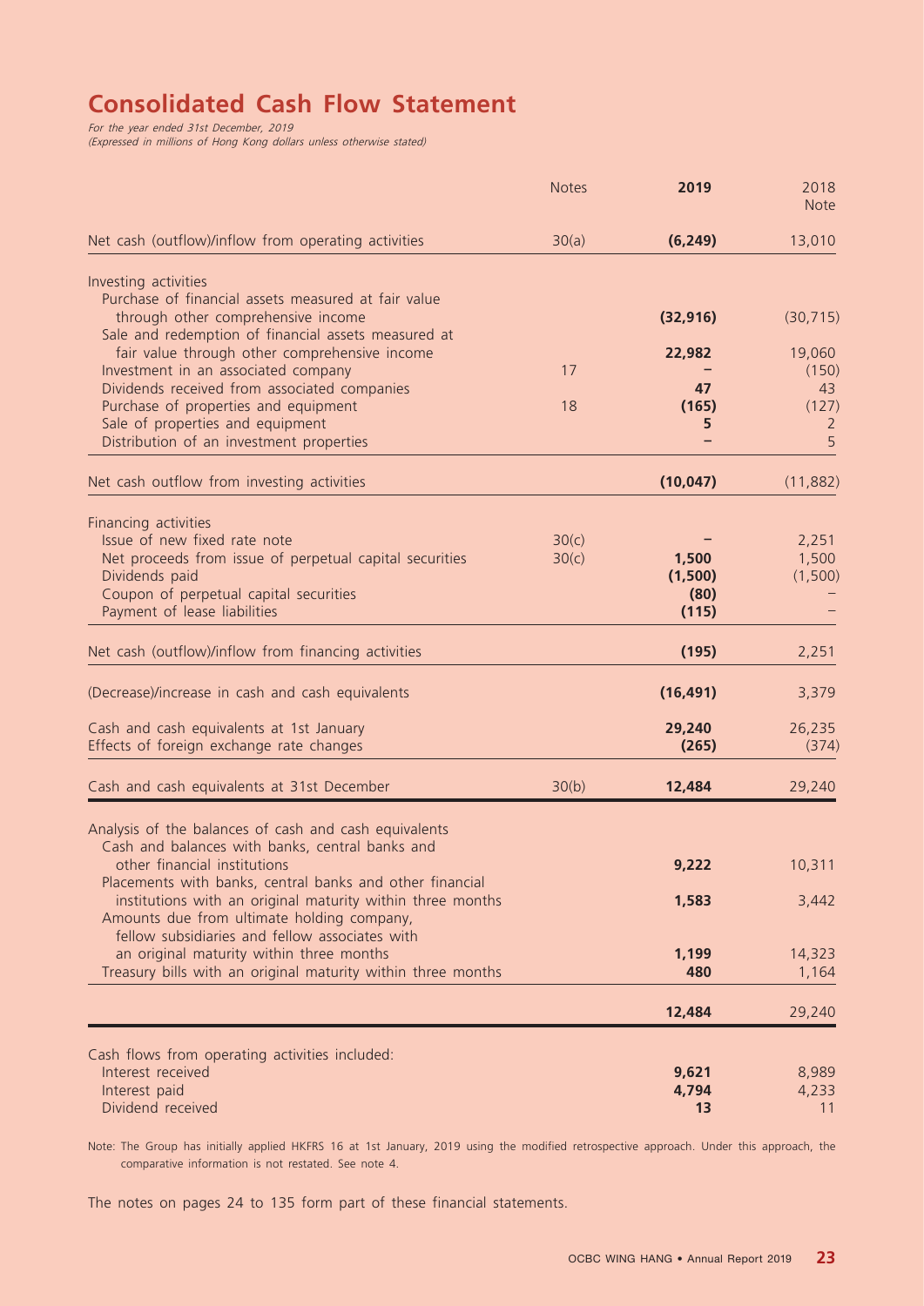# Consolidated Cash Flow Statement

*For the year ended 31st December, 2019*
*(Expressed in millions of Hong Kong dollars unless otherwise stated)*

| | Notes | **2019** | 2018 Note |
|---|---|---|---|
| Net cash (outflow)/inflow from operating activities | 30(a) | **(6,249)** | 13,010 |
| Investing activities | | | |
| Purchase of financial assets measured at fair value through other comprehensive income | | **(32,916)** | (30,715) |
| Sale and redemption of financial assets measured at fair value through other comprehensive income | | **22,982** | 19,060 |
| Investment in an associated company | 17 | **–** | (150) |
| Dividends received from associated companies | | **47** | 43 |
| Purchase of properties and equipment | 18 | **(165)** | (127) |
| Sale of properties and equipment | | **5** | 2 |
| Distribution of an investment properties | | **–** | 5 |
| Net cash outflow from investing activities | | **(10,047)** | (11,882) |
| Financing activities | | | |
| Issue of new fixed rate note | 30(c) | **–** | 2,251 |
| Net proceeds from issue of perpetual capital securities | 30(c) | **1,500** | 1,500 |
| Dividends paid | | **(1,500)** | (1,500) |
| Coupon of perpetual capital securities | | **(80)** | – |
| Payment of lease liabilities | | **(115)** | – |
| Net cash (outflow)/inflow from financing activities | | **(195)** | 2,251 |
| (Decrease)/increase in cash and cash equivalents | | **(16,491)** | 3,379 |
| Cash and cash equivalents at 1st January | | **29,240** | 26,235 |
| Effects of foreign exchange rate changes | | **(265)** | (374) |
| Cash and cash equivalents at 31st December | 30(b) | **12,484** | 29,240 |
| Analysis of the balances of cash and cash equivalents | | | |
| Cash and balances with banks, central banks and other financial institutions | | **9,222** | 10,311 |
| Placements with banks, central banks and other financial institutions with an original maturity within three months | | **1,583** | 3,442 |
| Amounts due from ultimate holding company, fellow subsidiaries and fellow associates with an original maturity within three months | | **1,199** | 14,323 |
| Treasury bills with an original maturity within three months | | **480** | 1,164 |
| | | **12,484** | 29,240 |
| Cash flows from operating activities included: | | | |
| Interest received | | **9,621** | 8,989 |
| Interest paid | | **4,794** | 4,233 |
| Dividend received | | **13** | 11 |

Note: The Group has initially applied HKFRS 16 at 1st January, 2019 using the modified retrospective approach. Under this approach, the comparative information is not restated. See note 4.

The notes on pages 24 to 135 form part of these financial statements.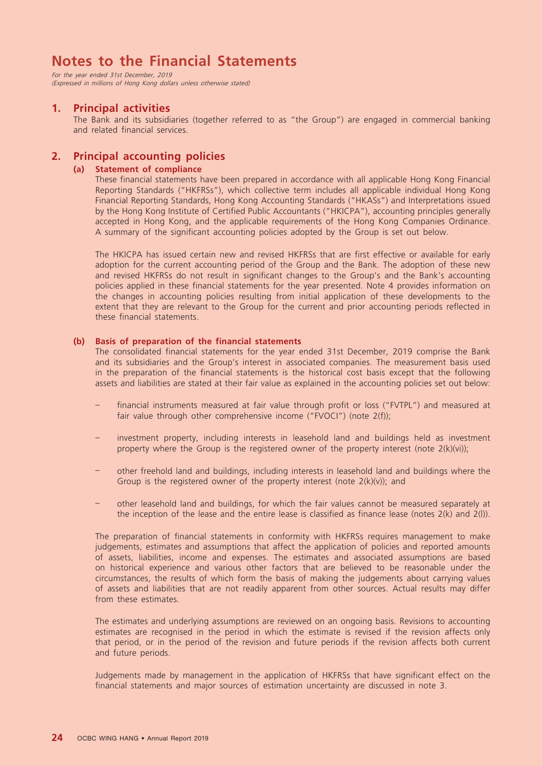# Notes to the Financial Statements

*For the year ended 31st December, 2019*
*(Expressed in millions of Hong Kong dollars unless otherwise stated)*

## 1. Principal activities

The Bank and its subsidiaries (together referred to as "the Group") are engaged in commercial banking and related financial services.

## 2. Principal accounting policies

### (a) Statement of compliance

These financial statements have been prepared in accordance with all applicable Hong Kong Financial Reporting Standards ("HKFRSs"), which collective term includes all applicable individual Hong Kong Financial Reporting Standards, Hong Kong Accounting Standards ("HKASs") and Interpretations issued by the Hong Kong Institute of Certified Public Accountants ("HKICPA"), accounting principles generally accepted in Hong Kong, and the applicable requirements of the Hong Kong Companies Ordinance. A summary of the significant accounting policies adopted by the Group is set out below.

The HKICPA has issued certain new and revised HKFRSs that are first effective or available for early adoption for the current accounting period of the Group and the Bank. The adoption of these new and revised HKFRSs do not result in significant changes to the Group's and the Bank's accounting policies applied in these financial statements for the year presented. Note 4 provides information on the changes in accounting policies resulting from initial application of these developments to the extent that they are relevant to the Group for the current and prior accounting periods reflected in these financial statements.

### (b) Basis of preparation of the financial statements

The consolidated financial statements for the year ended 31st December, 2019 comprise the Bank and its subsidiaries and the Group's interest in associated companies. The measurement basis used in the preparation of the financial statements is the historical cost basis except that the following assets and liabilities are stated at their fair value as explained in the accounting policies set out below:

- financial instruments measured at fair value through profit or loss ("FVTPL") and measured at fair value through other comprehensive income ("FVOCI") (note 2(f));
- investment property, including interests in leasehold land and buildings held as investment property where the Group is the registered owner of the property interest (note 2(k)(vi));
- other freehold land and buildings, including interests in leasehold land and buildings where the Group is the registered owner of the property interest (note 2(k)(v)); and
- other leasehold land and buildings, for which the fair values cannot be measured separately at the inception of the lease and the entire lease is classified as finance lease (notes 2(k) and 2(l)).

The preparation of financial statements in conformity with HKFRSs requires management to make judgements, estimates and assumptions that affect the application of policies and reported amounts of assets, liabilities, income and expenses. The estimates and associated assumptions are based on historical experience and various other factors that are believed to be reasonable under the circumstances, the results of which form the basis of making the judgements about carrying values of assets and liabilities that are not readily apparent from other sources. Actual results may differ from these estimates.

The estimates and underlying assumptions are reviewed on an ongoing basis. Revisions to accounting estimates are recognised in the period in which the estimate is revised if the revision affects only that period, or in the period of the revision and future periods if the revision affects both current and future periods.

Judgements made by management in the application of HKFRSs that have significant effect on the financial statements and major sources of estimation uncertainty are discussed in note 3.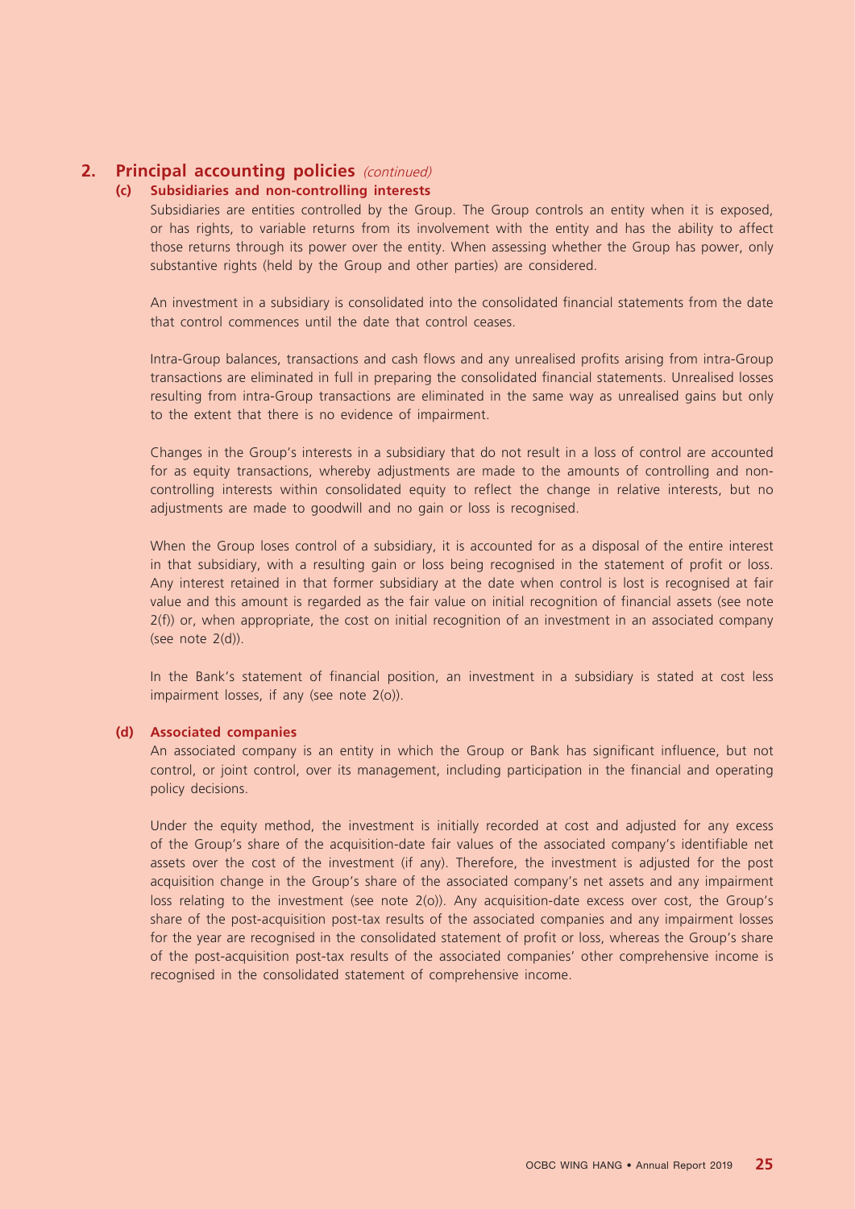## 2. Principal accounting policies *(continued)*

### (c) Subsidiaries and non-controlling interests

Subsidiaries are entities controlled by the Group. The Group controls an entity when it is exposed, or has rights, to variable returns from its involvement with the entity and has the ability to affect those returns through its power over the entity. When assessing whether the Group has power, only substantive rights (held by the Group and other parties) are considered.

An investment in a subsidiary is consolidated into the consolidated financial statements from the date that control commences until the date that control ceases.

Intra-Group balances, transactions and cash flows and any unrealised profits arising from intra-Group transactions are eliminated in full in preparing the consolidated financial statements. Unrealised losses resulting from intra-Group transactions are eliminated in the same way as unrealised gains but only to the extent that there is no evidence of impairment.

Changes in the Group's interests in a subsidiary that do not result in a loss of control are accounted for as equity transactions, whereby adjustments are made to the amounts of controlling and non-controlling interests within consolidated equity to reflect the change in relative interests, but no adjustments are made to goodwill and no gain or loss is recognised.

When the Group loses control of a subsidiary, it is accounted for as a disposal of the entire interest in that subsidiary, with a resulting gain or loss being recognised in the statement of profit or loss. Any interest retained in that former subsidiary at the date when control is lost is recognised at fair value and this amount is regarded as the fair value on initial recognition of financial assets (see note 2(f)) or, when appropriate, the cost on initial recognition of an investment in an associated company (see note 2(d)).

In the Bank's statement of financial position, an investment in a subsidiary is stated at cost less impairment losses, if any (see note 2(o)).

### (d) Associated companies

An associated company is an entity in which the Group or Bank has significant influence, but not control, or joint control, over its management, including participation in the financial and operating policy decisions.

Under the equity method, the investment is initially recorded at cost and adjusted for any excess of the Group's share of the acquisition-date fair values of the associated company's identifiable net assets over the cost of the investment (if any). Therefore, the investment is adjusted for the post acquisition change in the Group's share of the associated company's net assets and any impairment loss relating to the investment (see note 2(o)). Any acquisition-date excess over cost, the Group's share of the post-acquisition post-tax results of the associated companies and any impairment losses for the year are recognised in the consolidated statement of profit or loss, whereas the Group's share of the post-acquisition post-tax results of the associated companies' other comprehensive income is recognised in the consolidated statement of comprehensive income.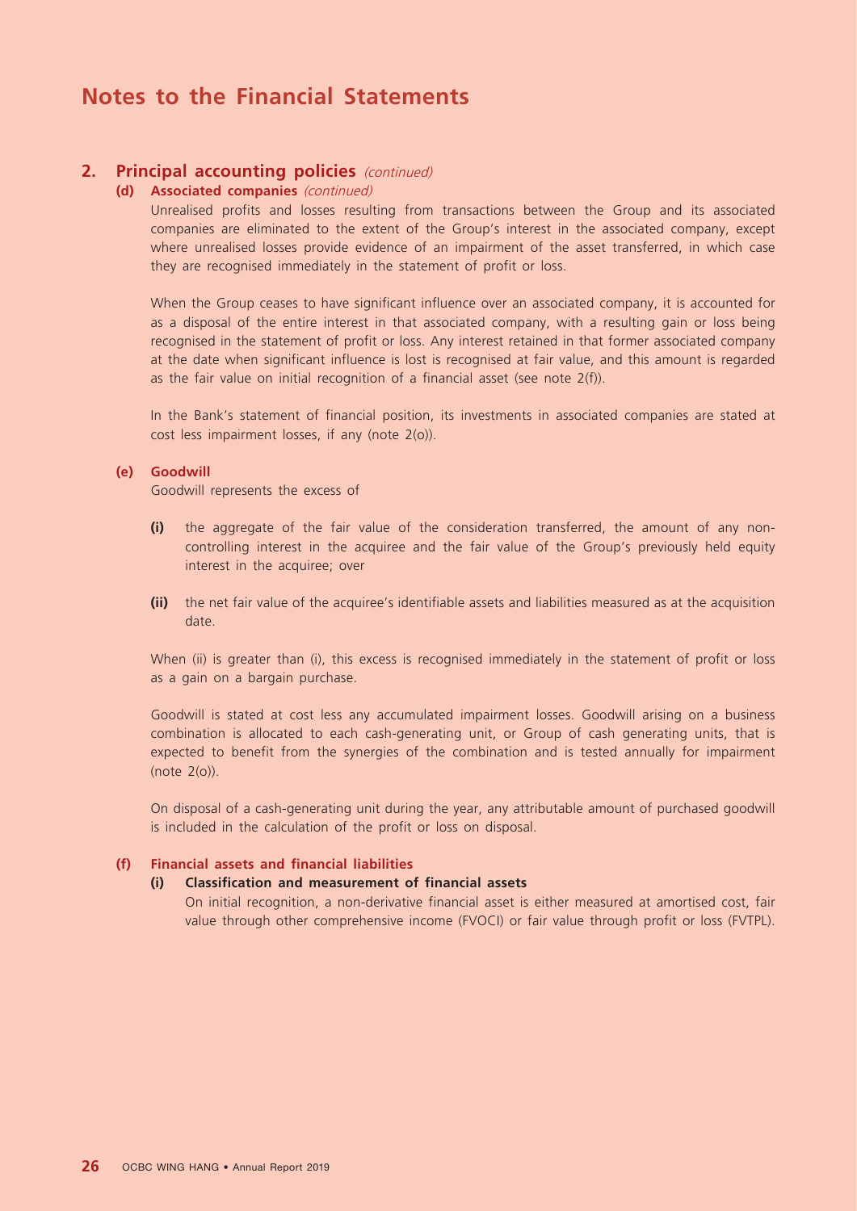# Notes to the Financial Statements

## 2. Principal accounting policies *(continued)*

### (d) Associated companies *(continued)*

Unrealised profits and losses resulting from transactions between the Group and its associated companies are eliminated to the extent of the Group's interest in the associated company, except where unrealised losses provide evidence of an impairment of the asset transferred, in which case they are recognised immediately in the statement of profit or loss.

When the Group ceases to have significant influence over an associated company, it is accounted for as a disposal of the entire interest in that associated company, with a resulting gain or loss being recognised in the statement of profit or loss. Any interest retained in that former associated company at the date when significant influence is lost is recognised at fair value, and this amount is regarded as the fair value on initial recognition of a financial asset (see note 2(f)).

In the Bank's statement of financial position, its investments in associated companies are stated at cost less impairment losses, if any (note 2(o)).

### (e) Goodwill

Goodwill represents the excess of

**(i)** the aggregate of the fair value of the consideration transferred, the amount of any non-controlling interest in the acquiree and the fair value of the Group's previously held equity interest in the acquiree; over

**(ii)** the net fair value of the acquiree's identifiable assets and liabilities measured as at the acquisition date.

When (ii) is greater than (i), this excess is recognised immediately in the statement of profit or loss as a gain on a bargain purchase.

Goodwill is stated at cost less any accumulated impairment losses. Goodwill arising on a business combination is allocated to each cash-generating unit, or Group of cash generating units, that is expected to benefit from the synergies of the combination and is tested annually for impairment (note 2(o)).

On disposal of a cash-generating unit during the year, any attributable amount of purchased goodwill is included in the calculation of the profit or loss on disposal.

### (f) Financial assets and financial liabilities

#### (i) Classification and measurement of financial assets

On initial recognition, a non-derivative financial asset is either measured at amortised cost, fair value through other comprehensive income (FVOCI) or fair value through profit or loss (FVTPL).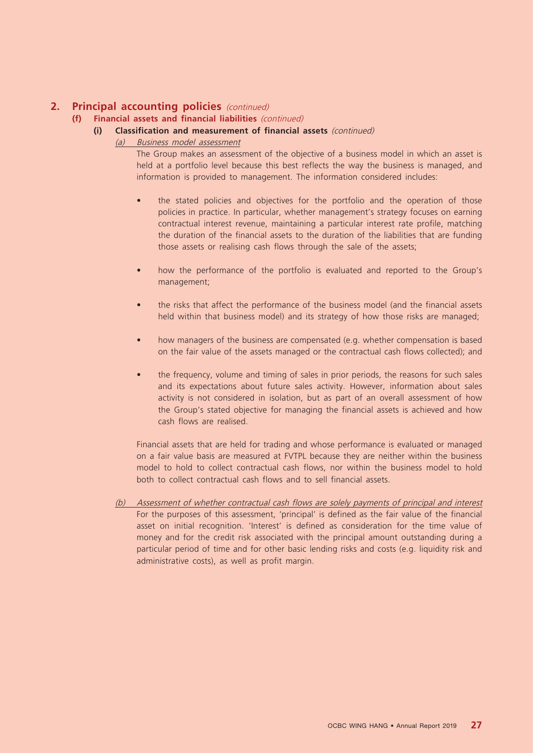## 2. Principal accounting policies *(continued)*

### (f) Financial assets and financial liabilities *(continued)*

#### (i) Classification and measurement of financial assets *(continued)*

*(a) Business model assessment*

The Group makes an assessment of the objective of a business model in which an asset is held at a portfolio level because this best reflects the way the business is managed, and information is provided to management. The information considered includes:

- the stated policies and objectives for the portfolio and the operation of those policies in practice. In particular, whether management's strategy focuses on earning contractual interest revenue, maintaining a particular interest rate profile, matching the duration of the financial assets to the duration of the liabilities that are funding those assets or realising cash flows through the sale of the assets;

- how the performance of the portfolio is evaluated and reported to the Group's management;

- the risks that affect the performance of the business model (and the financial assets held within that business model) and its strategy of how those risks are managed;

- how managers of the business are compensated (e.g. whether compensation is based on the fair value of the assets managed or the contractual cash flows collected); and

- the frequency, volume and timing of sales in prior periods, the reasons for such sales and its expectations about future sales activity. However, information about sales activity is not considered in isolation, but as part of an overall assessment of how the Group's stated objective for managing the financial assets is achieved and how cash flows are realised.

Financial assets that are held for trading and whose performance is evaluated or managed on a fair value basis are measured at FVTPL because they are neither within the business model to hold to collect contractual cash flows, nor within the business model to hold both to collect contractual cash flows and to sell financial assets.

*(b) Assessment of whether contractual cash flows are solely payments of principal and interest*

For the purposes of this assessment, 'principal' is defined as the fair value of the financial asset on initial recognition. 'Interest' is defined as consideration for the time value of money and for the credit risk associated with the principal amount outstanding during a particular period of time and for other basic lending risks and costs (e.g. liquidity risk and administrative costs), as well as profit margin.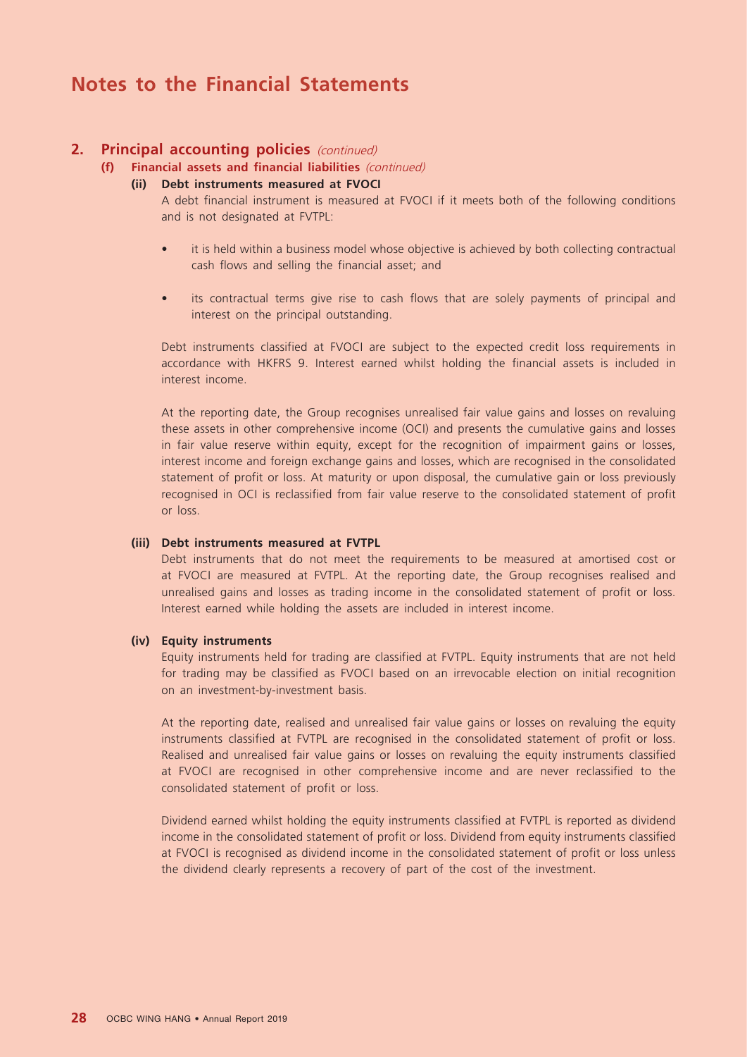# Notes to the Financial Statements

## 2. Principal accounting policies *(continued)*

### (f) Financial assets and financial liabilities *(continued)*

#### (ii) Debt instruments measured at FVOCI

A debt financial instrument is measured at FVOCI if it meets both of the following conditions and is not designated at FVTPL:

- it is held within a business model whose objective is achieved by both collecting contractual cash flows and selling the financial asset; and
- its contractual terms give rise to cash flows that are solely payments of principal and interest on the principal outstanding.

Debt instruments classified at FVOCI are subject to the expected credit loss requirements in accordance with HKFRS 9. Interest earned whilst holding the financial assets is included in interest income.

At the reporting date, the Group recognises unrealised fair value gains and losses on revaluing these assets in other comprehensive income (OCI) and presents the cumulative gains and losses in fair value reserve within equity, except for the recognition of impairment gains or losses, interest income and foreign exchange gains and losses, which are recognised in the consolidated statement of profit or loss. At maturity or upon disposal, the cumulative gain or loss previously recognised in OCI is reclassified from fair value reserve to the consolidated statement of profit or loss.

#### (iii) Debt instruments measured at FVTPL

Debt instruments that do not meet the requirements to be measured at amortised cost or at FVOCI are measured at FVTPL. At the reporting date, the Group recognises realised and unrealised gains and losses as trading income in the consolidated statement of profit or loss. Interest earned while holding the assets are included in interest income.

#### (iv) Equity instruments

Equity instruments held for trading are classified at FVTPL. Equity instruments that are not held for trading may be classified as FVOCI based on an irrevocable election on initial recognition on an investment-by-investment basis.

At the reporting date, realised and unrealised fair value gains or losses on revaluing the equity instruments classified at FVTPL are recognised in the consolidated statement of profit or loss. Realised and unrealised fair value gains or losses on revaluing the equity instruments classified at FVOCI are recognised in other comprehensive income and are never reclassified to the consolidated statement of profit or loss.

Dividend earned whilst holding the equity instruments classified at FVTPL is reported as dividend income in the consolidated statement of profit or loss. Dividend from equity instruments classified at FVOCI is recognised as dividend income in the consolidated statement of profit or loss unless the dividend clearly represents a recovery of part of the cost of the investment.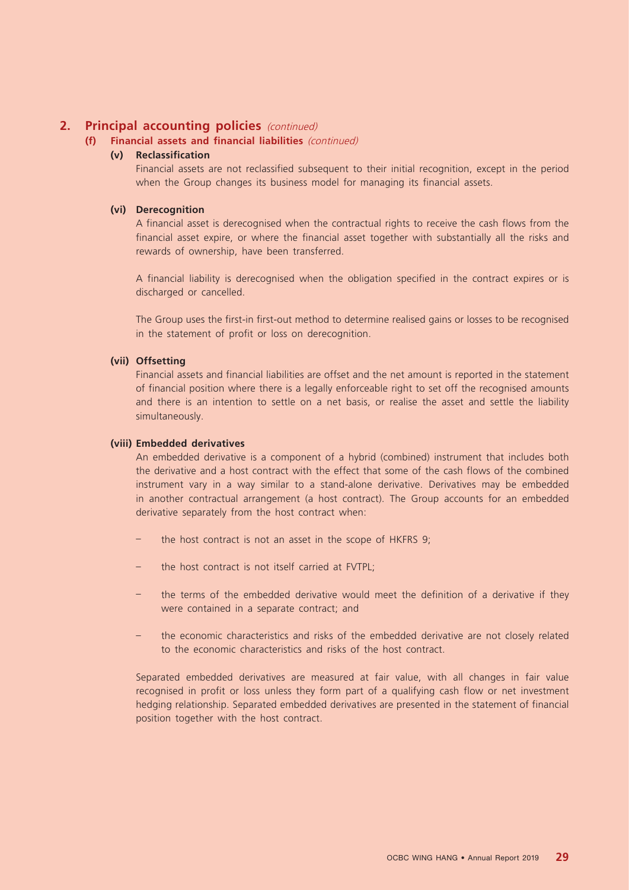## 2. Principal accounting policies *(continued)*

### (f) Financial assets and financial liabilities *(continued)*

#### (v) Reclassification

Financial assets are not reclassified subsequent to their initial recognition, except in the period when the Group changes its business model for managing its financial assets.

#### (vi) Derecognition

A financial asset is derecognised when the contractual rights to receive the cash flows from the financial asset expire, or where the financial asset together with substantially all the risks and rewards of ownership, have been transferred.

A financial liability is derecognised when the obligation specified in the contract expires or is discharged or cancelled.

The Group uses the first-in first-out method to determine realised gains or losses to be recognised in the statement of profit or loss on derecognition.

#### (vii) Offsetting

Financial assets and financial liabilities are offset and the net amount is reported in the statement of financial position where there is a legally enforceable right to set off the recognised amounts and there is an intention to settle on a net basis, or realise the asset and settle the liability simultaneously.

#### (viii) Embedded derivatives

An embedded derivative is a component of a hybrid (combined) instrument that includes both the derivative and a host contract with the effect that some of the cash flows of the combined instrument vary in a way similar to a stand-alone derivative. Derivatives may be embedded in another contractual arrangement (a host contract). The Group accounts for an embedded derivative separately from the host contract when:

- the host contract is not an asset in the scope of HKFRS 9;
- the host contract is not itself carried at FVTPL;
- the terms of the embedded derivative would meet the definition of a derivative if they were contained in a separate contract; and
- the economic characteristics and risks of the embedded derivative are not closely related to the economic characteristics and risks of the host contract.

Separated embedded derivatives are measured at fair value, with all changes in fair value recognised in profit or loss unless they form part of a qualifying cash flow or net investment hedging relationship. Separated embedded derivatives are presented in the statement of financial position together with the host contract.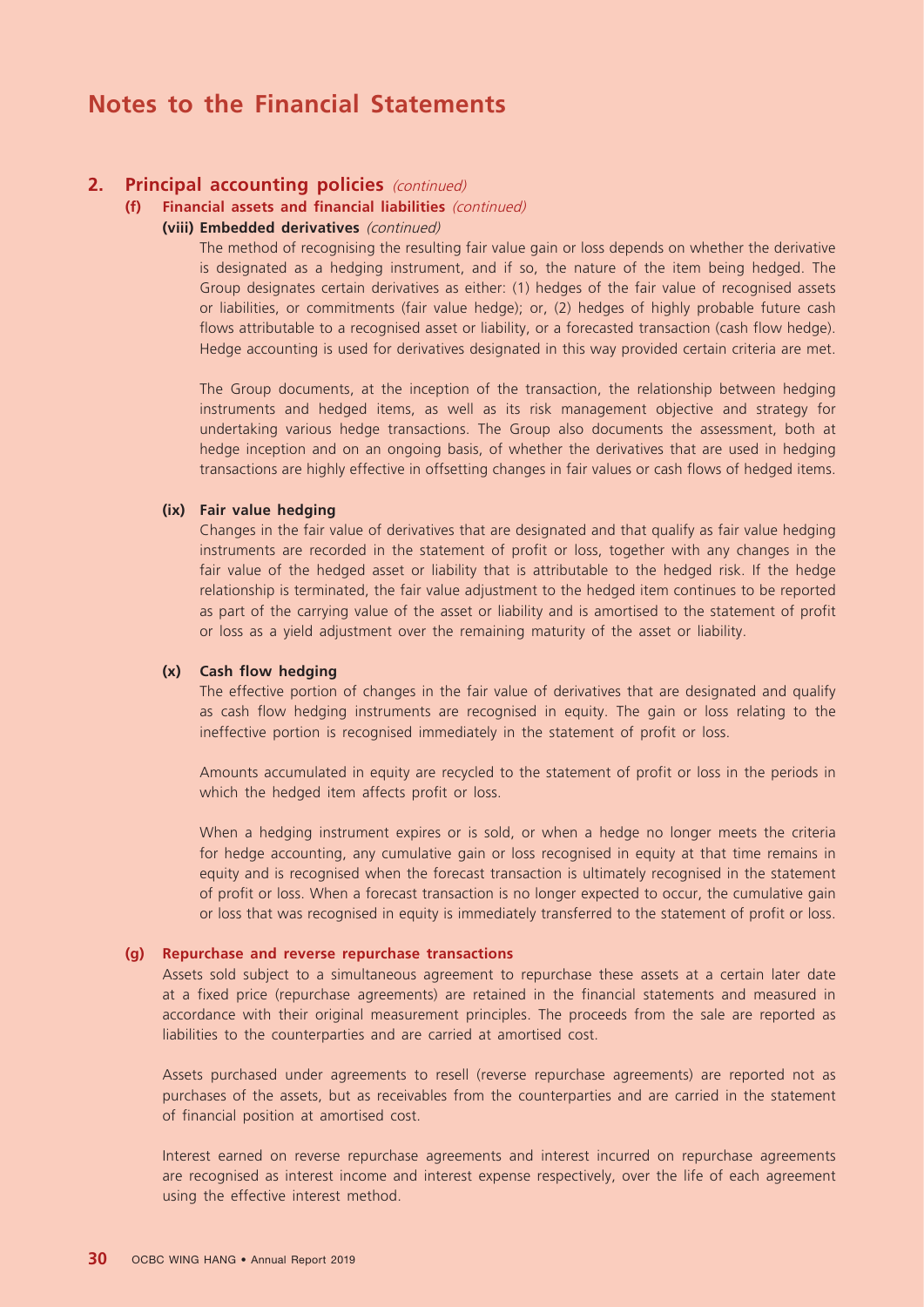# Notes to the Financial Statements

## 2. Principal accounting policies *(continued)*

### (f) Financial assets and financial liabilities *(continued)*

#### (viii) Embedded derivatives *(continued)*

The method of recognising the resulting fair value gain or loss depends on whether the derivative is designated as a hedging instrument, and if so, the nature of the item being hedged. The Group designates certain derivatives as either: (1) hedges of the fair value of recognised assets or liabilities, or commitments (fair value hedge); or, (2) hedges of highly probable future cash flows attributable to a recognised asset or liability, or a forecasted transaction (cash flow hedge). Hedge accounting is used for derivatives designated in this way provided certain criteria are met.

The Group documents, at the inception of the transaction, the relationship between hedging instruments and hedged items, as well as its risk management objective and strategy for undertaking various hedge transactions. The Group also documents the assessment, both at hedge inception and on an ongoing basis, of whether the derivatives that are used in hedging transactions are highly effective in offsetting changes in fair values or cash flows of hedged items.

#### (ix) Fair value hedging

Changes in the fair value of derivatives that are designated and that qualify as fair value hedging instruments are recorded in the statement of profit or loss, together with any changes in the fair value of the hedged asset or liability that is attributable to the hedged risk. If the hedge relationship is terminated, the fair value adjustment to the hedged item continues to be reported as part of the carrying value of the asset or liability and is amortised to the statement of profit or loss as a yield adjustment over the remaining maturity of the asset or liability.

#### (x) Cash flow hedging

The effective portion of changes in the fair value of derivatives that are designated and qualify as cash flow hedging instruments are recognised in equity. The gain or loss relating to the ineffective portion is recognised immediately in the statement of profit or loss.

Amounts accumulated in equity are recycled to the statement of profit or loss in the periods in which the hedged item affects profit or loss.

When a hedging instrument expires or is sold, or when a hedge no longer meets the criteria for hedge accounting, any cumulative gain or loss recognised in equity at that time remains in equity and is recognised when the forecast transaction is ultimately recognised in the statement of profit or loss. When a forecast transaction is no longer expected to occur, the cumulative gain or loss that was recognised in equity is immediately transferred to the statement of profit or loss.

### (g) Repurchase and reverse repurchase transactions

Assets sold subject to a simultaneous agreement to repurchase these assets at a certain later date at a fixed price (repurchase agreements) are retained in the financial statements and measured in accordance with their original measurement principles. The proceeds from the sale are reported as liabilities to the counterparties and are carried at amortised cost.

Assets purchased under agreements to resell (reverse repurchase agreements) are reported not as purchases of the assets, but as receivables from the counterparties and are carried in the statement of financial position at amortised cost.

Interest earned on reverse repurchase agreements and interest incurred on repurchase agreements are recognised as interest income and interest expense respectively, over the life of each agreement using the effective interest method.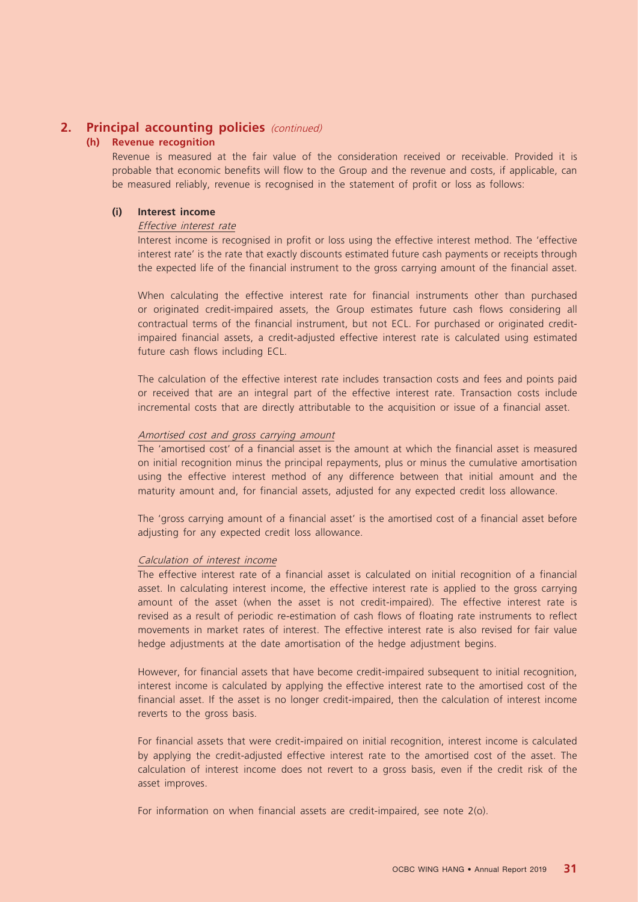## 2. Principal accounting policies *(continued)*

### (h) Revenue recognition

Revenue is measured at the fair value of the consideration received or receivable. Provided it is probable that economic benefits will flow to the Group and the revenue and costs, if applicable, can be measured reliably, revenue is recognised in the statement of profit or loss as follows:

#### (i) Interest income

*Effective interest rate*

Interest income is recognised in profit or loss using the effective interest method. The 'effective interest rate' is the rate that exactly discounts estimated future cash payments or receipts through the expected life of the financial instrument to the gross carrying amount of the financial asset.

When calculating the effective interest rate for financial instruments other than purchased or originated credit-impaired assets, the Group estimates future cash flows considering all contractual terms of the financial instrument, but not ECL. For purchased or originated credit-impaired financial assets, a credit-adjusted effective interest rate is calculated using estimated future cash flows including ECL.

The calculation of the effective interest rate includes transaction costs and fees and points paid or received that are an integral part of the effective interest rate. Transaction costs include incremental costs that are directly attributable to the acquisition or issue of a financial asset.

*Amortised cost and gross carrying amount*

The 'amortised cost' of a financial asset is the amount at which the financial asset is measured on initial recognition minus the principal repayments, plus or minus the cumulative amortisation using the effective interest method of any difference between that initial amount and the maturity amount and, for financial assets, adjusted for any expected credit loss allowance.

The 'gross carrying amount of a financial asset' is the amortised cost of a financial asset before adjusting for any expected credit loss allowance.

*Calculation of interest income*

The effective interest rate of a financial asset is calculated on initial recognition of a financial asset. In calculating interest income, the effective interest rate is applied to the gross carrying amount of the asset (when the asset is not credit-impaired). The effective interest rate is revised as a result of periodic re-estimation of cash flows of floating rate instruments to reflect movements in market rates of interest. The effective interest rate is also revised for fair value hedge adjustments at the date amortisation of the hedge adjustment begins.

However, for financial assets that have become credit-impaired subsequent to initial recognition, interest income is calculated by applying the effective interest rate to the amortised cost of the financial asset. If the asset is no longer credit-impaired, then the calculation of interest income reverts to the gross basis.

For financial assets that were credit-impaired on initial recognition, interest income is calculated by applying the credit-adjusted effective interest rate to the amortised cost of the asset. The calculation of interest income does not revert to a gross basis, even if the credit risk of the asset improves.

For information on when financial assets are credit-impaired, see note 2(o).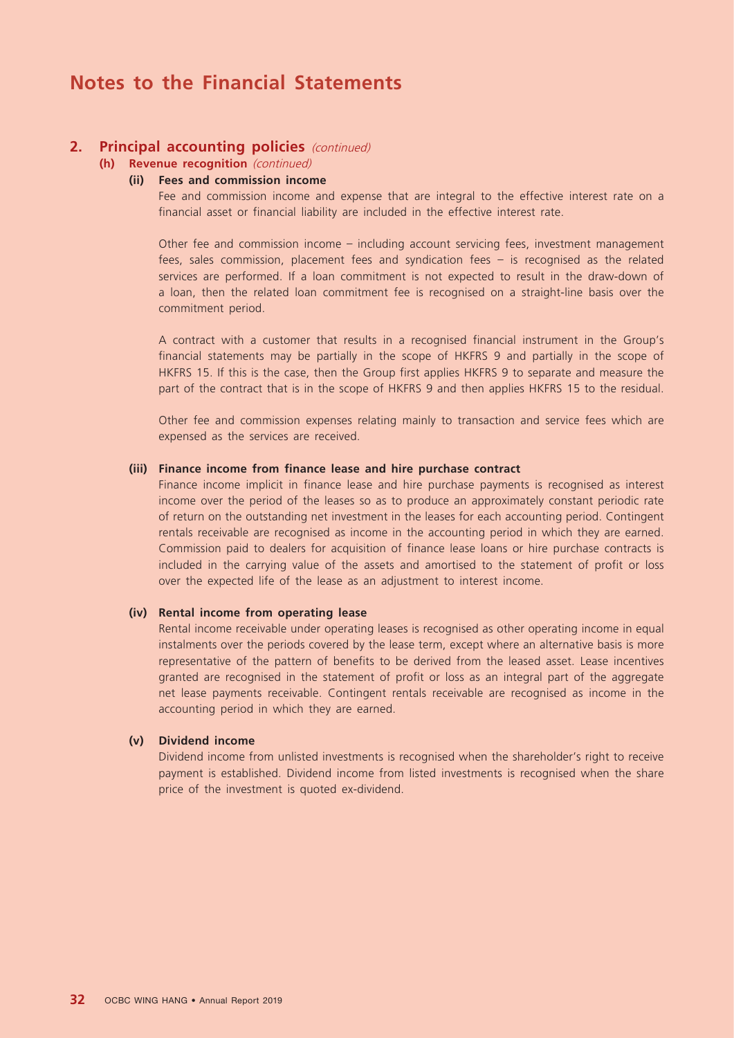# Notes to the Financial Statements

## 2. Principal accounting policies *(continued)*

### (h) Revenue recognition *(continued)*

#### (ii) Fees and commission income

Fee and commission income and expense that are integral to the effective interest rate on a financial asset or financial liability are included in the effective interest rate.

Other fee and commission income – including account servicing fees, investment management fees, sales commission, placement fees and syndication fees – is recognised as the related services are performed. If a loan commitment is not expected to result in the draw-down of a loan, then the related loan commitment fee is recognised on a straight-line basis over the commitment period.

A contract with a customer that results in a recognised financial instrument in the Group's financial statements may be partially in the scope of HKFRS 9 and partially in the scope of HKFRS 15. If this is the case, then the Group first applies HKFRS 9 to separate and measure the part of the contract that is in the scope of HKFRS 9 and then applies HKFRS 15 to the residual.

Other fee and commission expenses relating mainly to transaction and service fees which are expensed as the services are received.

#### (iii) Finance income from finance lease and hire purchase contract

Finance income implicit in finance lease and hire purchase payments is recognised as interest income over the period of the leases so as to produce an approximately constant periodic rate of return on the outstanding net investment in the leases for each accounting period. Contingent rentals receivable are recognised as income in the accounting period in which they are earned. Commission paid to dealers for acquisition of finance lease loans or hire purchase contracts is included in the carrying value of the assets and amortised to the statement of profit or loss over the expected life of the lease as an adjustment to interest income.

#### (iv) Rental income from operating lease

Rental income receivable under operating leases is recognised as other operating income in equal instalments over the periods covered by the lease term, except where an alternative basis is more representative of the pattern of benefits to be derived from the leased asset. Lease incentives granted are recognised in the statement of profit or loss as an integral part of the aggregate net lease payments receivable. Contingent rentals receivable are recognised as income in the accounting period in which they are earned.

#### (v) Dividend income

Dividend income from unlisted investments is recognised when the shareholder's right to receive payment is established. Dividend income from listed investments is recognised when the share price of the investment is quoted ex-dividend.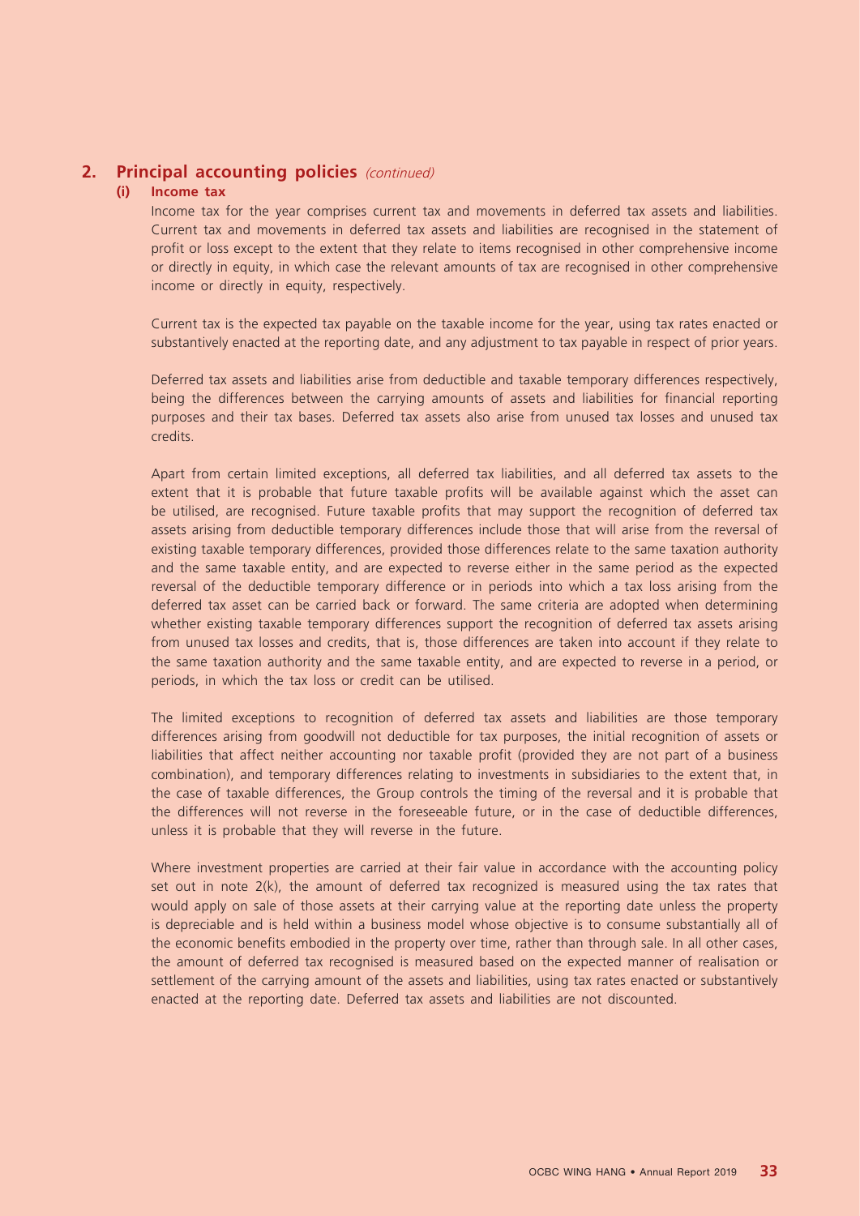## 2. Principal accounting policies *(continued)*

### (i) Income tax

Income tax for the year comprises current tax and movements in deferred tax assets and liabilities. Current tax and movements in deferred tax assets and liabilities are recognised in the statement of profit or loss except to the extent that they relate to items recognised in other comprehensive income or directly in equity, in which case the relevant amounts of tax are recognised in other comprehensive income or directly in equity, respectively.

Current tax is the expected tax payable on the taxable income for the year, using tax rates enacted or substantively enacted at the reporting date, and any adjustment to tax payable in respect of prior years.

Deferred tax assets and liabilities arise from deductible and taxable temporary differences respectively, being the differences between the carrying amounts of assets and liabilities for financial reporting purposes and their tax bases. Deferred tax assets also arise from unused tax losses and unused tax credits.

Apart from certain limited exceptions, all deferred tax liabilities, and all deferred tax assets to the extent that it is probable that future taxable profits will be available against which the asset can be utilised, are recognised. Future taxable profits that may support the recognition of deferred tax assets arising from deductible temporary differences include those that will arise from the reversal of existing taxable temporary differences, provided those differences relate to the same taxation authority and the same taxable entity, and are expected to reverse either in the same period as the expected reversal of the deductible temporary difference or in periods into which a tax loss arising from the deferred tax asset can be carried back or forward. The same criteria are adopted when determining whether existing taxable temporary differences support the recognition of deferred tax assets arising from unused tax losses and credits, that is, those differences are taken into account if they relate to the same taxation authority and the same taxable entity, and are expected to reverse in a period, or periods, in which the tax loss or credit can be utilised.

The limited exceptions to recognition of deferred tax assets and liabilities are those temporary differences arising from goodwill not deductible for tax purposes, the initial recognition of assets or liabilities that affect neither accounting nor taxable profit (provided they are not part of a business combination), and temporary differences relating to investments in subsidiaries to the extent that, in the case of taxable differences, the Group controls the timing of the reversal and it is probable that the differences will not reverse in the foreseeable future, or in the case of deductible differences, unless it is probable that they will reverse in the future.

Where investment properties are carried at their fair value in accordance with the accounting policy set out in note 2(k), the amount of deferred tax recognized is measured using the tax rates that would apply on sale of those assets at their carrying value at the reporting date unless the property is depreciable and is held within a business model whose objective is to consume substantially all of the economic benefits embodied in the property over time, rather than through sale. In all other cases, the amount of deferred tax recognised is measured based on the expected manner of realisation or settlement of the carrying amount of the assets and liabilities, using tax rates enacted or substantively enacted at the reporting date. Deferred tax assets and liabilities are not discounted.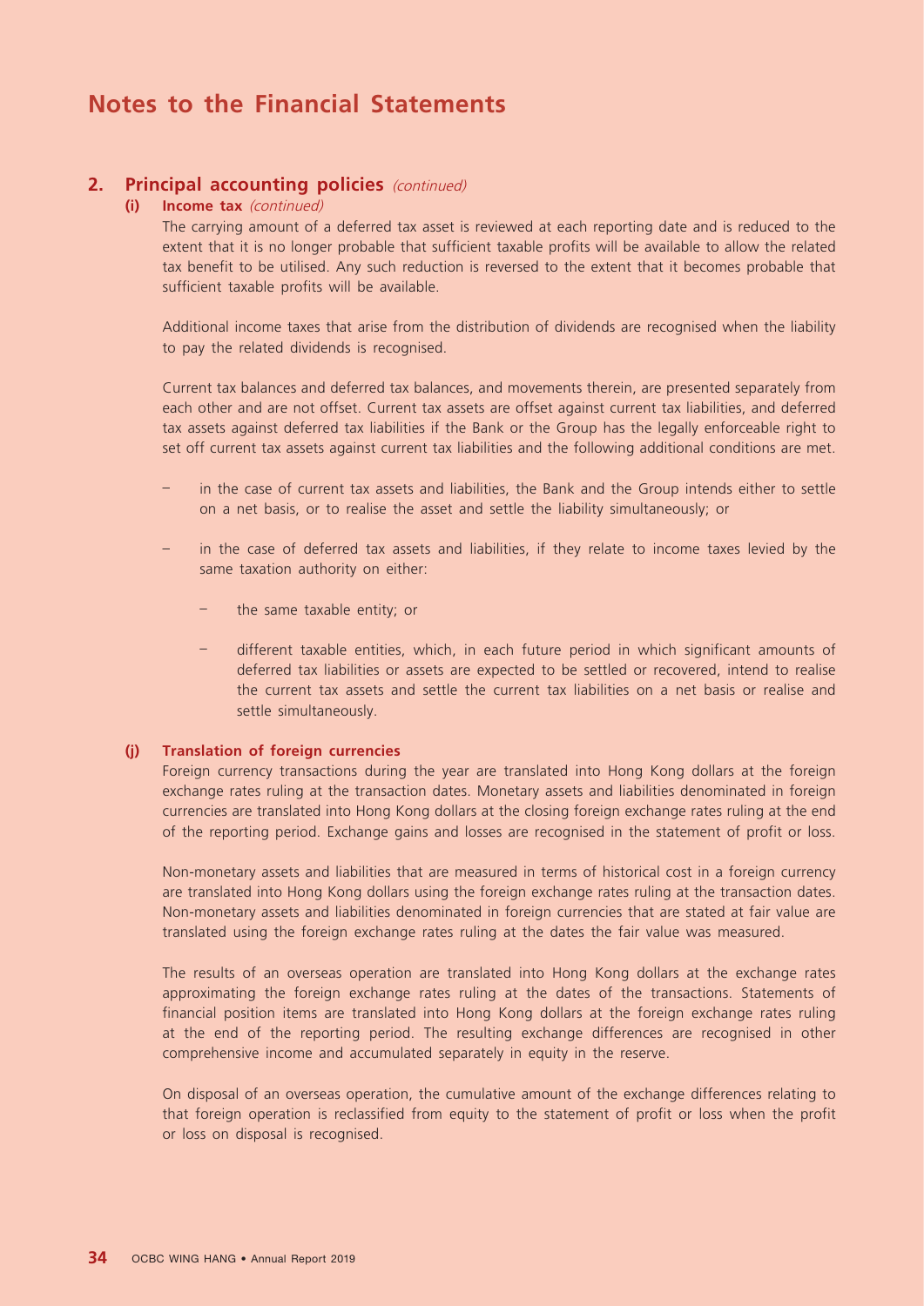# Notes to the Financial Statements

## 2. Principal accounting policies *(continued)*

### (i) Income tax *(continued)*

The carrying amount of a deferred tax asset is reviewed at each reporting date and is reduced to the extent that it is no longer probable that sufficient taxable profits will be available to allow the related tax benefit to be utilised. Any such reduction is reversed to the extent that it becomes probable that sufficient taxable profits will be available.

Additional income taxes that arise from the distribution of dividends are recognised when the liability to pay the related dividends is recognised.

Current tax balances and deferred tax balances, and movements therein, are presented separately from each other and are not offset. Current tax assets are offset against current tax liabilities, and deferred tax assets against deferred tax liabilities if the Bank or the Group has the legally enforceable right to set off current tax assets against current tax liabilities and the following additional conditions are met.

- in the case of current tax assets and liabilities, the Bank and the Group intends either to settle on a net basis, or to realise the asset and settle the liability simultaneously; or
- in the case of deferred tax assets and liabilities, if they relate to income taxes levied by the same taxation authority on either:
  - the same taxable entity; or
  - different taxable entities, which, in each future period in which significant amounts of deferred tax liabilities or assets are expected to be settled or recovered, intend to realise the current tax assets and settle the current tax liabilities on a net basis or realise and settle simultaneously.

### (j) Translation of foreign currencies

Foreign currency transactions during the year are translated into Hong Kong dollars at the foreign exchange rates ruling at the transaction dates. Monetary assets and liabilities denominated in foreign currencies are translated into Hong Kong dollars at the closing foreign exchange rates ruling at the end of the reporting period. Exchange gains and losses are recognised in the statement of profit or loss.

Non-monetary assets and liabilities that are measured in terms of historical cost in a foreign currency are translated into Hong Kong dollars using the foreign exchange rates ruling at the transaction dates. Non-monetary assets and liabilities denominated in foreign currencies that are stated at fair value are translated using the foreign exchange rates ruling at the dates the fair value was measured.

The results of an overseas operation are translated into Hong Kong dollars at the exchange rates approximating the foreign exchange rates ruling at the dates of the transactions. Statements of financial position items are translated into Hong Kong dollars at the foreign exchange rates ruling at the end of the reporting period. The resulting exchange differences are recognised in other comprehensive income and accumulated separately in equity in the reserve.

On disposal of an overseas operation, the cumulative amount of the exchange differences relating to that foreign operation is reclassified from equity to the statement of profit or loss when the profit or loss on disposal is recognised.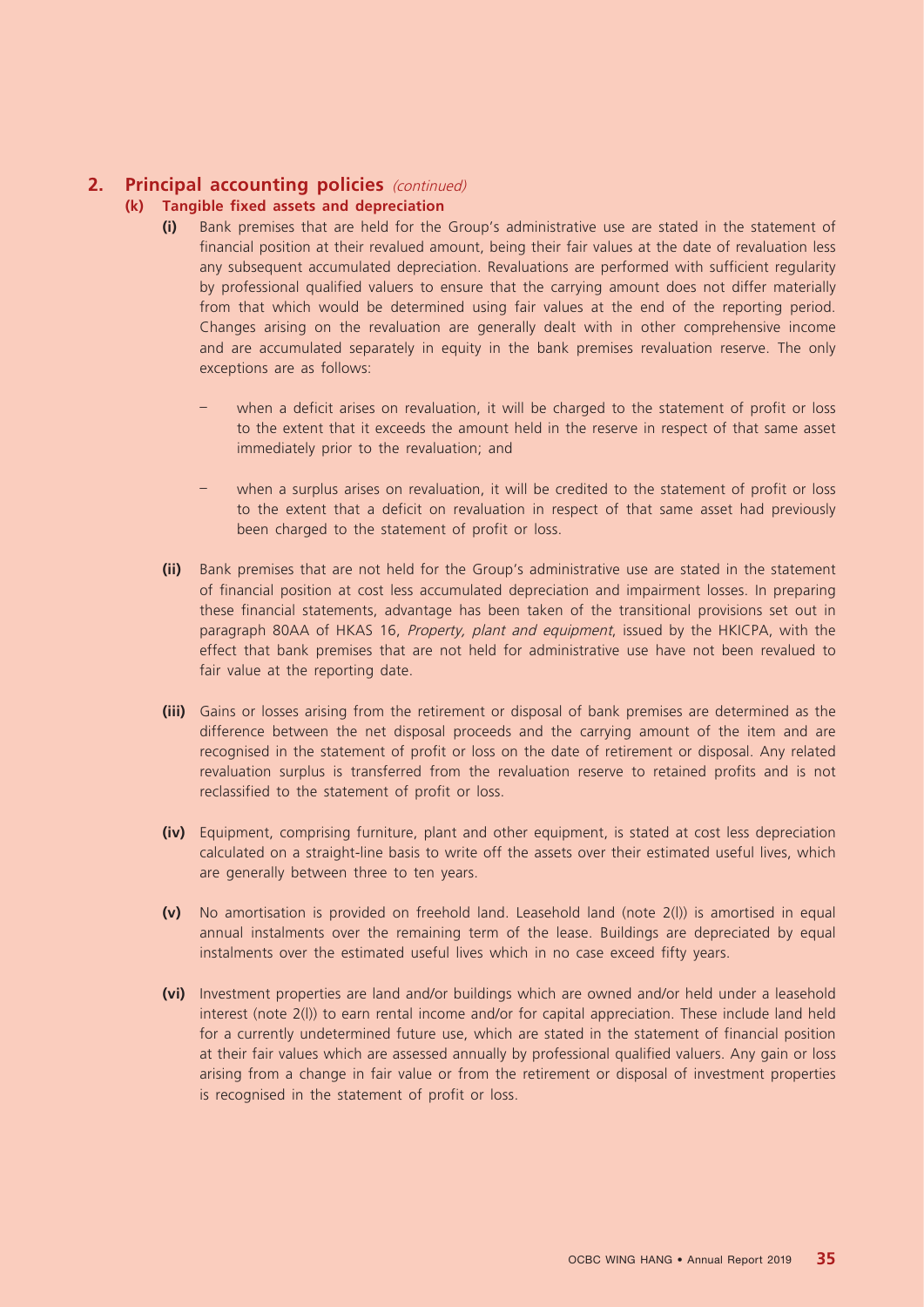## 2. Principal accounting policies *(continued)*

### (k) Tangible fixed assets and depreciation

**(i)** Bank premises that are held for the Group's administrative use are stated in the statement of financial position at their revalued amount, being their fair values at the date of revaluation less any subsequent accumulated depreciation. Revaluations are performed with sufficient regularity by professional qualified valuers to ensure that the carrying amount does not differ materially from that which would be determined using fair values at the end of the reporting period. Changes arising on the revaluation are generally dealt with in other comprehensive income and are accumulated separately in equity in the bank premises revaluation reserve. The only exceptions are as follows:

- when a deficit arises on revaluation, it will be charged to the statement of profit or loss to the extent that it exceeds the amount held in the reserve in respect of that same asset immediately prior to the revaluation; and

- when a surplus arises on revaluation, it will be credited to the statement of profit or loss to the extent that a deficit on revaluation in respect of that same asset had previously been charged to the statement of profit or loss.

**(ii)** Bank premises that are not held for the Group's administrative use are stated in the statement of financial position at cost less accumulated depreciation and impairment losses. In preparing these financial statements, advantage has been taken of the transitional provisions set out in paragraph 80AA of HKAS 16, *Property, plant and equipment*, issued by the HKICPA, with the effect that bank premises that are not held for administrative use have not been revalued to fair value at the reporting date.

**(iii)** Gains or losses arising from the retirement or disposal of bank premises are determined as the difference between the net disposal proceeds and the carrying amount of the item and are recognised in the statement of profit or loss on the date of retirement or disposal. Any related revaluation surplus is transferred from the revaluation reserve to retained profits and is not reclassified to the statement of profit or loss.

**(iv)** Equipment, comprising furniture, plant and other equipment, is stated at cost less depreciation calculated on a straight-line basis to write off the assets over their estimated useful lives, which are generally between three to ten years.

**(v)** No amortisation is provided on freehold land. Leasehold land (note 2(l)) is amortised in equal annual instalments over the remaining term of the lease. Buildings are depreciated by equal instalments over the estimated useful lives which in no case exceed fifty years.

**(vi)** Investment properties are land and/or buildings which are owned and/or held under a leasehold interest (note 2(l)) to earn rental income and/or for capital appreciation. These include land held for a currently undetermined future use, which are stated in the statement of financial position at their fair values which are assessed annually by professional qualified valuers. Any gain or loss arising from a change in fair value or from the retirement or disposal of investment properties is recognised in the statement of profit or loss.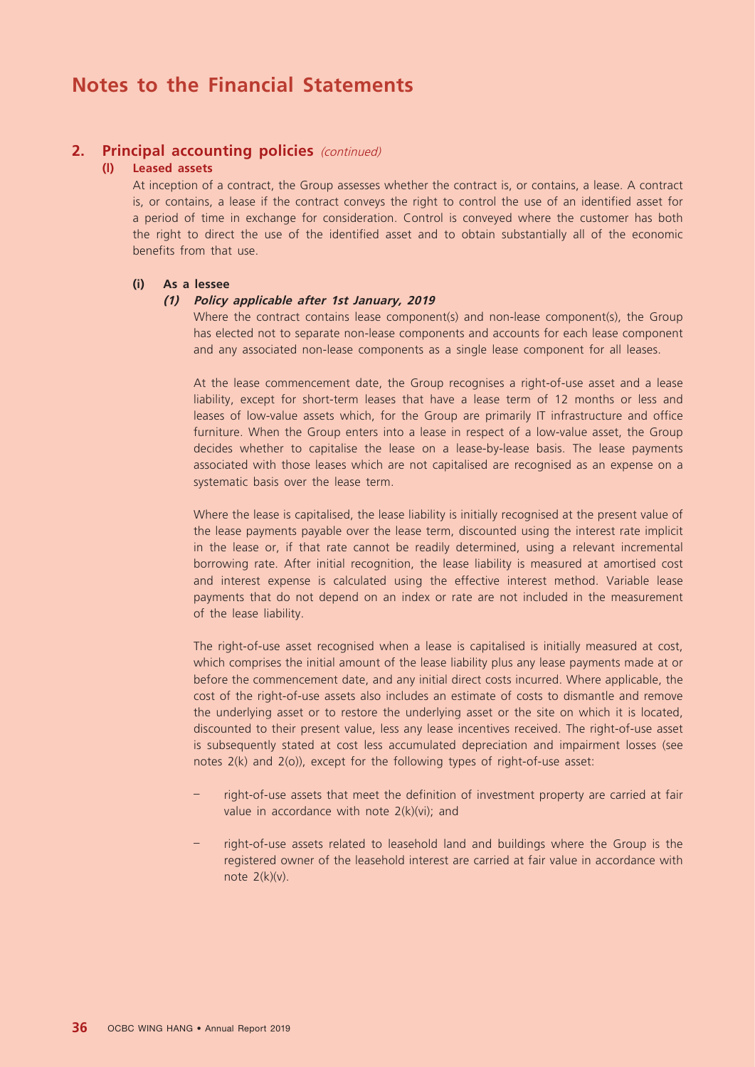# Notes to the Financial Statements

## 2. Principal accounting policies *(continued)*

### (l) Leased assets

At inception of a contract, the Group assesses whether the contract is, or contains, a lease. A contract is, or contains, a lease if the contract conveys the right to control the use of an identified asset for a period of time in exchange for consideration. Control is conveyed where the customer has both the right to direct the use of the identified asset and to obtain substantially all of the economic benefits from that use.

#### (i) As a lessee

##### *(1) Policy applicable after 1st January, 2019*

Where the contract contains lease component(s) and non-lease component(s), the Group has elected not to separate non-lease components and accounts for each lease component and any associated non-lease components as a single lease component for all leases.

At the lease commencement date, the Group recognises a right-of-use asset and a lease liability, except for short-term leases that have a lease term of 12 months or less and leases of low-value assets which, for the Group are primarily IT infrastructure and office furniture. When the Group enters into a lease in respect of a low-value asset, the Group decides whether to capitalise the lease on a lease-by-lease basis. The lease payments associated with those leases which are not capitalised are recognised as an expense on a systematic basis over the lease term.

Where the lease is capitalised, the lease liability is initially recognised at the present value of the lease payments payable over the lease term, discounted using the interest rate implicit in the lease or, if that rate cannot be readily determined, using a relevant incremental borrowing rate. After initial recognition, the lease liability is measured at amortised cost and interest expense is calculated using the effective interest method. Variable lease payments that do not depend on an index or rate are not included in the measurement of the lease liability.

The right-of-use asset recognised when a lease is capitalised is initially measured at cost, which comprises the initial amount of the lease liability plus any lease payments made at or before the commencement date, and any initial direct costs incurred. Where applicable, the cost of the right-of-use assets also includes an estimate of costs to dismantle and remove the underlying asset or to restore the underlying asset or the site on which it is located, discounted to their present value, less any lease incentives received. The right-of-use asset is subsequently stated at cost less accumulated depreciation and impairment losses (see notes 2(k) and 2(o)), except for the following types of right-of-use asset:

- right-of-use assets that meet the definition of investment property are carried at fair value in accordance with note 2(k)(vi); and
- right-of-use assets related to leasehold land and buildings where the Group is the registered owner of the leasehold interest are carried at fair value in accordance with note 2(k)(v).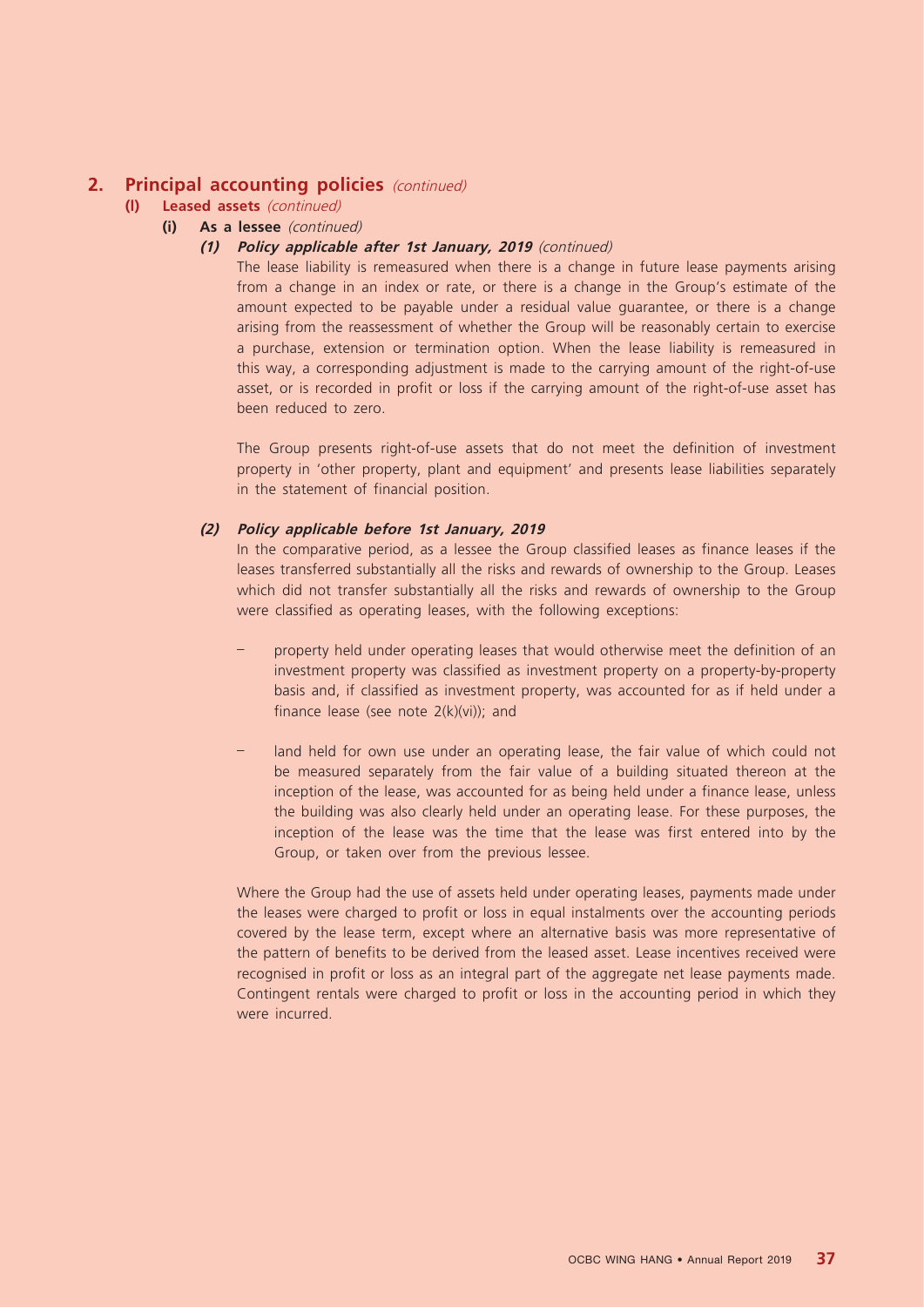## 2. Principal accounting policies *(continued)*

### (l) Leased assets *(continued)*

#### (i) As a lessee *(continued)*

##### *(1) Policy applicable after 1st January, 2019 (continued)*

The lease liability is remeasured when there is a change in future lease payments arising from a change in an index or rate, or there is a change in the Group's estimate of the amount expected to be payable under a residual value guarantee, or there is a change arising from the reassessment of whether the Group will be reasonably certain to exercise a purchase, extension or termination option. When the lease liability is remeasured in this way, a corresponding adjustment is made to the carrying amount of the right-of-use asset, or is recorded in profit or loss if the carrying amount of the right-of-use asset has been reduced to zero.

The Group presents right-of-use assets that do not meet the definition of investment property in 'other property, plant and equipment' and presents lease liabilities separately in the statement of financial position.

##### *(2) Policy applicable before 1st January, 2019*

In the comparative period, as a lessee the Group classified leases as finance leases if the leases transferred substantially all the risks and rewards of ownership to the Group. Leases which did not transfer substantially all the risks and rewards of ownership to the Group were classified as operating leases, with the following exceptions:

- property held under operating leases that would otherwise meet the definition of an investment property was classified as investment property on a property-by-property basis and, if classified as investment property, was accounted for as if held under a finance lease (see note 2(k)(vi)); and

- land held for own use under an operating lease, the fair value of which could not be measured separately from the fair value of a building situated thereon at the inception of the lease, was accounted for as being held under a finance lease, unless the building was also clearly held under an operating lease. For these purposes, the inception of the lease was the time that the lease was first entered into by the Group, or taken over from the previous lessee.

Where the Group had the use of assets held under operating leases, payments made under the leases were charged to profit or loss in equal instalments over the accounting periods covered by the lease term, except where an alternative basis was more representative of the pattern of benefits to be derived from the leased asset. Lease incentives received were recognised in profit or loss as an integral part of the aggregate net lease payments made. Contingent rentals were charged to profit or loss in the accounting period in which they were incurred.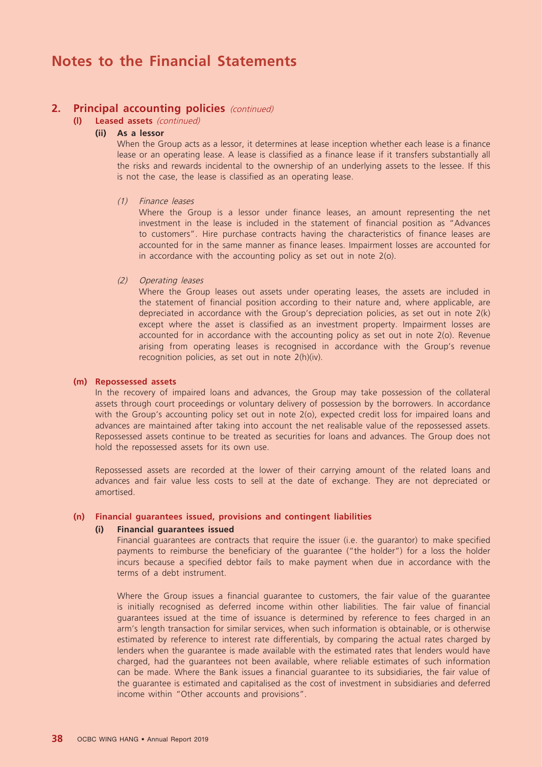# Notes to the Financial Statements

## 2. Principal accounting policies *(continued)*

### (l) Leased assets *(continued)*

#### (ii) As a lessor

When the Group acts as a lessor, it determines at lease inception whether each lease is a finance lease or an operating lease. A lease is classified as a finance lease if it transfers substantially all the risks and rewards incidental to the ownership of an underlying assets to the lessee. If this is not the case, the lease is classified as an operating lease.

*(1) Finance leases*

Where the Group is a lessor under finance leases, an amount representing the net investment in the lease is included in the statement of financial position as "Advances to customers". Hire purchase contracts having the characteristics of finance leases are accounted for in the same manner as finance leases. Impairment losses are accounted for in accordance with the accounting policy as set out in note 2(o).

*(2) Operating leases*

Where the Group leases out assets under operating leases, the assets are included in the statement of financial position according to their nature and, where applicable, are depreciated in accordance with the Group's depreciation policies, as set out in note 2(k) except where the asset is classified as an investment property. Impairment losses are accounted for in accordance with the accounting policy as set out in note 2(o). Revenue arising from operating leases is recognised in accordance with the Group's revenue recognition policies, as set out in note 2(h)(iv).

### (m) Repossessed assets

In the recovery of impaired loans and advances, the Group may take possession of the collateral assets through court proceedings or voluntary delivery of possession by the borrowers. In accordance with the Group's accounting policy set out in note 2(o), expected credit loss for impaired loans and advances are maintained after taking into account the net realisable value of the repossessed assets. Repossessed assets continue to be treated as securities for loans and advances. The Group does not hold the repossessed assets for its own use.

Repossessed assets are recorded at the lower of their carrying amount of the related loans and advances and fair value less costs to sell at the date of exchange. They are not depreciated or amortised.

### (n) Financial guarantees issued, provisions and contingent liabilities

#### (i) Financial guarantees issued

Financial guarantees are contracts that require the issuer (i.e. the guarantor) to make specified payments to reimburse the beneficiary of the guarantee ("the holder") for a loss the holder incurs because a specified debtor fails to make payment when due in accordance with the terms of a debt instrument.

Where the Group issues a financial guarantee to customers, the fair value of the guarantee is initially recognised as deferred income within other liabilities. The fair value of financial guarantees issued at the time of issuance is determined by reference to fees charged in an arm's length transaction for similar services, when such information is obtainable, or is otherwise estimated by reference to interest rate differentials, by comparing the actual rates charged by lenders when the guarantee is made available with the estimated rates that lenders would have charged, had the guarantees not been available, where reliable estimates of such information can be made. Where the Bank issues a financial guarantee to its subsidiaries, the fair value of the guarantee is estimated and capitalised as the cost of investment in subsidiaries and deferred income within "Other accounts and provisions".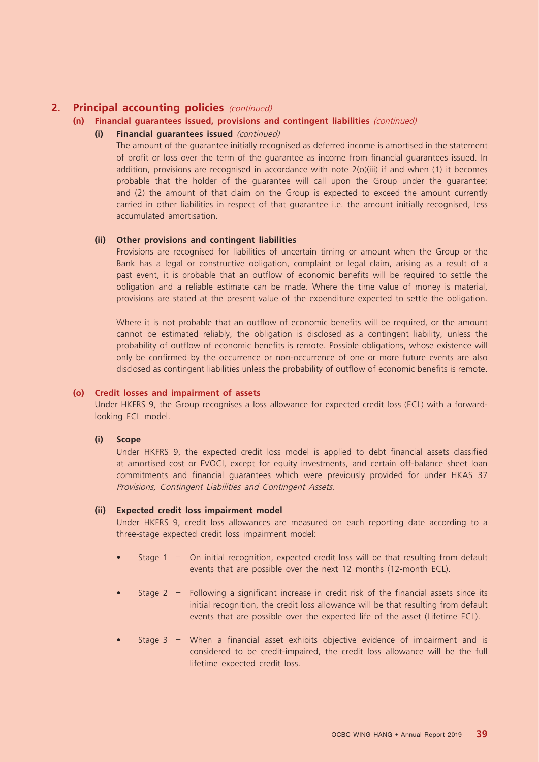## 2. Principal accounting policies *(continued)*

### (n) Financial guarantees issued, provisions and contingent liabilities *(continued)*

#### (i) Financial guarantees issued *(continued)*

The amount of the guarantee initially recognised as deferred income is amortised in the statement of profit or loss over the term of the guarantee as income from financial guarantees issued. In addition, provisions are recognised in accordance with note 2(o)(iii) if and when (1) it becomes probable that the holder of the guarantee will call upon the Group under the guarantee; and (2) the amount of that claim on the Group is expected to exceed the amount currently carried in other liabilities in respect of that guarantee i.e. the amount initially recognised, less accumulated amortisation.

#### (ii) Other provisions and contingent liabilities

Provisions are recognised for liabilities of uncertain timing or amount when the Group or the Bank has a legal or constructive obligation, complaint or legal claim, arising as a result of a past event, it is probable that an outflow of economic benefits will be required to settle the obligation and a reliable estimate can be made. Where the time value of money is material, provisions are stated at the present value of the expenditure expected to settle the obligation.

Where it is not probable that an outflow of economic benefits will be required, or the amount cannot be estimated reliably, the obligation is disclosed as a contingent liability, unless the probability of outflow of economic benefits is remote. Possible obligations, whose existence will only be confirmed by the occurrence or non-occurrence of one or more future events are also disclosed as contingent liabilities unless the probability of outflow of economic benefits is remote.

### (o) Credit losses and impairment of assets

Under HKFRS 9, the Group recognises a loss allowance for expected credit loss (ECL) with a forward-looking ECL model.

#### (i) Scope

Under HKFRS 9, the expected credit loss model is applied to debt financial assets classified at amortised cost or FVOCI, except for equity investments, and certain off-balance sheet loan commitments and financial guarantees which were previously provided for under HKAS 37 *Provisions, Contingent Liabilities and Contingent Assets*.

#### (ii) Expected credit loss impairment model

Under HKFRS 9, credit loss allowances are measured on each reporting date according to a three-stage expected credit loss impairment model:

- Stage 1 – On initial recognition, expected credit loss will be that resulting from default events that are possible over the next 12 months (12-month ECL).
- Stage 2 – Following a significant increase in credit risk of the financial assets since its initial recognition, the credit loss allowance will be that resulting from default events that are possible over the expected life of the asset (Lifetime ECL).
- Stage 3 – When a financial asset exhibits objective evidence of impairment and is considered to be credit-impaired, the credit loss allowance will be the full lifetime expected credit loss.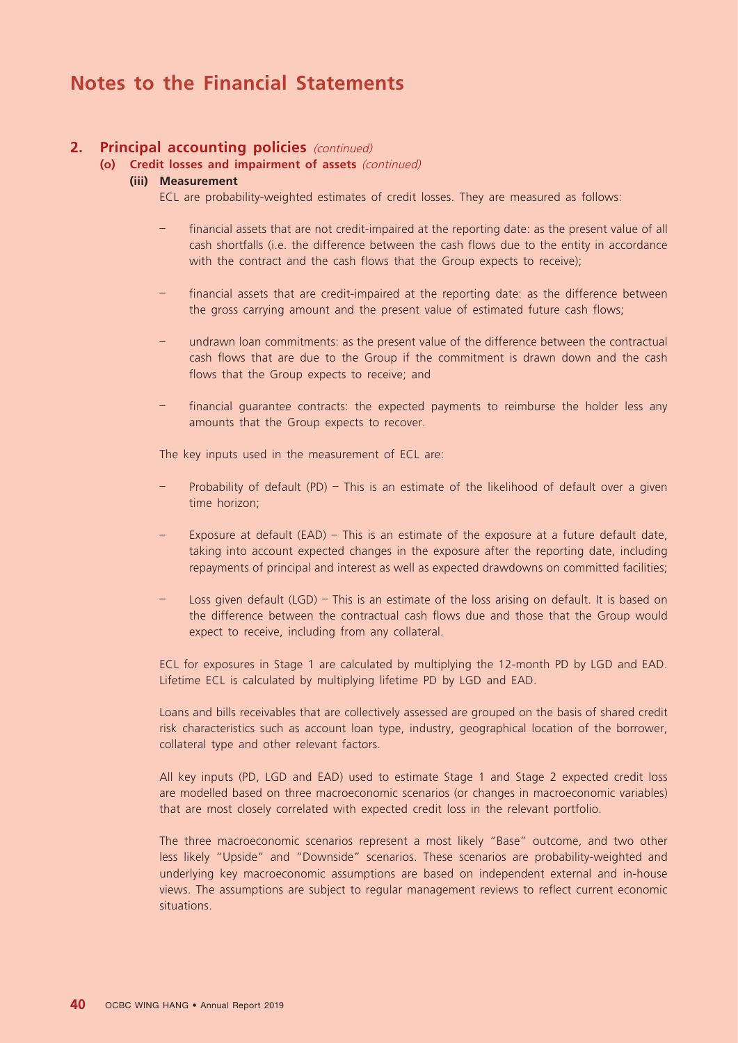# Notes to the Financial Statements

## 2. Principal accounting policies *(continued)*

### (o) Credit losses and impairment of assets *(continued)*

#### (iii) Measurement

ECL are probability-weighted estimates of credit losses. They are measured as follows:

- financial assets that are not credit-impaired at the reporting date: as the present value of all cash shortfalls (i.e. the difference between the cash flows due to the entity in accordance with the contract and the cash flows that the Group expects to receive);
- financial assets that are credit-impaired at the reporting date: as the difference between the gross carrying amount and the present value of estimated future cash flows;
- undrawn loan commitments: as the present value of the difference between the contractual cash flows that are due to the Group if the commitment is drawn down and the cash flows that the Group expects to receive; and
- financial guarantee contracts: the expected payments to reimburse the holder less any amounts that the Group expects to recover.

The key inputs used in the measurement of ECL are:

- Probability of default (PD) – This is an estimate of the likelihood of default over a given time horizon;
- Exposure at default (EAD) – This is an estimate of the exposure at a future default date, taking into account expected changes in the exposure after the reporting date, including repayments of principal and interest as well as expected drawdowns on committed facilities;
- Loss given default (LGD) – This is an estimate of the loss arising on default. It is based on the difference between the contractual cash flows due and those that the Group would expect to receive, including from any collateral.

ECL for exposures in Stage 1 are calculated by multiplying the 12-month PD by LGD and EAD. Lifetime ECL is calculated by multiplying lifetime PD by LGD and EAD.

Loans and bills receivables that are collectively assessed are grouped on the basis of shared credit risk characteristics such as account loan type, industry, geographical location of the borrower, collateral type and other relevant factors.

All key inputs (PD, LGD and EAD) used to estimate Stage 1 and Stage 2 expected credit loss are modelled based on three macroeconomic scenarios (or changes in macroeconomic variables) that are most closely correlated with expected credit loss in the relevant portfolio.

The three macroeconomic scenarios represent a most likely "Base" outcome, and two other less likely "Upside" and "Downside" scenarios. These scenarios are probability-weighted and underlying key macroeconomic assumptions are based on independent external and in-house views. The assumptions are subject to regular management reviews to reflect current economic situations.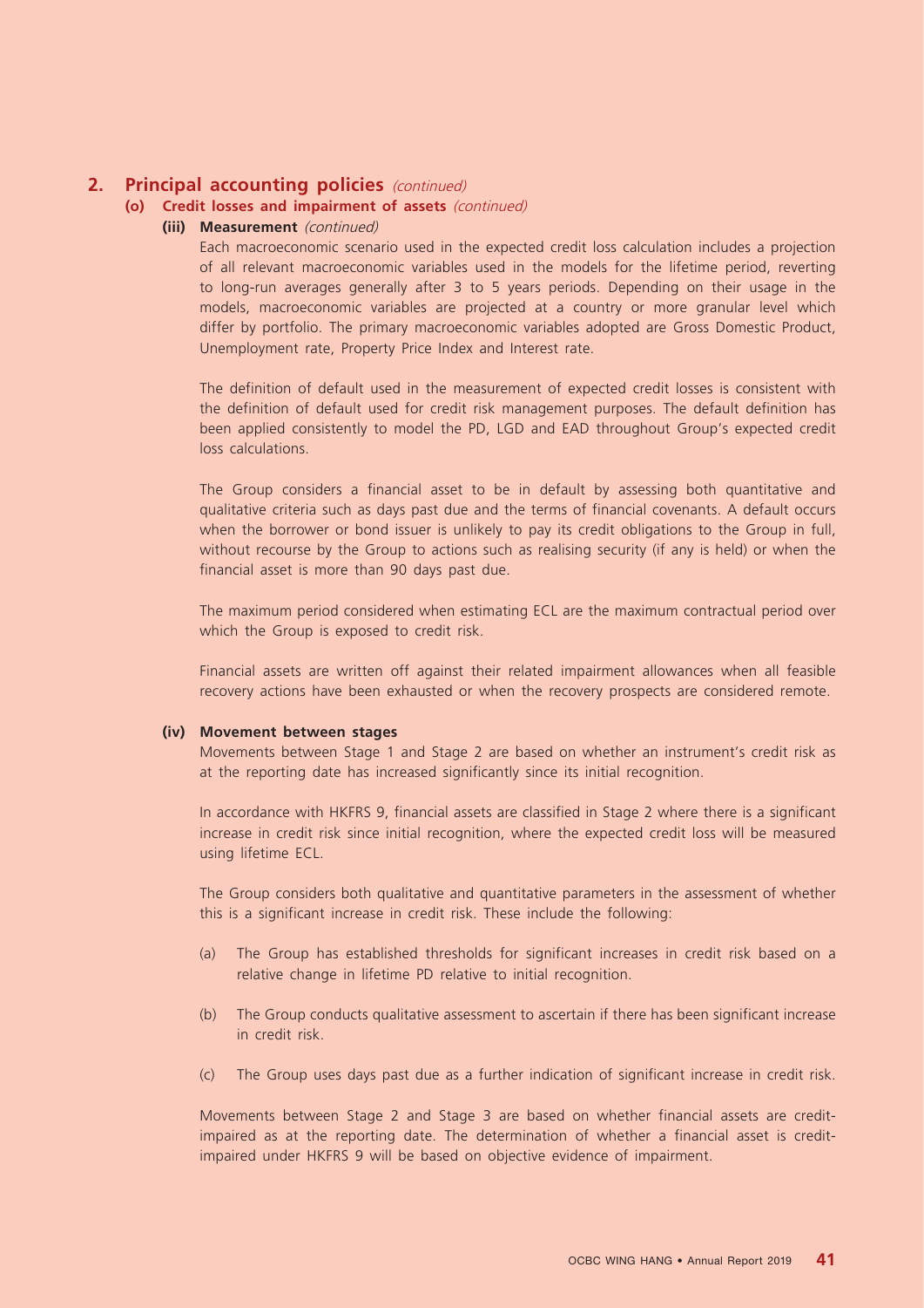## 2. Principal accounting policies *(continued)*

### (o) Credit losses and impairment of assets *(continued)*

#### (iii) Measurement *(continued)*

Each macroeconomic scenario used in the expected credit loss calculation includes a projection of all relevant macroeconomic variables used in the models for the lifetime period, reverting to long-run averages generally after 3 to 5 years periods. Depending on their usage in the models, macroeconomic variables are projected at a country or more granular level which differ by portfolio. The primary macroeconomic variables adopted are Gross Domestic Product, Unemployment rate, Property Price Index and Interest rate.

The definition of default used in the measurement of expected credit losses is consistent with the definition of default used for credit risk management purposes. The default definition has been applied consistently to model the PD, LGD and EAD throughout Group's expected credit loss calculations.

The Group considers a financial asset to be in default by assessing both quantitative and qualitative criteria such as days past due and the terms of financial covenants. A default occurs when the borrower or bond issuer is unlikely to pay its credit obligations to the Group in full, without recourse by the Group to actions such as realising security (if any is held) or when the financial asset is more than 90 days past due.

The maximum period considered when estimating ECL are the maximum contractual period over which the Group is exposed to credit risk.

Financial assets are written off against their related impairment allowances when all feasible recovery actions have been exhausted or when the recovery prospects are considered remote.

#### (iv) Movement between stages

Movements between Stage 1 and Stage 2 are based on whether an instrument's credit risk as at the reporting date has increased significantly since its initial recognition.

In accordance with HKFRS 9, financial assets are classified in Stage 2 where there is a significant increase in credit risk since initial recognition, where the expected credit loss will be measured using lifetime ECL.

The Group considers both qualitative and quantitative parameters in the assessment of whether this is a significant increase in credit risk. These include the following:

(a) The Group has established thresholds for significant increases in credit risk based on a relative change in lifetime PD relative to initial recognition.

(b) The Group conducts qualitative assessment to ascertain if there has been significant increase in credit risk.

(c) The Group uses days past due as a further indication of significant increase in credit risk.

Movements between Stage 2 and Stage 3 are based on whether financial assets are credit-impaired as at the reporting date. The determination of whether a financial asset is credit-impaired under HKFRS 9 will be based on objective evidence of impairment.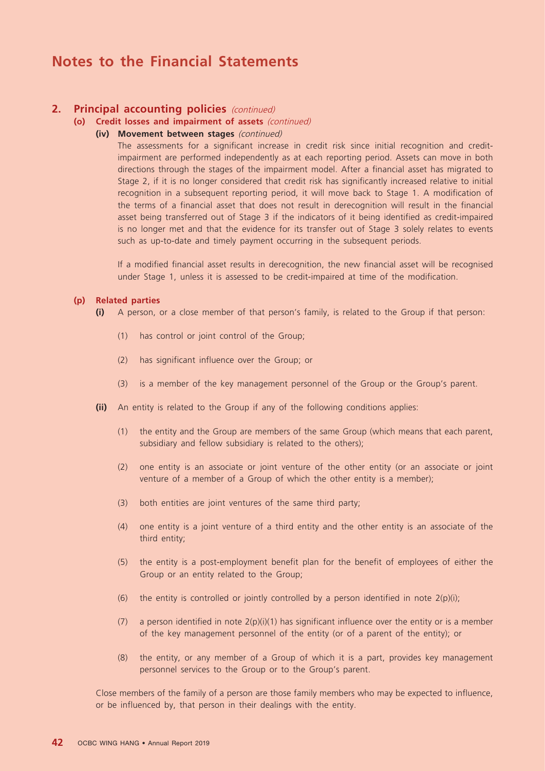# Notes to the Financial Statements

## 2. Principal accounting policies *(continued)*

### (o) Credit losses and impairment of assets *(continued)*

#### (iv) Movement between stages *(continued)*

The assessments for a significant increase in credit risk since initial recognition and credit-impairment are performed independently as at each reporting period. Assets can move in both directions through the stages of the impairment model. After a financial asset has migrated to Stage 2, if it is no longer considered that credit risk has significantly increased relative to initial recognition in a subsequent reporting period, it will move back to Stage 1. A modification of the terms of a financial asset that does not result in derecognition will result in the financial asset being transferred out of Stage 3 if the indicators of it being identified as credit-impaired is no longer met and that the evidence for its transfer out of Stage 3 solely relates to events such as up-to-date and timely payment occurring in the subsequent periods.

If a modified financial asset results in derecognition, the new financial asset will be recognised under Stage 1, unless it is assessed to be credit-impaired at time of the modification.

### (p) Related parties

**(i)** A person, or a close member of that person's family, is related to the Group if that person:

(1) has control or joint control of the Group;

(2) has significant influence over the Group; or

(3) is a member of the key management personnel of the Group or the Group's parent.

**(ii)** An entity is related to the Group if any of the following conditions applies:

(1) the entity and the Group are members of the same Group (which means that each parent, subsidiary and fellow subsidiary is related to the others);

(2) one entity is an associate or joint venture of the other entity (or an associate or joint venture of a member of a Group of which the other entity is a member);

(3) both entities are joint ventures of the same third party;

(4) one entity is a joint venture of a third entity and the other entity is an associate of the third entity;

(5) the entity is a post-employment benefit plan for the benefit of employees of either the Group or an entity related to the Group;

(6) the entity is controlled or jointly controlled by a person identified in note 2(p)(i);

(7) a person identified in note 2(p)(i)(1) has significant influence over the entity or is a member of the key management personnel of the entity (or of a parent of the entity); or

(8) the entity, or any member of a Group of which it is a part, provides key management personnel services to the Group or to the Group's parent.

Close members of the family of a person are those family members who may be expected to influence, or be influenced by, that person in their dealings with the entity.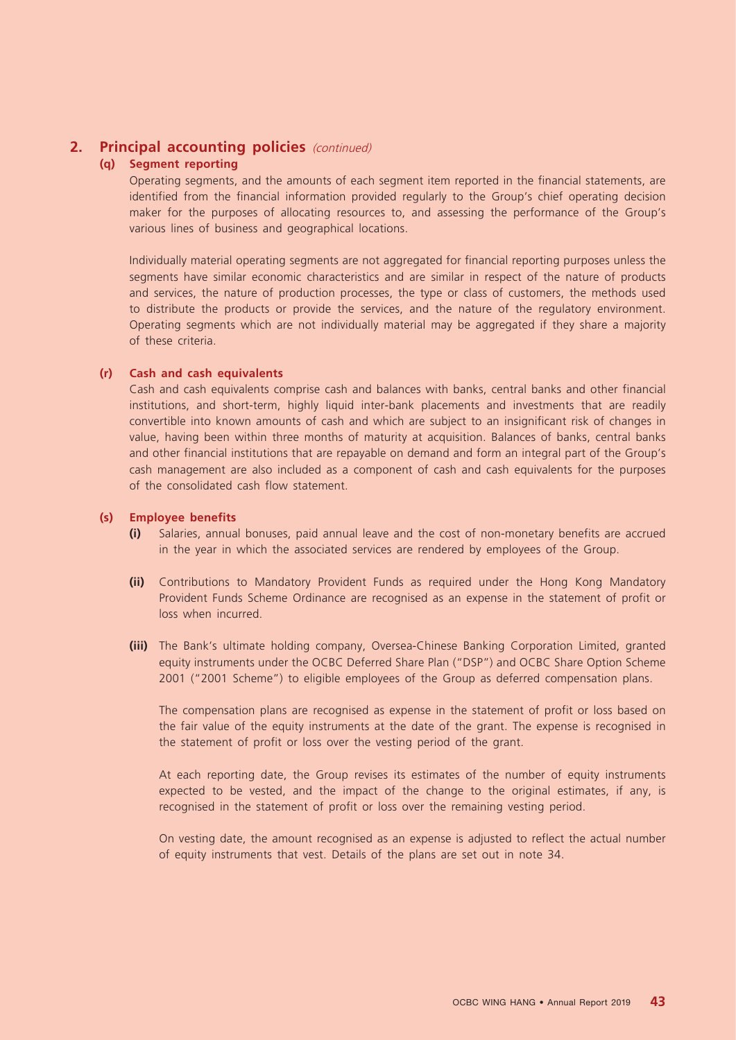## 2. Principal accounting policies *(continued)*

### (q) Segment reporting

Operating segments, and the amounts of each segment item reported in the financial statements, are identified from the financial information provided regularly to the Group's chief operating decision maker for the purposes of allocating resources to, and assessing the performance of the Group's various lines of business and geographical locations.

Individually material operating segments are not aggregated for financial reporting purposes unless the segments have similar economic characteristics and are similar in respect of the nature of products and services, the nature of production processes, the type or class of customers, the methods used to distribute the products or provide the services, and the nature of the regulatory environment. Operating segments which are not individually material may be aggregated if they share a majority of these criteria.

### (r) Cash and cash equivalents

Cash and cash equivalents comprise cash and balances with banks, central banks and other financial institutions, and short-term, highly liquid inter-bank placements and investments that are readily convertible into known amounts of cash and which are subject to an insignificant risk of changes in value, having been within three months of maturity at acquisition. Balances of banks, central banks and other financial institutions that are repayable on demand and form an integral part of the Group's cash management are also included as a component of cash and cash equivalents for the purposes of the consolidated cash flow statement.

### (s) Employee benefits

**(i)** Salaries, annual bonuses, paid annual leave and the cost of non-monetary benefits are accrued in the year in which the associated services are rendered by employees of the Group.

**(ii)** Contributions to Mandatory Provident Funds as required under the Hong Kong Mandatory Provident Funds Scheme Ordinance are recognised as an expense in the statement of profit or loss when incurred.

**(iii)** The Bank's ultimate holding company, Oversea-Chinese Banking Corporation Limited, granted equity instruments under the OCBC Deferred Share Plan ("DSP") and OCBC Share Option Scheme 2001 ("2001 Scheme") to eligible employees of the Group as deferred compensation plans.

The compensation plans are recognised as expense in the statement of profit or loss based on the fair value of the equity instruments at the date of the grant. The expense is recognised in the statement of profit or loss over the vesting period of the grant.

At each reporting date, the Group revises its estimates of the number of equity instruments expected to be vested, and the impact of the change to the original estimates, if any, is recognised in the statement of profit or loss over the remaining vesting period.

On vesting date, the amount recognised as an expense is adjusted to reflect the actual number of equity instruments that vest. Details of the plans are set out in note 34.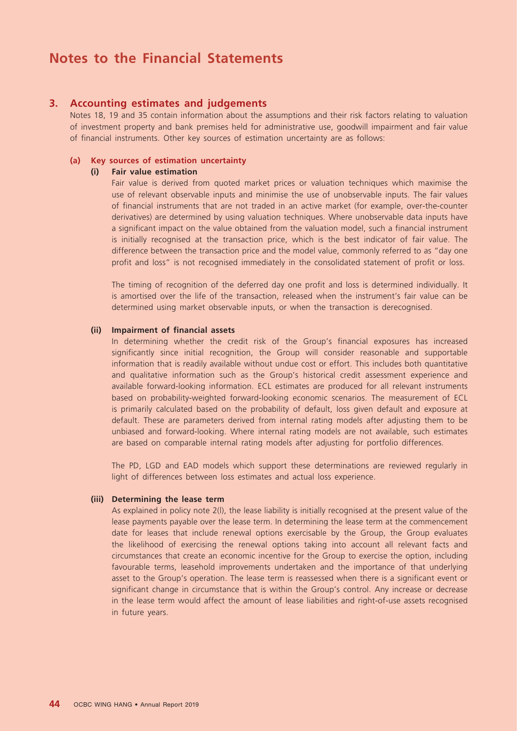# Notes to the Financial Statements

## 3. Accounting estimates and judgements

Notes 18, 19 and 35 contain information about the assumptions and their risk factors relating to valuation of investment property and bank premises held for administrative use, goodwill impairment and fair value of financial instruments. Other key sources of estimation uncertainty are as follows:

### (a) Key sources of estimation uncertainty

#### (i) Fair value estimation

Fair value is derived from quoted market prices or valuation techniques which maximise the use of relevant observable inputs and minimise the use of unobservable inputs. The fair values of financial instruments that are not traded in an active market (for example, over-the-counter derivatives) are determined by using valuation techniques. Where unobservable data inputs have a significant impact on the value obtained from the valuation model, such a financial instrument is initially recognised at the transaction price, which is the best indicator of fair value. The difference between the transaction price and the model value, commonly referred to as "day one profit and loss" is not recognised immediately in the consolidated statement of profit or loss.

The timing of recognition of the deferred day one profit and loss is determined individually. It is amortised over the life of the transaction, released when the instrument's fair value can be determined using market observable inputs, or when the transaction is derecognised.

#### (ii) Impairment of financial assets

In determining whether the credit risk of the Group's financial exposures has increased significantly since initial recognition, the Group will consider reasonable and supportable information that is readily available without undue cost or effort. This includes both quantitative and qualitative information such as the Group's historical credit assessment experience and available forward-looking information. ECL estimates are produced for all relevant instruments based on probability-weighted forward-looking economic scenarios. The measurement of ECL is primarily calculated based on the probability of default, loss given default and exposure at default. These are parameters derived from internal rating models after adjusting them to be unbiased and forward-looking. Where internal rating models are not available, such estimates are based on comparable internal rating models after adjusting for portfolio differences.

The PD, LGD and EAD models which support these determinations are reviewed regularly in light of differences between loss estimates and actual loss experience.

#### (iii) Determining the lease term

As explained in policy note 2(l), the lease liability is initially recognised at the present value of the lease payments payable over the lease term. In determining the lease term at the commencement date for leases that include renewal options exercisable by the Group, the Group evaluates the likelihood of exercising the renewal options taking into account all relevant facts and circumstances that create an economic incentive for the Group to exercise the option, including favourable terms, leasehold improvements undertaken and the importance of that underlying asset to the Group's operation. The lease term is reassessed when there is a significant event or significant change in circumstance that is within the Group's control. Any increase or decrease in the lease term would affect the amount of lease liabilities and right-of-use assets recognised in future years.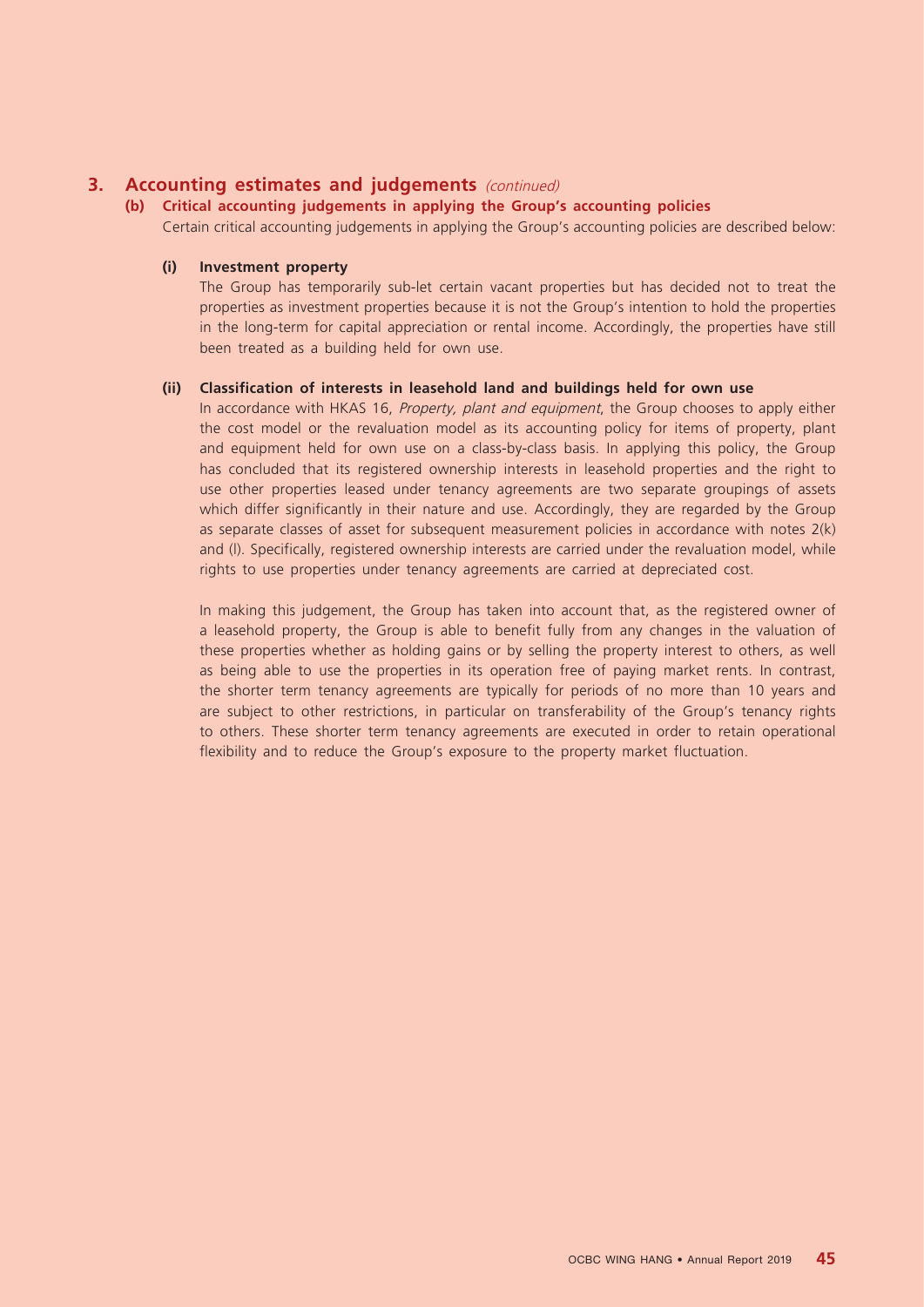## 3. Accounting estimates and judgements *(continued)*

### (b) Critical accounting judgements in applying the Group's accounting policies

Certain critical accounting judgements in applying the Group's accounting policies are described below:

#### (i) Investment property

The Group has temporarily sub-let certain vacant properties but has decided not to treat the properties as investment properties because it is not the Group's intention to hold the properties in the long-term for capital appreciation or rental income. Accordingly, the properties have still been treated as a building held for own use.

#### (ii) Classification of interests in leasehold land and buildings held for own use

In accordance with HKAS 16, *Property, plant and equipment*, the Group chooses to apply either the cost model or the revaluation model as its accounting policy for items of property, plant and equipment held for own use on a class-by-class basis. In applying this policy, the Group has concluded that its registered ownership interests in leasehold properties and the right to use other properties leased under tenancy agreements are two separate groupings of assets which differ significantly in their nature and use. Accordingly, they are regarded by the Group as separate classes of asset for subsequent measurement policies in accordance with notes 2(k) and (l). Specifically, registered ownership interests are carried under the revaluation model, while rights to use properties under tenancy agreements are carried at depreciated cost.

In making this judgement, the Group has taken into account that, as the registered owner of a leasehold property, the Group is able to benefit fully from any changes in the valuation of these properties whether as holding gains or by selling the property interest to others, as well as being able to use the properties in its operation free of paying market rents. In contrast, the shorter term tenancy agreements are typically for periods of no more than 10 years and are subject to other restrictions, in particular on transferability of the Group's tenancy rights to others. These shorter term tenancy agreements are executed in order to retain operational flexibility and to reduce the Group's exposure to the property market fluctuation.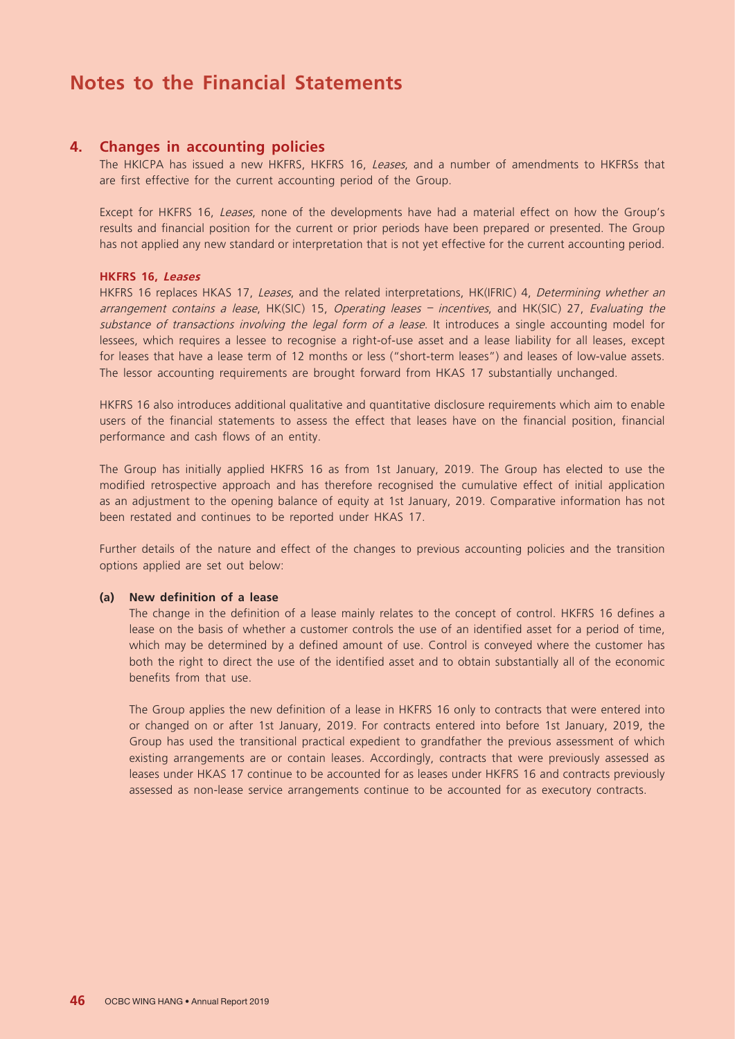# Notes to the Financial Statements

## 4. Changes in accounting policies

The HKICPA has issued a new HKFRS, HKFRS 16, *Leases*, and a number of amendments to HKFRSs that are first effective for the current accounting period of the Group.

Except for HKFRS 16, *Leases*, none of the developments have had a material effect on how the Group's results and financial position for the current or prior periods have been prepared or presented. The Group has not applied any new standard or interpretation that is not yet effective for the current accounting period.

**HKFRS 16, *Leases***

HKFRS 16 replaces HKAS 17, *Leases*, and the related interpretations, HK(IFRIC) 4, *Determining whether an arrangement contains a lease*, HK(SIC) 15, *Operating leases – incentives*, and HK(SIC) 27, *Evaluating the substance of transactions involving the legal form of a lease*. It introduces a single accounting model for lessees, which requires a lessee to recognise a right-of-use asset and a lease liability for all leases, except for leases that have a lease term of 12 months or less ("short-term leases") and leases of low-value assets. The lessor accounting requirements are brought forward from HKAS 17 substantially unchanged.

HKFRS 16 also introduces additional qualitative and quantitative disclosure requirements which aim to enable users of the financial statements to assess the effect that leases have on the financial position, financial performance and cash flows of an entity.

The Group has initially applied HKFRS 16 as from 1st January, 2019. The Group has elected to use the modified retrospective approach and has therefore recognised the cumulative effect of initial application as an adjustment to the opening balance of equity at 1st January, 2019. Comparative information has not been restated and continues to be reported under HKAS 17.

Further details of the nature and effect of the changes to previous accounting policies and the transition options applied are set out below:

**(a) New definition of a lease**

The change in the definition of a lease mainly relates to the concept of control. HKFRS 16 defines a lease on the basis of whether a customer controls the use of an identified asset for a period of time, which may be determined by a defined amount of use. Control is conveyed where the customer has both the right to direct the use of the identified asset and to obtain substantially all of the economic benefits from that use.

The Group applies the new definition of a lease in HKFRS 16 only to contracts that were entered into or changed on or after 1st January, 2019. For contracts entered into before 1st January, 2019, the Group has used the transitional practical expedient to grandfather the previous assessment of which existing arrangements are or contain leases. Accordingly, contracts that were previously assessed as leases under HKAS 17 continue to be accounted for as leases under HKFRS 16 and contracts previously assessed as non-lease service arrangements continue to be accounted for as executory contracts.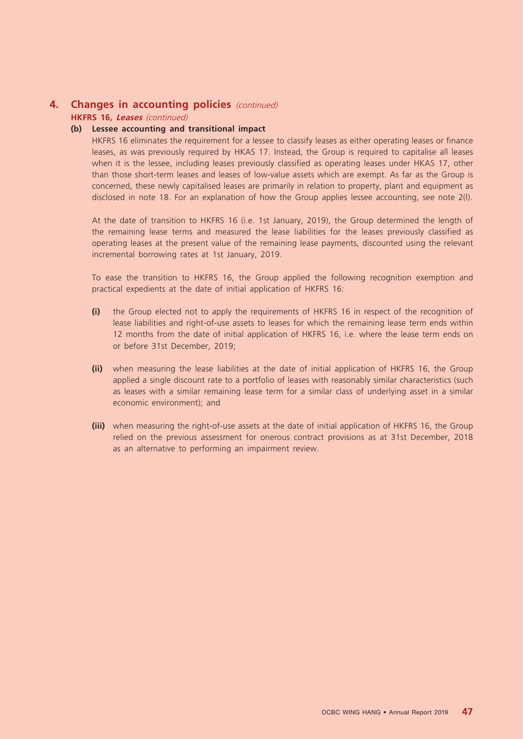## 4. Changes in accounting policies *(continued)*

**HKFRS 16, *Leases* *(continued)***

**(b) Lessee accounting and transitional impact**

HKFRS 16 eliminates the requirement for a lessee to classify leases as either operating leases or finance leases, as was previously required by HKAS 17. Instead, the Group is required to capitalise all leases when it is the lessee, including leases previously classified as operating leases under HKAS 17, other than those short-term leases and leases of low-value assets which are exempt. As far as the Group is concerned, these newly capitalised leases are primarily in relation to property, plant and equipment as disclosed in note 18. For an explanation of how the Group applies lessee accounting, see note 2(l).

At the date of transition to HKFRS 16 (i.e. 1st January, 2019), the Group determined the length of the remaining lease terms and measured the lease liabilities for the leases previously classified as operating leases at the present value of the remaining lease payments, discounted using the relevant incremental borrowing rates at 1st January, 2019.

To ease the transition to HKFRS 16, the Group applied the following recognition exemption and practical expedients at the date of initial application of HKFRS 16:

**(i)** the Group elected not to apply the requirements of HKFRS 16 in respect of the recognition of lease liabilities and right-of-use assets to leases for which the remaining lease term ends within 12 months from the date of initial application of HKFRS 16, i.e. where the lease term ends on or before 31st December, 2019;

**(ii)** when measuring the lease liabilities at the date of initial application of HKFRS 16, the Group applied a single discount rate to a portfolio of leases with reasonably similar characteristics (such as leases with a similar remaining lease term for a similar class of underlying asset in a similar economic environment); and

**(iii)** when measuring the right-of-use assets at the date of initial application of HKFRS 16, the Group relied on the previous assessment for onerous contract provisions as at 31st December, 2018 as an alternative to performing an impairment review.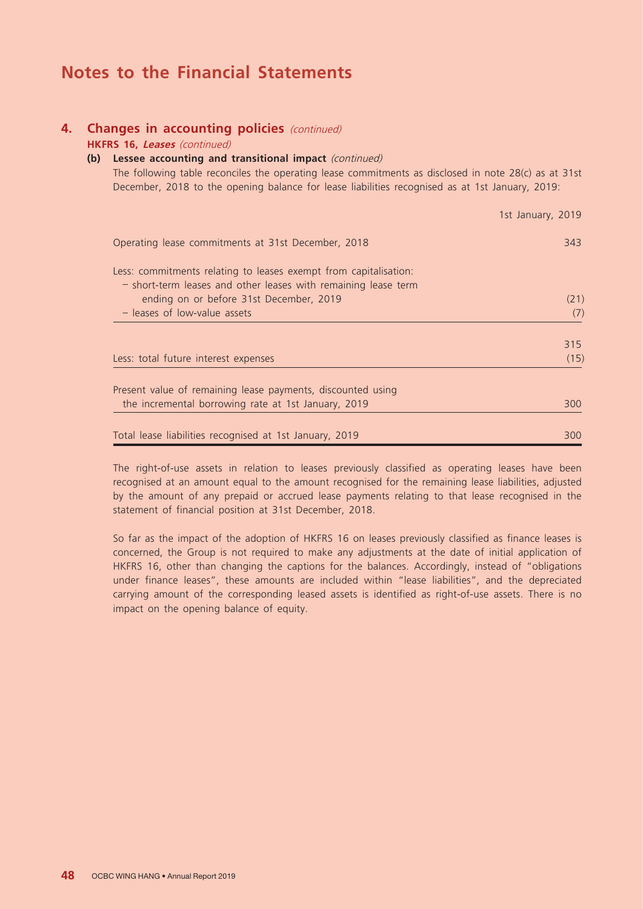# Notes to the Financial Statements

## 4. Changes in accounting policies *(continued)*

### HKFRS 16, *Leases* *(continued)*

#### (b) Lessee accounting and transitional impact *(continued)*

The following table reconciles the operating lease commitments as disclosed in note 28(c) as at 31st December, 2018 to the opening balance for lease liabilities recognised as at 1st January, 2019:

| | 1st January, 2019 |
|---|---|
| Operating lease commitments at 31st December, 2018 | 343 |
| Less: commitments relating to leases exempt from capitalisation: | |
| – short-term leases and other leases with remaining lease term ending on or before 31st December, 2019 | (21) |
| – leases of low-value assets | (7) |
| | 315 |
| Less: total future interest expenses | (15) |
| Present value of remaining lease payments, discounted using the incremental borrowing rate at 1st January, 2019 | 300 |
| Total lease liabilities recognised at 1st January, 2019 | 300 |

The right-of-use assets in relation to leases previously classified as operating leases have been recognised at an amount equal to the amount recognised for the remaining lease liabilities, adjusted by the amount of any prepaid or accrued lease payments relating to that lease recognised in the statement of financial position at 31st December, 2018.

So far as the impact of the adoption of HKFRS 16 on leases previously classified as finance leases is concerned, the Group is not required to make any adjustments at the date of initial application of HKFRS 16, other than changing the captions for the balances. Accordingly, instead of "obligations under finance leases", these amounts are included within "lease liabilities", and the depreciated carrying amount of the corresponding leased assets is identified as right-of-use assets. There is no impact on the opening balance of equity.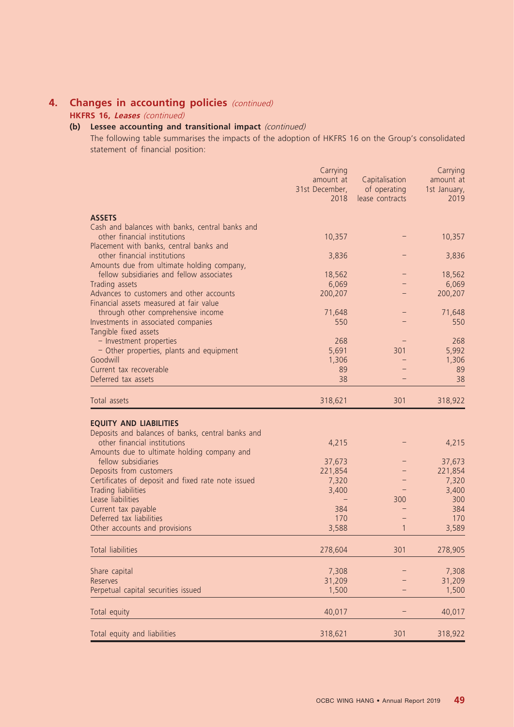## 4. Changes in accounting policies *(continued)*

### HKFRS 16, *Leases* *(continued)*

#### (b) Lessee accounting and transitional impact *(continued)*

The following table summarises the impacts of the adoption of HKFRS 16 on the Group's consolidated statement of financial position:

| | Carrying amount at 31st December, 2018 | Capitalisation of operating lease contracts | Carrying amount at 1st January, 2019 |
|---|---|---|---|
| **ASSETS** | | | |
| Cash and balances with banks, central banks and other financial institutions | 10,357 | – | 10,357 |
| Placement with banks, central banks and other financial institutions | 3,836 | – | 3,836 |
| Amounts due from ultimate holding company, fellow subsidiaries and fellow associates | 18,562 | – | 18,562 |
| Trading assets | 6,069 | – | 6,069 |
| Advances to customers and other accounts | 200,207 | – | 200,207 |
| Financial assets measured at fair value through other comprehensive income | 71,648 | – | 71,648 |
| Investments in associated companies | 550 | – | 550 |
| Tangible fixed assets | | | |
| – Investment properties | 268 | – | 268 |
| – Other properties, plants and equipment | 5,691 | 301 | 5,992 |
| Goodwill | 1,306 | – | 1,306 |
| Current tax recoverable | 89 | – | 89 |
| Deferred tax assets | 38 | – | 38 |
| Total assets | 318,621 | 301 | 318,922 |
| **EQUITY AND LIABILITIES** | | | |
| Deposits and balances of banks, central banks and other financial institutions | 4,215 | – | 4,215 |
| Amounts due to ultimate holding company and fellow subsidiaries | 37,673 | – | 37,673 |
| Deposits from customers | 221,854 | – | 221,854 |
| Certificates of deposit and fixed rate note issued | 7,320 | – | 7,320 |
| Trading liabilities | 3,400 | – | 3,400 |
| Lease liabilities | – | 300 | 300 |
| Current tax payable | 384 | – | 384 |
| Deferred tax liabilities | 170 | – | 170 |
| Other accounts and provisions | 3,588 | 1 | 3,589 |
| Total liabilities | 278,604 | 301 | 278,905 |
| Share capital | 7,308 | – | 7,308 |
| Reserves | 31,209 | – | 31,209 |
| Perpetual capital securities issued | 1,500 | – | 1,500 |
| Total equity | 40,017 | – | 40,017 |
| Total equity and liabilities | 318,621 | 301 | 318,922 |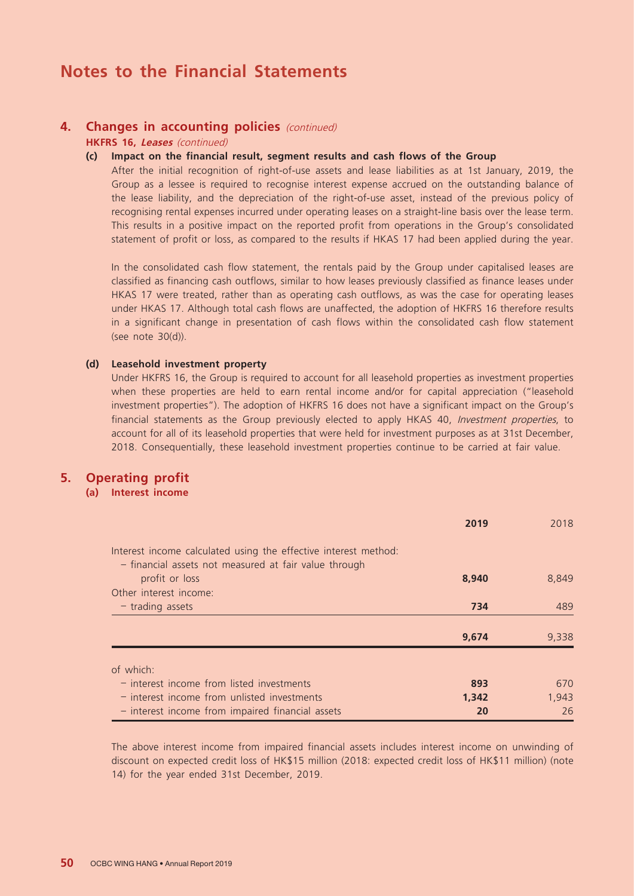# Notes to the Financial Statements

## 4. Changes in accounting policies *(continued)*

**HKFRS 16, *Leases*** *(continued)*

**(c) Impact on the financial result, segment results and cash flows of the Group**

After the initial recognition of right-of-use assets and lease liabilities as at 1st January, 2019, the Group as a lessee is required to recognise interest expense accrued on the outstanding balance of the lease liability, and the depreciation of the right-of-use asset, instead of the previous policy of recognising rental expenses incurred under operating leases on a straight-line basis over the lease term. This results in a positive impact on the reported profit from operations in the Group's consolidated statement of profit or loss, as compared to the results if HKAS 17 had been applied during the year.

In the consolidated cash flow statement, the rentals paid by the Group under capitalised leases are classified as financing cash outflows, similar to how leases previously classified as finance leases under HKAS 17 were treated, rather than as operating cash outflows, as was the case for operating leases under HKAS 17. Although total cash flows are unaffected, the adoption of HKFRS 16 therefore results in a significant change in presentation of cash flows within the consolidated cash flow statement (see note 30(d)).

**(d) Leasehold investment property**

Under HKFRS 16, the Group is required to account for all leasehold properties as investment properties when these properties are held to earn rental income and/or for capital appreciation ("leasehold investment properties"). The adoption of HKFRS 16 does not have a significant impact on the Group's financial statements as the Group previously elected to apply HKAS 40, *Investment properties*, to account for all of its leasehold properties that were held for investment purposes as at 31st December, 2018. Consequentially, these leasehold investment properties continue to be carried at fair value.

## 5. Operating profit

**(a) Interest income**

| | **2019** | 2018 |
|---|---|---|
| Interest income calculated using the effective interest method: | | |
| – financial assets not measured at fair value through profit or loss | **8,940** | 8,849 |
| Other interest income: | | |
| – trading assets | **734** | 489 |
| | **9,674** | 9,338 |
| of which: | | |
| – interest income from listed investments | **893** | 670 |
| – interest income from unlisted investments | **1,342** | 1,943 |
| – interest income from impaired financial assets | **20** | 26 |

The above interest income from impaired financial assets includes interest income on unwinding of discount on expected credit loss of HK$15 million (2018: expected credit loss of HK$11 million) (note 14) for the year ended 31st December, 2019.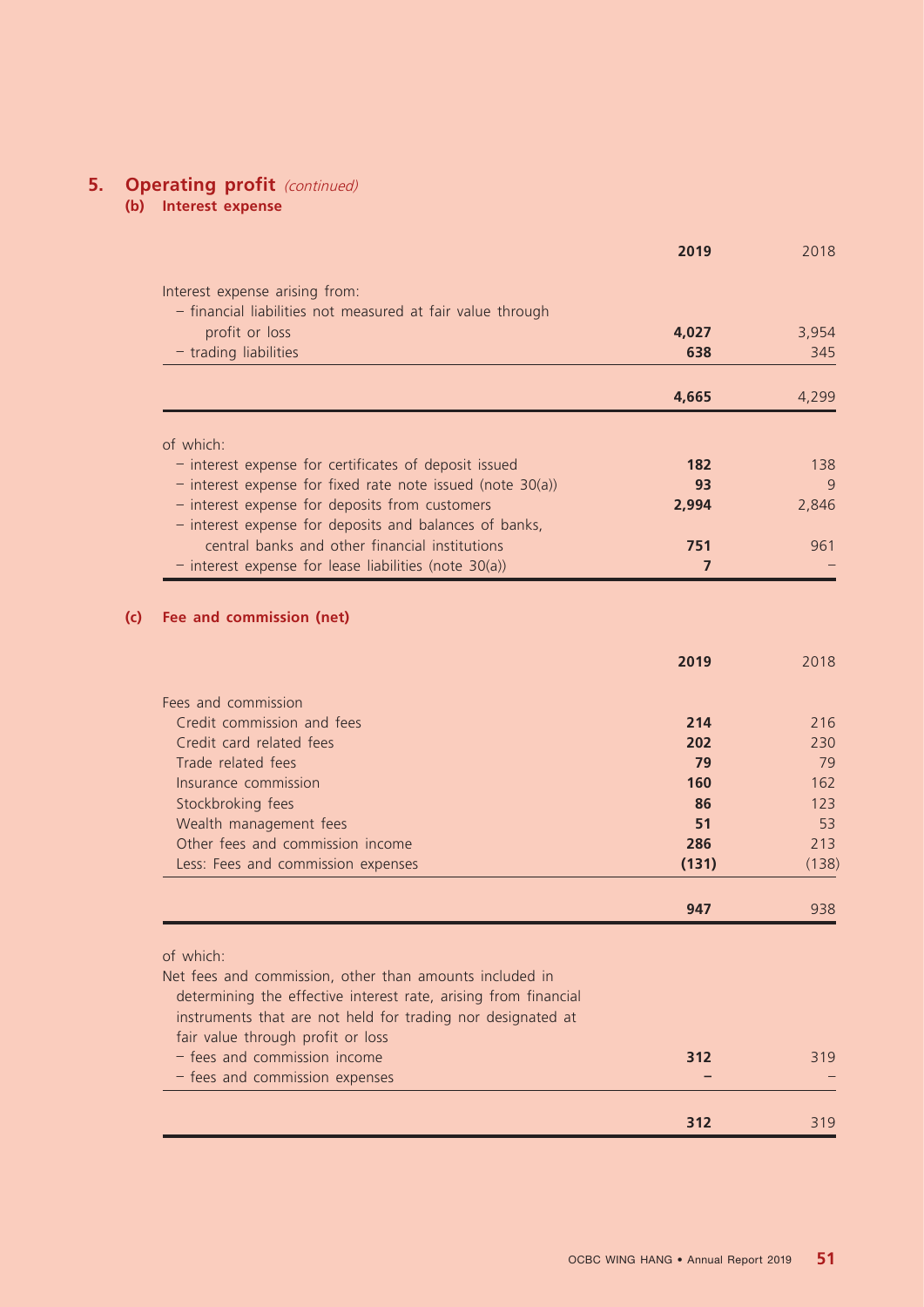## 5. Operating profit *(continued)*

### (b) Interest expense

| | **2019** | 2018 |
|---|---|---|
| Interest expense arising from: | | |
| – financial liabilities not measured at fair value through profit or loss | **4,027** | 3,954 |
| – trading liabilities | **638** | 345 |
| | **4,665** | 4,299 |
| of which: | | |
| – interest expense for certificates of deposit issued | **182** | 138 |
| – interest expense for fixed rate note issued (note 30(a)) | **93** | 9 |
| – interest expense for deposits from customers | **2,994** | 2,846 |
| – interest expense for deposits and balances of banks, central banks and other financial institutions | **751** | 961 |
| – interest expense for lease liabilities (note 30(a)) | **7** | – |

### (c) Fee and commission (net)

| | **2019** | 2018 |
|---|---|---|
| Fees and commission | | |
| Credit commission and fees | **214** | 216 |
| Credit card related fees | **202** | 230 |
| Trade related fees | **79** | 79 |
| Insurance commission | **160** | 162 |
| Stockbroking fees | **86** | 123 |
| Wealth management fees | **51** | 53 |
| Other fees and commission income | **286** | 213 |
| Less: Fees and commission expenses | **(131)** | (138) |
| | **947** | 938 |
| of which: | | |
| Net fees and commission, other than amounts included in determining the effective interest rate, arising from financial instruments that are not held for trading nor designated at fair value through profit or loss | | |
| – fees and commission income | **312** | 319 |
| – fees and commission expenses | **–** | – |
| | **312** | 319 |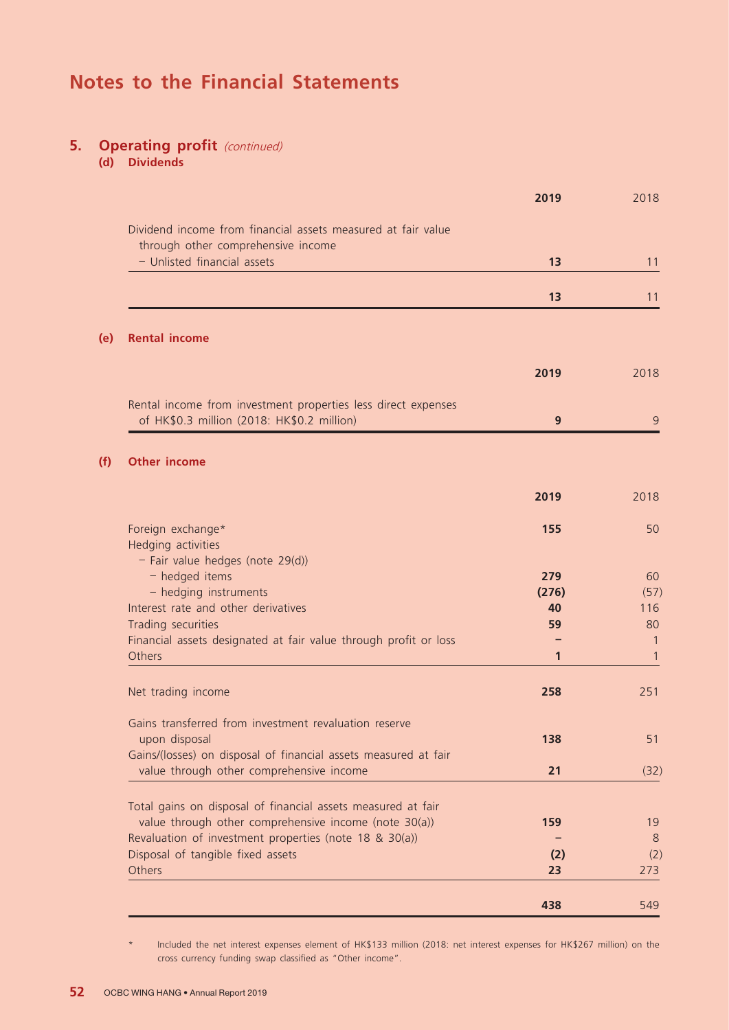# Notes to the Financial Statements

## 5. Operating profit *(continued)*

### (d) Dividends

| | 2019 | 2018 |
|---|---|---|
| Dividend income from financial assets measured at fair value through other comprehensive income | | |
| – Unlisted financial assets | **13** | 11 |
| | **13** | 11 |

### (e) Rental income

| | 2019 | 2018 |
|---|---|---|
| Rental income from investment properties less direct expenses of HK$0.3 million (2018: HK$0.2 million) | **9** | 9 |

### (f) Other income

| | 2019 | 2018 |
|---|---|---|
| Foreign exchange* | **155** | 50 |
| Hedging activities | | |
| – Fair value hedges (note 29(d)) | | |
| – hedged items | **279** | 60 |
| – hedging instruments | **(276)** | (57) |
| Interest rate and other derivatives | **40** | 116 |
| Trading securities | **59** | 80 |
| Financial assets designated at fair value through profit or loss | **–** | 1 |
| Others | **1** | 1 |
| Net trading income | **258** | 251 |
| Gains transferred from investment revaluation reserve upon disposal | **138** | 51 |
| Gains/(losses) on disposal of financial assets measured at fair value through other comprehensive income | **21** | (32) |
| Total gains on disposal of financial assets measured at fair value through other comprehensive income (note 30(a)) | **159** | 19 |
| Revaluation of investment properties (note 18 & 30(a)) | **–** | 8 |
| Disposal of tangible fixed assets | **(2)** | (2) |
| Others | **23** | 273 |
| | **438** | 549 |

\* Included the net interest expenses element of HK$133 million (2018: net interest expenses for HK$267 million) on the cross currency funding swap classified as "Other income".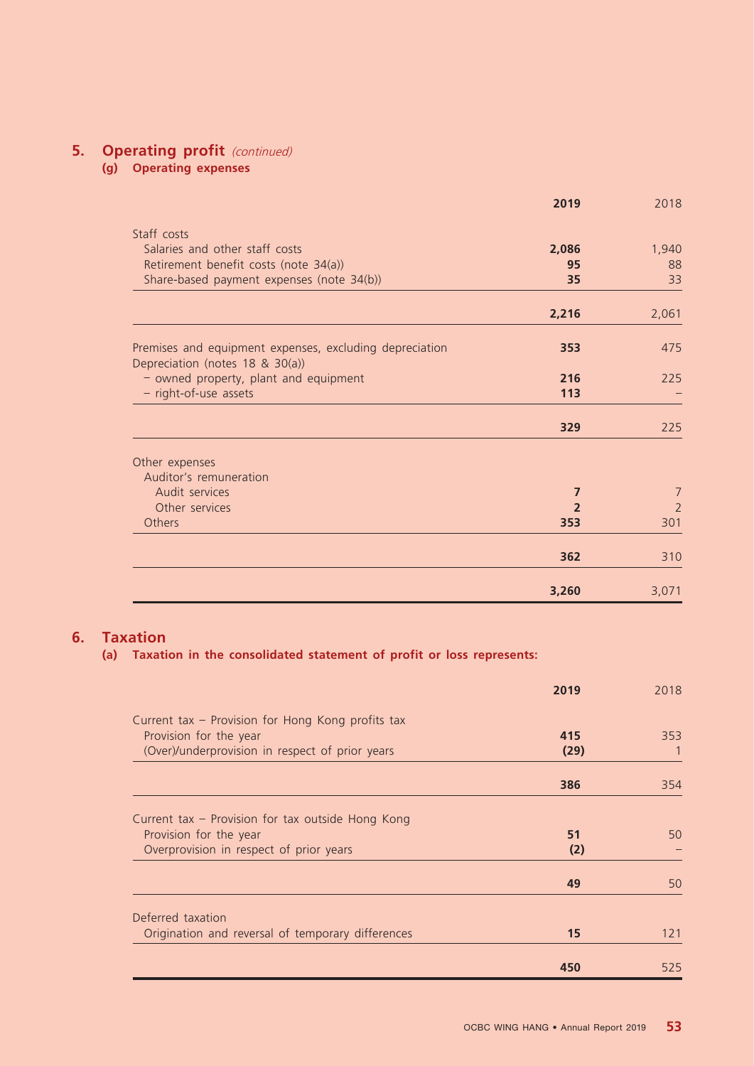## 5. Operating profit *(continued)*

### (g) Operating expenses

| | **2019** | 2018 |
|---|---|---|
| Staff costs | | |
| Salaries and other staff costs | **2,086** | 1,940 |
| Retirement benefit costs (note 34(a)) | **95** | 88 |
| Share-based payment expenses (note 34(b)) | **35** | 33 |
| | **2,216** | 2,061 |
| Premises and equipment expenses, excluding depreciation | **353** | 475 |
| Depreciation (notes 18 & 30(a)) | | |
| – owned property, plant and equipment | **216** | 225 |
| – right-of-use assets | **113** | – |
| | **329** | 225 |
| Other expenses | | |
| Auditor's remuneration | | |
| Audit services | **7** | 7 |
| Other services | **2** | 2 |
| Others | **353** | 301 |
| | **362** | 310 |
| | **3,260** | 3,071 |

## 6. Taxation

### (a) Taxation in the consolidated statement of profit or loss represents:

| | **2019** | 2018 |
|---|---|---|
| Current tax – Provision for Hong Kong profits tax | | |
| Provision for the year | **415** | 353 |
| (Over)/underprovision in respect of prior years | **(29)** | 1 |
| | **386** | 354 |
| Current tax – Provision for tax outside Hong Kong | | |
| Provision for the year | **51** | 50 |
| Overprovision in respect of prior years | **(2)** | – |
| | **49** | 50 |
| Deferred taxation | | |
| Origination and reversal of temporary differences | **15** | 121 |
| | **450** | 525 |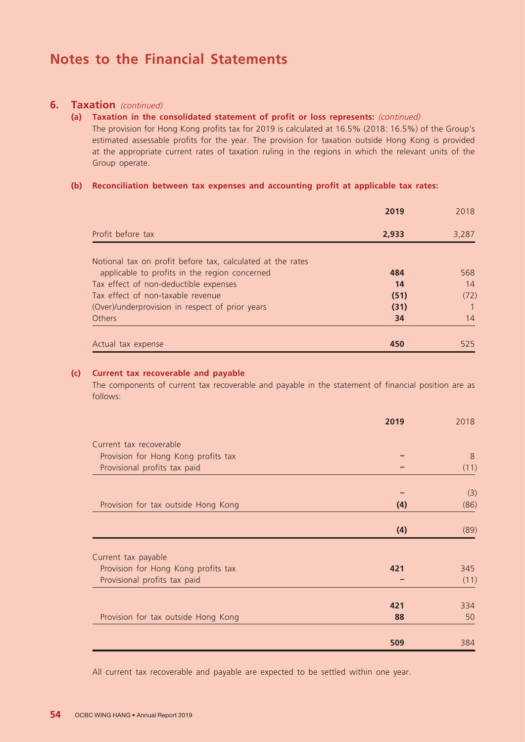# Notes to the Financial Statements

## 6. Taxation *(continued)*

### (a) Taxation in the consolidated statement of profit or loss represents: *(continued)*

The provision for Hong Kong profits tax for 2019 is calculated at 16.5% (2018: 16.5%) of the Group's estimated assessable profits for the year. The provision for taxation outside Hong Kong is provided at the appropriate current rates of taxation ruling in the regions in which the relevant units of the Group operate.

### (b) Reconciliation between tax expenses and accounting profit at applicable tax rates:

| | **2019** | 2018 |
|---|---|---|
| Profit before tax | **2,933** | 3,287 |
| Notional tax on profit before tax, calculated at the rates applicable to profits in the region concerned | **484** | 568 |
| Tax effect of non-deductible expenses | **14** | 14 |
| Tax effect of non-taxable revenue | **(51)** | (72) |
| (Over)/underprovision in respect of prior years | **(31)** | 1 |
| Others | **34** | 14 |
| Actual tax expense | **450** | 525 |

### (c) Current tax recoverable and payable

The components of current tax recoverable and payable in the statement of financial position are as follows:

| | **2019** | 2018 |
|---|---|---|
| Current tax recoverable | | |
| Provision for Hong Kong profits tax | **–** | 8 |
| Provisional profits tax paid | **–** | (11) |
| | **–** | (3) |
| Provision for tax outside Hong Kong | **(4)** | (86) |
| | **(4)** | (89) |
| Current tax payable | | |
| Provision for Hong Kong profits tax | **421** | 345 |
| Provisional profits tax paid | **–** | (11) |
| | **421** | 334 |
| Provision for tax outside Hong Kong | **88** | 50 |
| | **509** | 384 |

All current tax recoverable and payable are expected to be settled within one year.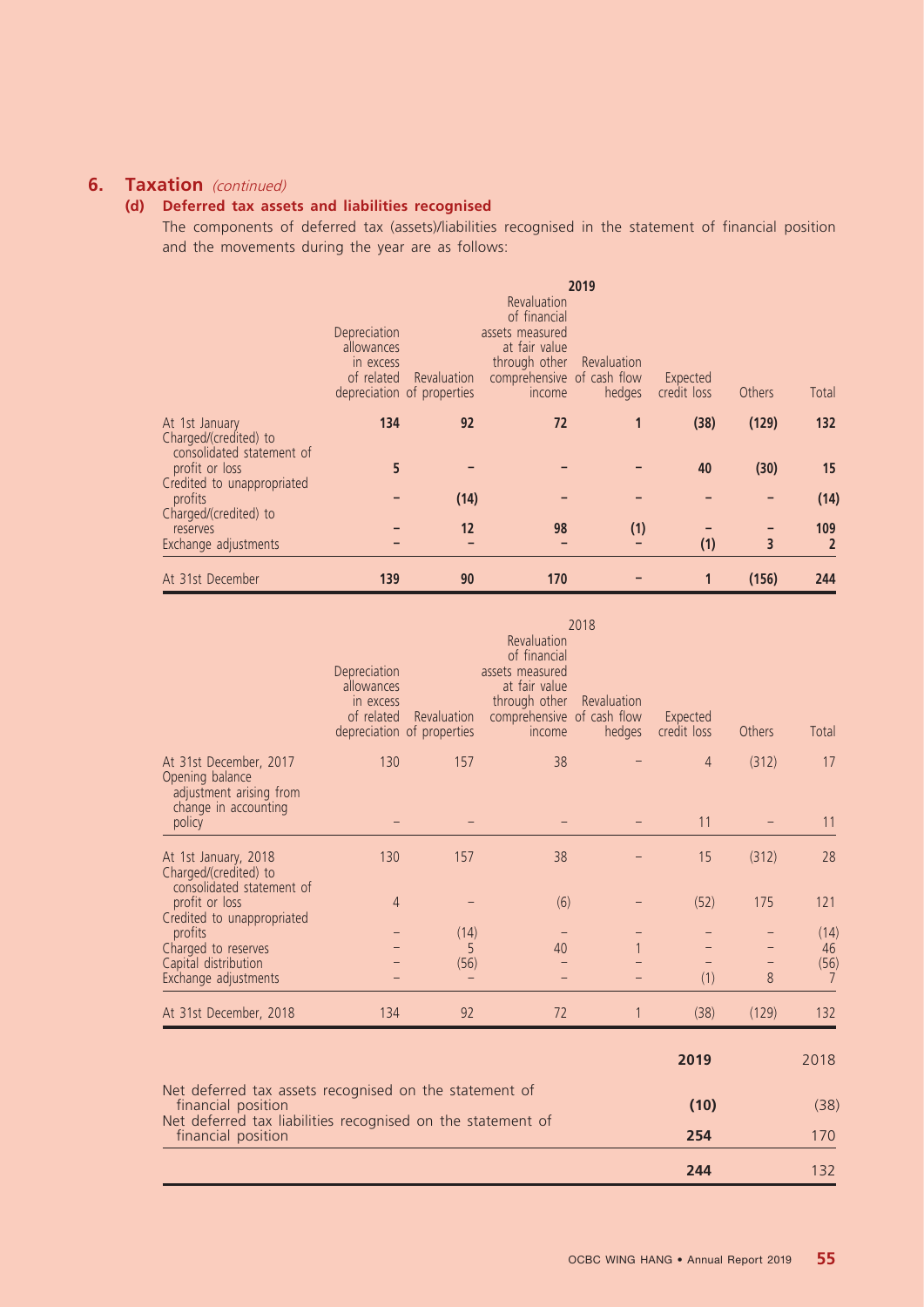## 6. Taxation *(continued)*

### (d) Deferred tax assets and liabilities recognised

The components of deferred tax (assets)/liabilities recognised in the statement of financial position and the movements during the year are as follows:

| | **2019** | | | | | | |
|---|---|---|---|---|---|---|---|
| | Depreciation allowances in excess of related depreciation | Revaluation of properties | Revaluation of financial assets measured at fair value through other comprehensive income | Revaluation of cash flow hedges | Expected credit loss | Others | Total |
| At 1st January | **134** | **92** | **72** | **1** | **(38)** | **(129)** | **132** |
| Charged/(credited) to consolidated statement of profit or loss | **5** | **–** | **–** | **–** | **40** | **(30)** | **15** |
| Credited to unappropriated profits | **–** | **(14)** | **–** | **–** | **–** | **–** | **(14)** |
| Charged/(credited) to reserves | **–** | **12** | **98** | **(1)** | **–** | **–** | **109** |
| Exchange adjustments | **–** | **–** | **–** | **–** | **(1)** | **3** | **2** |
| At 31st December | **139** | **90** | **170** | **–** | **1** | **(156)** | **244** |

| | 2018 | | | | | | |
|---|---|---|---|---|---|---|---|
| | Depreciation allowances in excess of related depreciation | Revaluation of properties | Revaluation of financial assets measured at fair value through other comprehensive income | Revaluation of cash flow hedges | Expected credit loss | Others | Total |
| At 31st December, 2017 | 130 | 157 | 38 | – | 4 | (312) | 17 |
| Opening balance adjustment arising from change in accounting policy | – | – | – | – | 11 | – | 11 |
| At 1st January, 2018 | 130 | 157 | 38 | – | 15 | (312) | 28 |
| Charged/(credited) to consolidated statement of profit or loss | 4 | – | (6) | – | (52) | 175 | 121 |
| Credited to unappropriated profits | – | (14) | – | – | – | – | (14) |
| Charged to reserves | – | 5 | 40 | 1 | – | – | 46 |
| Capital distribution | – | (56) | – | – | – | – | (56) |
| Exchange adjustments | – | – | – | – | (1) | 8 | 7 |
| At 31st December, 2018 | 134 | 92 | 72 | 1 | (38) | (129) | 132 |

| | **2019** | 2018 |
|---|---|---|
| Net deferred tax assets recognised on the statement of financial position | **(10)** | (38) |
| Net deferred tax liabilities recognised on the statement of financial position | **254** | 170 |
| | **244** | 132 |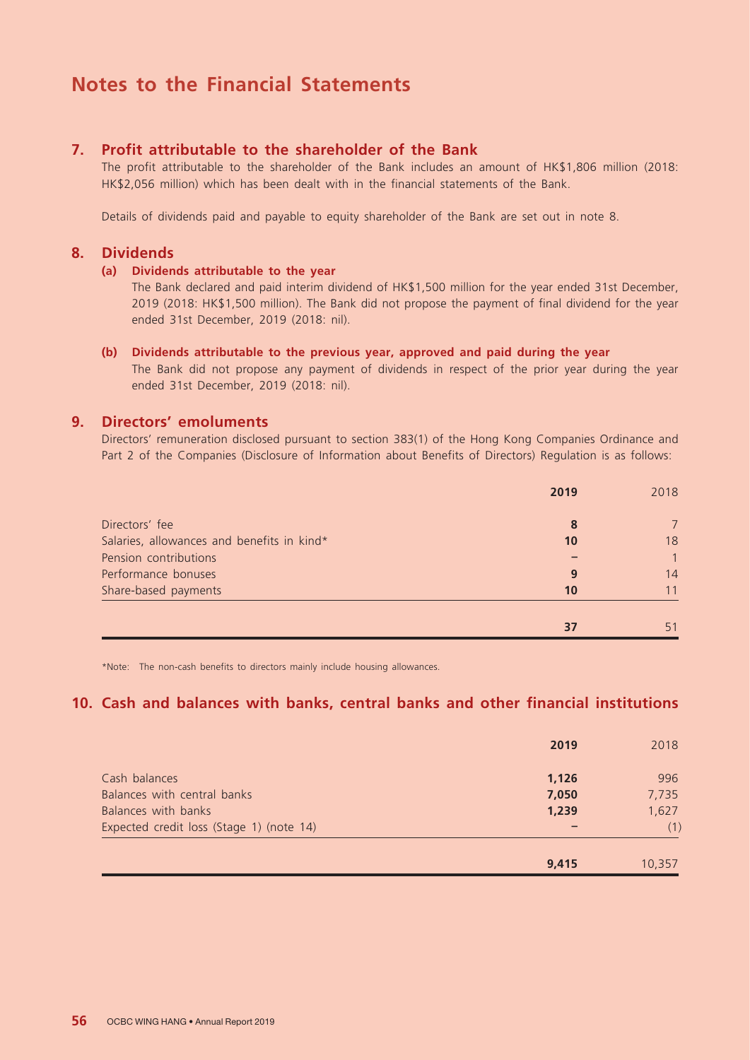# Notes to the Financial Statements

## 7. Profit attributable to the shareholder of the Bank

The profit attributable to the shareholder of the Bank includes an amount of HK$1,806 million (2018: HK$2,056 million) which has been dealt with in the financial statements of the Bank.

Details of dividends paid and payable to equity shareholder of the Bank are set out in note 8.

## 8. Dividends

### (a) Dividends attributable to the year

The Bank declared and paid interim dividend of HK$1,500 million for the year ended 31st December, 2019 (2018: HK$1,500 million). The Bank did not propose the payment of final dividend for the year ended 31st December, 2019 (2018: nil).

### (b) Dividends attributable to the previous year, approved and paid during the year

The Bank did not propose any payment of dividends in respect of the prior year during the year ended 31st December, 2019 (2018: nil).

## 9. Directors' emoluments

Directors' remuneration disclosed pursuant to section 383(1) of the Hong Kong Companies Ordinance and Part 2 of the Companies (Disclosure of Information about Benefits of Directors) Regulation is as follows:

| | **2019** | 2018 |
|---|---|---|
| Directors' fee | **8** | 7 |
| Salaries, allowances and benefits in kind* | **10** | 18 |
| Pension contributions | **–** | 1 |
| Performance bonuses | **9** | 14 |
| Share-based payments | **10** | 11 |
| | **37** | 51 |

*Note: The non-cash benefits to directors mainly include housing allowances.

## 10. Cash and balances with banks, central banks and other financial institutions

| | **2019** | 2018 |
|---|---|---|
| Cash balances | **1,126** | 996 |
| Balances with central banks | **7,050** | 7,735 |
| Balances with banks | **1,239** | 1,627 |
| Expected credit loss (Stage 1) (note 14) | **–** | (1) |
| | **9,415** | 10,357 |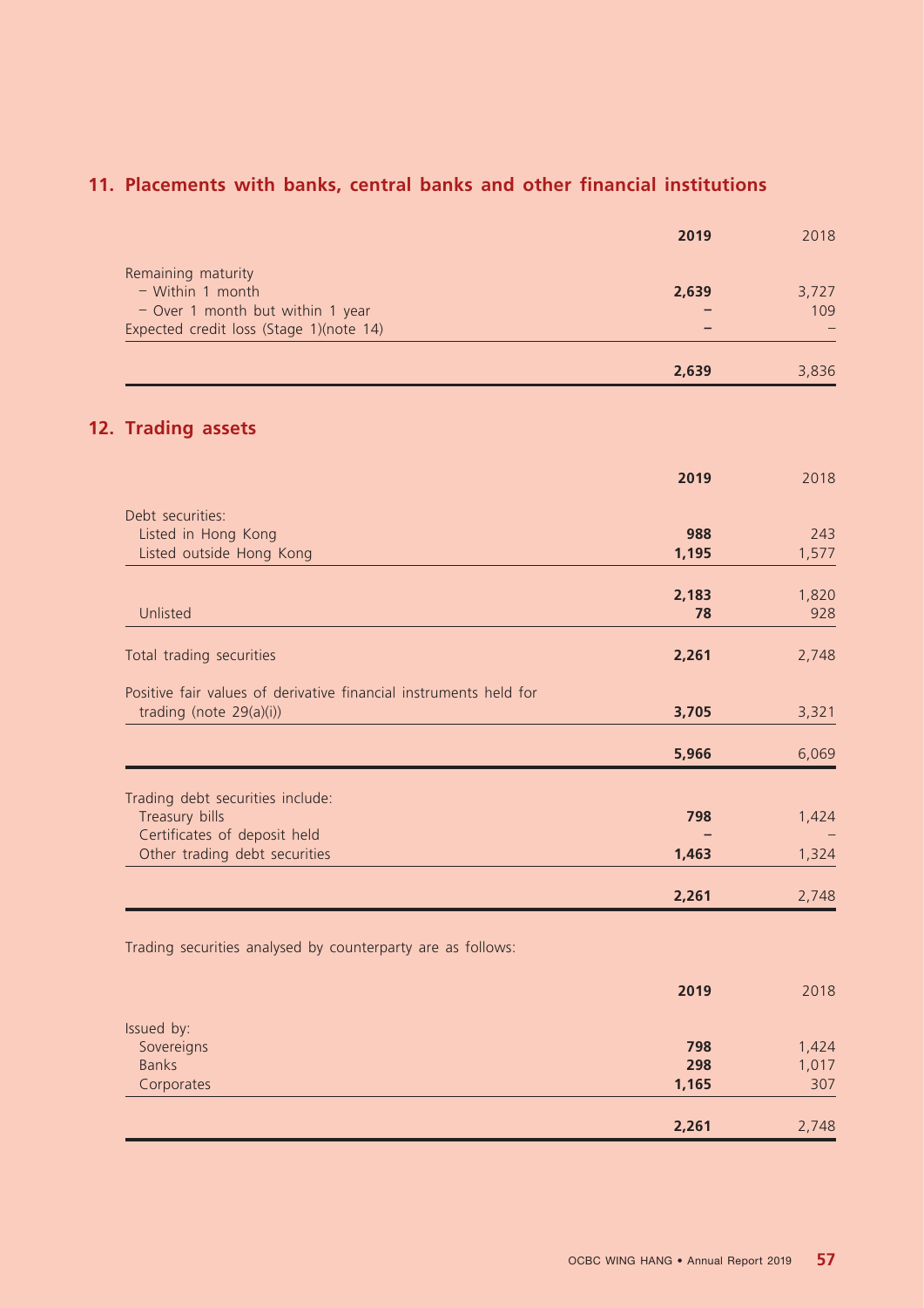## 11. Placements with banks, central banks and other financial institutions

| | **2019** | 2018 |
|---|---|---|
| Remaining maturity | | |
| – Within 1 month | **2,639** | 3,727 |
| – Over 1 month but within 1 year | **–** | 109 |
| Expected credit loss (Stage 1)(note 14) | **–** | – |
| | **2,639** | 3,836 |

## 12. Trading assets

| | **2019** | 2018 |
|---|---|---|
| Debt securities: | | |
| Listed in Hong Kong | **988** | 243 |
| Listed outside Hong Kong | **1,195** | 1,577 |
| | **2,183** | 1,820 |
| Unlisted | **78** | 928 |
| Total trading securities | **2,261** | 2,748 |
| Positive fair values of derivative financial instruments held for trading (note 29(a)(i)) | **3,705** | 3,321 |
| | **5,966** | 6,069 |

| | **2019** | 2018 |
|---|---|---|
| Trading debt securities include: | | |
| Treasury bills | **798** | 1,424 |
| Certificates of deposit held | **–** | – |
| Other trading debt securities | **1,463** | 1,324 |
| | **2,261** | 2,748 |

Trading securities analysed by counterparty are as follows:

| | **2019** | 2018 |
|---|---|---|
| Issued by: | | |
| Sovereigns | **798** | 1,424 |
| Banks | **298** | 1,017 |
| Corporates | **1,165** | 307 |
| | **2,261** | 2,748 |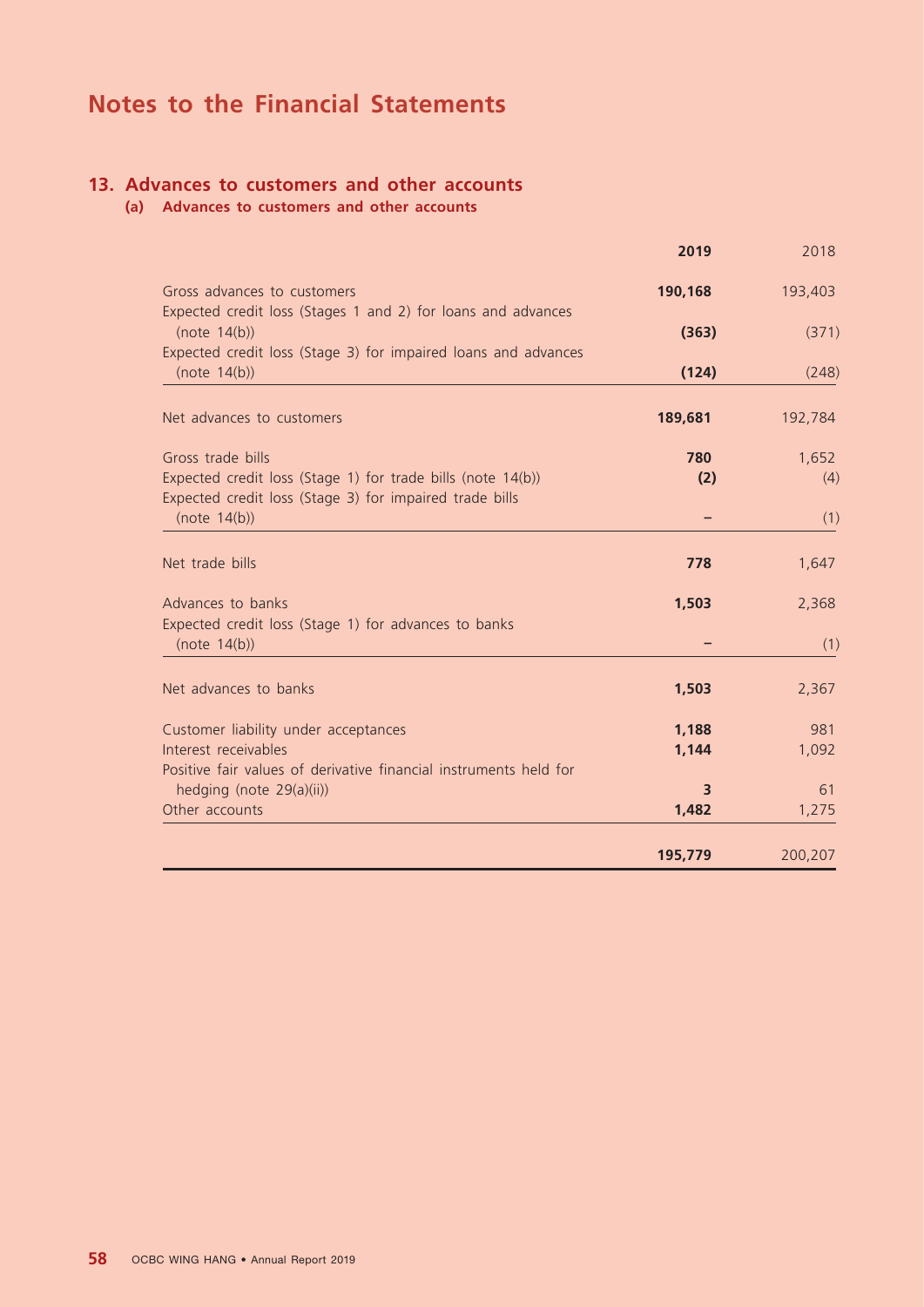# Notes to the Financial Statements

## 13. Advances to customers and other accounts

### (a) Advances to customers and other accounts

| | **2019** | 2018 |
|---|---|---|
| Gross advances to customers | **190,168** | 193,403 |
| Expected credit loss (Stages 1 and 2) for loans and advances (note 14(b)) | **(363)** | (371) |
| Expected credit loss (Stage 3) for impaired loans and advances (note 14(b)) | **(124)** | (248) |
| Net advances to customers | **189,681** | 192,784 |
| Gross trade bills | **780** | 1,652 |
| Expected credit loss (Stage 1) for trade bills (note 14(b)) | **(2)** | (4) |
| Expected credit loss (Stage 3) for impaired trade bills (note 14(b)) | **–** | (1) |
| Net trade bills | **778** | 1,647 |
| Advances to banks | **1,503** | 2,368 |
| Expected credit loss (Stage 1) for advances to banks (note 14(b)) | **–** | (1) |
| Net advances to banks | **1,503** | 2,367 |
| Customer liability under acceptances | **1,188** | 981 |
| Interest receivables | **1,144** | 1,092 |
| Positive fair values of derivative financial instruments held for hedging (note 29(a)(ii)) | **3** | 61 |
| Other accounts | **1,482** | 1,275 |
| | **195,779** | 200,207 |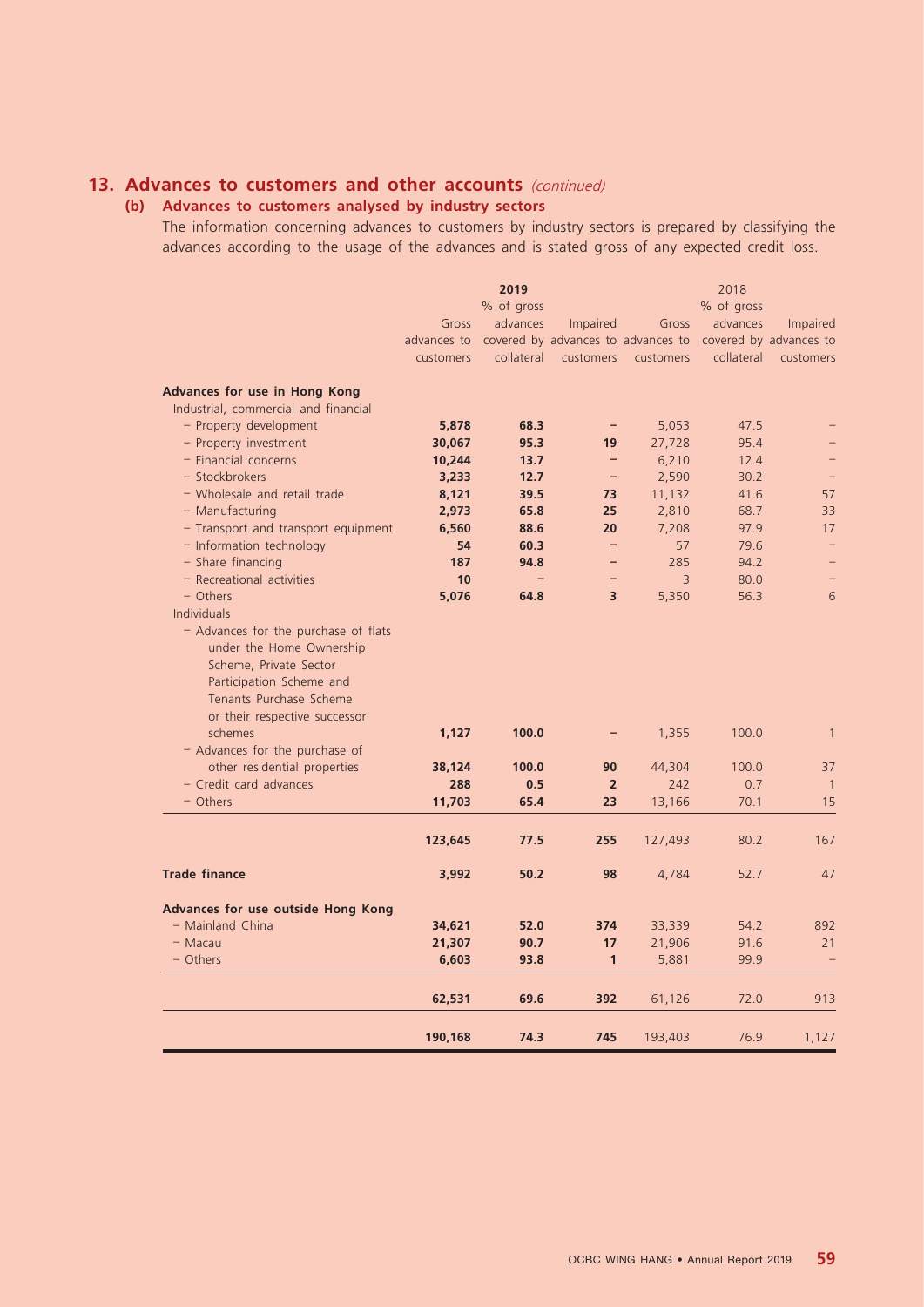## 13. Advances to customers and other accounts *(continued)*

### (b) Advances to customers analysed by industry sectors

The information concerning advances to customers by industry sectors is prepared by classifying the advances according to the usage of the advances and is stated gross of any expected credit loss.

| | **2019** | | | 2018 | | |
|---|---|---|---|---|---|---|
| | Gross advances to customers | % of gross advances covered by collateral | Impaired advances to customers | Gross advances to customers | % of gross advances covered by collateral | Impaired advances to customers |
| **Advances for use in Hong Kong** | | | | | | |
| Industrial, commercial and financial | | | | | | |
| – Property development | **5,878** | **68.3** | **–** | 5,053 | 47.5 | – |
| – Property investment | **30,067** | **95.3** | **19** | 27,728 | 95.4 | – |
| – Financial concerns | **10,244** | **13.7** | **–** | 6,210 | 12.4 | – |
| – Stockbrokers | **3,233** | **12.7** | **–** | 2,590 | 30.2 | – |
| – Wholesale and retail trade | **8,121** | **39.5** | **73** | 11,132 | 41.6 | 57 |
| – Manufacturing | **2,973** | **65.8** | **25** | 2,810 | 68.7 | 33 |
| – Transport and transport equipment | **6,560** | **88.6** | **20** | 7,208 | 97.9 | 17 |
| – Information technology | **54** | **60.3** | **–** | 57 | 79.6 | – |
| – Share financing | **187** | **94.8** | **–** | 285 | 94.2 | – |
| – Recreational activities | **10** | **–** | **–** | 3 | 80.0 | – |
| – Others | **5,076** | **64.8** | **3** | 5,350 | 56.3 | 6 |
| Individuals | | | | | | |
| – Advances for the purchase of flats under the Home Ownership Scheme, Private Sector Participation Scheme and Tenants Purchase Scheme or their respective successor schemes | **1,127** | **100.0** | **–** | 1,355 | 100.0 | 1 |
| – Advances for the purchase of other residential properties | **38,124** | **100.0** | **90** | 44,304 | 100.0 | 37 |
| – Credit card advances | **288** | **0.5** | **2** | 242 | 0.7 | 1 |
| – Others | **11,703** | **65.4** | **23** | 13,166 | 70.1 | 15 |
| | **123,645** | **77.5** | **255** | 127,493 | 80.2 | 167 |
| **Trade finance** | **3,992** | **50.2** | **98** | 4,784 | 52.7 | 47 |
| **Advances for use outside Hong Kong** | | | | | | |
| – Mainland China | **34,621** | **52.0** | **374** | 33,339 | 54.2 | 892 |
| – Macau | **21,307** | **90.7** | **17** | 21,906 | 91.6 | 21 |
| – Others | **6,603** | **93.8** | **1** | 5,881 | 99.9 | – |
| | **62,531** | **69.6** | **392** | 61,126 | 72.0 | 913 |
| | **190,168** | **74.3** | **745** | 193,403 | 76.9 | 1,127 |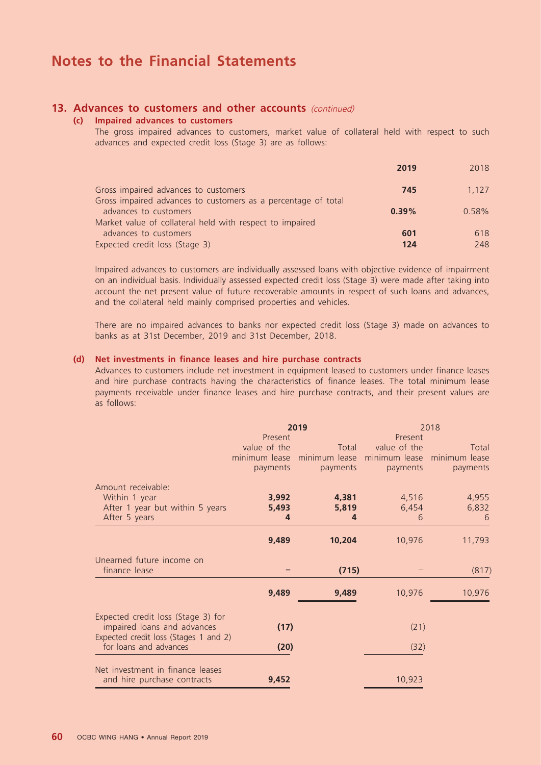# Notes to the Financial Statements

## 13. Advances to customers and other accounts *(continued)*

### (c) Impaired advances to customers

The gross impaired advances to customers, market value of collateral held with respect to such advances and expected credit loss (Stage 3) are as follows:

| | **2019** | 2018 |
|---|---|---|
| Gross impaired advances to customers | **745** | 1,127 |
| Gross impaired advances to customers as a percentage of total advances to customers | **0.39%** | 0.58% |
| Market value of collateral held with respect to impaired advances to customers | **601** | 618 |
| Expected credit loss (Stage 3) | **124** | 248 |

Impaired advances to customers are individually assessed loans with objective evidence of impairment on an individual basis. Individually assessed expected credit loss (Stage 3) were made after taking into account the net present value of future recoverable amounts in respect of such loans and advances, and the collateral held mainly comprised properties and vehicles.

There are no impaired advances to banks nor expected credit loss (Stage 3) made on advances to banks as at 31st December, 2019 and 31st December, 2018.

### (d) Net investments in finance leases and hire purchase contracts

Advances to customers include net investment in equipment leased to customers under finance leases and hire purchase contracts having the characteristics of finance leases. The total minimum lease payments receivable under finance leases and hire purchase contracts, and their present values are as follows:

| | **2019** | | 2018 | |
|---|---|---|---|---|
| | **Present value of the minimum lease payments** | **Total minimum lease payments** | Present value of the minimum lease payments | Total minimum lease payments |
| Amount receivable: | | | | |
| Within 1 year | **3,992** | **4,381** | 4,516 | 4,955 |
| After 1 year but within 5 years | **5,493** | **5,819** | 6,454 | 6,832 |
| After 5 years | **4** | **4** | 6 | 6 |
| | **9,489** | **10,204** | 10,976 | 11,793 |
| Unearned future income on finance lease | **–** | **(715)** | – | (817) |
| | **9,489** | **9,489** | 10,976 | 10,976 |
| Expected credit loss (Stage 3) for impaired loans and advances | **(17)** | | (21) | |
| Expected credit loss (Stages 1 and 2) for loans and advances | **(20)** | | (32) | |
| Net investment in finance leases and hire purchase contracts | **9,452** | | 10,923 | |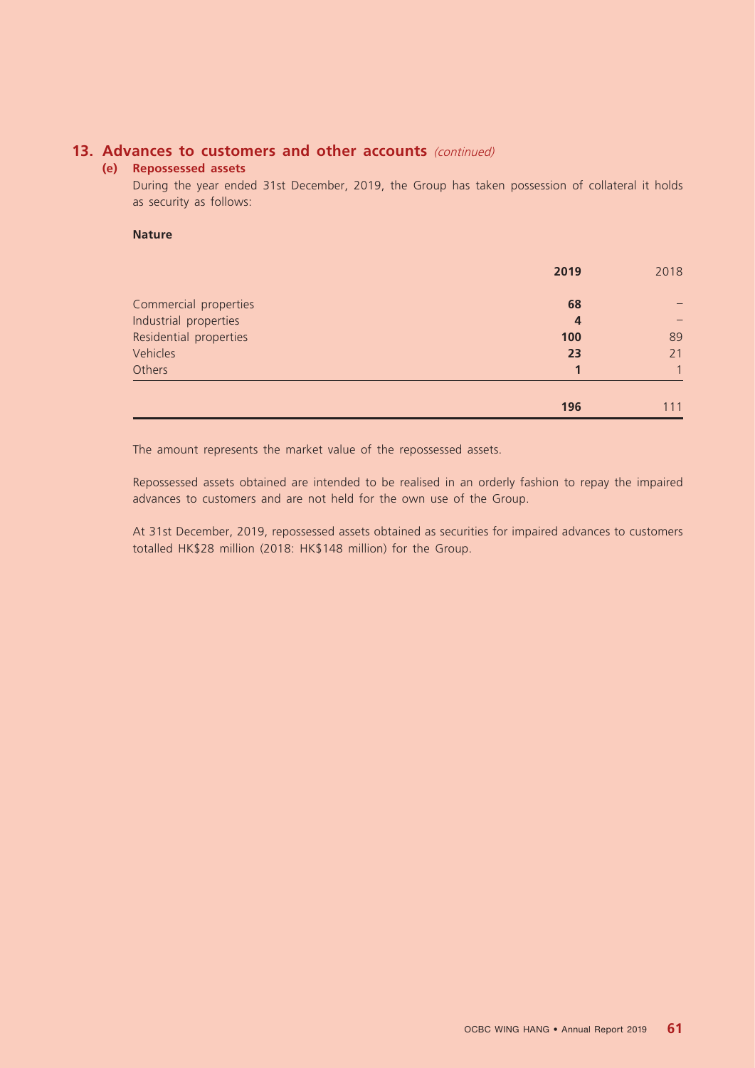## 13. Advances to customers and other accounts *(continued)*

### (e) Repossessed assets

During the year ended 31st December, 2019, the Group has taken possession of collateral it holds as security as follows:

**Nature**

| | **2019** | 2018 |
|---|---|---|
| Commercial properties | **68** | – |
| Industrial properties | **4** | – |
| Residential properties | **100** | 89 |
| Vehicles | **23** | 21 |
| Others | **1** | 1 |
| | **196** | 111 |

The amount represents the market value of the repossessed assets.

Repossessed assets obtained are intended to be realised in an orderly fashion to repay the impaired advances to customers and are not held for the own use of the Group.

At 31st December, 2019, repossessed assets obtained as securities for impaired advances to customers totalled HK$28 million (2018: HK$148 million) for the Group.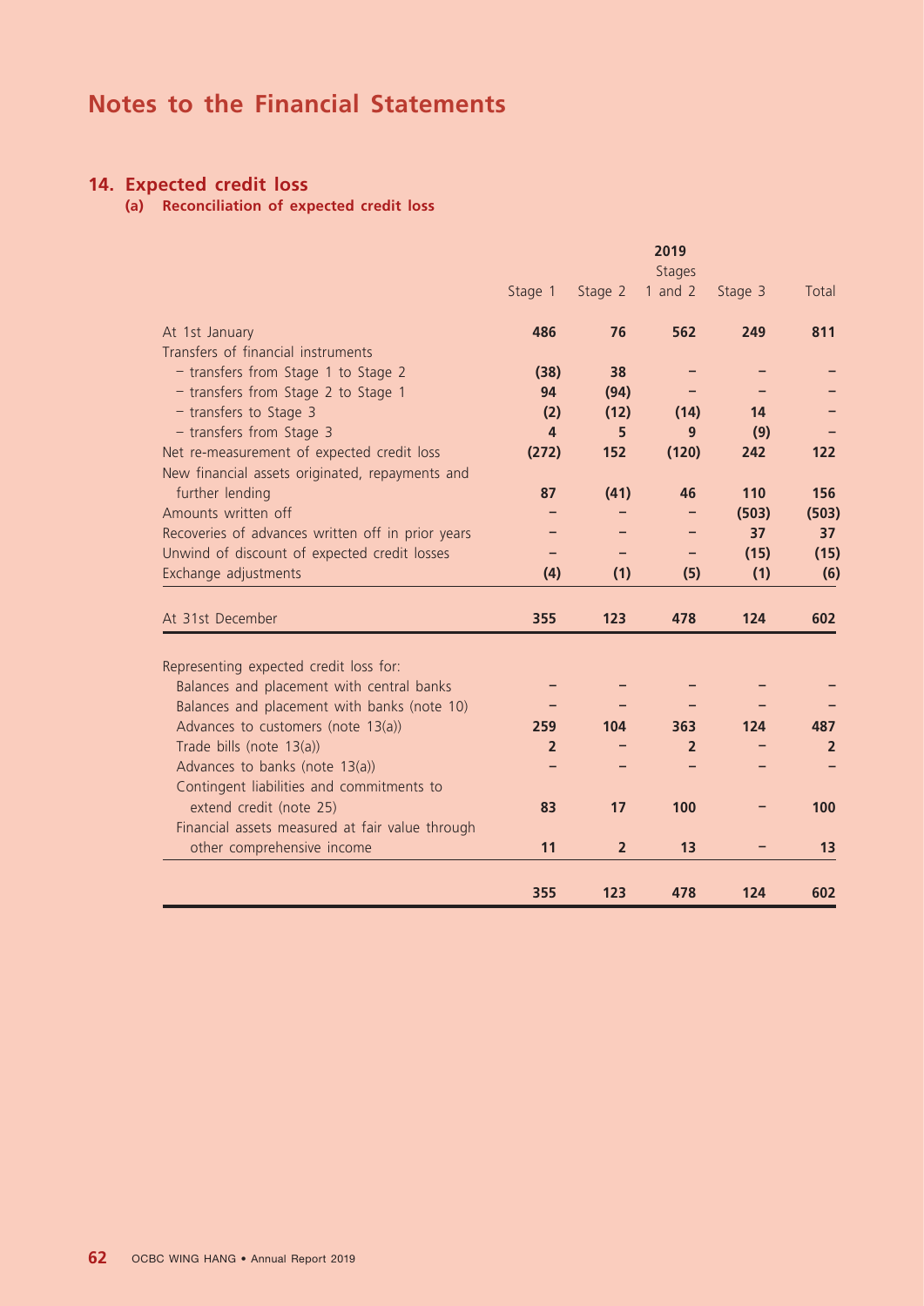# Notes to the Financial Statements

## 14. Expected credit loss

### (a) Reconciliation of expected credit loss

| | 2019 | | | | |
|---|---|---|---|---|---|
| | Stage 1 | Stage 2 | Stages 1 and 2 | Stage 3 | Total |
| At 1st January | **486** | **76** | **562** | **249** | **811** |
| Transfers of financial instruments | | | | | |
| – transfers from Stage 1 to Stage 2 | **(38)** | **38** | – | – | – |
| – transfers from Stage 2 to Stage 1 | **94** | **(94)** | – | – | – |
| – transfers to Stage 3 | **(2)** | **(12)** | **(14)** | **14** | – |
| – transfers from Stage 3 | **4** | **5** | **9** | **(9)** | – |
| Net re-measurement of expected credit loss | **(272)** | **152** | **(120)** | **242** | **122** |
| New financial assets originated, repayments and further lending | **87** | **(41)** | **46** | **110** | **156** |
| Amounts written off | – | – | – | **(503)** | **(503)** |
| Recoveries of advances written off in prior years | – | – | – | **37** | **37** |
| Unwind of discount of expected credit losses | – | – | – | **(15)** | **(15)** |
| Exchange adjustments | **(4)** | **(1)** | **(5)** | **(1)** | **(6)** |
| At 31st December | **355** | **123** | **478** | **124** | **602** |
| Representing expected credit loss for: | | | | | |
| Balances and placement with central banks | – | – | – | – | – |
| Balances and placement with banks (note 10) | – | – | – | – | – |
| Advances to customers (note 13(a)) | **259** | **104** | **363** | **124** | **487** |
| Trade bills (note 13(a)) | **2** | – | **2** | – | **2** |
| Advances to banks (note 13(a)) | – | – | – | – | – |
| Contingent liabilities and commitments to extend credit (note 25) | **83** | **17** | **100** | – | **100** |
| Financial assets measured at fair value through other comprehensive income | **11** | **2** | **13** | – | **13** |
| | **355** | **123** | **478** | **124** | **602** |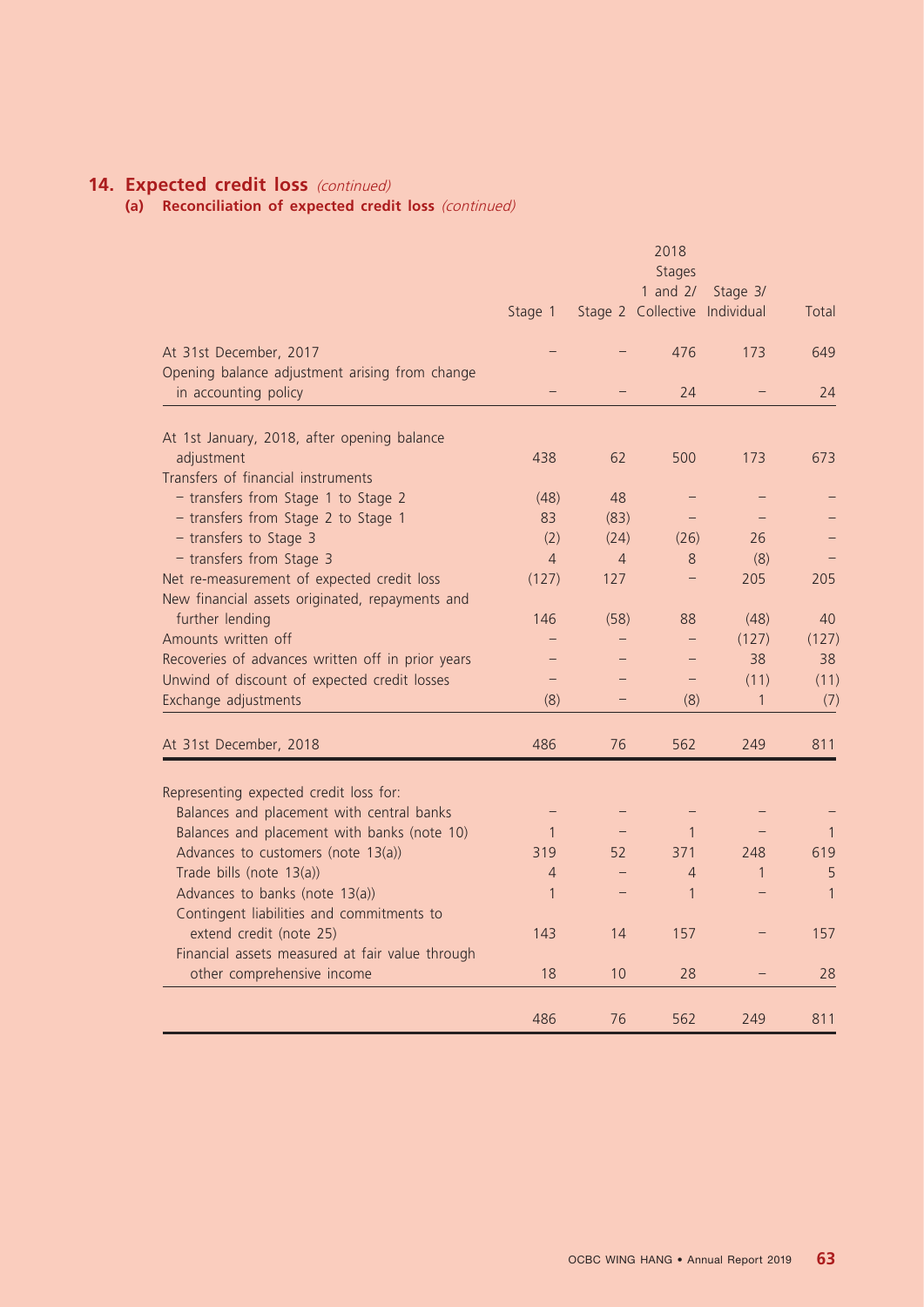## 14. Expected credit loss *(continued)*

### (a) Reconciliation of expected credit loss *(continued)*

| | 2018 | | | | |
|---|---|---|---|---|---|
| | Stage 1 | Stage 2 | Stages 1 and 2/ Collective | Stage 3/ Individual | Total |
| At 31st December, 2017 | – | – | 476 | 173 | 649 |
| Opening balance adjustment arising from change in accounting policy | – | – | 24 | – | 24 |
| At 1st January, 2018, after opening balance adjustment | 438 | 62 | 500 | 173 | 673 |
| Transfers of financial instruments | | | | | |
| – transfers from Stage 1 to Stage 2 | (48) | 48 | – | – | – |
| – transfers from Stage 2 to Stage 1 | 83 | (83) | – | – | – |
| – transfers to Stage 3 | (2) | (24) | (26) | 26 | – |
| – transfers from Stage 3 | 4 | 4 | 8 | (8) | – |
| Net re-measurement of expected credit loss | (127) | 127 | – | 205 | 205 |
| New financial assets originated, repayments and further lending | 146 | (58) | 88 | (48) | 40 |
| Amounts written off | – | – | – | (127) | (127) |
| Recoveries of advances written off in prior years | – | – | – | 38 | 38 |
| Unwind of discount of expected credit losses | – | – | – | (11) | (11) |
| Exchange adjustments | (8) | – | (8) | 1 | (7) |
| At 31st December, 2018 | 486 | 76 | 562 | 249 | 811 |
| Representing expected credit loss for: | | | | | |
| Balances and placement with central banks | – | – | – | – | – |
| Balances and placement with banks (note 10) | 1 | – | 1 | – | 1 |
| Advances to customers (note 13(a)) | 319 | 52 | 371 | 248 | 619 |
| Trade bills (note 13(a)) | 4 | – | 4 | 1 | 5 |
| Advances to banks (note 13(a)) | 1 | – | 1 | – | 1 |
| Contingent liabilities and commitments to extend credit (note 25) | 143 | 14 | 157 | – | 157 |
| Financial assets measured at fair value through other comprehensive income | 18 | 10 | 28 | – | 28 |
| | 486 | 76 | 562 | 249 | 811 |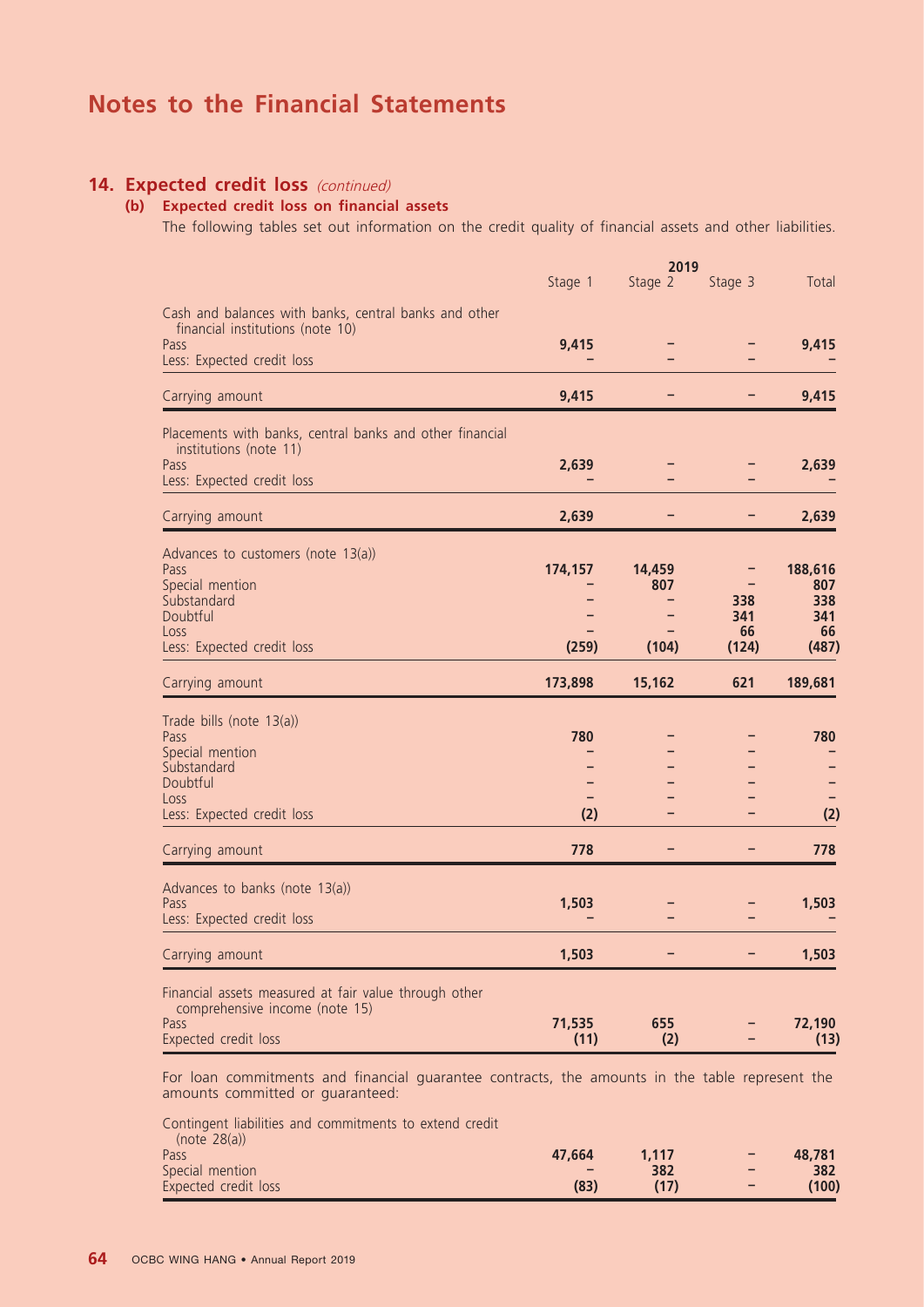# Notes to the Financial Statements

## 14. Expected credit loss *(continued)*

### (b) Expected credit loss on financial assets

The following tables set out information on the credit quality of financial assets and other liabilities.

| | 2019 | | | |
|---|---|---|---|---|
| | Stage 1 | Stage 2 | Stage 3 | Total |
| Cash and balances with banks, central banks and other financial institutions (note 10) | | | | |
| Pass | **9,415** | – | – | **9,415** |
| Less: Expected credit loss | – | – | – | – |
| Carrying amount | **9,415** | – | – | **9,415** |
| Placements with banks, central banks and other financial institutions (note 11) | | | | |
| Pass | **2,639** | – | – | **2,639** |
| Less: Expected credit loss | – | – | – | – |
| Carrying amount | **2,639** | – | – | **2,639** |
| Advances to customers (note 13(a)) | | | | |
| Pass | **174,157** | **14,459** | – | **188,616** |
| Special mention | – | **807** | – | **807** |
| Substandard | – | – | **338** | **338** |
| Doubtful | – | – | **341** | **341** |
| Loss | – | – | **66** | **66** |
| Less: Expected credit loss | **(259)** | **(104)** | **(124)** | **(487)** |
| Carrying amount | **173,898** | **15,162** | **621** | **189,681** |
| Trade bills (note 13(a)) | | | | |
| Pass | **780** | – | – | **780** |
| Special mention | – | – | – | – |
| Substandard | – | – | – | – |
| Doubtful | – | – | – | – |
| Loss | – | – | – | – |
| Less: Expected credit loss | **(2)** | – | – | **(2)** |
| Carrying amount | **778** | – | – | **778** |
| Advances to banks (note 13(a)) | | | | |
| Pass | **1,503** | – | – | **1,503** |
| Less: Expected credit loss | – | – | – | – |
| Carrying amount | **1,503** | – | – | **1,503** |
| Financial assets measured at fair value through other comprehensive income (note 15) | | | | |
| Pass | **71,535** | **655** | – | **72,190** |
| Expected credit loss | **(11)** | **(2)** | – | **(13)** |

For loan commitments and financial guarantee contracts, the amounts in the table represent the amounts committed or guaranteed:

| | Stage 1 | Stage 2 | Stage 3 | Total |
|---|---|---|---|---|
| Contingent liabilities and commitments to extend credit (note 28(a)) | | | | |
| Pass | **47,664** | **1,117** | – | **48,781** |
| Special mention | – | **382** | – | **382** |
| Expected credit loss | **(83)** | **(17)** | – | **(100)** |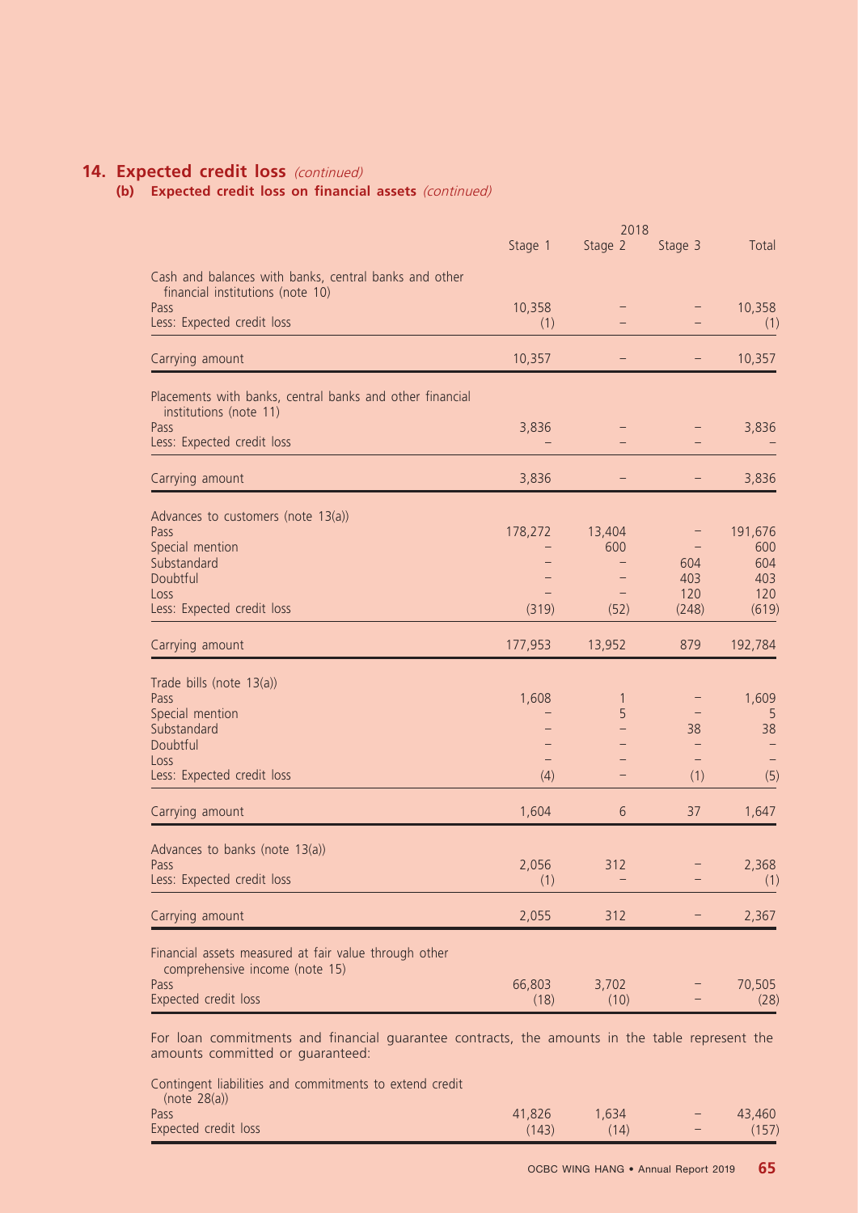## 14. Expected credit loss *(continued)*

### (b) Expected credit loss on financial assets *(continued)*

| | 2018 | | | |
|---|---|---|---|---|
| | Stage 1 | Stage 2 | Stage 3 | Total |
| **Cash and balances with banks, central banks and other financial institutions (note 10)** | | | | |
| Pass | 10,358 | – | – | 10,358 |
| Less: Expected credit loss | (1) | – | – | (1) |
| Carrying amount | 10,357 | – | – | 10,357 |
| **Placements with banks, central banks and other financial institutions (note 11)** | | | | |
| Pass | 3,836 | – | – | 3,836 |
| Less: Expected credit loss | – | – | – | – |
| Carrying amount | 3,836 | – | – | 3,836 |
| **Advances to customers (note 13(a))** | | | | |
| Pass | 178,272 | 13,404 | – | 191,676 |
| Special mention | – | 600 | – | 600 |
| Substandard | – | – | 604 | 604 |
| Doubtful | – | – | 403 | 403 |
| Loss | – | – | 120 | 120 |
| Less: Expected credit loss | (319) | (52) | (248) | (619) |
| Carrying amount | 177,953 | 13,952 | 879 | 192,784 |
| **Trade bills (note 13(a))** | | | | |
| Pass | 1,608 | 1 | – | 1,609 |
| Special mention | – | 5 | – | 5 |
| Substandard | – | – | 38 | 38 |
| Doubtful | – | – | – | – |
| Loss | – | – | – | – |
| Less: Expected credit loss | (4) | – | (1) | (5) |
| Carrying amount | 1,604 | 6 | 37 | 1,647 |
| **Advances to banks (note 13(a))** | | | | |
| Pass | 2,056 | 312 | – | 2,368 |
| Less: Expected credit loss | (1) | – | – | (1) |
| Carrying amount | 2,055 | 312 | – | 2,367 |
| **Financial assets measured at fair value through other comprehensive income (note 15)** | | | | |
| Pass | 66,803 | 3,702 | – | 70,505 |
| Expected credit loss | (18) | (10) | – | (28) |

For loan commitments and financial guarantee contracts, the amounts in the table represent the amounts committed or guaranteed:

| | Stage 1 | Stage 2 | Stage 3 | Total |
|---|---|---|---|---|
| **Contingent liabilities and commitments to extend credit (note 28(a))** | | | | |
| Pass | 41,826 | 1,634 | – | 43,460 |
| Expected credit loss | (143) | (14) | – | (157) |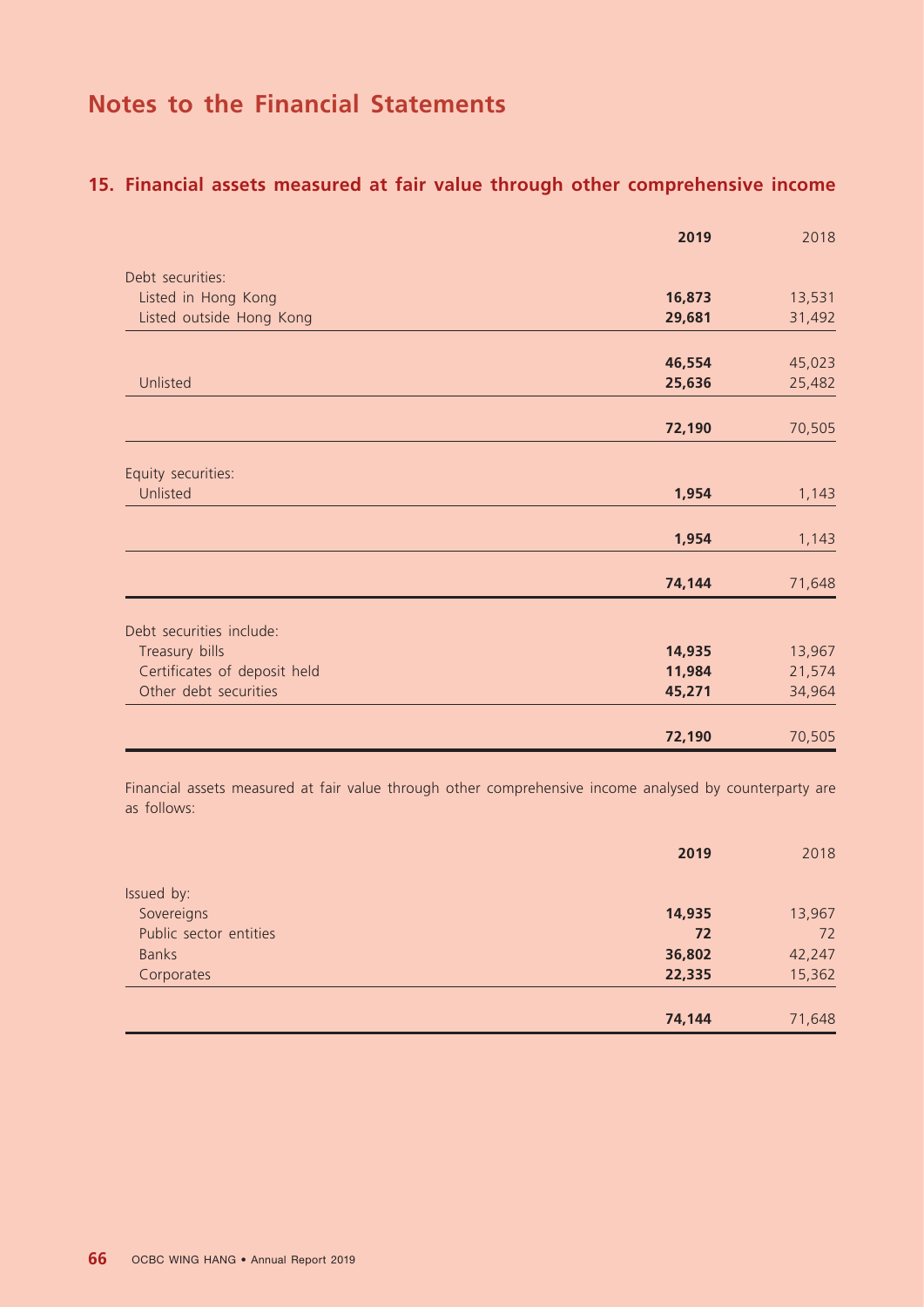# Notes to the Financial Statements

## 15. Financial assets measured at fair value through other comprehensive income

| | **2019** | 2018 |
|---|---|---|
| Debt securities: | | |
| Listed in Hong Kong | **16,873** | 13,531 |
| Listed outside Hong Kong | **29,681** | 31,492 |
| | **46,554** | 45,023 |
| Unlisted | **25,636** | 25,482 |
| | **72,190** | 70,505 |
| Equity securities: | | |
| Unlisted | **1,954** | 1,143 |
| | **1,954** | 1,143 |
| | **74,144** | 71,648 |
| Debt securities include: | | |
| Treasury bills | **14,935** | 13,967 |
| Certificates of deposit held | **11,984** | 21,574 |
| Other debt securities | **45,271** | 34,964 |
| | **72,190** | 70,505 |

Financial assets measured at fair value through other comprehensive income analysed by counterparty are as follows:

| | **2019** | 2018 |
|---|---|---|
| Issued by: | | |
| Sovereigns | **14,935** | 13,967 |
| Public sector entities | **72** | 72 |
| Banks | **36,802** | 42,247 |
| Corporates | **22,335** | 15,362 |
| | **74,144** | 71,648 |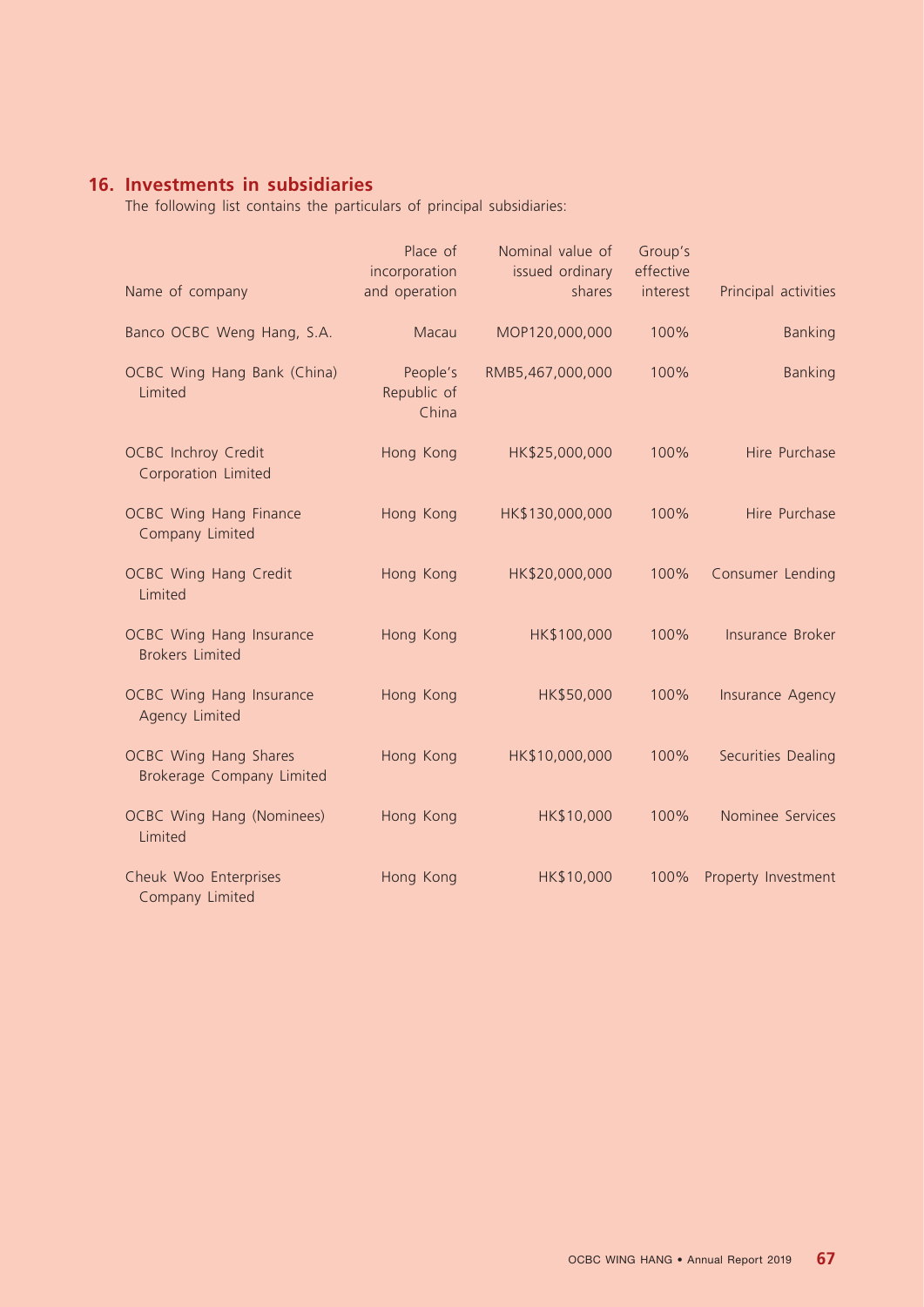## 16. Investments in subsidiaries

The following list contains the particulars of principal subsidiaries:

| Name of company | Place of incorporation and operation | Nominal value of issued ordinary shares | Group's effective interest | Principal activities |
|---|---|---|---|---|
| Banco OCBC Weng Hang, S.A. | Macau | MOP120,000,000 | 100% | Banking |
| OCBC Wing Hang Bank (China) Limited | People's Republic of China | RMB5,467,000,000 | 100% | Banking |
| OCBC Inchroy Credit Corporation Limited | Hong Kong | HK$25,000,000 | 100% | Hire Purchase |
| OCBC Wing Hang Finance Company Limited | Hong Kong | HK$130,000,000 | 100% | Hire Purchase |
| OCBC Wing Hang Credit Limited | Hong Kong | HK$20,000,000 | 100% | Consumer Lending |
| OCBC Wing Hang Insurance Brokers Limited | Hong Kong | HK$100,000 | 100% | Insurance Broker |
| OCBC Wing Hang Insurance Agency Limited | Hong Kong | HK$50,000 | 100% | Insurance Agency |
| OCBC Wing Hang Shares Brokerage Company Limited | Hong Kong | HK$10,000,000 | 100% | Securities Dealing |
| OCBC Wing Hang (Nominees) Limited | Hong Kong | HK$10,000 | 100% | Nominee Services |
| Cheuk Woo Enterprises Company Limited | Hong Kong | HK$10,000 | 100% | Property Investment |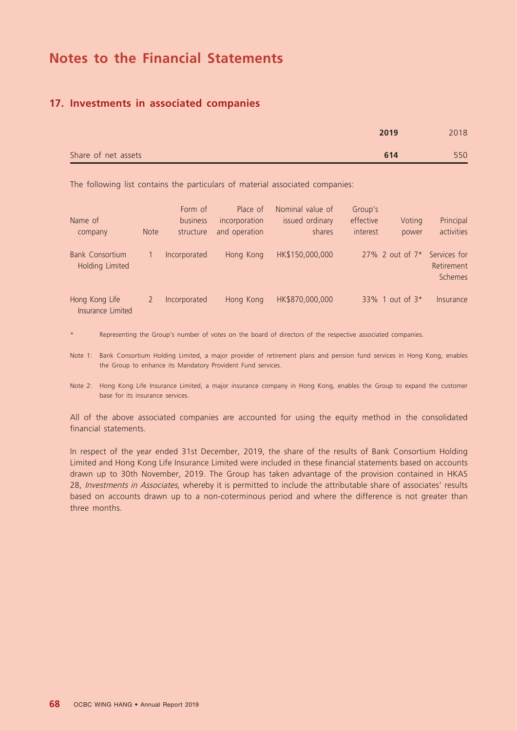# Notes to the Financial Statements

## 17. Investments in associated companies

| | 2019 | 2018 |
|---|---|---|
| Share of net assets | **614** | 550 |

The following list contains the particulars of material associated companies:

| Name of company | Note | Form of business structure | Place of incorporation and operation | Nominal value of issued ordinary shares | Group's effective interest | Voting power | Principal activities |
|---|---|---|---|---|---|---|---|
| Bank Consortium Holding Limited | 1 | Incorporated | Hong Kong | HK$150,000,000 | 27% | 2 out of 7* | Services for Retirement Schemes |
| Hong Kong Life Insurance Limited | 2 | Incorporated | Hong Kong | HK$870,000,000 | 33% | 1 out of 3* | Insurance |

\* Representing the Group's number of votes on the board of directors of the respective associated companies.

Note 1: Bank Consortium Holding Limited, a major provider of retirement plans and pension fund services in Hong Kong, enables the Group to enhance its Mandatory Provident Fund services.

Note 2: Hong Kong Life Insurance Limited, a major insurance company in Hong Kong, enables the Group to expand the customer base for its insurance services.

All of the above associated companies are accounted for using the equity method in the consolidated financial statements.

In respect of the year ended 31st December, 2019, the share of the results of Bank Consortium Holding Limited and Hong Kong Life Insurance Limited were included in these financial statements based on accounts drawn up to 30th November, 2019. The Group has taken advantage of the provision contained in HKAS 28, *Investments in Associates*, whereby it is permitted to include the attributable share of associates' results based on accounts drawn up to a non-coterminous period and where the difference is not greater than three months.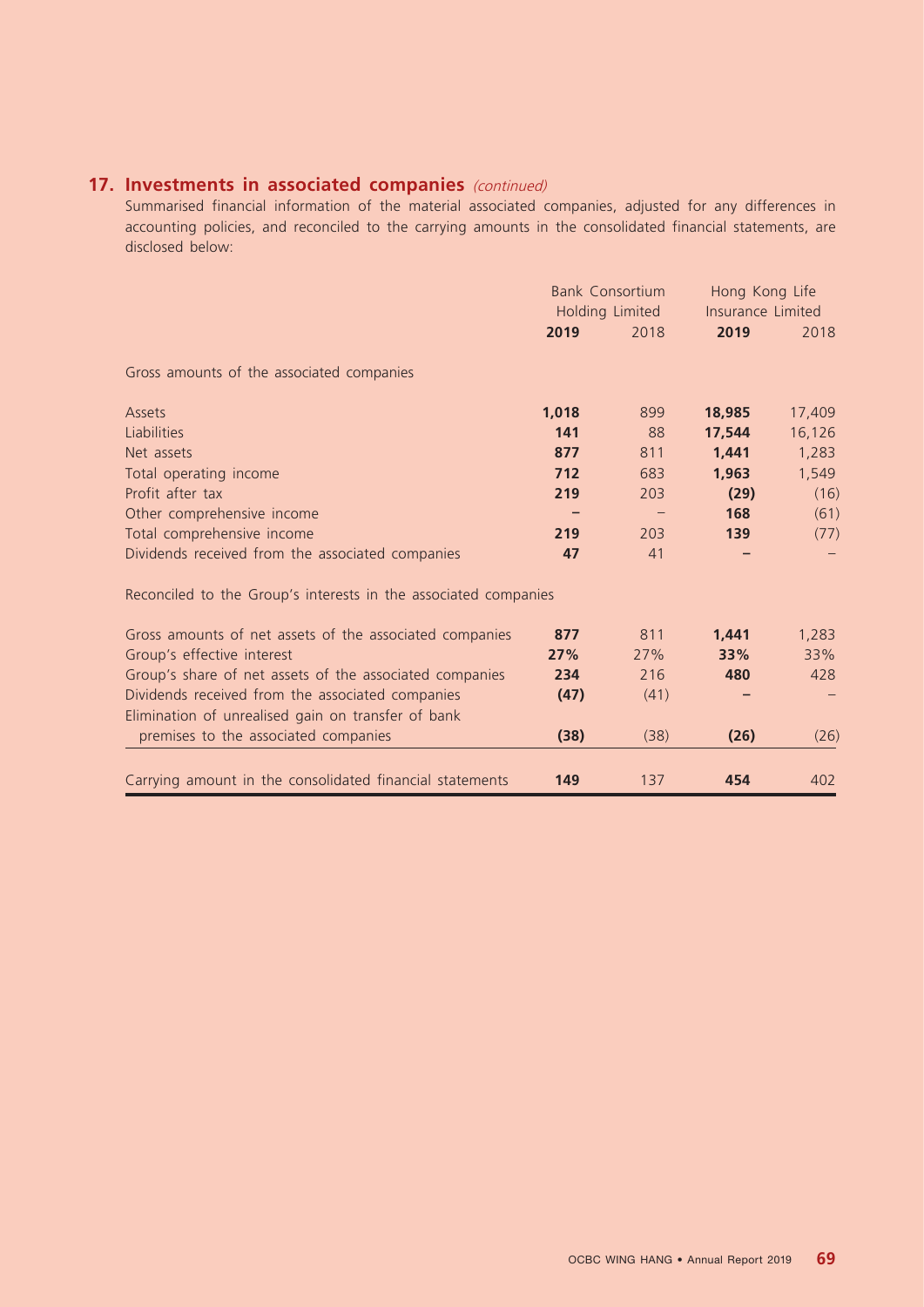## 17. Investments in associated companies *(continued)*

Summarised financial information of the material associated companies, adjusted for any differences in accounting policies, and reconciled to the carrying amounts in the consolidated financial statements, are disclosed below:

| | Bank Consortium Holding Limited | | Hong Kong Life Insurance Limited | |
|---|---|---|---|---|
| | **2019** | 2018 | **2019** | 2018 |
| Gross amounts of the associated companies | | | | |
| Assets | **1,018** | 899 | **18,985** | 17,409 |
| Liabilities | **141** | 88 | **17,544** | 16,126 |
| Net assets | **877** | 811 | **1,441** | 1,283 |
| Total operating income | **712** | 683 | **1,963** | 1,549 |
| Profit after tax | **219** | 203 | **(29)** | (16) |
| Other comprehensive income | **–** | – | **168** | (61) |
| Total comprehensive income | **219** | 203 | **139** | (77) |
| Dividends received from the associated companies | **47** | 41 | **–** | – |
| Reconciled to the Group's interests in the associated companies | | | | |
| Gross amounts of net assets of the associated companies | **877** | 811 | **1,441** | 1,283 |
| Group's effective interest | **27%** | 27% | **33%** | 33% |
| Group's share of net assets of the associated companies | **234** | 216 | **480** | 428 |
| Dividends received from the associated companies | **(47)** | (41) | **–** | – |
| Elimination of unrealised gain on transfer of bank premises to the associated companies | **(38)** | (38) | **(26)** | (26) |
| Carrying amount in the consolidated financial statements | **149** | 137 | **454** | 402 |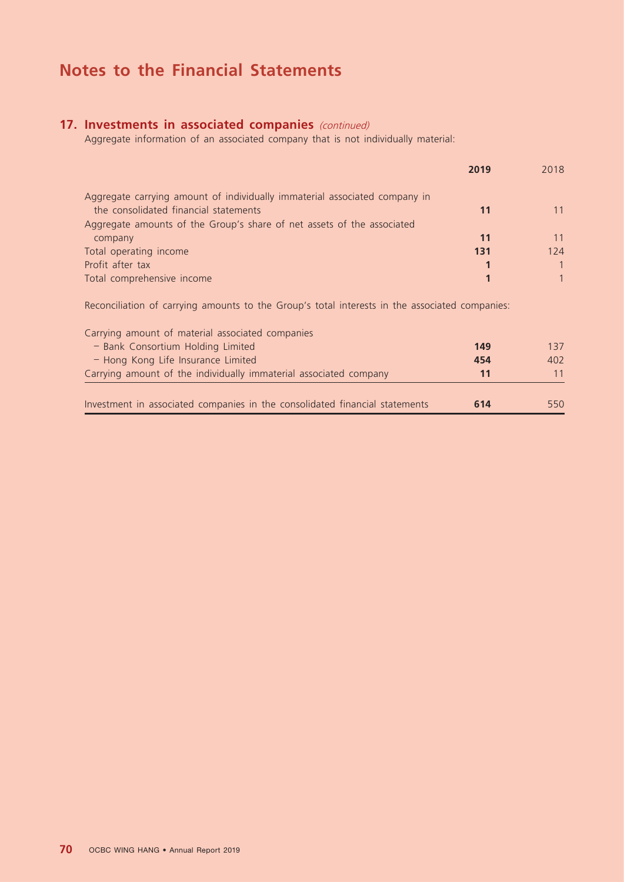# Notes to the Financial Statements

## 17. Investments in associated companies *(continued)*

Aggregate information of an associated company that is not individually material:

| | **2019** | 2018 |
|---|---|---|
| Aggregate carrying amount of individually immaterial associated company in the consolidated financial statements | **11** | 11 |
| Aggregate amounts of the Group's share of net assets of the associated company | **11** | 11 |
| Total operating income | **131** | 124 |
| Profit after tax | **1** | 1 |
| Total comprehensive income | **1** | 1 |

Reconciliation of carrying amounts to the Group's total interests in the associated companies:

| | **2019** | 2018 |
|---|---|---|
| Carrying amount of material associated companies | | |
| – Bank Consortium Holding Limited | **149** | 137 |
| – Hong Kong Life Insurance Limited | **454** | 402 |
| Carrying amount of the individually immaterial associated company | **11** | 11 |
| Investment in associated companies in the consolidated financial statements | **614** | 550 |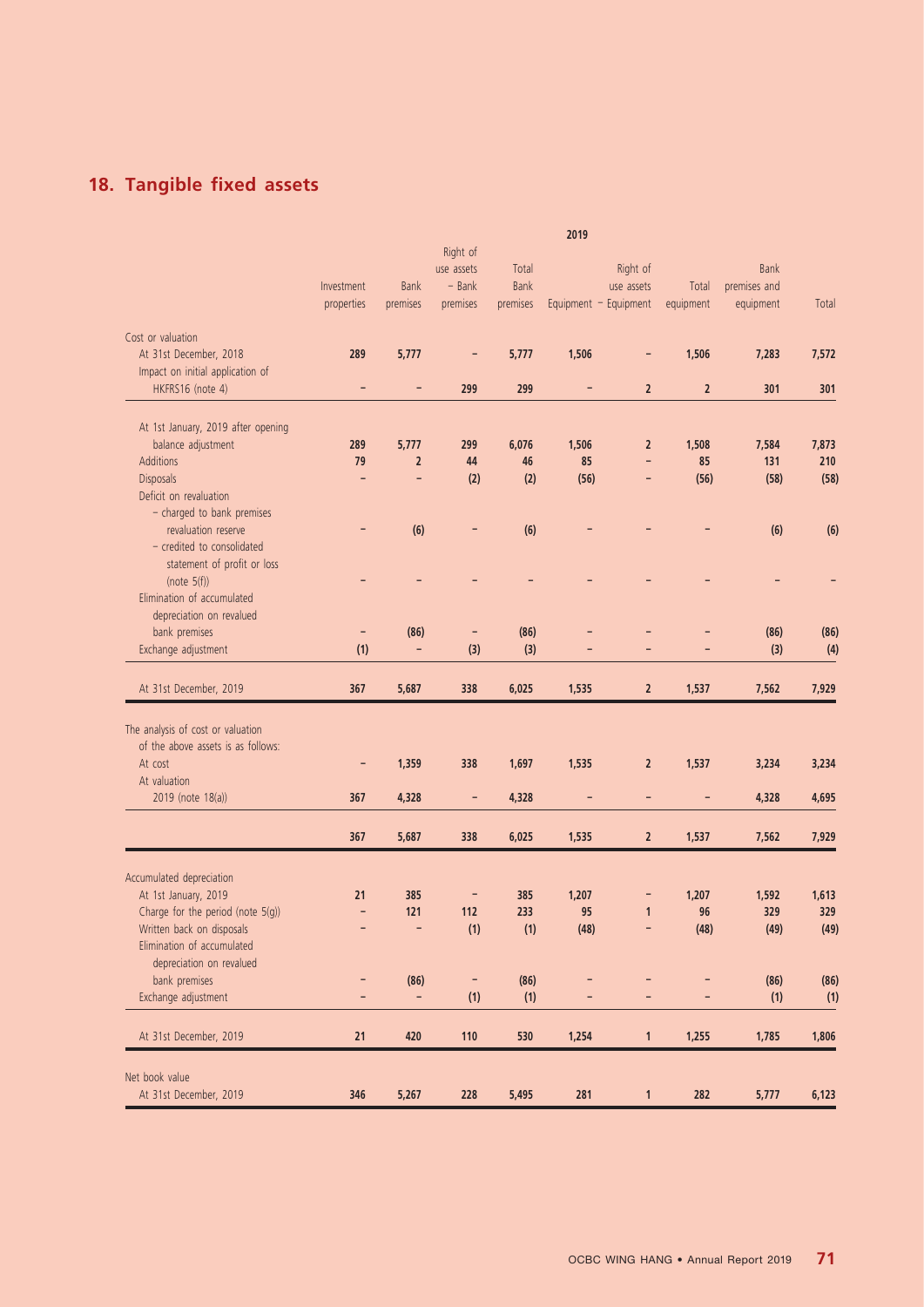## 18. Tangible fixed assets

| | 2019 | | | | | | | | |
|---|---|---|---|---|---|---|---|---|---|
| | Investment properties | Bank premises | Right of use assets – Bank premises | Total Bank premises | Equipment | Right of use assets – Equipment | Total equipment | Bank premises and equipment | Total |
| **Cost or valuation** | | | | | | | | | |
| At 31st December, 2018 | **289** | **5,777** | – | **5,777** | **1,506** | – | **1,506** | **7,283** | **7,572** |
| Impact on initial application of HKFRS16 (note 4) | – | – | **299** | **299** | – | **2** | **2** | **301** | **301** |
| At 1st January, 2019 after opening balance adjustment | **289** | **5,777** | **299** | **6,076** | **1,506** | **2** | **1,508** | **7,584** | **7,873** |
| Additions | **79** | **2** | **44** | **46** | **85** | – | **85** | **131** | **210** |
| Disposals | – | – | **(2)** | **(2)** | **(56)** | – | **(56)** | **(58)** | **(58)** |
| Deficit on revaluation | | | | | | | | | |
| – charged to bank premises revaluation reserve | – | **(6)** | – | **(6)** | – | – | – | **(6)** | **(6)** |
| – credited to consolidated statement of profit or loss (note 5(f)) | – | – | – | – | – | – | – | – | – |
| Elimination of accumulated depreciation on revalued bank premises | – | **(86)** | – | **(86)** | – | – | – | **(86)** | **(86)** |
| Exchange adjustment | **(1)** | – | **(3)** | **(3)** | – | – | – | **(3)** | **(4)** |
| At 31st December, 2019 | **367** | **5,687** | **338** | **6,025** | **1,535** | **2** | **1,537** | **7,562** | **7,929** |
| The analysis of cost or valuation of the above assets is as follows: | | | | | | | | | |
| At cost | – | **1,359** | **338** | **1,697** | **1,535** | **2** | **1,537** | **3,234** | **3,234** |
| At valuation 2019 (note 18(a)) | **367** | **4,328** | – | **4,328** | – | – | – | **4,328** | **4,695** |
| | **367** | **5,687** | **338** | **6,025** | **1,535** | **2** | **1,537** | **7,562** | **7,929** |
| **Accumulated depreciation** | | | | | | | | | |
| At 1st January, 2019 | **21** | **385** | – | **385** | **1,207** | – | **1,207** | **1,592** | **1,613** |
| Charge for the period (note 5(g)) | – | **121** | **112** | **233** | **95** | **1** | **96** | **329** | **329** |
| Written back on disposals | – | – | **(1)** | **(1)** | **(48)** | – | **(48)** | **(49)** | **(49)** |
| Elimination of accumulated depreciation on revalued bank premises | – | **(86)** | – | **(86)** | – | – | – | **(86)** | **(86)** |
| Exchange adjustment | – | – | **(1)** | **(1)** | – | – | – | **(1)** | **(1)** |
| At 31st December, 2019 | **21** | **420** | **110** | **530** | **1,254** | **1** | **1,255** | **1,785** | **1,806** |
| **Net book value** | | | | | | | | | |
| At 31st December, 2019 | **346** | **5,267** | **228** | **5,495** | **281** | **1** | **282** | **5,777** | **6,123** |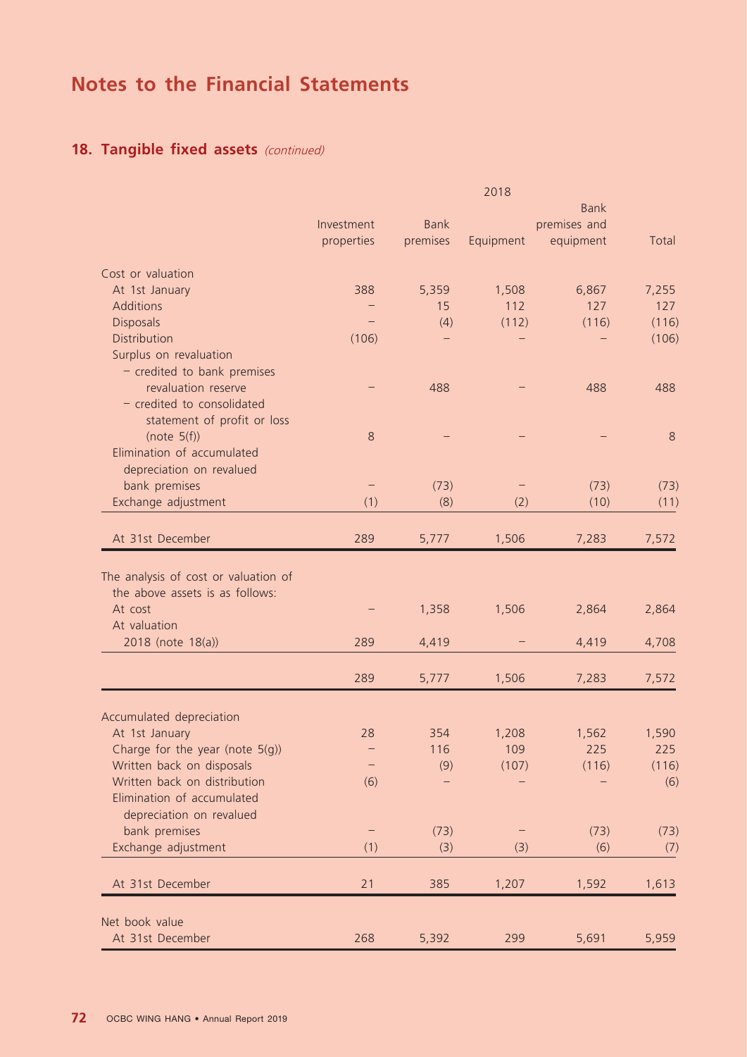# Notes to the Financial Statements

## 18. Tangible fixed assets *(continued)*

| | 2018 | | | | |
|---|---|---|---|---|---|
| | Investment properties | Bank premises | Equipment | Bank premises and equipment | Total |
| **Cost or valuation** | | | | | |
| At 1st January | 388 | 5,359 | 1,508 | 6,867 | 7,255 |
| Additions | – | 15 | 112 | 127 | 127 |
| Disposals | – | (4) | (112) | (116) | (116) |
| Distribution | (106) | – | – | – | (106) |
| Surplus on revaluation | | | | | |
| – credited to bank premises revaluation reserve | – | 488 | – | 488 | 488 |
| – credited to consolidated statement of profit or loss (note 5(f)) | 8 | – | – | – | 8 |
| Elimination of accumulated depreciation on revalued bank premises | – | (73) | – | (73) | (73) |
| Exchange adjustment | (1) | (8) | (2) | (10) | (11) |
| At 31st December | 289 | 5,777 | 1,506 | 7,283 | 7,572 |
| The analysis of cost or valuation of the above assets is as follows: | | | | | |
| At cost | – | 1,358 | 1,506 | 2,864 | 2,864 |
| At valuation | | | | | |
| 2018 (note 18(a)) | 289 | 4,419 | – | 4,419 | 4,708 |
| | 289 | 5,777 | 1,506 | 7,283 | 7,572 |
| **Accumulated depreciation** | | | | | |
| At 1st January | 28 | 354 | 1,208 | 1,562 | 1,590 |
| Charge for the year (note 5(g)) | – | 116 | 109 | 225 | 225 |
| Written back on disposals | – | (9) | (107) | (116) | (116) |
| Written back on distribution | (6) | – | – | – | (6) |
| Elimination of accumulated depreciation on revalued bank premises | – | (73) | – | (73) | (73) |
| Exchange adjustment | (1) | (3) | (3) | (6) | (7) |
| At 31st December | 21 | 385 | 1,207 | 1,592 | 1,613 |
| **Net book value** | | | | | |
| At 31st December | 268 | 5,392 | 299 | 5,691 | 5,959 |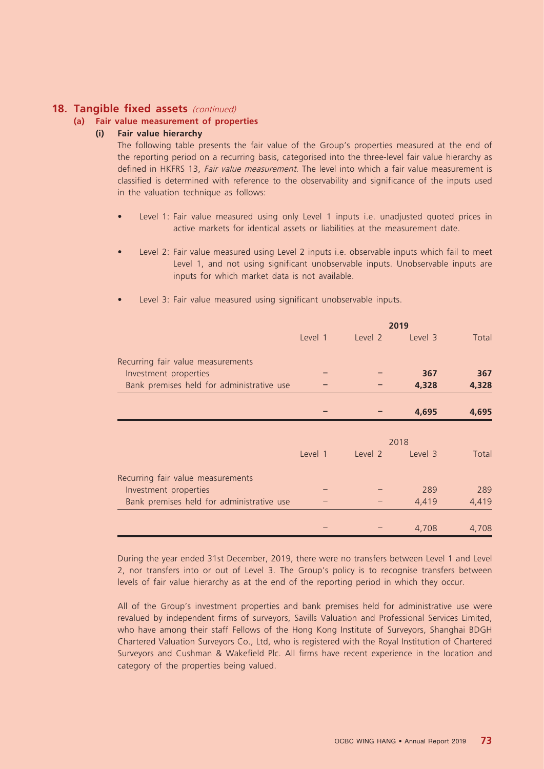## 18. Tangible fixed assets *(continued)*

### (a) Fair value measurement of properties

#### (i) Fair value hierarchy

The following table presents the fair value of the Group's properties measured at the end of the reporting period on a recurring basis, categorised into the three-level fair value hierarchy as defined in HKFRS 13, *Fair value measurement*. The level into which a fair value measurement is classified is determined with reference to the observability and significance of the inputs used in the valuation technique as follows:

- Level 1: Fair value measured using only Level 1 inputs i.e. unadjusted quoted prices in active markets for identical assets or liabilities at the measurement date.
- Level 2: Fair value measured using Level 2 inputs i.e. observable inputs which fail to meet Level 1, and not using significant unobservable inputs. Unobservable inputs are inputs for which market data is not available.
- Level 3: Fair value measured using significant unobservable inputs.

| | **2019** | | | |
|---|---|---|---|---|
| | Level 1 | Level 2 | Level 3 | Total |
| Recurring fair value measurements | | | | |
| Investment properties | **–** | **–** | **367** | **367** |
| Bank premises held for administrative use | **–** | **–** | **4,328** | **4,328** |
| | **–** | **–** | **4,695** | **4,695** |

| | 2018 | | | |
|---|---|---|---|---|
| | Level 1 | Level 2 | Level 3 | Total |
| Recurring fair value measurements | | | | |
| Investment properties | – | – | 289 | 289 |
| Bank premises held for administrative use | – | – | 4,419 | 4,419 |
| | – | – | 4,708 | 4,708 |

During the year ended 31st December, 2019, there were no transfers between Level 1 and Level 2, nor transfers into or out of Level 3. The Group's policy is to recognise transfers between levels of fair value hierarchy as at the end of the reporting period in which they occur.

All of the Group's investment properties and bank premises held for administrative use were revalued by independent firms of surveyors, Savills Valuation and Professional Services Limited, who have among their staff Fellows of the Hong Kong Institute of Surveyors, Shanghai BDGH Chartered Valuation Surveyors Co., Ltd, who is registered with the Royal Institution of Chartered Surveyors and Cushman & Wakefield Plc. All firms have recent experience in the location and category of the properties being valued.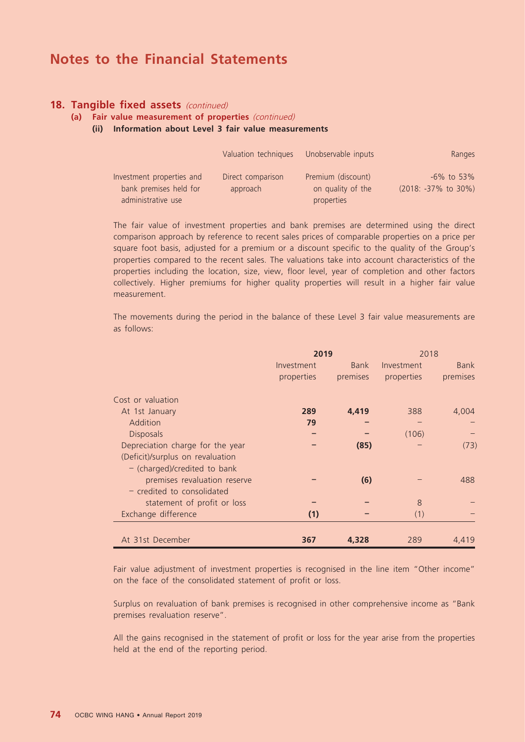# Notes to the Financial Statements

## 18. Tangible fixed assets *(continued)*

### (a) Fair value measurement of properties *(continued)*

#### (ii) Information about Level 3 fair value measurements

| | Valuation techniques | Unobservable inputs | Ranges |
|---|---|---|---|
| Investment properties and bank premises held for administrative use | Direct comparison approach | Premium (discount) on quality of the properties | -6% to 53% (2018: -37% to 30%) |

The fair value of investment properties and bank premises are determined using the direct comparison approach by reference to recent sales prices of comparable properties on a price per square foot basis, adjusted for a premium or a discount specific to the quality of the Group's properties compared to the recent sales. The valuations take into account characteristics of the properties including the location, size, view, floor level, year of completion and other factors collectively. Higher premiums for higher quality properties will result in a higher fair value measurement.

The movements during the period in the balance of these Level 3 fair value measurements are as follows:

| | **2019** | | 2018 | |
|---|---|---|---|---|
| | Investment properties | Bank premises | Investment properties | Bank premises |
| Cost or valuation | | | | |
| At 1st January | **289** | **4,419** | 388 | 4,004 |
| Addition | **79** | **–** | – | – |
| Disposals | **–** | **–** | (106) | – |
| Depreciation charge for the year | **–** | **(85)** | – | (73) |
| (Deficit)/surplus on revaluation | | | | |
| – (charged)/credited to bank premises revaluation reserve | **–** | **(6)** | – | 488 |
| – credited to consolidated statement of profit or loss | **–** | **–** | 8 | – |
| Exchange difference | **(1)** | **–** | (1) | – |
| At 31st December | **367** | **4,328** | 289 | 4,419 |

Fair value adjustment of investment properties is recognised in the line item "Other income" on the face of the consolidated statement of profit or loss.

Surplus on revaluation of bank premises is recognised in other comprehensive income as "Bank premises revaluation reserve".

All the gains recognised in the statement of profit or loss for the year arise from the properties held at the end of the reporting period.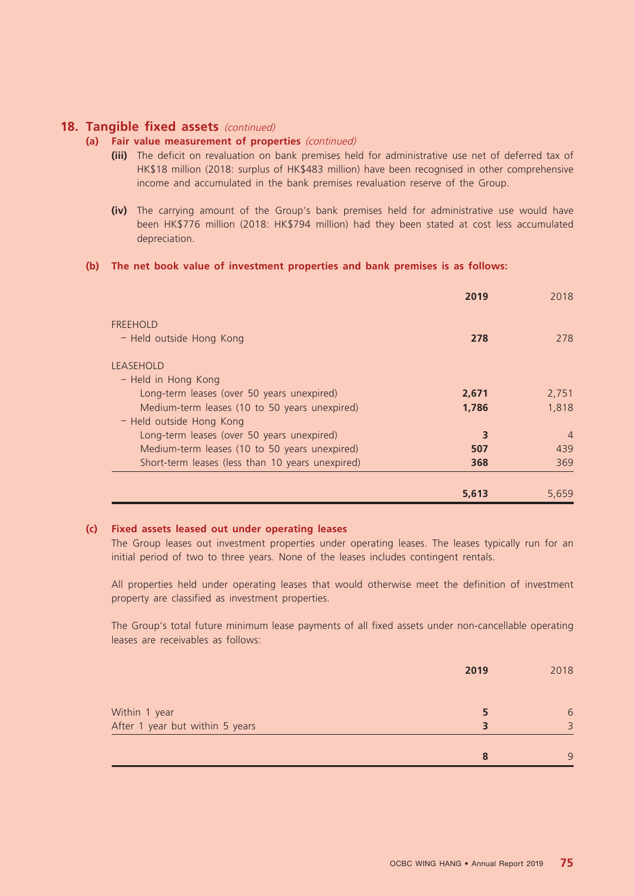## 18. Tangible fixed assets *(continued)*

### (a) Fair value measurement of properties *(continued)*

**(iii)** The deficit on revaluation on bank premises held for administrative use net of deferred tax of HK$18 million (2018: surplus of HK$483 million) have been recognised in other comprehensive income and accumulated in the bank premises revaluation reserve of the Group.

**(iv)** The carrying amount of the Group's bank premises held for administrative use would have been HK$776 million (2018: HK$794 million) had they been stated at cost less accumulated depreciation.

### (b) The net book value of investment properties and bank premises is as follows:

| | **2019** | 2018 |
|---|---|---|
| FREEHOLD | | |
| – Held outside Hong Kong | **278** | 278 |
| LEASEHOLD | | |
| – Held in Hong Kong | | |
| Long-term leases (over 50 years unexpired) | **2,671** | 2,751 |
| Medium-term leases (10 to 50 years unexpired) | **1,786** | 1,818 |
| – Held outside Hong Kong | | |
| Long-term leases (over 50 years unexpired) | **3** | 4 |
| Medium-term leases (10 to 50 years unexpired) | **507** | 439 |
| Short-term leases (less than 10 years unexpired) | **368** | 369 |
| | **5,613** | 5,659 |

### (c) Fixed assets leased out under operating leases

The Group leases out investment properties under operating leases. The leases typically run for an initial period of two to three years. None of the leases includes contingent rentals.

All properties held under operating leases that would otherwise meet the definition of investment property are classified as investment properties.

The Group's total future minimum lease payments of all fixed assets under non-cancellable operating leases are receivables as follows:

| | **2019** | 2018 |
|---|---|---|
| Within 1 year | **5** | 6 |
| After 1 year but within 5 years | **3** | 3 |
| | **8** | 9 |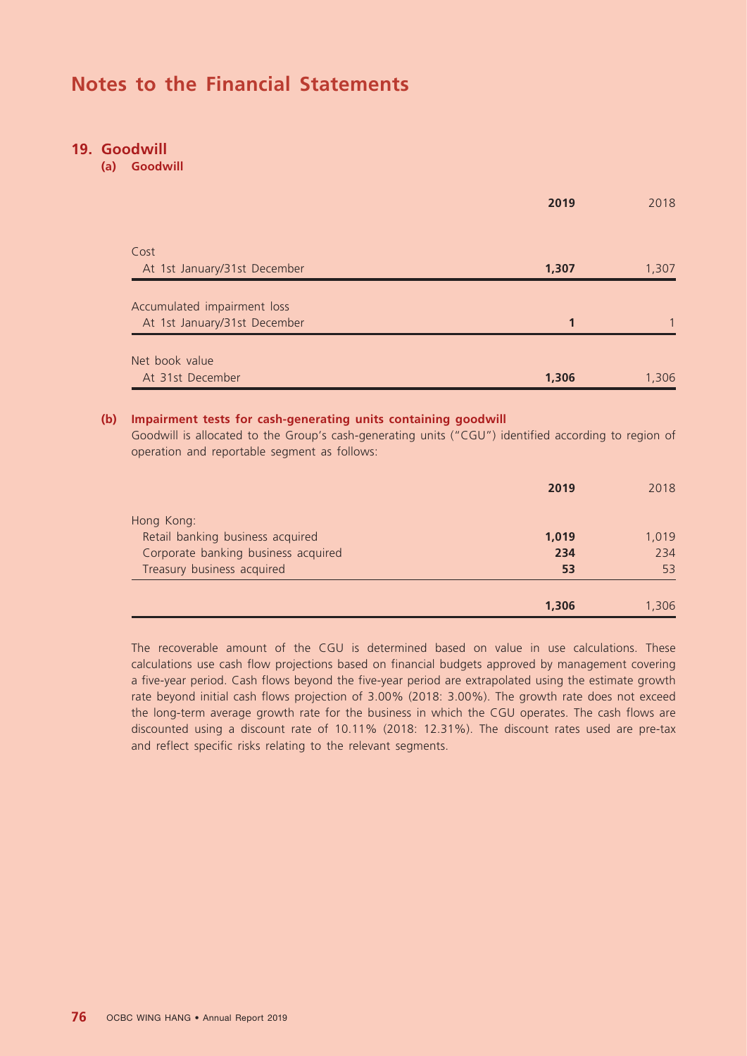# Notes to the Financial Statements

## 19. Goodwill

### (a) Goodwill

| | **2019** | 2018 |
|---|---|---|
| Cost | | |
| At 1st January/31st December | **1,307** | 1,307 |
| Accumulated impairment loss | | |
| At 1st January/31st December | **1** | 1 |
| Net book value | | |
| At 31st December | **1,306** | 1,306 |

### (b) Impairment tests for cash-generating units containing goodwill

Goodwill is allocated to the Group's cash-generating units ("CGU") identified according to region of operation and reportable segment as follows:

| | **2019** | 2018 |
|---|---|---|
| Hong Kong: | | |
| Retail banking business acquired | **1,019** | 1,019 |
| Corporate banking business acquired | **234** | 234 |
| Treasury business acquired | **53** | 53 |
| | **1,306** | 1,306 |

The recoverable amount of the CGU is determined based on value in use calculations. These calculations use cash flow projections based on financial budgets approved by management covering a five-year period. Cash flows beyond the five-year period are extrapolated using the estimate growth rate beyond initial cash flows projection of 3.00% (2018: 3.00%). The growth rate does not exceed the long-term average growth rate for the business in which the CGU operates. The cash flows are discounted using a discount rate of 10.11% (2018: 12.31%). The discount rates used are pre-tax and reflect specific risks relating to the relevant segments.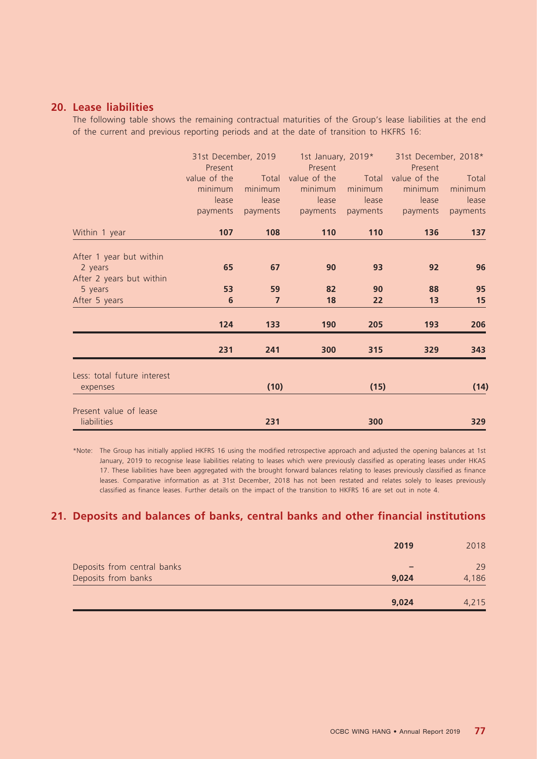## 20. Lease liabilities

The following table shows the remaining contractual maturities of the Group's lease liabilities at the end of the current and previous reporting periods and at the date of transition to HKFRS 16:

| | 31st December, 2019 | | 1st January, 2019* | | 31st December, 2018* | |
|---|---|---|---|---|---|---|
| | Present value of the minimum lease payments | Total minimum lease payments | Present value of the minimum lease payments | Total minimum lease payments | Present value of the minimum lease payments | Total minimum lease payments |
| Within 1 year | **107** | **108** | 110 | 110 | 136 | 137 |
| After 1 year but within 2 years | **65** | **67** | 90 | 93 | 92 | 96 |
| After 2 years but within 5 years | **53** | **59** | 82 | 90 | 88 | 95 |
| After 5 years | **6** | **7** | 18 | 22 | 13 | 15 |
| | **124** | **133** | 190 | 205 | 193 | 206 |
| | **231** | **241** | 300 | 315 | 329 | 343 |
| Less: total future interest expenses | | **(10)** | | (15) | | (14) |
| Present value of lease liabilities | | **231** | | 300 | | 329 |

*Note: The Group has initially applied HKFRS 16 using the modified retrospective approach and adjusted the opening balances at 1st January, 2019 to recognise lease liabilities relating to leases which were previously classified as operating leases under HKAS 17. These liabilities have been aggregated with the brought forward balances relating to leases previously classified as finance leases. Comparative information as at 31st December, 2018 has not been restated and relates solely to leases previously classified as finance leases. Further details on the impact of the transition to HKFRS 16 are set out in note 4.

## 21. Deposits and balances of banks, central banks and other financial institutions

| | 2019 | 2018 |
|---|---|---|
| Deposits from central banks | **–** | 29 |
| Deposits from banks | **9,024** | 4,186 |
| | **9,024** | 4,215 |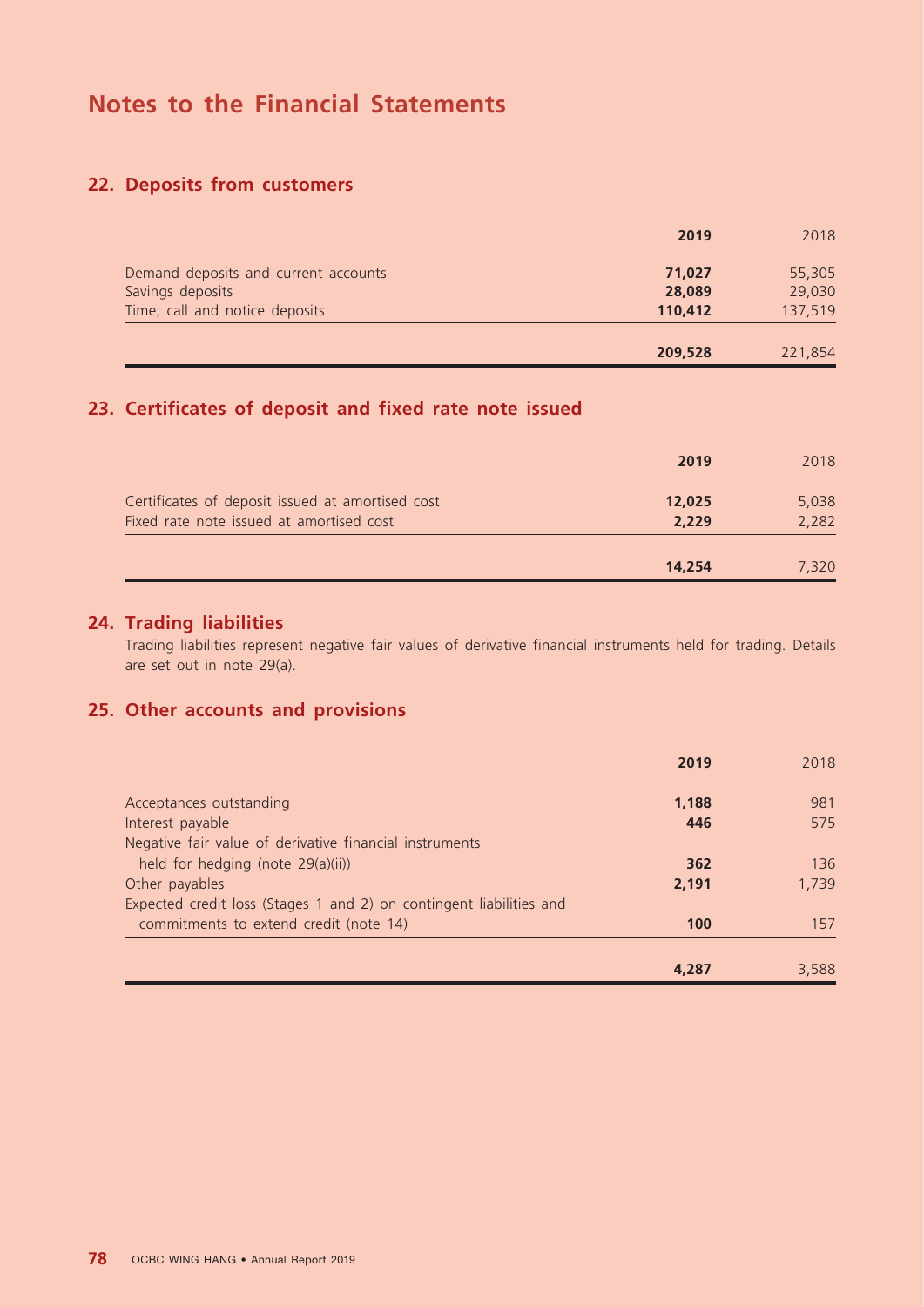# Notes to the Financial Statements

## 22. Deposits from customers

| | **2019** | 2018 |
|---|---|---|
| Demand deposits and current accounts | **71,027** | 55,305 |
| Savings deposits | **28,089** | 29,030 |
| Time, call and notice deposits | **110,412** | 137,519 |
| | **209,528** | 221,854 |

## 23. Certificates of deposit and fixed rate note issued

| | **2019** | 2018 |
|---|---|---|
| Certificates of deposit issued at amortised cost | **12,025** | 5,038 |
| Fixed rate note issued at amortised cost | **2,229** | 2,282 |
| | **14,254** | 7,320 |

## 24. Trading liabilities

Trading liabilities represent negative fair values of derivative financial instruments held for trading. Details are set out in note 29(a).

## 25. Other accounts and provisions

| | **2019** | 2018 |
|---|---|---|
| Acceptances outstanding | **1,188** | 981 |
| Interest payable | **446** | 575 |
| Negative fair value of derivative financial instruments held for hedging (note 29(a)(ii)) | **362** | 136 |
| Other payables | **2,191** | 1,739 |
| Expected credit loss (Stages 1 and 2) on contingent liabilities and commitments to extend credit (note 14) | **100** | 157 |
| | **4,287** | 3,588 |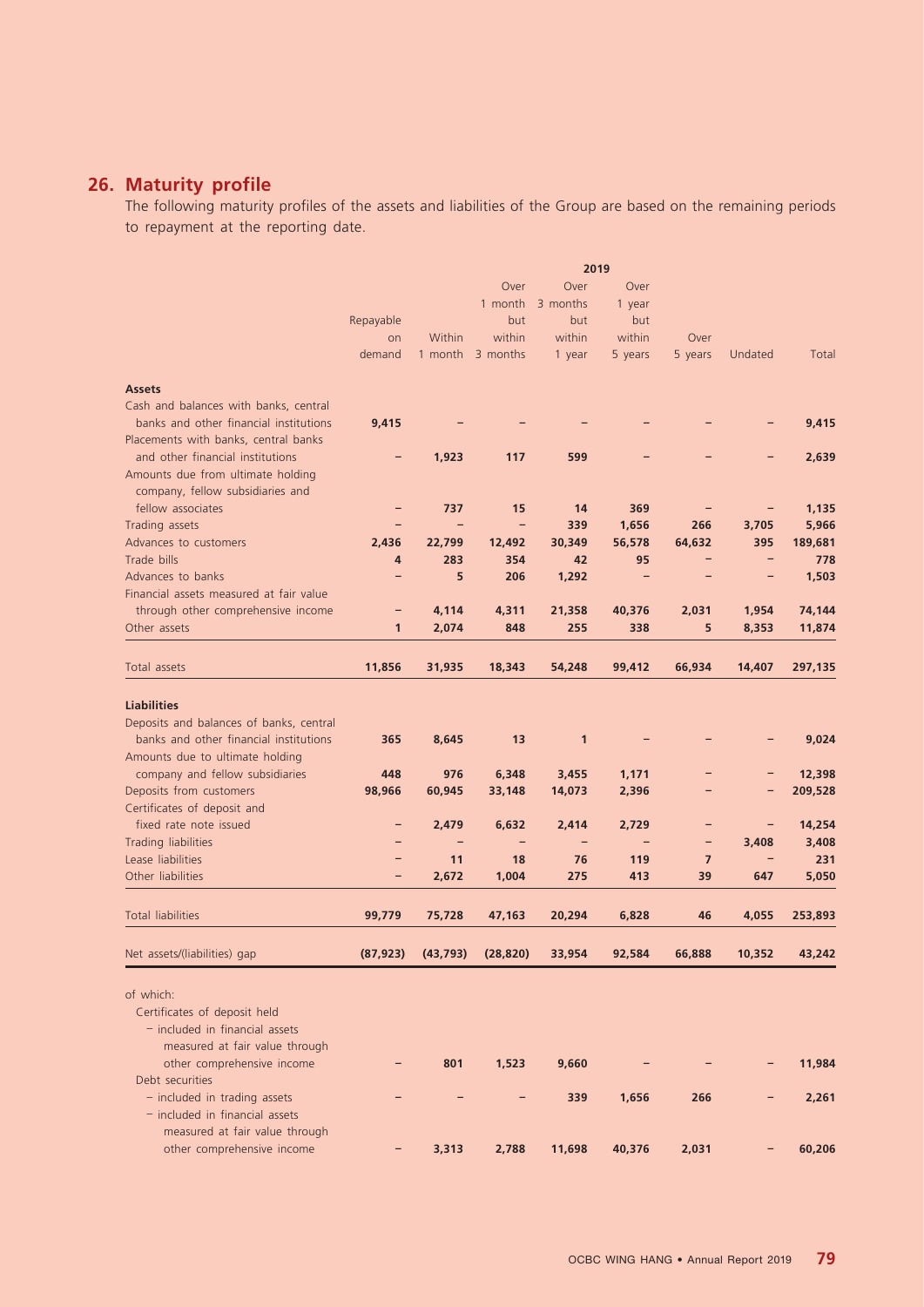## 26. Maturity profile

The following maturity profiles of the assets and liabilities of the Group are based on the remaining periods to repayment at the reporting date.

| | 2019 | | | | | | | |
|---|---|---|---|---|---|---|---|---|
| | Repayable on demand | Within 1 month | Over 1 month but within 3 months | Over 3 months but within 1 year | Over 1 year but within 5 years | Over 5 years | Undated | Total |
| **Assets** | | | | | | | | |
| Cash and balances with banks, central banks and other financial institutions | **9,415** | – | – | – | – | – | – | **9,415** |
| Placements with banks, central banks and other financial institutions | – | **1,923** | **117** | **599** | – | – | – | **2,639** |
| Amounts due from ultimate holding company, fellow subsidiaries and fellow associates | – | **737** | **15** | **14** | **369** | – | – | **1,135** |
| Trading assets | – | – | – | **339** | **1,656** | **266** | **3,705** | **5,966** |
| Advances to customers | **2,436** | **22,799** | **12,492** | **30,349** | **56,578** | **64,632** | **395** | **189,681** |
| Trade bills | **4** | **283** | **354** | **42** | **95** | – | – | **778** |
| Advances to banks | – | **5** | **206** | **1,292** | – | – | – | **1,503** |
| Financial assets measured at fair value through other comprehensive income | – | **4,114** | **4,311** | **21,358** | **40,376** | **2,031** | **1,954** | **74,144** |
| Other assets | **1** | **2,074** | **848** | **255** | **338** | **5** | **8,353** | **11,874** |
| Total assets | **11,856** | **31,935** | **18,343** | **54,248** | **99,412** | **66,934** | **14,407** | **297,135** |
| **Liabilities** | | | | | | | | |
| Deposits and balances of banks, central banks and other financial institutions | **365** | **8,645** | **13** | **1** | – | – | – | **9,024** |
| Amounts due to ultimate holding company and fellow subsidiaries | **448** | **976** | **6,348** | **3,455** | **1,171** | – | – | **12,398** |
| Deposits from customers | **98,966** | **60,945** | **33,148** | **14,073** | **2,396** | – | – | **209,528** |
| Certificates of deposit and fixed rate note issued | – | **2,479** | **6,632** | **2,414** | **2,729** | – | – | **14,254** |
| Trading liabilities | – | – | – | – | – | – | **3,408** | **3,408** |
| Lease liabilities | – | **11** | **18** | **76** | **119** | **7** | – | **231** |
| Other liabilities | – | **2,672** | **1,004** | **275** | **413** | **39** | **647** | **5,050** |
| Total liabilities | **99,779** | **75,728** | **47,163** | **20,294** | **6,828** | **46** | **4,055** | **253,893** |
| Net assets/(liabilities) gap | **(87,923)** | **(43,793)** | **(28,820)** | **33,954** | **92,584** | **66,888** | **10,352** | **43,242** |
| of which: | | | | | | | | |
| Certificates of deposit held | | | | | | | | |
| – included in financial assets measured at fair value through other comprehensive income | – | **801** | **1,523** | **9,660** | – | – | – | **11,984** |
| Debt securities | | | | | | | | |
| – included in trading assets | – | – | – | **339** | **1,656** | **266** | – | **2,261** |
| – included in financial assets measured at fair value through other comprehensive income | – | **3,313** | **2,788** | **11,698** | **40,376** | **2,031** | – | **60,206** |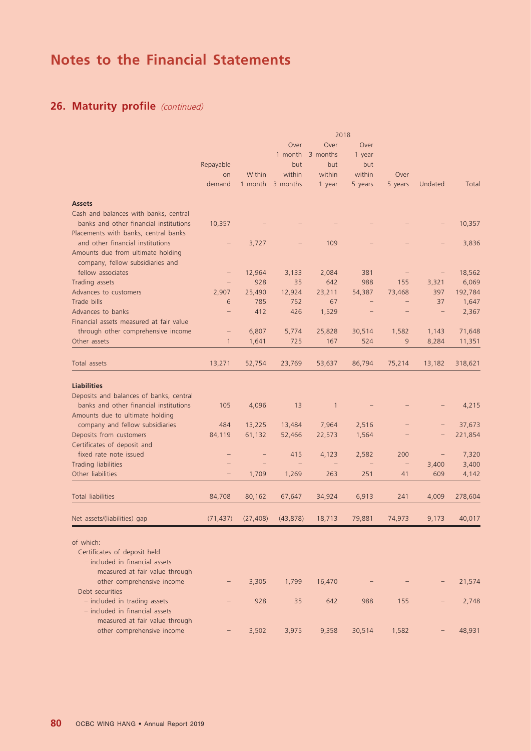# Notes to the Financial Statements

## 26. Maturity profile *(continued)*

| | 2018 | | | | | | | |
|---|---|---|---|---|---|---|---|---|
| | Repayable on demand | Within 1 month | Over 1 month but within 3 months | Over 3 months but within 1 year | Over 1 year but within 5 years | Over 5 years | Undated | Total |
| **Assets** | | | | | | | | |
| Cash and balances with banks, central banks and other financial institutions | 10,357 | – | – | – | – | – | – | 10,357 |
| Placements with banks, central banks and other financial institutions | – | 3,727 | – | 109 | – | – | – | 3,836 |
| Amounts due from ultimate holding company, fellow subsidiaries and fellow associates | – | 12,964 | 3,133 | 2,084 | 381 | – | – | 18,562 |
| Trading assets | – | 928 | 35 | 642 | 988 | 155 | 3,321 | 6,069 |
| Advances to customers | 2,907 | 25,490 | 12,924 | 23,211 | 54,387 | 73,468 | 397 | 192,784 |
| Trade bills | 6 | 785 | 752 | 67 | – | – | 37 | 1,647 |
| Advances to banks | – | 412 | 426 | 1,529 | – | – | – | 2,367 |
| Financial assets measured at fair value through other comprehensive income | – | 6,807 | 5,774 | 25,828 | 30,514 | 1,582 | 1,143 | 71,648 |
| Other assets | 1 | 1,641 | 725 | 167 | 524 | 9 | 8,284 | 11,351 |
| Total assets | 13,271 | 52,754 | 23,769 | 53,637 | 86,794 | 75,214 | 13,182 | 318,621 |
| **Liabilities** | | | | | | | | |
| Deposits and balances of banks, central banks and other financial institutions | 105 | 4,096 | 13 | 1 | – | – | – | 4,215 |
| Amounts due to ultimate holding company and fellow subsidiaries | 484 | 13,225 | 13,484 | 7,964 | 2,516 | – | – | 37,673 |
| Deposits from customers | 84,119 | 61,132 | 52,466 | 22,573 | 1,564 | – | – | 221,854 |
| Certificates of deposit and fixed rate note issued | – | – | 415 | 4,123 | 2,582 | 200 | – | 7,320 |
| Trading liabilities | – | – | – | – | – | – | 3,400 | 3,400 |
| Other liabilities | – | 1,709 | 1,269 | 263 | 251 | 41 | 609 | 4,142 |
| Total liabilities | 84,708 | 80,162 | 67,647 | 34,924 | 6,913 | 241 | 4,009 | 278,604 |
| Net assets/(liabilities) gap | (71,437) | (27,408) | (43,878) | 18,713 | 79,881 | 74,973 | 9,173 | 40,017 |
| of which: | | | | | | | | |
| Certificates of deposit held | | | | | | | | |
| – included in financial assets measured at fair value through other comprehensive income | – | 3,305 | 1,799 | 16,470 | – | – | – | 21,574 |
| Debt securities | | | | | | | | |
| – included in trading assets | – | 928 | 35 | 642 | 988 | 155 | – | 2,748 |
| – included in financial assets measured at fair value through other comprehensive income | – | 3,502 | 3,975 | 9,358 | 30,514 | 1,582 | – | 48,931 |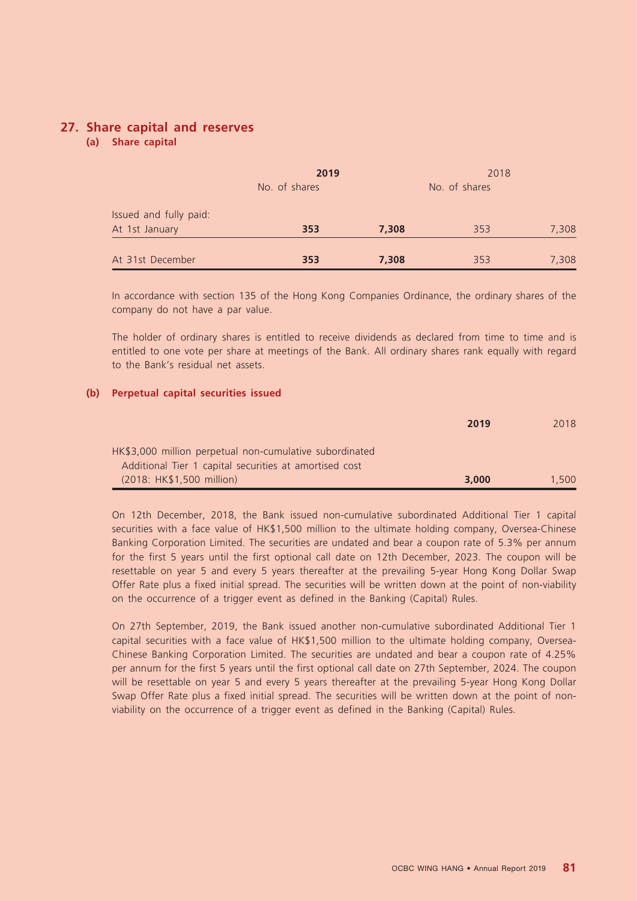## 27. Share capital and reserves

### (a) Share capital

| | 2019 | | 2018 | |
|---|---|---|---|---|
| | No. of shares | | No. of shares | |
| Issued and fully paid: | | | | |
| At 1st January | **353** | **7,308** | 353 | 7,308 |
| At 31st December | **353** | **7,308** | 353 | 7,308 |

In accordance with section 135 of the Hong Kong Companies Ordinance, the ordinary shares of the company do not have a par value.

The holder of ordinary shares is entitled to receive dividends as declared from time to time and is entitled to one vote per share at meetings of the Bank. All ordinary shares rank equally with regard to the Bank's residual net assets.

### (b) Perpetual capital securities issued

| | 2019 | 2018 |
|---|---|---|
| HK$3,000 million perpetual non-cumulative subordinated Additional Tier 1 capital securities at amortised cost (2018: HK$1,500 million) | **3,000** | 1,500 |

On 12th December, 2018, the Bank issued non-cumulative subordinated Additional Tier 1 capital securities with a face value of HK$1,500 million to the ultimate holding company, Oversea-Chinese Banking Corporation Limited. The securities are undated and bear a coupon rate of 5.3% per annum for the first 5 years until the first optional call date on 12th December, 2023. The coupon will be resettable on year 5 and every 5 years thereafter at the prevailing 5-year Hong Kong Dollar Swap Offer Rate plus a fixed initial spread. The securities will be written down at the point of non-viability on the occurrence of a trigger event as defined in the Banking (Capital) Rules.

On 27th September, 2019, the Bank issued another non-cumulative subordinated Additional Tier 1 capital securities with a face value of HK$1,500 million to the ultimate holding company, Oversea-Chinese Banking Corporation Limited. The securities are undated and bear a coupon rate of 4.25% per annum for the first 5 years until the first optional call date on 27th September, 2024. The coupon will be resettable on year 5 and every 5 years thereafter at the prevailing 5-year Hong Kong Dollar Swap Offer Rate plus a fixed initial spread. The securities will be written down at the point of non-viability on the occurrence of a trigger event as defined in the Banking (Capital) Rules.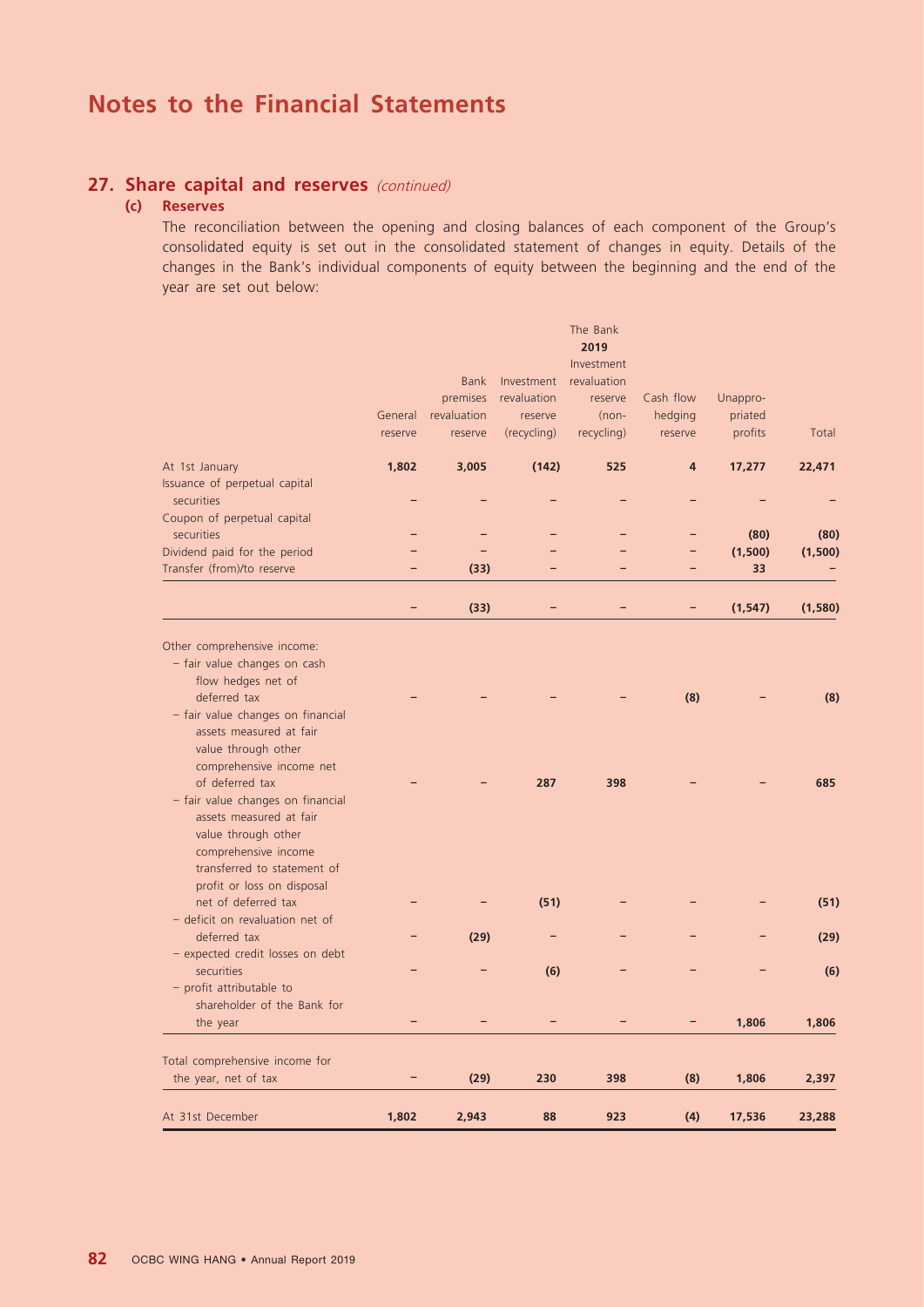# Notes to the Financial Statements

## 27. Share capital and reserves *(continued)*

### (c) Reserves

The reconciliation between the opening and closing balances of each component of the Group's consolidated equity is set out in the consolidated statement of changes in equity. Details of the changes in the Bank's individual components of equity between the beginning and the end of the year are set out below:

| | The Bank 2019 | | | | | | |
|---|---|---|---|---|---|---|---|
| | General reserve | Bank premises revaluation reserve | Investment revaluation reserve (recycling) | Investment revaluation reserve (non-recycling) | Cash flow hedging reserve | Unappro-priated profits | Total |
| At 1st January | **1,802** | **3,005** | **(142)** | **525** | **4** | **17,277** | **22,471** |
| Issuance of perpetual capital securities | – | – | – | – | – | – | – |
| Coupon of perpetual capital securities | – | – | – | – | – | **(80)** | **(80)** |
| Dividend paid for the period | – | – | – | – | – | **(1,500)** | **(1,500)** |
| Transfer (from)/to reserve | – | **(33)** | – | – | – | **33** | – |
| | – | **(33)** | – | – | – | **(1,547)** | **(1,580)** |
| Other comprehensive income: | | | | | | | |
| – fair value changes on cash flow hedges net of deferred tax | – | – | – | – | **(8)** | – | **(8)** |
| – fair value changes on financial assets measured at fair value through other comprehensive income net of deferred tax | – | – | **287** | **398** | – | – | **685** |
| – fair value changes on financial assets measured at fair value through other comprehensive income transferred to statement of profit or loss on disposal net of deferred tax | – | – | **(51)** | – | – | – | **(51)** |
| – deficit on revaluation net of deferred tax | – | **(29)** | – | – | – | – | **(29)** |
| – expected credit losses on debt securities | – | – | **(6)** | – | – | – | **(6)** |
| – profit attributable to shareholder of the Bank for the year | – | – | – | – | – | **1,806** | **1,806** |
| Total comprehensive income for the year, net of tax | – | **(29)** | **230** | **398** | **(8)** | **1,806** | **2,397** |
| At 31st December | **1,802** | **2,943** | **88** | **923** | **(4)** | **17,536** | **23,288** |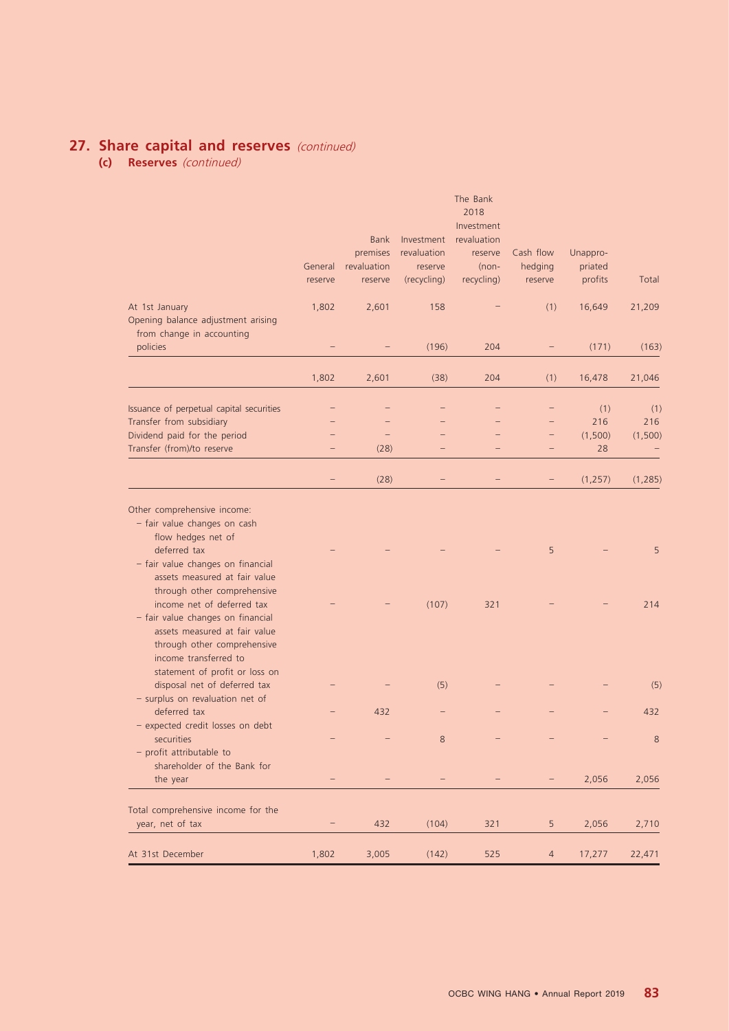## 27. Share capital and reserves *(continued)*

### (c) Reserves *(continued)*

| | The Bank 2018 | | | | | | |
|---|---|---|---|---|---|---|---|
| | General reserve | Bank premises revaluation reserve | Investment revaluation reserve (recycling) | Investment revaluation reserve (non-recycling) | Cash flow hedging reserve | Unappro-priated profits | Total |
| At 1st January | 1,802 | 2,601 | 158 | – | (1) | 16,649 | 21,209 |
| Opening balance adjustment arising from change in accounting policies | – | – | (196) | 204 | – | (171) | (163) |
| | 1,802 | 2,601 | (38) | 204 | (1) | 16,478 | 21,046 |
| Issuance of perpetual capital securities | – | – | – | – | – | (1) | (1) |
| Transfer from subsidiary | – | – | – | – | – | 216 | 216 |
| Dividend paid for the period | – | – | – | – | – | (1,500) | (1,500) |
| Transfer (from)/to reserve | – | (28) | – | – | – | 28 | – |
| | – | (28) | – | – | – | (1,257) | (1,285) |
| Other comprehensive income: | | | | | | | |
| – fair value changes on cash flow hedges net of deferred tax | – | – | – | – | 5 | – | 5 |
| – fair value changes on financial assets measured at fair value through other comprehensive income net of deferred tax | – | – | (107) | 321 | – | – | 214 |
| – fair value changes on financial assets measured at fair value through other comprehensive income transferred to statement of profit or loss on disposal net of deferred tax | – | – | (5) | – | – | – | (5) |
| – surplus on revaluation net of deferred tax | – | 432 | – | – | – | – | 432 |
| – expected credit losses on debt securities | – | – | 8 | – | – | – | 8 |
| – profit attributable to shareholder of the Bank for the year | – | – | – | – | – | 2,056 | 2,056 |
| Total comprehensive income for the year, net of tax | – | 432 | (104) | 321 | 5 | 2,056 | 2,710 |
| At 31st December | 1,802 | 3,005 | (142) | 525 | 4 | 17,277 | 22,471 |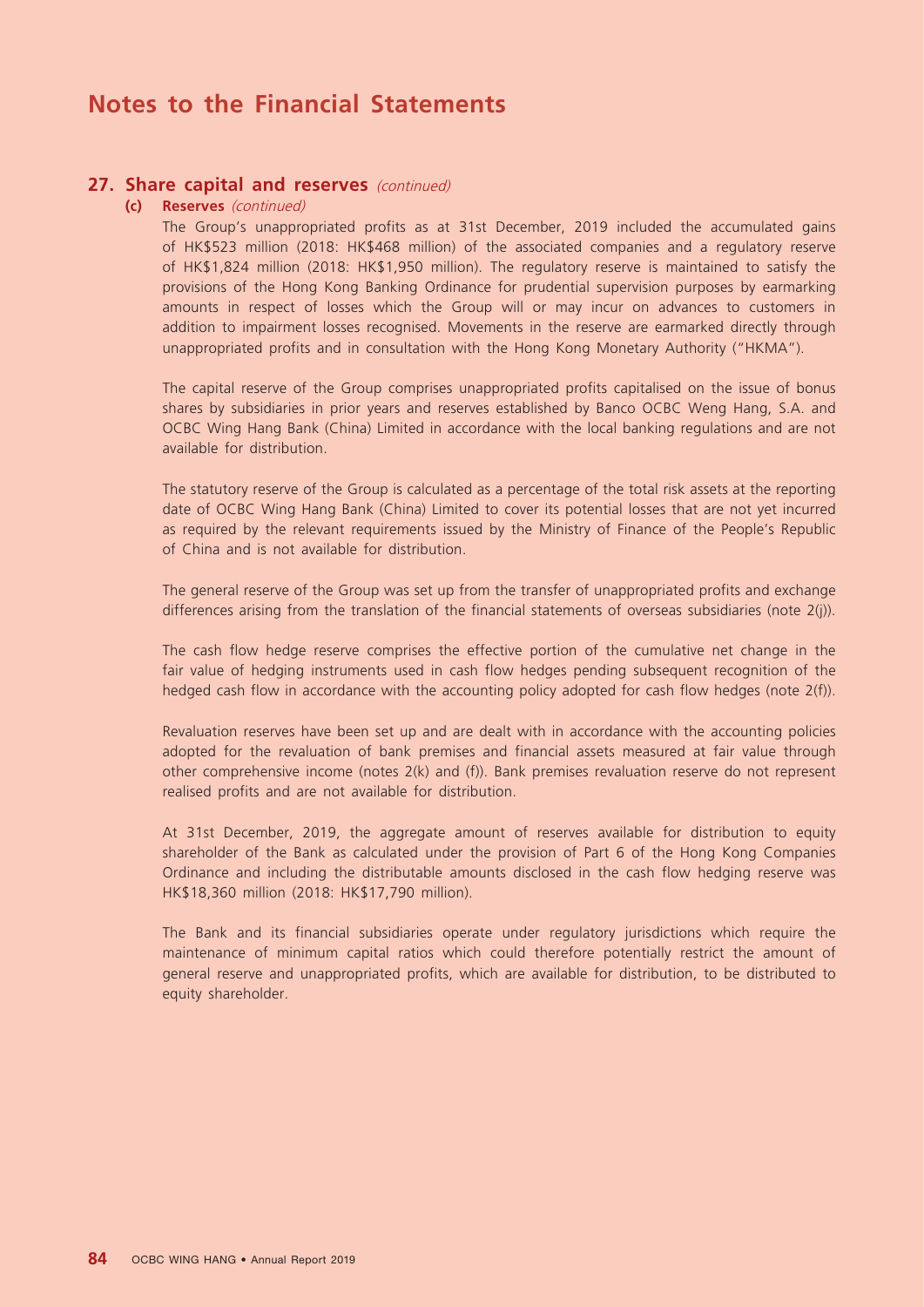# Notes to the Financial Statements

## 27. Share capital and reserves *(continued)*

### (c) Reserves *(continued)*

The Group's unappropriated profits as at 31st December, 2019 included the accumulated gains of HK$523 million (2018: HK$468 million) of the associated companies and a regulatory reserve of HK$1,824 million (2018: HK$1,950 million). The regulatory reserve is maintained to satisfy the provisions of the Hong Kong Banking Ordinance for prudential supervision purposes by earmarking amounts in respect of losses which the Group will or may incur on advances to customers in addition to impairment losses recognised. Movements in the reserve are earmarked directly through unappropriated profits and in consultation with the Hong Kong Monetary Authority ("HKMA").

The capital reserve of the Group comprises unappropriated profits capitalised on the issue of bonus shares by subsidiaries in prior years and reserves established by Banco OCBC Weng Hang, S.A. and OCBC Wing Hang Bank (China) Limited in accordance with the local banking regulations and are not available for distribution.

The statutory reserve of the Group is calculated as a percentage of the total risk assets at the reporting date of OCBC Wing Hang Bank (China) Limited to cover its potential losses that are not yet incurred as required by the relevant requirements issued by the Ministry of Finance of the People's Republic of China and is not available for distribution.

The general reserve of the Group was set up from the transfer of unappropriated profits and exchange differences arising from the translation of the financial statements of overseas subsidiaries (note 2(j)).

The cash flow hedge reserve comprises the effective portion of the cumulative net change in the fair value of hedging instruments used in cash flow hedges pending subsequent recognition of the hedged cash flow in accordance with the accounting policy adopted for cash flow hedges (note 2(f)).

Revaluation reserves have been set up and are dealt with in accordance with the accounting policies adopted for the revaluation of bank premises and financial assets measured at fair value through other comprehensive income (notes 2(k) and (f)). Bank premises revaluation reserve do not represent realised profits and are not available for distribution.

At 31st December, 2019, the aggregate amount of reserves available for distribution to equity shareholder of the Bank as calculated under the provision of Part 6 of the Hong Kong Companies Ordinance and including the distributable amounts disclosed in the cash flow hedging reserve was HK$18,360 million (2018: HK$17,790 million).

The Bank and its financial subsidiaries operate under regulatory jurisdictions which require the maintenance of minimum capital ratios which could therefore potentially restrict the amount of general reserve and unappropriated profits, which are available for distribution, to be distributed to equity shareholder.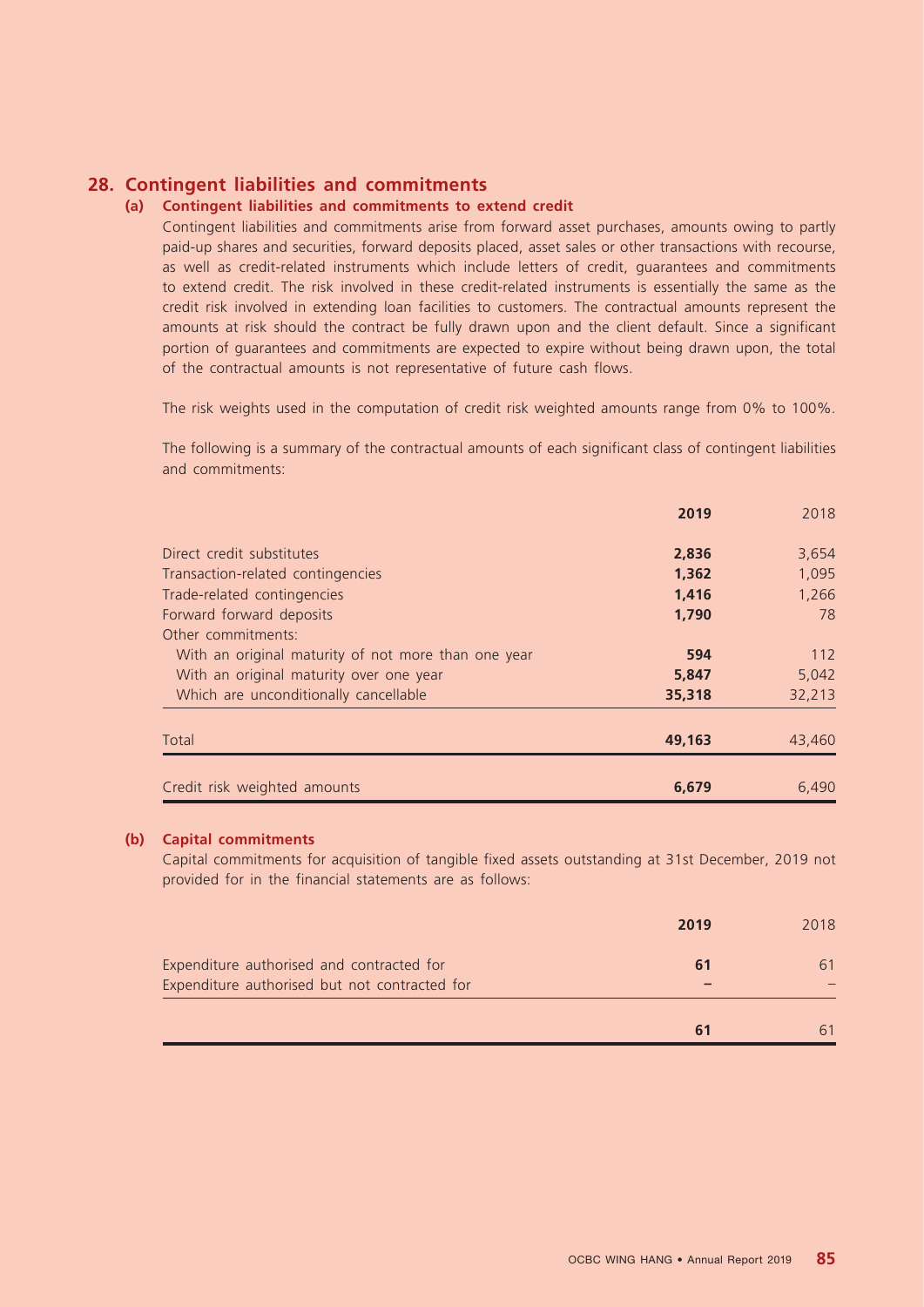## 28. Contingent liabilities and commitments

### (a) Contingent liabilities and commitments to extend credit

Contingent liabilities and commitments arise from forward asset purchases, amounts owing to partly paid-up shares and securities, forward deposits placed, asset sales or other transactions with recourse, as well as credit-related instruments which include letters of credit, guarantees and commitments to extend credit. The risk involved in these credit-related instruments is essentially the same as the credit risk involved in extending loan facilities to customers. The contractual amounts represent the amounts at risk should the contract be fully drawn upon and the client default. Since a significant portion of guarantees and commitments are expected to expire without being drawn upon, the total of the contractual amounts is not representative of future cash flows.

The risk weights used in the computation of credit risk weighted amounts range from 0% to 100%.

The following is a summary of the contractual amounts of each significant class of contingent liabilities and commitments:

| | **2019** | 2018 |
|---|---|---|
| Direct credit substitutes | **2,836** | 3,654 |
| Transaction-related contingencies | **1,362** | 1,095 |
| Trade-related contingencies | **1,416** | 1,266 |
| Forward forward deposits | **1,790** | 78 |
| Other commitments: | | |
| With an original maturity of not more than one year | **594** | 112 |
| With an original maturity over one year | **5,847** | 5,042 |
| Which are unconditionally cancellable | **35,318** | 32,213 |
| Total | **49,163** | 43,460 |
| Credit risk weighted amounts | **6,679** | 6,490 |

### (b) Capital commitments

Capital commitments for acquisition of tangible fixed assets outstanding at 31st December, 2019 not provided for in the financial statements are as follows:

| | **2019** | 2018 |
|---|---|---|
| Expenditure authorised and contracted for | **61** | 61 |
| Expenditure authorised but not contracted for | **–** | – |
| | **61** | 61 |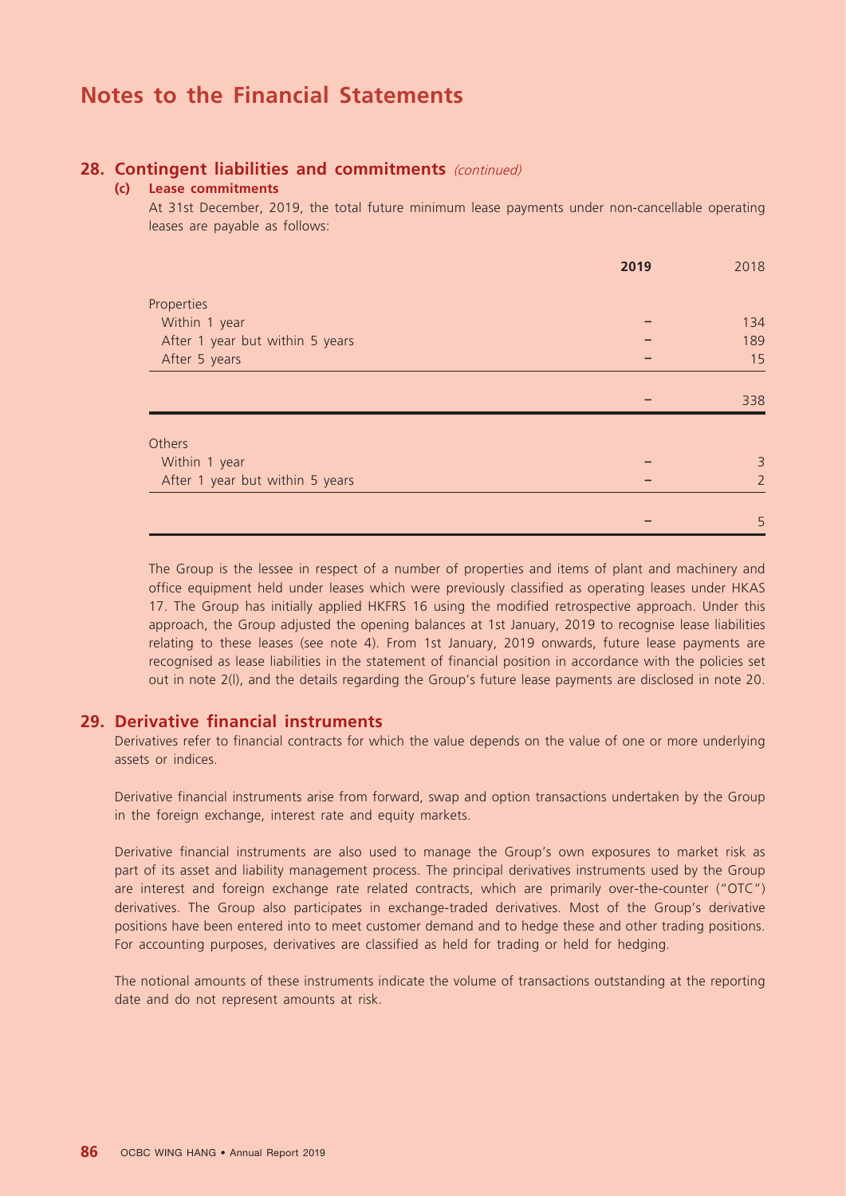# Notes to the Financial Statements

## 28. Contingent liabilities and commitments *(continued)*

### (c) Lease commitments

At 31st December, 2019, the total future minimum lease payments under non-cancellable operating leases are payable as follows:

| | **2019** | 2018 |
|---|---|---|
| Properties | | |
| Within 1 year | – | 134 |
| After 1 year but within 5 years | – | 189 |
| After 5 years | – | 15 |
| | – | 338 |
| Others | | |
| Within 1 year | – | 3 |
| After 1 year but within 5 years | – | 2 |
| | – | 5 |

The Group is the lessee in respect of a number of properties and items of plant and machinery and office equipment held under leases which were previously classified as operating leases under HKAS 17. The Group has initially applied HKFRS 16 using the modified retrospective approach. Under this approach, the Group adjusted the opening balances at 1st January, 2019 to recognise lease liabilities relating to these leases (see note 4). From 1st January, 2019 onwards, future lease payments are recognised as lease liabilities in the statement of financial position in accordance with the policies set out in note 2(l), and the details regarding the Group's future lease payments are disclosed in note 20.

## 29. Derivative financial instruments

Derivatives refer to financial contracts for which the value depends on the value of one or more underlying assets or indices.

Derivative financial instruments arise from forward, swap and option transactions undertaken by the Group in the foreign exchange, interest rate and equity markets.

Derivative financial instruments are also used to manage the Group's own exposures to market risk as part of its asset and liability management process. The principal derivatives instruments used by the Group are interest and foreign exchange rate related contracts, which are primarily over-the-counter ("OTC") derivatives. The Group also participates in exchange-traded derivatives. Most of the Group's derivative positions have been entered into to meet customer demand and to hedge these and other trading positions. For accounting purposes, derivatives are classified as held for trading or held for hedging.

The notional amounts of these instruments indicate the volume of transactions outstanding at the reporting date and do not represent amounts at risk.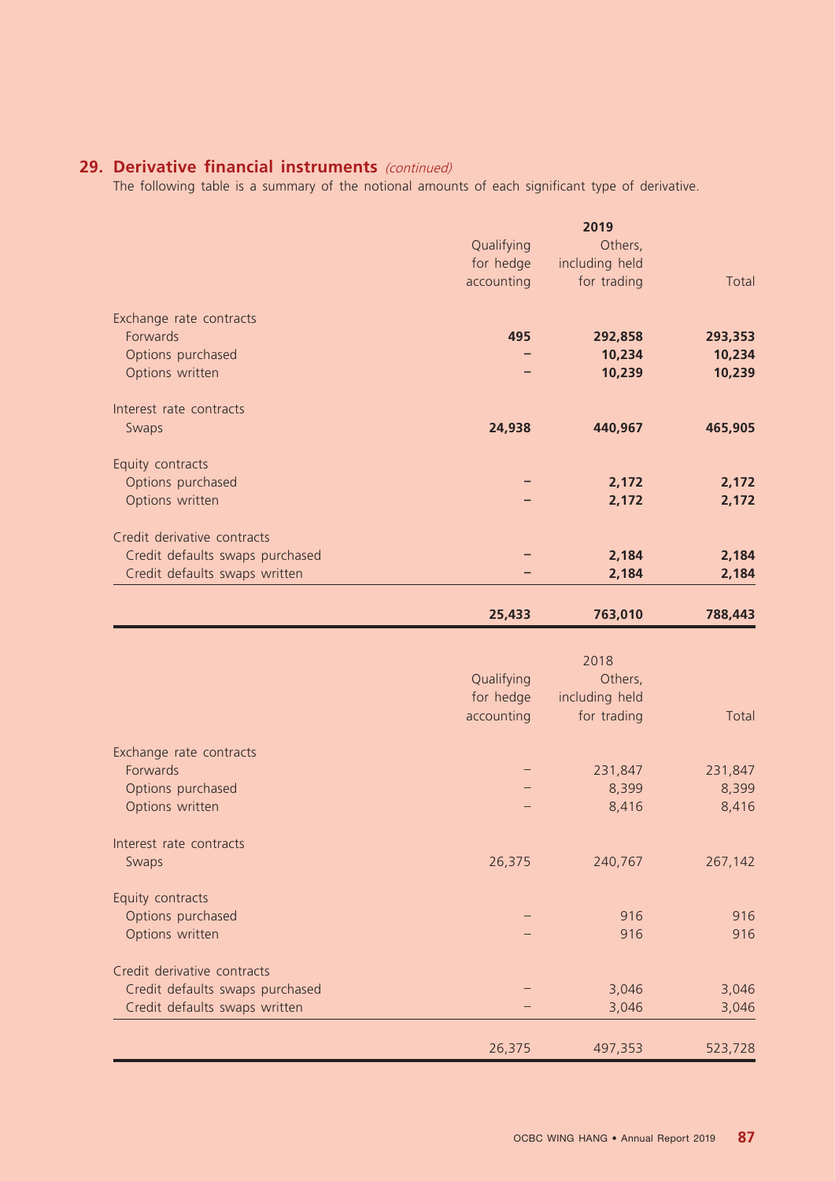## 29. Derivative financial instruments *(continued)*

The following table is a summary of the notional amounts of each significant type of derivative.

| | | 2019 | |
|---|---|---|---|
| | Qualifying for hedge accounting | Others, including held for trading | Total |
| Exchange rate contracts | | | |
| Forwards | **495** | **292,858** | **293,353** |
| Options purchased | **–** | **10,234** | **10,234** |
| Options written | **–** | **10,239** | **10,239** |
| Interest rate contracts | | | |
| Swaps | **24,938** | **440,967** | **465,905** |
| Equity contracts | | | |
| Options purchased | **–** | **2,172** | **2,172** |
| Options written | **–** | **2,172** | **2,172** |
| Credit derivative contracts | | | |
| Credit defaults swaps purchased | **–** | **2,184** | **2,184** |
| Credit defaults swaps written | **–** | **2,184** | **2,184** |
| | **25,433** | **763,010** | **788,443** |

| | | 2018 | |
|---|---|---|---|
| | Qualifying for hedge accounting | Others, including held for trading | Total |
| Exchange rate contracts | | | |
| Forwards | – | 231,847 | 231,847 |
| Options purchased | – | 8,399 | 8,399 |
| Options written | – | 8,416 | 8,416 |
| Interest rate contracts | | | |
| Swaps | 26,375 | 240,767 | 267,142 |
| Equity contracts | | | |
| Options purchased | – | 916 | 916 |
| Options written | – | 916 | 916 |
| Credit derivative contracts | | | |
| Credit defaults swaps purchased | – | 3,046 | 3,046 |
| Credit defaults swaps written | – | 3,046 | 3,046 |
| | 26,375 | 497,353 | 523,728 |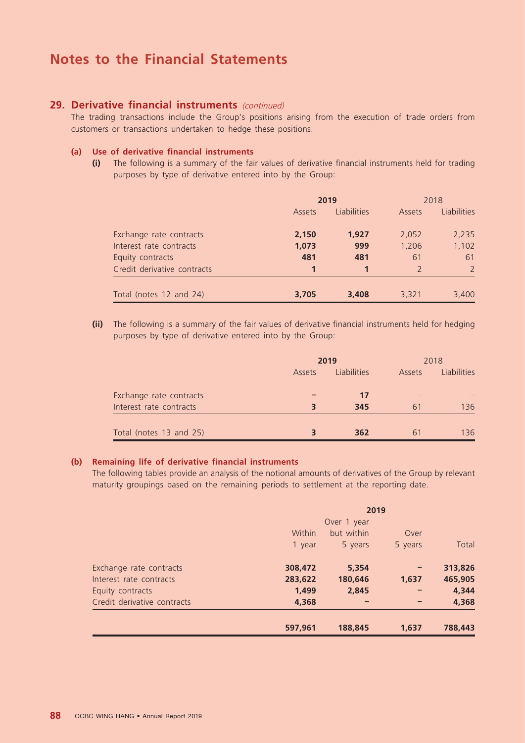# Notes to the Financial Statements

## 29. Derivative financial instruments *(continued)*

The trading transactions include the Group's positions arising from the execution of trade orders from customers or transactions undertaken to hedge these positions.

### (a) Use of derivative financial instruments

**(i)** The following is a summary of the fair values of derivative financial instruments held for trading purposes by type of derivative entered into by the Group:

| | **2019** | | 2018 | |
|---|---|---|---|---|
| | Assets | Liabilities | Assets | Liabilities |
| Exchange rate contracts | **2,150** | **1,927** | 2,052 | 2,235 |
| Interest rate contracts | **1,073** | **999** | 1,206 | 1,102 |
| Equity contracts | **481** | **481** | 61 | 61 |
| Credit derivative contracts | **1** | **1** | 2 | 2 |
| Total (notes 12 and 24) | **3,705** | **3,408** | 3,321 | 3,400 |

**(ii)** The following is a summary of the fair values of derivative financial instruments held for hedging purposes by type of derivative entered into by the Group:

| | **2019** | | 2018 | |
|---|---|---|---|---|
| | Assets | Liabilities | Assets | Liabilities |
| Exchange rate contracts | **–** | **17** | – | – |
| Interest rate contracts | **3** | **345** | 61 | 136 |
| Total (notes 13 and 25) | **3** | **362** | 61 | 136 |

### (b) Remaining life of derivative financial instruments

The following tables provide an analysis of the notional amounts of derivatives of the Group by relevant maturity groupings based on the remaining periods to settlement at the reporting date.

| | **2019** | | | |
|---|---|---|---|---|
| | Within 1 year | Over 1 year but within 5 years | Over 5 years | Total |
| Exchange rate contracts | **308,472** | **5,354** | **–** | **313,826** |
| Interest rate contracts | **283,622** | **180,646** | **1,637** | **465,905** |
| Equity contracts | **1,499** | **2,845** | **–** | **4,344** |
| Credit derivative contracts | **4,368** | **–** | **–** | **4,368** |
| | **597,961** | **188,845** | **1,637** | **788,443** |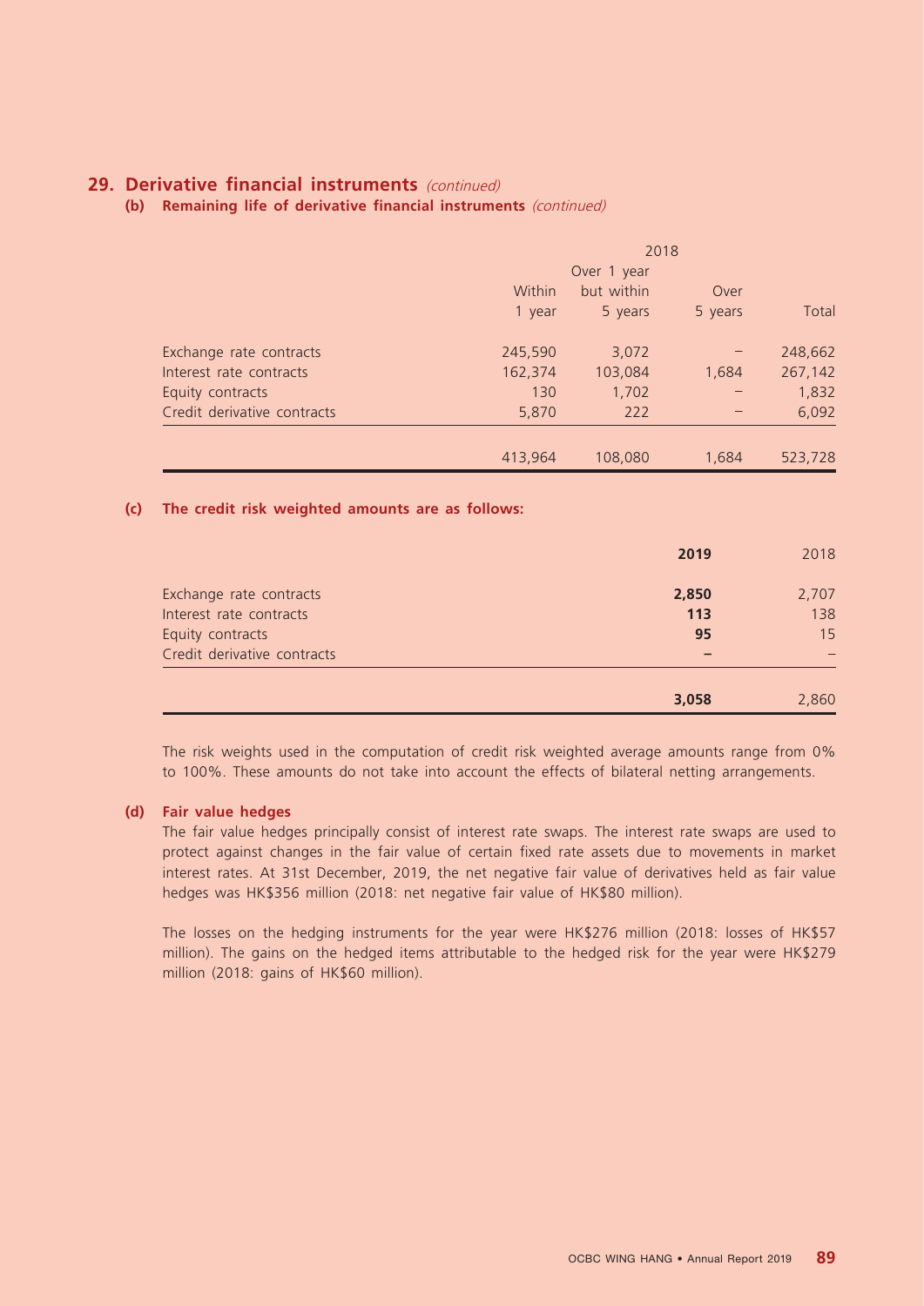## 29. Derivative financial instruments *(continued)*

### (b) Remaining life of derivative financial instruments *(continued)*

| | 2018 | | | |
|---|---|---|---|---|
| | Within 1 year | Over 1 year but within 5 years | Over 5 years | Total |
| Exchange rate contracts | 245,590 | 3,072 | – | 248,662 |
| Interest rate contracts | 162,374 | 103,084 | 1,684 | 267,142 |
| Equity contracts | 130 | 1,702 | – | 1,832 |
| Credit derivative contracts | 5,870 | 222 | – | 6,092 |
| | 413,964 | 108,080 | 1,684 | 523,728 |

### (c) The credit risk weighted amounts are as follows:

| | **2019** | 2018 |
|---|---|---|
| Exchange rate contracts | **2,850** | 2,707 |
| Interest rate contracts | **113** | 138 |
| Equity contracts | **95** | 15 |
| Credit derivative contracts | **–** | – |
| | **3,058** | 2,860 |

The risk weights used in the computation of credit risk weighted average amounts range from 0% to 100%. These amounts do not take into account the effects of bilateral netting arrangements.

### (d) Fair value hedges

The fair value hedges principally consist of interest rate swaps. The interest rate swaps are used to protect against changes in the fair value of certain fixed rate assets due to movements in market interest rates. At 31st December, 2019, the net negative fair value of derivatives held as fair value hedges was HK$356 million (2018: net negative fair value of HK$80 million).

The losses on the hedging instruments for the year were HK$276 million (2018: losses of HK$57 million). The gains on the hedged items attributable to the hedged risk for the year were HK$279 million (2018: gains of HK$60 million).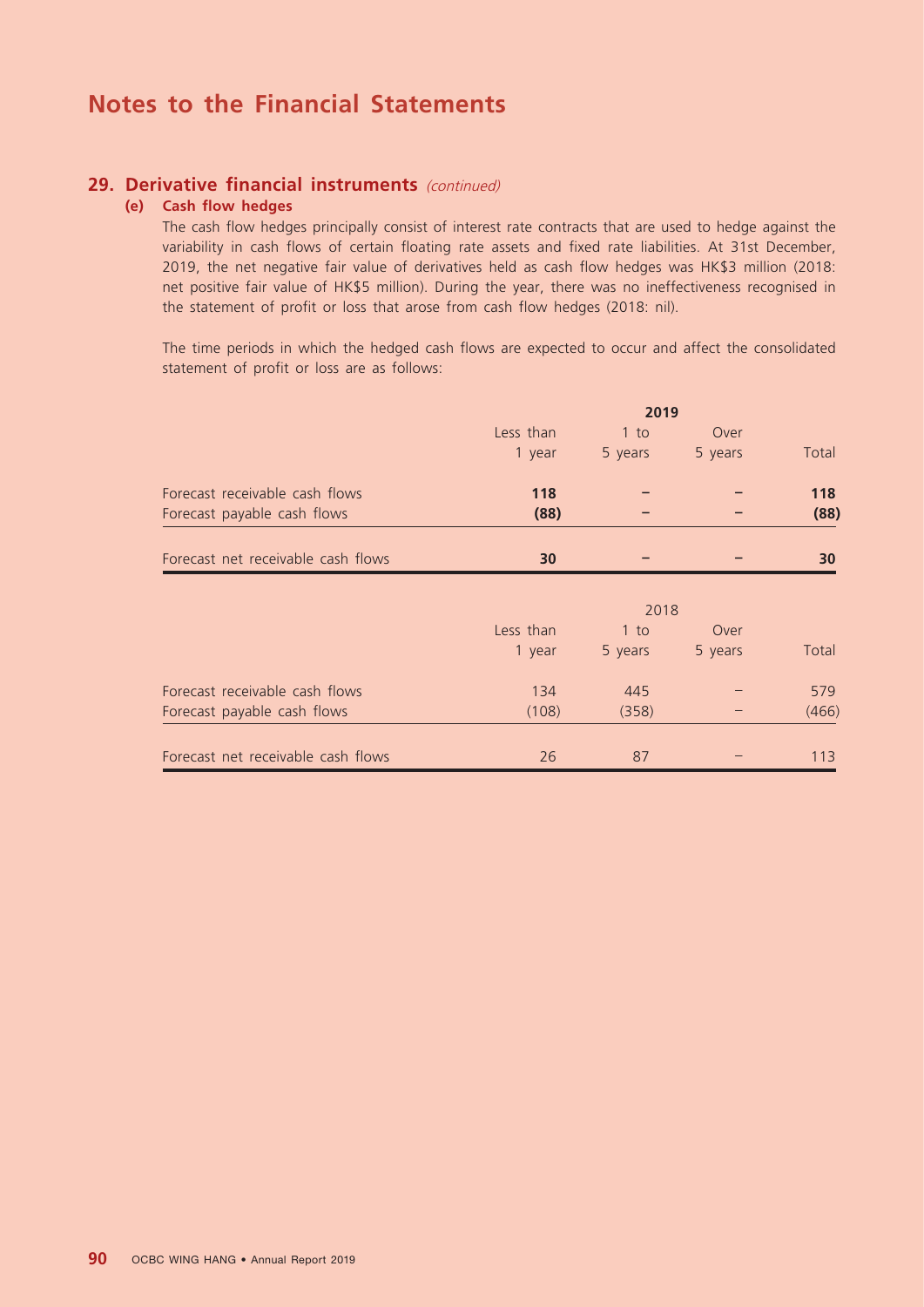# Notes to the Financial Statements

## 29. Derivative financial instruments *(continued)*

### (e) Cash flow hedges

The cash flow hedges principally consist of interest rate contracts that are used to hedge against the variability in cash flows of certain floating rate assets and fixed rate liabilities. At 31st December, 2019, the net negative fair value of derivatives held as cash flow hedges was HK$3 million (2018: net positive fair value of HK$5 million). During the year, there was no ineffectiveness recognised in the statement of profit or loss that arose from cash flow hedges (2018: nil).

The time periods in which the hedged cash flows are expected to occur and affect the consolidated statement of profit or loss are as follows:

| | **2019** | | | |
|---|---|---|---|---|
| | Less than 1 year | 1 to 5 years | Over 5 years | Total |
| Forecast receivable cash flows | **118** | **–** | **–** | **118** |
| Forecast payable cash flows | **(88)** | **–** | **–** | **(88)** |
| Forecast net receivable cash flows | **30** | **–** | **–** | **30** |

| | 2018 | | | |
|---|---|---|---|---|
| | Less than 1 year | 1 to 5 years | Over 5 years | Total |
| Forecast receivable cash flows | 134 | 445 | – | 579 |
| Forecast payable cash flows | (108) | (358) | – | (466) |
| Forecast net receivable cash flows | 26 | 87 | – | 113 |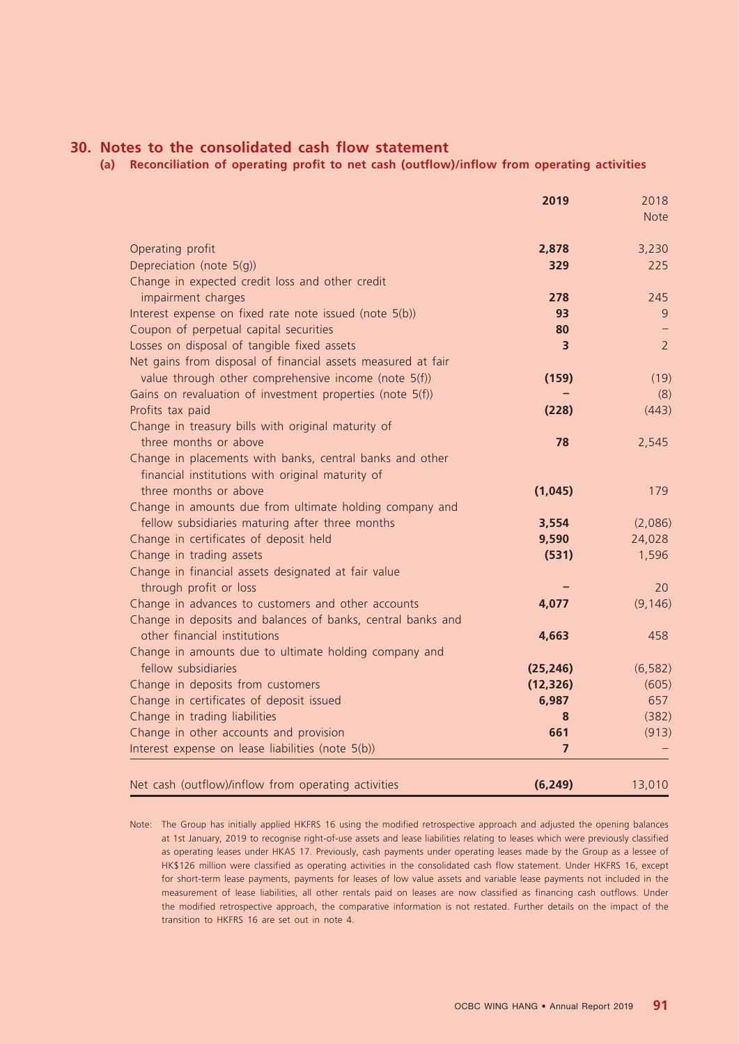## 30. Notes to the consolidated cash flow statement

### (a) Reconciliation of operating profit to net cash (outflow)/inflow from operating activities

| | **2019** | 2018 Note |
|---|---|---|
| Operating profit | **2,878** | 3,230 |
| Depreciation (note 5(g)) | **329** | 225 |
| Change in expected credit loss and other credit impairment charges | **278** | 245 |
| Interest expense on fixed rate note issued (note 5(b)) | **93** | 9 |
| Coupon of perpetual capital securities | **80** | – |
| Losses on disposal of tangible fixed assets | **3** | 2 |
| Net gains from disposal of financial assets measured at fair value through other comprehensive income (note 5(f)) | **(159)** | (19) |
| Gains on revaluation of investment properties (note 5(f)) | **–** | (8) |
| Profits tax paid | **(228)** | (443) |
| Change in treasury bills with original maturity of three months or above | **78** | 2,545 |
| Change in placements with banks, central banks and other financial institutions with original maturity of three months or above | **(1,045)** | 179 |
| Change in amounts due from ultimate holding company and fellow subsidiaries maturing after three months | **3,554** | (2,086) |
| Change in certificates of deposit held | **9,590** | 24,028 |
| Change in trading assets | **(531)** | 1,596 |
| Change in financial assets designated at fair value through profit or loss | **–** | 20 |
| Change in advances to customers and other accounts | **4,077** | (9,146) |
| Change in deposits and balances of banks, central banks and other financial institutions | **4,663** | 458 |
| Change in amounts due to ultimate holding company and fellow subsidiaries | **(25,246)** | (6,582) |
| Change in deposits from customers | **(12,326)** | (605) |
| Change in certificates of deposit issued | **6,987** | 657 |
| Change in trading liabilities | **8** | (382) |
| Change in other accounts and provision | **661** | (913) |
| Interest expense on lease liabilities (note 5(b)) | **7** | – |
| Net cash (outflow)/inflow from operating activities | **(6,249)** | 13,010 |

Note: The Group has initially applied HKFRS 16 using the modified retrospective approach and adjusted the opening balances at 1st January, 2019 to recognise right-of-use assets and lease liabilities relating to leases which were previously classified as operating leases under HKAS 17. Previously, cash payments under operating leases made by the Group as a lessee of HK$126 million were classified as operating activities in the consolidated cash flow statement. Under HKFRS 16, except for short-term lease payments, payments for leases of low value assets and variable lease payments not included in the measurement of lease liabilities, all other rentals paid on leases are now classified as financing cash outflows. Under the modified retrospective approach, the comparative information is not restated. Further details on the impact of the transition to HKFRS 16 are set out in note 4.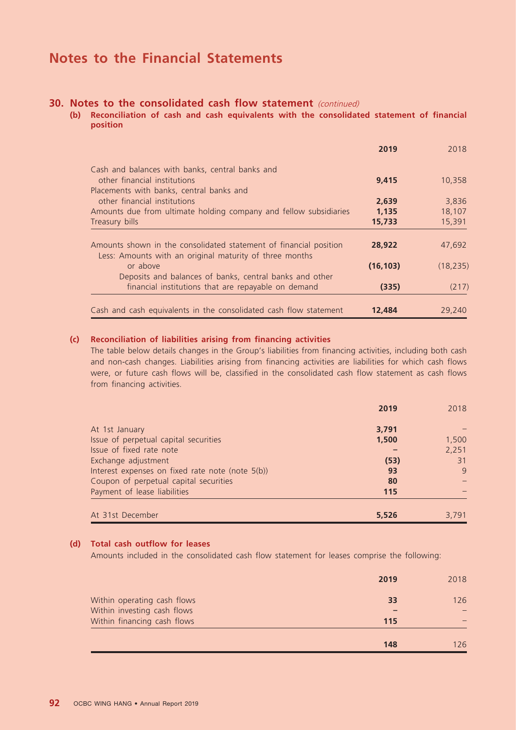# Notes to the Financial Statements

## 30. Notes to the consolidated cash flow statement *(continued)*

### (b) Reconciliation of cash and cash equivalents with the consolidated statement of financial position

| | **2019** | 2018 |
|---|---|---|
| Cash and balances with banks, central banks and other financial institutions | **9,415** | 10,358 |
| Placements with banks, central banks and other financial institutions | **2,639** | 3,836 |
| Amounts due from ultimate holding company and fellow subsidiaries | **1,135** | 18,107 |
| Treasury bills | **15,733** | 15,391 |
| Amounts shown in the consolidated statement of financial position | **28,922** | 47,692 |
| Less: Amounts with an original maturity of three months or above | **(16,103)** | (18,235) |
| Deposits and balances of banks, central banks and other financial institutions that are repayable on demand | **(335)** | (217) |
| Cash and cash equivalents in the consolidated cash flow statement | **12,484** | 29,240 |

### (c) Reconciliation of liabilities arising from financing activities

The table below details changes in the Group's liabilities from financing activities, including both cash and non-cash changes. Liabilities arising from financing activities are liabilities for which cash flows were, or future cash flows will be, classified in the consolidated cash flow statement as cash flows from financing activities.

| | **2019** | 2018 |
|---|---|---|
| At 1st January | **3,791** | – |
| Issue of perpetual capital securities | **1,500** | 1,500 |
| Issue of fixed rate note | **–** | 2,251 |
| Exchange adjustment | **(53)** | 31 |
| Interest expenses on fixed rate note (note 5(b)) | **93** | 9 |
| Coupon of perpetual capital securities | **80** | – |
| Payment of lease liabilities | **115** | – |
| At 31st December | **5,526** | 3,791 |

### (d) Total cash outflow for leases

Amounts included in the consolidated cash flow statement for leases comprise the following:

| | **2019** | 2018 |
|---|---|---|
| Within operating cash flows | **33** | 126 |
| Within investing cash flows | **–** | – |
| Within financing cash flows | **115** | – |
| | **148** | 126 |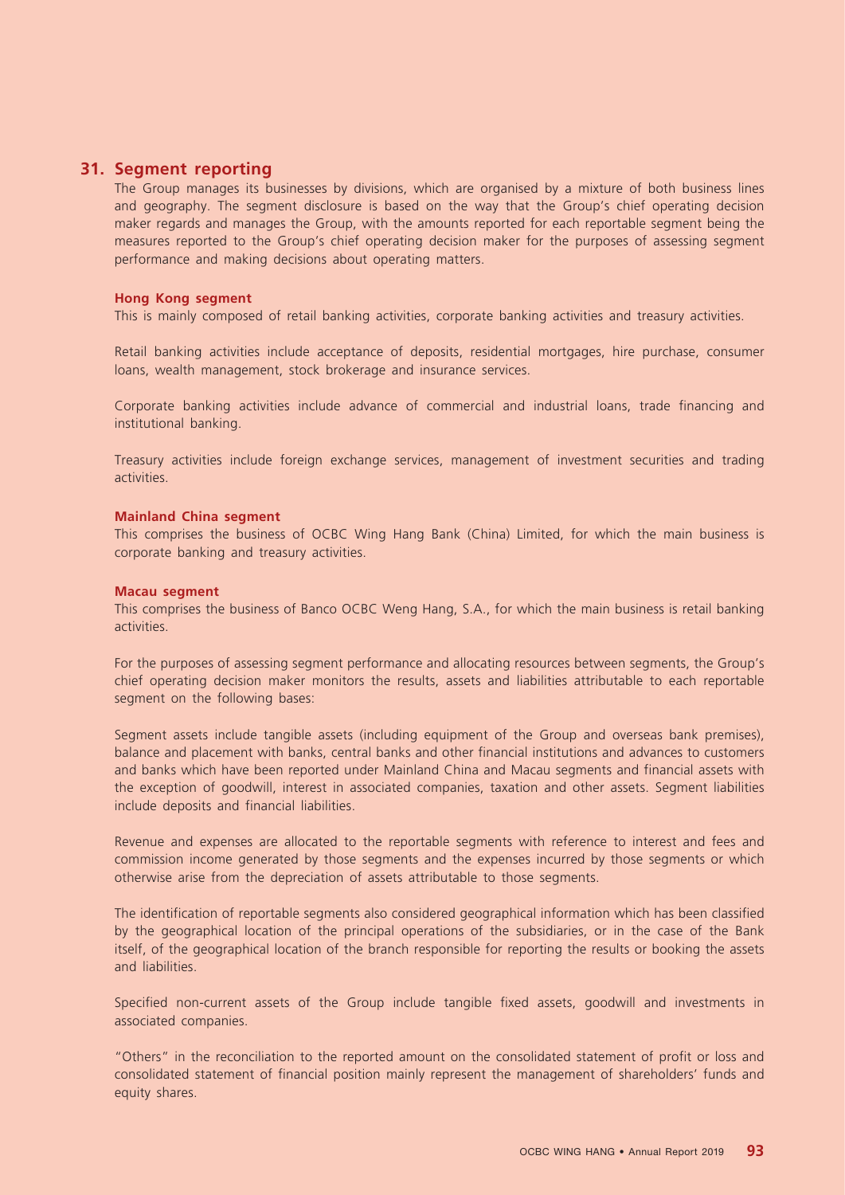## 31. Segment reporting

The Group manages its businesses by divisions, which are organised by a mixture of both business lines and geography. The segment disclosure is based on the way that the Group's chief operating decision maker regards and manages the Group, with the amounts reported for each reportable segment being the measures reported to the Group's chief operating decision maker for the purposes of assessing segment performance and making decisions about operating matters.

### Hong Kong segment

This is mainly composed of retail banking activities, corporate banking activities and treasury activities.

Retail banking activities include acceptance of deposits, residential mortgages, hire purchase, consumer loans, wealth management, stock brokerage and insurance services.

Corporate banking activities include advance of commercial and industrial loans, trade financing and institutional banking.

Treasury activities include foreign exchange services, management of investment securities and trading activities.

### Mainland China segment

This comprises the business of OCBC Wing Hang Bank (China) Limited, for which the main business is corporate banking and treasury activities.

### Macau segment

This comprises the business of Banco OCBC Weng Hang, S.A., for which the main business is retail banking activities.

For the purposes of assessing segment performance and allocating resources between segments, the Group's chief operating decision maker monitors the results, assets and liabilities attributable to each reportable segment on the following bases:

Segment assets include tangible assets (including equipment of the Group and overseas bank premises), balance and placement with banks, central banks and other financial institutions and advances to customers and banks which have been reported under Mainland China and Macau segments and financial assets with the exception of goodwill, interest in associated companies, taxation and other assets. Segment liabilities include deposits and financial liabilities.

Revenue and expenses are allocated to the reportable segments with reference to interest and fees and commission income generated by those segments and the expenses incurred by those segments or which otherwise arise from the depreciation of assets attributable to those segments.

The identification of reportable segments also considered geographical information which has been classified by the geographical location of the principal operations of the subsidiaries, or in the case of the Bank itself, of the geographical location of the branch responsible for reporting the results or booking the assets and liabilities.

Specified non-current assets of the Group include tangible fixed assets, goodwill and investments in associated companies.

"Others" in the reconciliation to the reported amount on the consolidated statement of profit or loss and consolidated statement of financial position mainly represent the management of shareholders' funds and equity shares.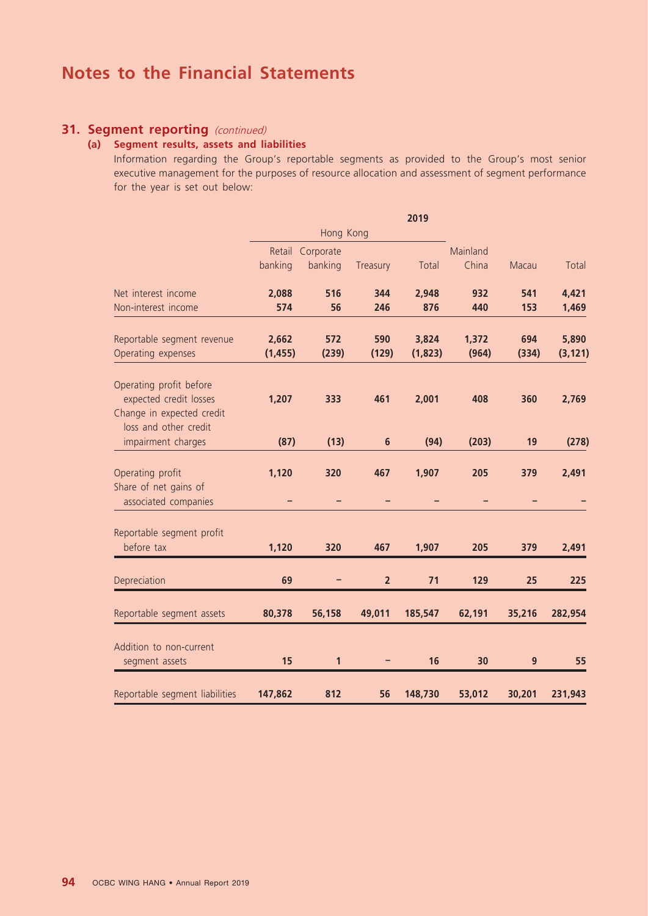# Notes to the Financial Statements

## 31. Segment reporting *(continued)*

### (a) Segment results, assets and liabilities

Information regarding the Group's reportable segments as provided to the Group's most senior executive management for the purposes of resource allocation and assessment of segment performance for the year is set out below:

| | 2019 | | | | | | |
|---|---|---|---|---|---|---|---|
| | Hong Kong | | | | | | |
| | Retail banking | Corporate banking | Treasury | Total | Mainland China | Macau | Total |
| Net interest income | **2,088** | **516** | **344** | **2,948** | **932** | **541** | **4,421** |
| Non-interest income | **574** | **56** | **246** | **876** | **440** | **153** | **1,469** |
| Reportable segment revenue | **2,662** | **572** | **590** | **3,824** | **1,372** | **694** | **5,890** |
| Operating expenses | **(1,455)** | **(239)** | **(129)** | **(1,823)** | **(964)** | **(334)** | **(3,121)** |
| Operating profit before expected credit losses | **1,207** | **333** | **461** | **2,001** | **408** | **360** | **2,769** |
| Change in expected credit loss and other credit impairment charges | **(87)** | **(13)** | **6** | **(94)** | **(203)** | **19** | **(278)** |
| Operating profit | **1,120** | **320** | **467** | **1,907** | **205** | **379** | **2,491** |
| Share of net gains of associated companies | **–** | **–** | **–** | **–** | **–** | **–** | **–** |
| Reportable segment profit before tax | **1,120** | **320** | **467** | **1,907** | **205** | **379** | **2,491** |
| Depreciation | **69** | **–** | **2** | **71** | **129** | **25** | **225** |
| Reportable segment assets | **80,378** | **56,158** | **49,011** | **185,547** | **62,191** | **35,216** | **282,954** |
| Addition to non-current segment assets | **15** | **1** | **–** | **16** | **30** | **9** | **55** |
| Reportable segment liabilities | **147,862** | **812** | **56** | **148,730** | **53,012** | **30,201** | **231,943** |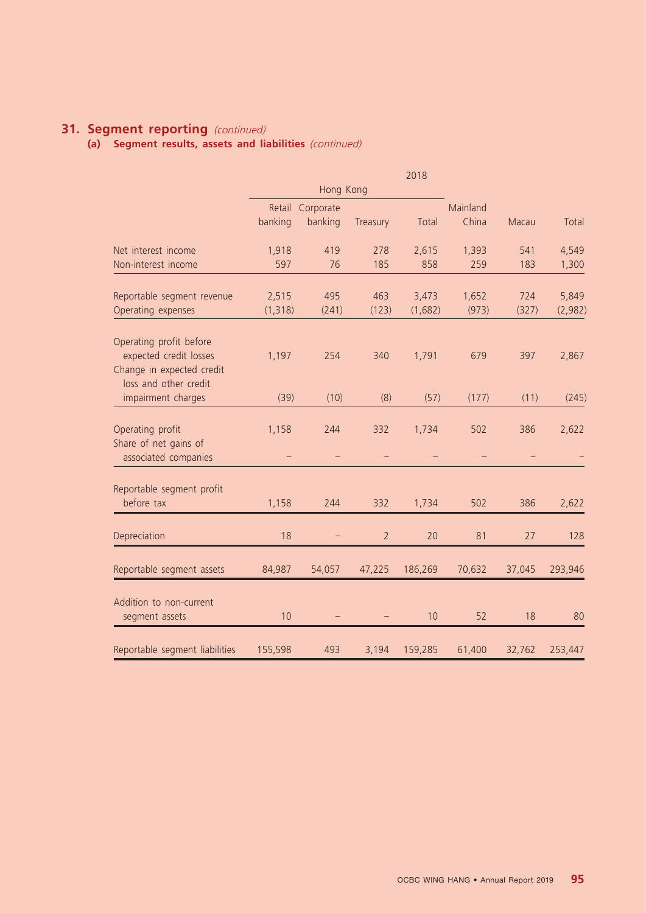## 31. Segment reporting *(continued)*

### (a) Segment results, assets and liabilities *(continued)*

| | 2018 | | | | | | |
|---|---|---|---|---|---|---|---|
| | Hong Kong | | | | | | |
| | Retail banking | Corporate banking | Treasury | Total | Mainland China | Macau | Total |
| Net interest income | 1,918 | 419 | 278 | 2,615 | 1,393 | 541 | 4,549 |
| Non-interest income | 597 | 76 | 185 | 858 | 259 | 183 | 1,300 |
| Reportable segment revenue | 2,515 | 495 | 463 | 3,473 | 1,652 | 724 | 5,849 |
| Operating expenses | (1,318) | (241) | (123) | (1,682) | (973) | (327) | (2,982) |
| Operating profit before expected credit losses | 1,197 | 254 | 340 | 1,791 | 679 | 397 | 2,867 |
| Change in expected credit loss and other credit impairment charges | (39) | (10) | (8) | (57) | (177) | (11) | (245) |
| Operating profit | 1,158 | 244 | 332 | 1,734 | 502 | 386 | 2,622 |
| Share of net gains of associated companies | – | – | – | – | – | – | – |
| Reportable segment profit before tax | 1,158 | 244 | 332 | 1,734 | 502 | 386 | 2,622 |
| Depreciation | 18 | – | 2 | 20 | 81 | 27 | 128 |
| Reportable segment assets | 84,987 | 54,057 | 47,225 | 186,269 | 70,632 | 37,045 | 293,946 |
| Addition to non-current segment assets | 10 | – | – | 10 | 52 | 18 | 80 |
| Reportable segment liabilities | 155,598 | 493 | 3,194 | 159,285 | 61,400 | 32,762 | 253,447 |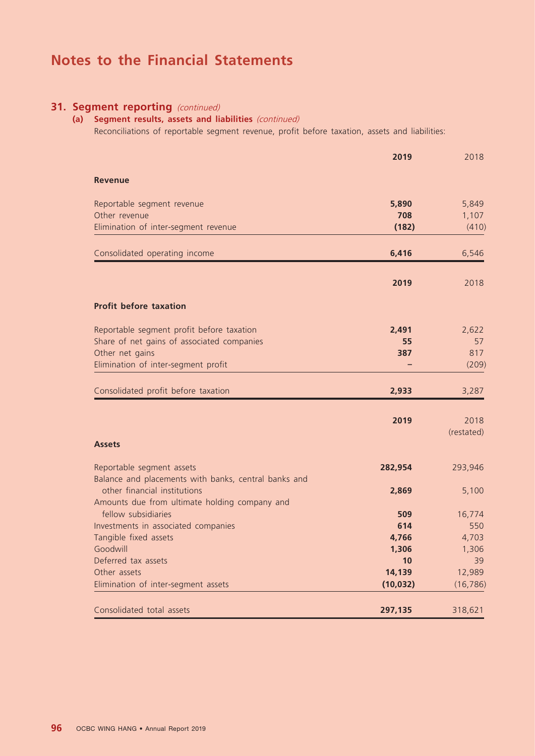# Notes to the Financial Statements

## 31. Segment reporting *(continued)*

### (a) Segment results, assets and liabilities *(continued)*

Reconciliations of reportable segment revenue, profit before taxation, assets and liabilities:

| | **2019** | 2018 |
|---|---|---|
| **Revenue** | | |
| Reportable segment revenue | **5,890** | 5,849 |
| Other revenue | **708** | 1,107 |
| Elimination of inter-segment revenue | **(182)** | (410) |
| Consolidated operating income | **6,416** | 6,546 |

| | **2019** | 2018 |
|---|---|---|
| **Profit before taxation** | | |
| Reportable segment profit before taxation | **2,491** | 2,622 |
| Share of net gains of associated companies | **55** | 57 |
| Other net gains | **387** | 817 |
| Elimination of inter-segment profit | **–** | (209) |
| Consolidated profit before taxation | **2,933** | 3,287 |

| | **2019** | 2018 (restated) |
|---|---|---|
| **Assets** | | |
| Reportable segment assets | **282,954** | 293,946 |
| Balance and placements with banks, central banks and other financial institutions | **2,869** | 5,100 |
| Amounts due from ultimate holding company and fellow subsidiaries | **509** | 16,774 |
| Investments in associated companies | **614** | 550 |
| Tangible fixed assets | **4,766** | 4,703 |
| Goodwill | **1,306** | 1,306 |
| Deferred tax assets | **10** | 39 |
| Other assets | **14,139** | 12,989 |
| Elimination of inter-segment assets | **(10,032)** | (16,786) |
| Consolidated total assets | **297,135** | 318,621 |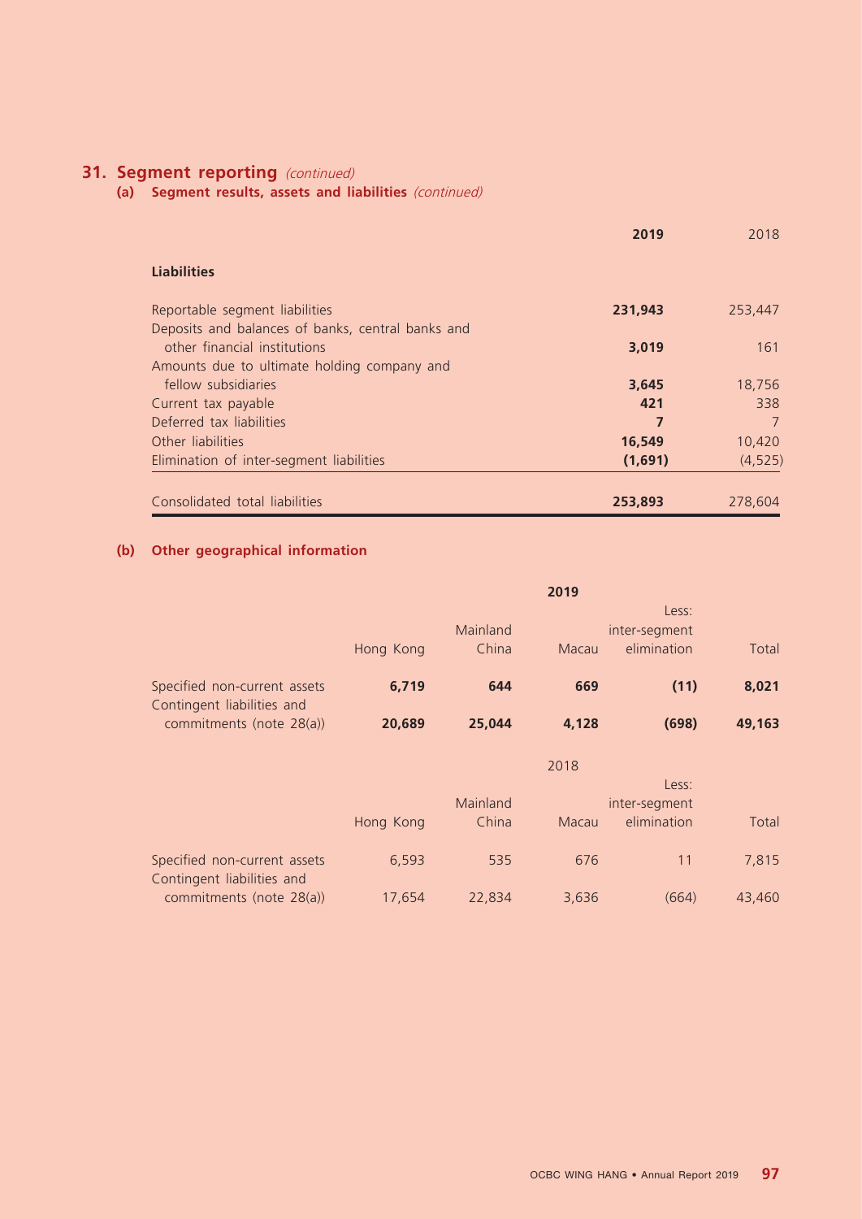## 31. Segment reporting *(continued)*

### (a) Segment results, assets and liabilities *(continued)*

| | **2019** | 2018 |
|---|---|---|
| **Liabilities** | | |
| Reportable segment liabilities | **231,943** | 253,447 |
| Deposits and balances of banks, central banks and other financial institutions | **3,019** | 161 |
| Amounts due to ultimate holding company and fellow subsidiaries | **3,645** | 18,756 |
| Current tax payable | **421** | 338 |
| Deferred tax liabilities | **7** | 7 |
| Other liabilities | **16,549** | 10,420 |
| Elimination of inter-segment liabilities | **(1,691)** | (4,525) |
| Consolidated total liabilities | **253,893** | 278,604 |

### (b) Other geographical information

| | **2019** | | | | |
|---|---|---|---|---|---|
| | Hong Kong | Mainland China | Macau | Less: inter-segment elimination | Total |
| Specified non-current assets | **6,719** | **644** | **669** | **(11)** | **8,021** |
| Contingent liabilities and commitments (note 28(a)) | **20,689** | **25,044** | **4,128** | **(698)** | **49,163** |

| | 2018 | | | | |
|---|---|---|---|---|---|
| | Hong Kong | Mainland China | Macau | Less: inter-segment elimination | Total |
| Specified non-current assets | 6,593 | 535 | 676 | 11 | 7,815 |
| Contingent liabilities and commitments (note 28(a)) | 17,654 | 22,834 | 3,636 | (664) | 43,460 |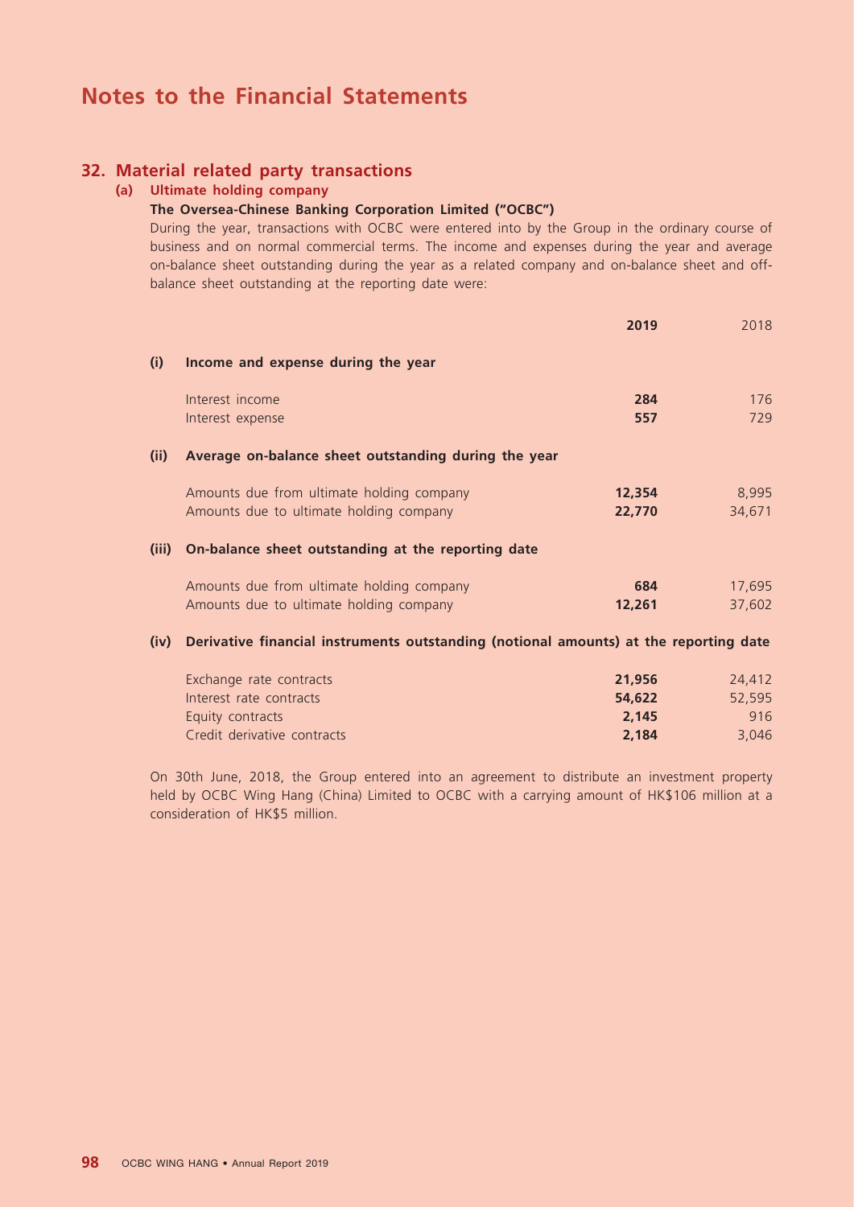# Notes to the Financial Statements

## 32. Material related party transactions

### (a) Ultimate holding company

**The Oversea-Chinese Banking Corporation Limited ("OCBC")**

During the year, transactions with OCBC were entered into by the Group in the ordinary course of business and on normal commercial terms. The income and expenses during the year and average on-balance sheet outstanding during the year as a related company and on-balance sheet and off-balance sheet outstanding at the reporting date were:

| | | 2019 | 2018 |
|---|---|---|---|
| **(i)** | **Income and expense during the year** | | |
| | Interest income | **284** | 176 |
| | Interest expense | **557** | 729 |
| **(ii)** | **Average on-balance sheet outstanding during the year** | | |
| | Amounts due from ultimate holding company | **12,354** | 8,995 |
| | Amounts due to ultimate holding company | **22,770** | 34,671 |
| **(iii)** | **On-balance sheet outstanding at the reporting date** | | |
| | Amounts due from ultimate holding company | **684** | 17,695 |
| | Amounts due to ultimate holding company | **12,261** | 37,602 |
| **(iv)** | **Derivative financial instruments outstanding (notional amounts) at the reporting date** | | |
| | Exchange rate contracts | **21,956** | 24,412 |
| | Interest rate contracts | **54,622** | 52,595 |
| | Equity contracts | **2,145** | 916 |
| | Credit derivative contracts | **2,184** | 3,046 |

On 30th June, 2018, the Group entered into an agreement to distribute an investment property held by OCBC Wing Hang (China) Limited to OCBC with a carrying amount of HK$106 million at a consideration of HK$5 million.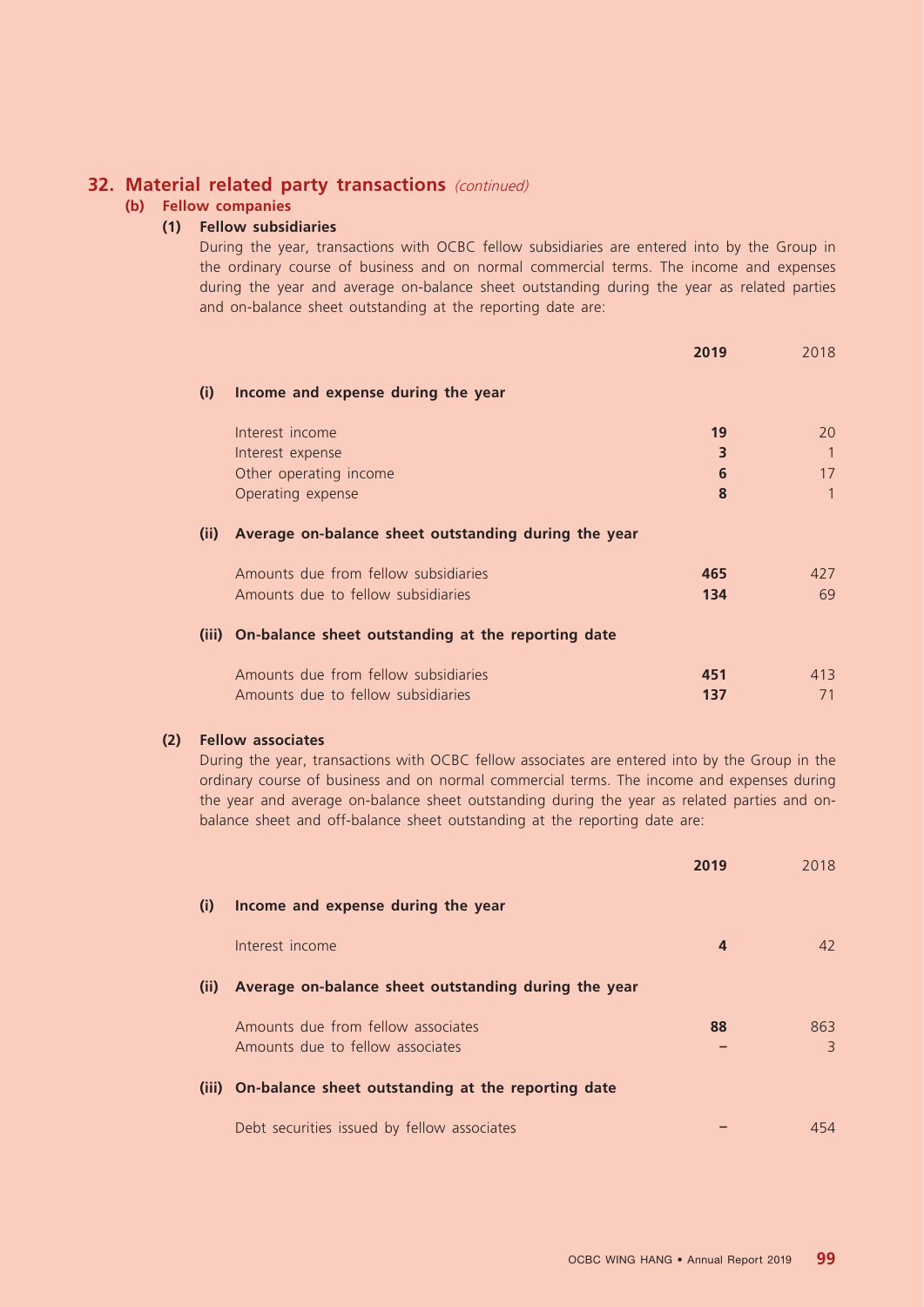## 32. Material related party transactions *(continued)*

### (b) Fellow companies

#### (1) Fellow subsidiaries

During the year, transactions with OCBC fellow subsidiaries are entered into by the Group in the ordinary course of business and on normal commercial terms. The income and expenses during the year and average on-balance sheet outstanding during the year as related parties and on-balance sheet outstanding at the reporting date are:

| | | **2019** | 2018 |
|---|---|---|---|
| **(i)** | **Income and expense during the year** | | |
| | Interest income | **19** | 20 |
| | Interest expense | **3** | 1 |
| | Other operating income | **6** | 17 |
| | Operating expense | **8** | 1 |
| **(ii)** | **Average on-balance sheet outstanding during the year** | | |
| | Amounts due from fellow subsidiaries | **465** | 427 |
| | Amounts due to fellow subsidiaries | **134** | 69 |
| **(iii)** | **On-balance sheet outstanding at the reporting date** | | |
| | Amounts due from fellow subsidiaries | **451** | 413 |
| | Amounts due to fellow subsidiaries | **137** | 71 |

#### (2) Fellow associates

During the year, transactions with OCBC fellow associates are entered into by the Group in the ordinary course of business and on normal commercial terms. The income and expenses during the year and average on-balance sheet outstanding during the year as related parties and on-balance sheet and off-balance sheet outstanding at the reporting date are:

| | | **2019** | 2018 |
|---|---|---|---|
| **(i)** | **Income and expense during the year** | | |
| | Interest income | **4** | 42 |
| **(ii)** | **Average on-balance sheet outstanding during the year** | | |
| | Amounts due from fellow associates | **88** | 863 |
| | Amounts due to fellow associates | **–** | 3 |
| **(iii)** | **On-balance sheet outstanding at the reporting date** | | |
| | Debt securities issued by fellow associates | **–** | 454 |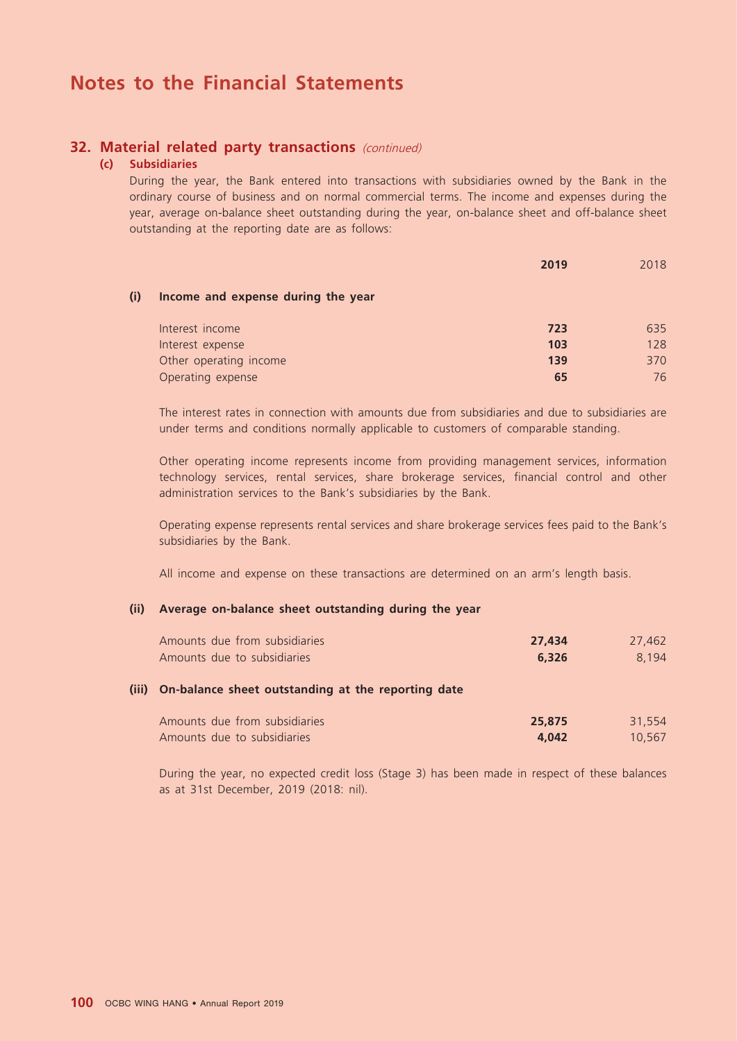# Notes to the Financial Statements

## 32. Material related party transactions *(continued)*

### (c) Subsidiaries

During the year, the Bank entered into transactions with subsidiaries owned by the Bank in the ordinary course of business and on normal commercial terms. The income and expenses during the year, average on-balance sheet outstanding during the year, on-balance sheet and off-balance sheet outstanding at the reporting date are as follows:

| | **2019** | 2018 |
|---|---|---|
| **(i) Income and expense during the year** | | |
| Interest income | **723** | 635 |
| Interest expense | **103** | 128 |
| Other operating income | **139** | 370 |
| Operating expense | **65** | 76 |

The interest rates in connection with amounts due from subsidiaries and due to subsidiaries are under terms and conditions normally applicable to customers of comparable standing.

Other operating income represents income from providing management services, information technology services, rental services, share brokerage services, financial control and other administration services to the Bank's subsidiaries by the Bank.

Operating expense represents rental services and share brokerage services fees paid to the Bank's subsidiaries by the Bank.

All income and expense on these transactions are determined on an arm's length basis.

| | **2019** | 2018 |
|---|---|---|
| **(ii) Average on-balance sheet outstanding during the year** | | |
| Amounts due from subsidiaries | **27,434** | 27,462 |
| Amounts due to subsidiaries | **6,326** | 8,194 |
| **(iii) On-balance sheet outstanding at the reporting date** | | |
| Amounts due from subsidiaries | **25,875** | 31,554 |
| Amounts due to subsidiaries | **4,042** | 10,567 |

During the year, no expected credit loss (Stage 3) has been made in respect of these balances as at 31st December, 2019 (2018: nil).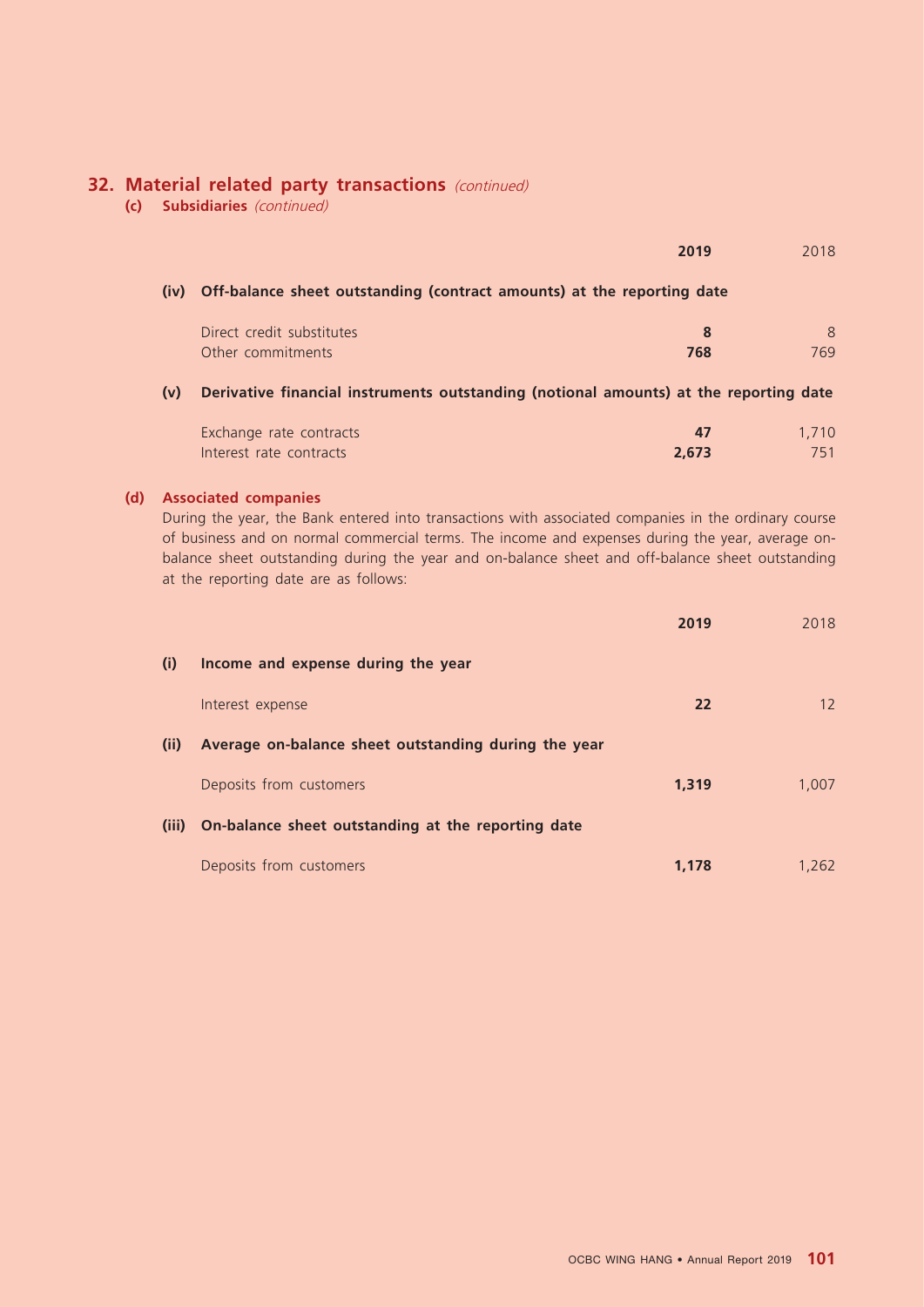## 32. Material related party transactions *(continued)*

### (c) Subsidiaries *(continued)*

| | 2019 | 2018 |
|---|---|---|
| **(iv) Off-balance sheet outstanding (contract amounts) at the reporting date** | | |
| Direct credit substitutes | **8** | 8 |
| Other commitments | **768** | 769 |
| **(v) Derivative financial instruments outstanding (notional amounts) at the reporting date** | | |
| Exchange rate contracts | **47** | 1,710 |
| Interest rate contracts | **2,673** | 751 |

### (d) Associated companies

During the year, the Bank entered into transactions with associated companies in the ordinary course of business and on normal commercial terms. The income and expenses during the year, average on-balance sheet outstanding during the year and on-balance sheet and off-balance sheet outstanding at the reporting date are as follows:

| | 2019 | 2018 |
|---|---|---|
| **(i) Income and expense during the year** | | |
| Interest expense | **22** | 12 |
| **(ii) Average on-balance sheet outstanding during the year** | | |
| Deposits from customers | **1,319** | 1,007 |
| **(iii) On-balance sheet outstanding at the reporting date** | | |
| Deposits from customers | **1,178** | 1,262 |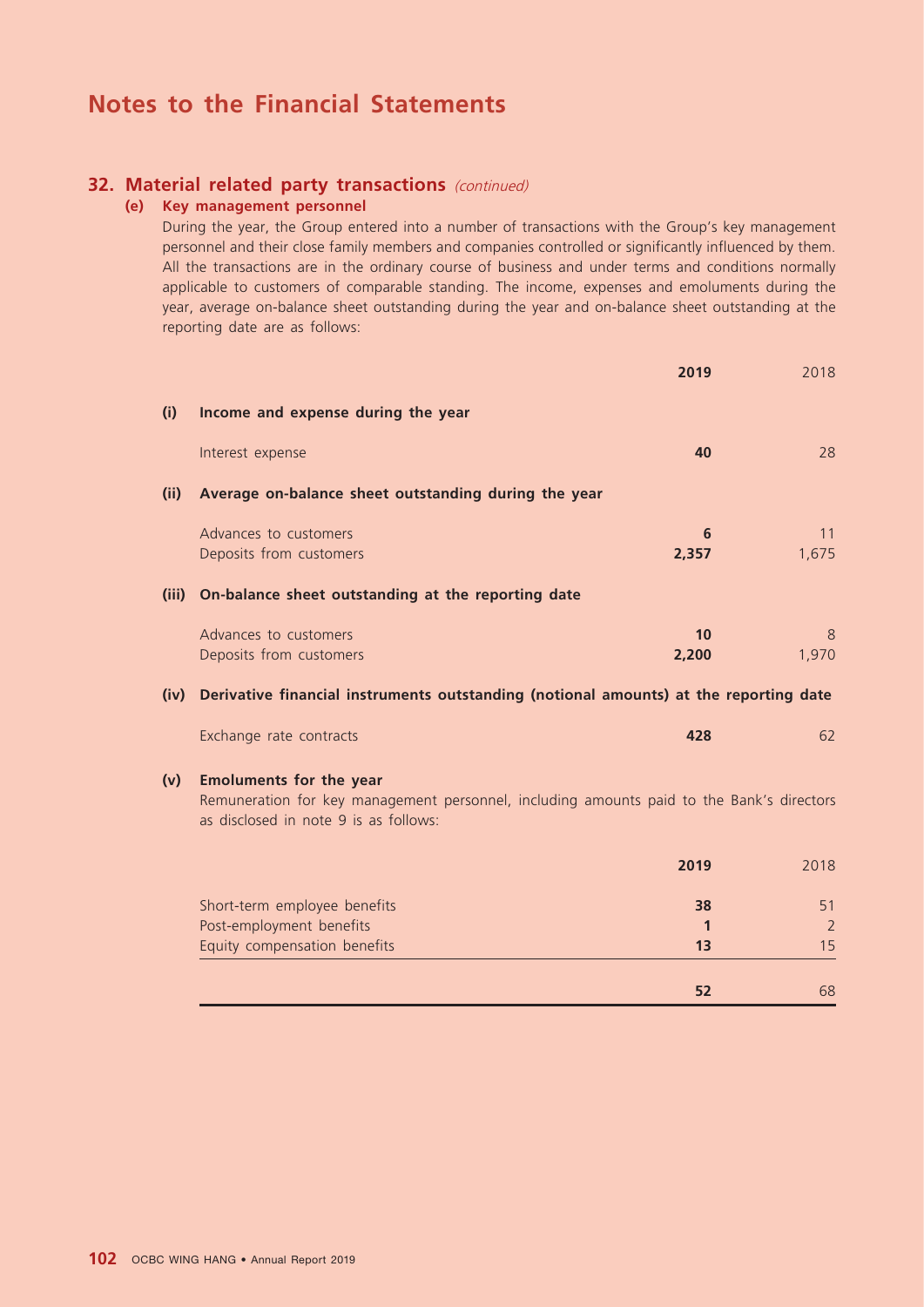# Notes to the Financial Statements

## 32. Material related party transactions *(continued)*

### (e) Key management personnel

During the year, the Group entered into a number of transactions with the Group's key management personnel and their close family members and companies controlled or significantly influenced by them. All the transactions are in the ordinary course of business and under terms and conditions normally applicable to customers of comparable standing. The income, expenses and emoluments during the year, average on-balance sheet outstanding during the year and on-balance sheet outstanding at the reporting date are as follows:

| | | 2019 | 2018 |
|---|---|---|---|
| **(i)** | **Income and expense during the year** | | |
| | Interest expense | **40** | 28 |
| **(ii)** | **Average on-balance sheet outstanding during the year** | | |
| | Advances to customers | **6** | 11 |
| | Deposits from customers | **2,357** | 1,675 |
| **(iii)** | **On-balance sheet outstanding at the reporting date** | | |
| | Advances to customers | **10** | 8 |
| | Deposits from customers | **2,200** | 1,970 |
| **(iv)** | **Derivative financial instruments outstanding (notional amounts) at the reporting date** | | |
| | Exchange rate contracts | **428** | 62 |

**(v) Emoluments for the year**

Remuneration for key management personnel, including amounts paid to the Bank's directors as disclosed in note 9 is as follows:

| | 2019 | 2018 |
|---|---|---|
| Short-term employee benefits | **38** | 51 |
| Post-employment benefits | **1** | 2 |
| Equity compensation benefits | **13** | 15 |
| | **52** | 68 |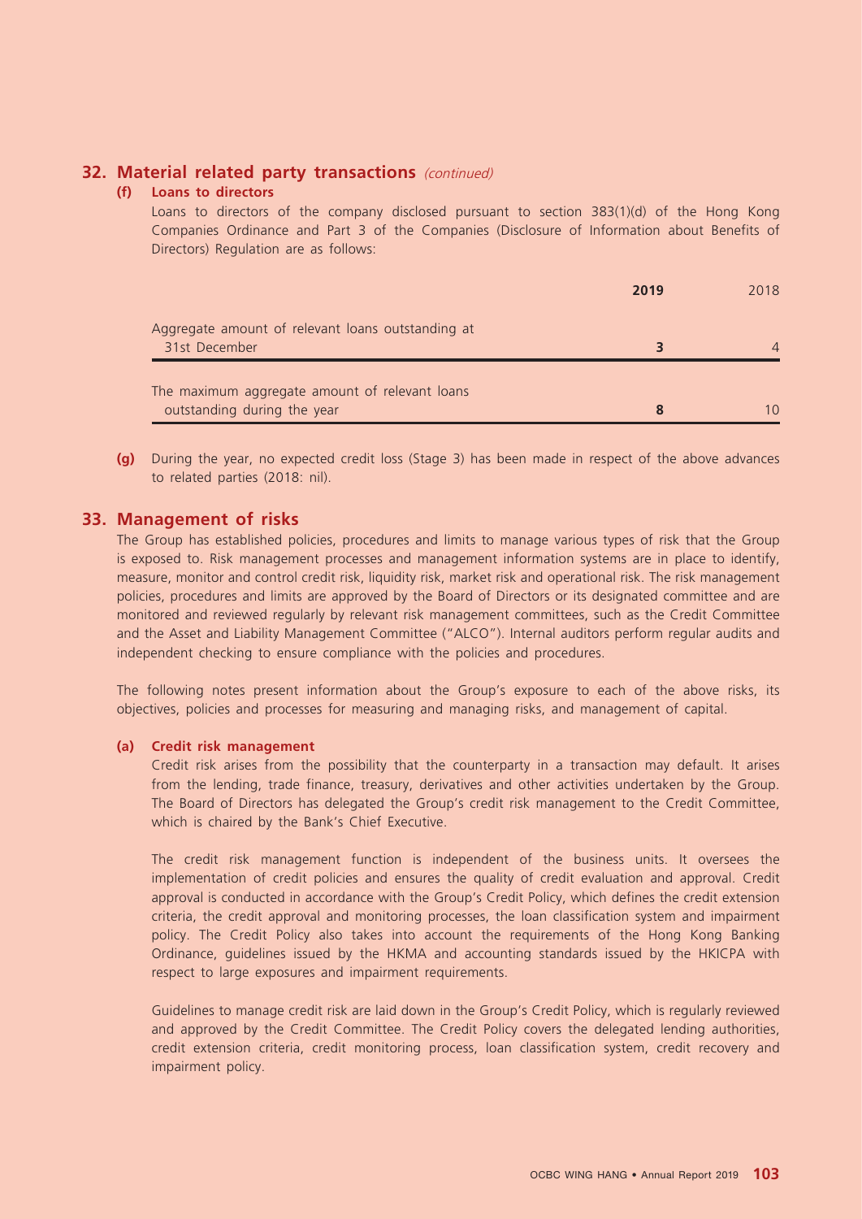## 32. Material related party transactions *(continued)*

### (f) Loans to directors

Loans to directors of the company disclosed pursuant to section 383(1)(d) of the Hong Kong Companies Ordinance and Part 3 of the Companies (Disclosure of Information about Benefits of Directors) Regulation are as follows:

| | **2019** | 2018 |
|---|---|---|
| Aggregate amount of relevant loans outstanding at 31st December | **3** | 4 |
| The maximum aggregate amount of relevant loans outstanding during the year | **8** | 10 |

**(g)** During the year, no expected credit loss (Stage 3) has been made in respect of the above advances to related parties (2018: nil).

## 33. Management of risks

The Group has established policies, procedures and limits to manage various types of risk that the Group is exposed to. Risk management processes and management information systems are in place to identify, measure, monitor and control credit risk, liquidity risk, market risk and operational risk. The risk management policies, procedures and limits are approved by the Board of Directors or its designated committee and are monitored and reviewed regularly by relevant risk management committees, such as the Credit Committee and the Asset and Liability Management Committee ("ALCO"). Internal auditors perform regular audits and independent checking to ensure compliance with the policies and procedures.

The following notes present information about the Group's exposure to each of the above risks, its objectives, policies and processes for measuring and managing risks, and management of capital.

### (a) Credit risk management

Credit risk arises from the possibility that the counterparty in a transaction may default. It arises from the lending, trade finance, treasury, derivatives and other activities undertaken by the Group. The Board of Directors has delegated the Group's credit risk management to the Credit Committee, which is chaired by the Bank's Chief Executive.

The credit risk management function is independent of the business units. It oversees the implementation of credit policies and ensures the quality of credit evaluation and approval. Credit approval is conducted in accordance with the Group's Credit Policy, which defines the credit extension criteria, the credit approval and monitoring processes, the loan classification system and impairment policy. The Credit Policy also takes into account the requirements of the Hong Kong Banking Ordinance, guidelines issued by the HKMA and accounting standards issued by the HKICPA with respect to large exposures and impairment requirements.

Guidelines to manage credit risk are laid down in the Group's Credit Policy, which is regularly reviewed and approved by the Credit Committee. The Credit Policy covers the delegated lending authorities, credit extension criteria, credit monitoring process, loan classification system, credit recovery and impairment policy.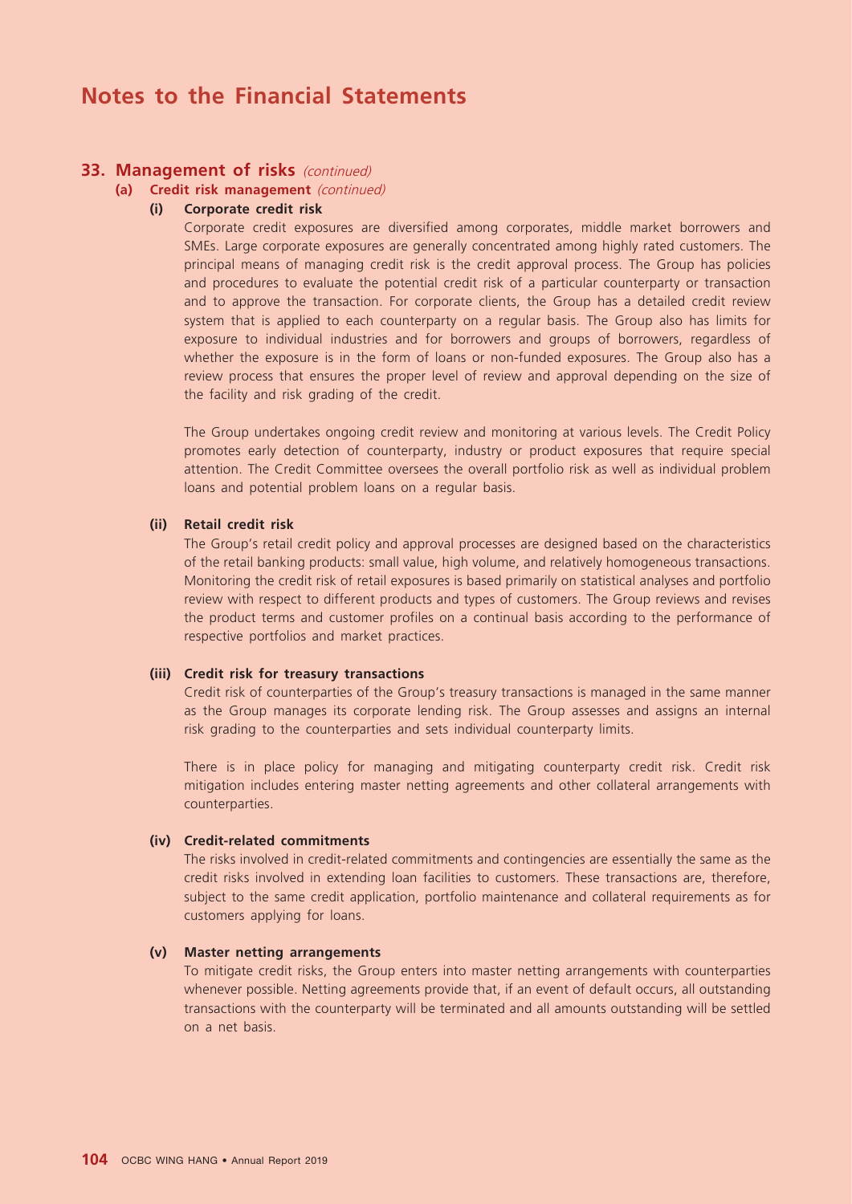# Notes to the Financial Statements

## 33. Management of risks *(continued)*

### (a) Credit risk management *(continued)*

#### (i) Corporate credit risk

Corporate credit exposures are diversified among corporates, middle market borrowers and SMEs. Large corporate exposures are generally concentrated among highly rated customers. The principal means of managing credit risk is the credit approval process. The Group has policies and procedures to evaluate the potential credit risk of a particular counterparty or transaction and to approve the transaction. For corporate clients, the Group has a detailed credit review system that is applied to each counterparty on a regular basis. The Group also has limits for exposure to individual industries and for borrowers and groups of borrowers, regardless of whether the exposure is in the form of loans or non-funded exposures. The Group also has a review process that ensures the proper level of review and approval depending on the size of the facility and risk grading of the credit.

The Group undertakes ongoing credit review and monitoring at various levels. The Credit Policy promotes early detection of counterparty, industry or product exposures that require special attention. The Credit Committee oversees the overall portfolio risk as well as individual problem loans and potential problem loans on a regular basis.

#### (ii) Retail credit risk

The Group's retail credit policy and approval processes are designed based on the characteristics of the retail banking products: small value, high volume, and relatively homogeneous transactions. Monitoring the credit risk of retail exposures is based primarily on statistical analyses and portfolio review with respect to different products and types of customers. The Group reviews and revises the product terms and customer profiles on a continual basis according to the performance of respective portfolios and market practices.

#### (iii) Credit risk for treasury transactions

Credit risk of counterparties of the Group's treasury transactions is managed in the same manner as the Group manages its corporate lending risk. The Group assesses and assigns an internal risk grading to the counterparties and sets individual counterparty limits.

There is in place policy for managing and mitigating counterparty credit risk. Credit risk mitigation includes entering master netting agreements and other collateral arrangements with counterparties.

#### (iv) Credit-related commitments

The risks involved in credit-related commitments and contingencies are essentially the same as the credit risks involved in extending loan facilities to customers. These transactions are, therefore, subject to the same credit application, portfolio maintenance and collateral requirements as for customers applying for loans.

#### (v) Master netting arrangements

To mitigate credit risks, the Group enters into master netting arrangements with counterparties whenever possible. Netting agreements provide that, if an event of default occurs, all outstanding transactions with the counterparty will be terminated and all amounts outstanding will be settled on a net basis.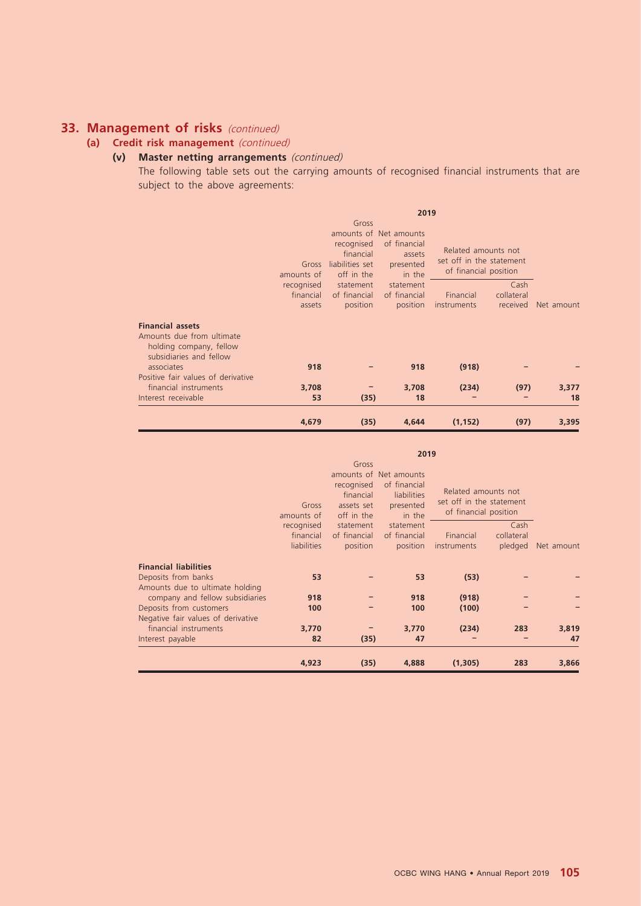## 33. Management of risks *(continued)*

### (a) Credit risk management *(continued)*

#### (v) Master netting arrangements *(continued)*

The following table sets out the carrying amounts of recognised financial instruments that are subject to the above agreements:

| | 2019 | | | | | |
|---|---|---|---|---|---|---|
| | Gross amounts of recognised financial assets | Gross amounts of recognised financial liabilities set off in the statement of financial position | Net amounts of financial assets presented in the statement of financial position | Related amounts not set off in the statement of financial position | | Net amount |
| | | | | Financial instruments | Cash collateral received | |
| **Financial assets** | | | | | | |
| Amounts due from ultimate holding company, fellow subsidiaries and fellow associates | **918** | **–** | **918** | **(918)** | **–** | **–** |
| Positive fair values of derivative financial instruments | **3,708** | **–** | **3,708** | **(234)** | **(97)** | **3,377** |
| Interest receivable | **53** | **(35)** | **18** | **–** | **–** | **18** |
| | **4,679** | **(35)** | **4,644** | **(1,152)** | **(97)** | **3,395** |

| | 2019 | | | | | |
|---|---|---|---|---|---|---|
| | Gross amounts of recognised financial liabilities | Gross amounts of recognised financial assets set off in the statement of financial position | Net amounts of financial liabilities presented in the statement of financial position | Related amounts not set off in the statement of financial position | | Net amount |
| | | | | Financial instruments | Cash collateral pledged | |
| **Financial liabilities** | | | | | | |
| Deposits from banks | **53** | **–** | **53** | **(53)** | **–** | **–** |
| Amounts due to ultimate holding company and fellow subsidiaries | **918** | **–** | **918** | **(918)** | **–** | **–** |
| Deposits from customers | **100** | **–** | **100** | **(100)** | **–** | **–** |
| Negative fair values of derivative financial instruments | **3,770** | **–** | **3,770** | **(234)** | **283** | **3,819** |
| Interest payable | **82** | **(35)** | **47** | **–** | **–** | **47** |
| | **4,923** | **(35)** | **4,888** | **(1,305)** | **283** | **3,866** |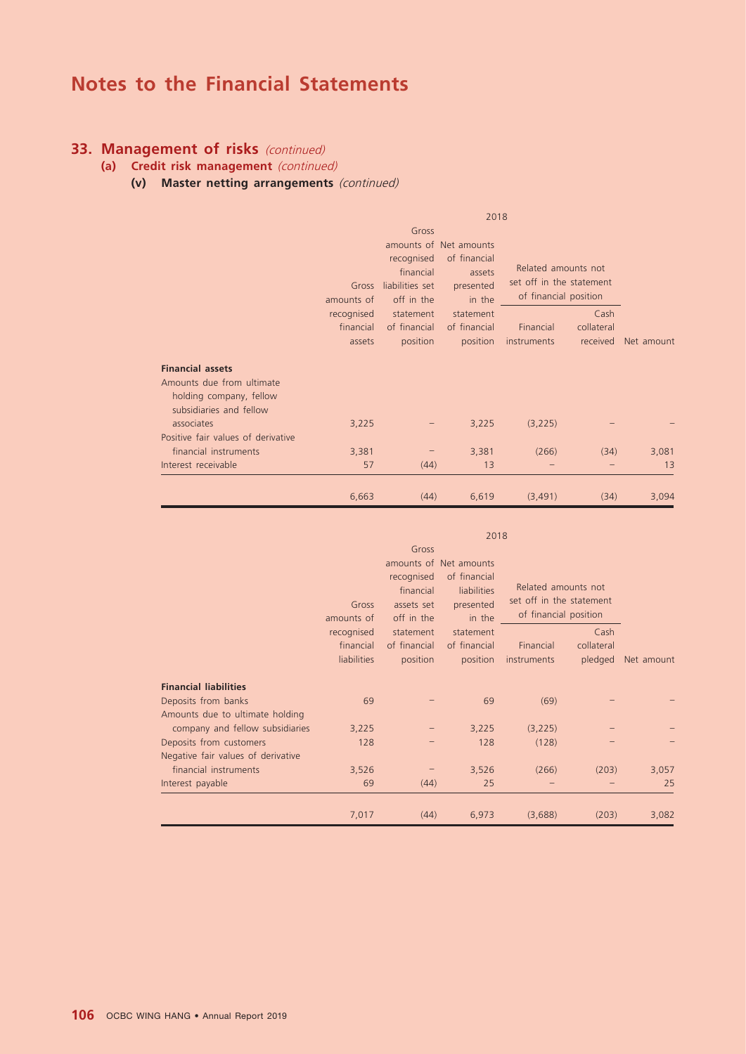# Notes to the Financial Statements

## 33. Management of risks *(continued)*

### (a) Credit risk management *(continued)*

#### (v) Master netting arrangements *(continued)*

| | 2018 | | | | | |
|---|---|---|---|---|---|---|
| | | | | Related amounts not set off in the statement of financial position | | |
| | Gross amounts of recognised financial assets | Gross amounts of recognised financial liabilities set off in the statement of financial position | Net amounts of financial assets presented in the statement of financial position | Financial instruments | Cash collateral received | Net amount |
| **Financial assets** | | | | | | |
| Amounts due from ultimate holding company, fellow subsidiaries and fellow associates | 3,225 | – | 3,225 | (3,225) | – | – |
| Positive fair values of derivative financial instruments | 3,381 | – | 3,381 | (266) | (34) | 3,081 |
| Interest receivable | 57 | (44) | 13 | – | – | 13 |
| | 6,663 | (44) | 6,619 | (3,491) | (34) | 3,094 |

| | 2018 | | | | | |
|---|---|---|---|---|---|---|
| | | | | Related amounts not set off in the statement of financial position | | |
| | Gross amounts of recognised financial liabilities | Gross amounts of recognised financial assets set off in the statement of financial position | Net amounts of financial liabilities presented in the statement of financial position | Financial instruments | Cash collateral pledged | Net amount |
| **Financial liabilities** | | | | | | |
| Deposits from banks | 69 | – | 69 | (69) | – | – |
| Amounts due to ultimate holding company and fellow subsidiaries | 3,225 | – | 3,225 | (3,225) | – | – |
| Deposits from customers | 128 | – | 128 | (128) | – | – |
| Negative fair values of derivative financial instruments | 3,526 | – | 3,526 | (266) | (203) | 3,057 |
| Interest payable | 69 | (44) | 25 | – | – | 25 |
| | 7,017 | (44) | 6,973 | (3,688) | (203) | 3,082 |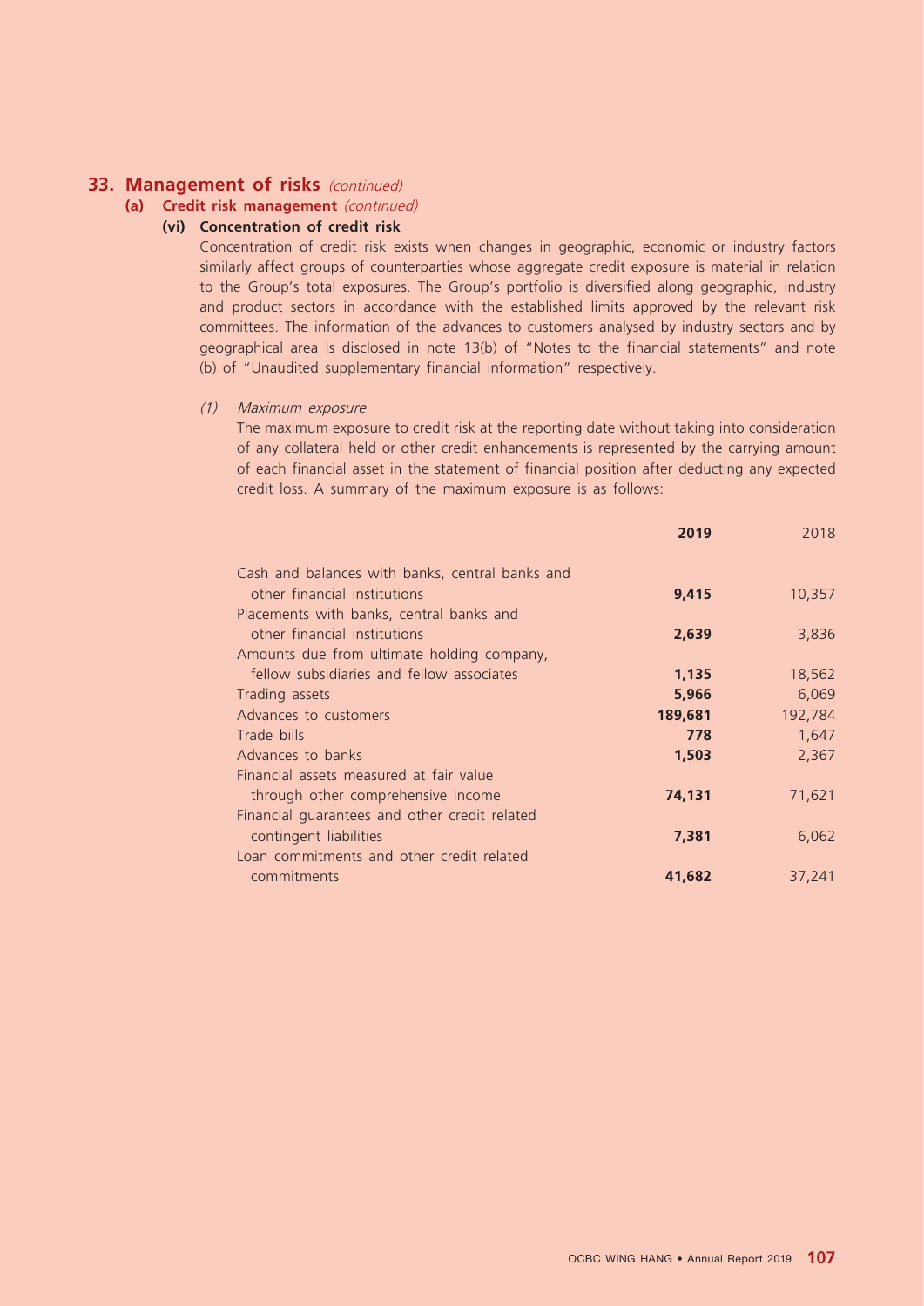## 33. Management of risks *(continued)*

### (a) Credit risk management *(continued)*

#### (vi) Concentration of credit risk

Concentration of credit risk exists when changes in geographic, economic or industry factors similarly affect groups of counterparties whose aggregate credit exposure is material in relation to the Group's total exposures. The Group's portfolio is diversified along geographic, industry and product sectors in accordance with the established limits approved by the relevant risk committees. The information of the advances to customers analysed by industry sectors and by geographical area is disclosed in note 13(b) of "Notes to the financial statements" and note (b) of "Unaudited supplementary financial information" respectively.

*(1) Maximum exposure*

The maximum exposure to credit risk at the reporting date without taking into consideration of any collateral held or other credit enhancements is represented by the carrying amount of each financial asset in the statement of financial position after deducting any expected credit loss. A summary of the maximum exposure is as follows:

| | **2019** | 2018 |
|---|---|---|
| Cash and balances with banks, central banks and other financial institutions | **9,415** | 10,357 |
| Placements with banks, central banks and other financial institutions | **2,639** | 3,836 |
| Amounts due from ultimate holding company, fellow subsidiaries and fellow associates | **1,135** | 18,562 |
| Trading assets | **5,966** | 6,069 |
| Advances to customers | **189,681** | 192,784 |
| Trade bills | **778** | 1,647 |
| Advances to banks | **1,503** | 2,367 |
| Financial assets measured at fair value through other comprehensive income | **74,131** | 71,621 |
| Financial guarantees and other credit related contingent liabilities | **7,381** | 6,062 |
| Loan commitments and other credit related commitments | **41,682** | 37,241 |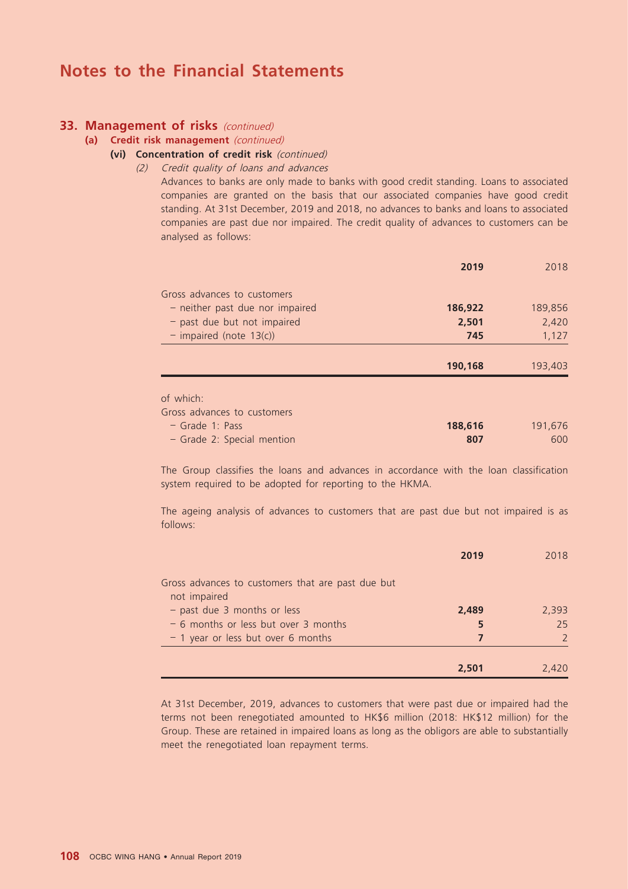# Notes to the Financial Statements

## 33. Management of risks *(continued)*

### (a) Credit risk management *(continued)*

#### (vi) Concentration of credit risk *(continued)*

*(2) Credit quality of loans and advances*

Advances to banks are only made to banks with good credit standing. Loans to associated companies are granted on the basis that our associated companies have good credit standing. At 31st December, 2019 and 2018, no advances to banks and loans to associated companies are past due nor impaired. The credit quality of advances to customers can be analysed as follows:

| | **2019** | 2018 |
|---|---|---|
| Gross advances to customers | | |
| – neither past due nor impaired | **186,922** | 189,856 |
| – past due but not impaired | **2,501** | 2,420 |
| – impaired (note 13(c)) | **745** | 1,127 |
| | **190,168** | 193,403 |
| of which: | | |
| Gross advances to customers | | |
| – Grade 1: Pass | **188,616** | 191,676 |
| – Grade 2: Special mention | **807** | 600 |

The Group classifies the loans and advances in accordance with the loan classification system required to be adopted for reporting to the HKMA.

The ageing analysis of advances to customers that are past due but not impaired is as follows:

| | **2019** | 2018 |
|---|---|---|
| Gross advances to customers that are past due but not impaired | | |
| – past due 3 months or less | **2,489** | 2,393 |
| – 6 months or less but over 3 months | **5** | 25 |
| – 1 year or less but over 6 months | **7** | 2 |
| | **2,501** | 2,420 |

At 31st December, 2019, advances to customers that were past due or impaired had the terms not been renegotiated amounted to HK$6 million (2018: HK$12 million) for the Group. These are retained in impaired loans as long as the obligors are able to substantially meet the renegotiated loan repayment terms.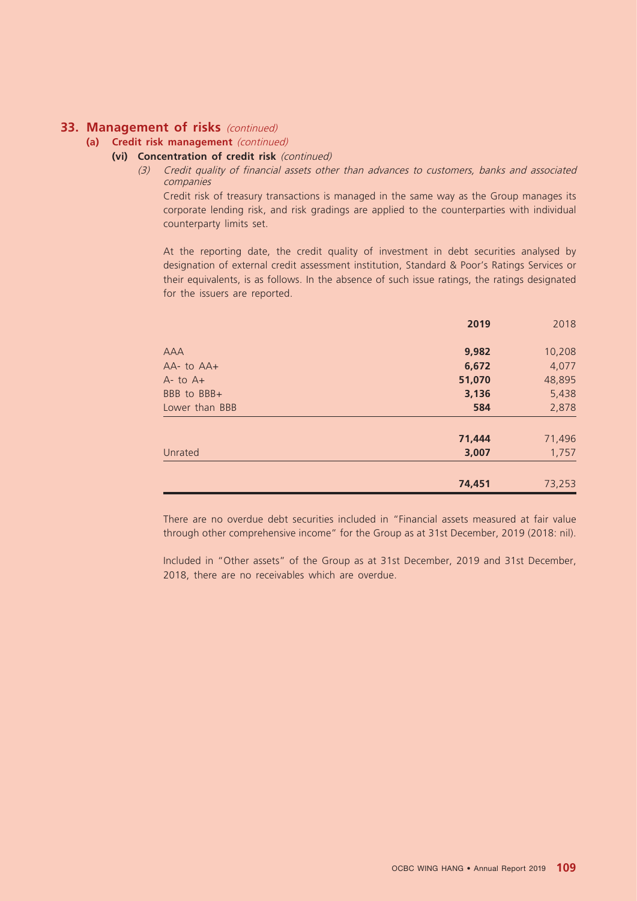## 33. Management of risks *(continued)*

### (a) Credit risk management *(continued)*

#### (vi) Concentration of credit risk *(continued)*

*(3) Credit quality of financial assets other than advances to customers, banks and associated companies*

Credit risk of treasury transactions is managed in the same way as the Group manages its corporate lending risk, and risk gradings are applied to the counterparties with individual counterparty limits set.

At the reporting date, the credit quality of investment in debt securities analysed by designation of external credit assessment institution, Standard & Poor's Ratings Services or their equivalents, is as follows. In the absence of such issue ratings, the ratings designated for the issuers are reported.

| | **2019** | 2018 |
|---|---|---|
| AAA | **9,982** | 10,208 |
| AA- to AA+ | **6,672** | 4,077 |
| A- to A+ | **51,070** | 48,895 |
| BBB to BBB+ | **3,136** | 5,438 |
| Lower than BBB | **584** | 2,878 |
| | **71,444** | 71,496 |
| Unrated | **3,007** | 1,757 |
| | **74,451** | 73,253 |

There are no overdue debt securities included in "Financial assets measured at fair value through other comprehensive income" for the Group as at 31st December, 2019 (2018: nil).

Included in "Other assets" of the Group as at 31st December, 2019 and 31st December, 2018, there are no receivables which are overdue.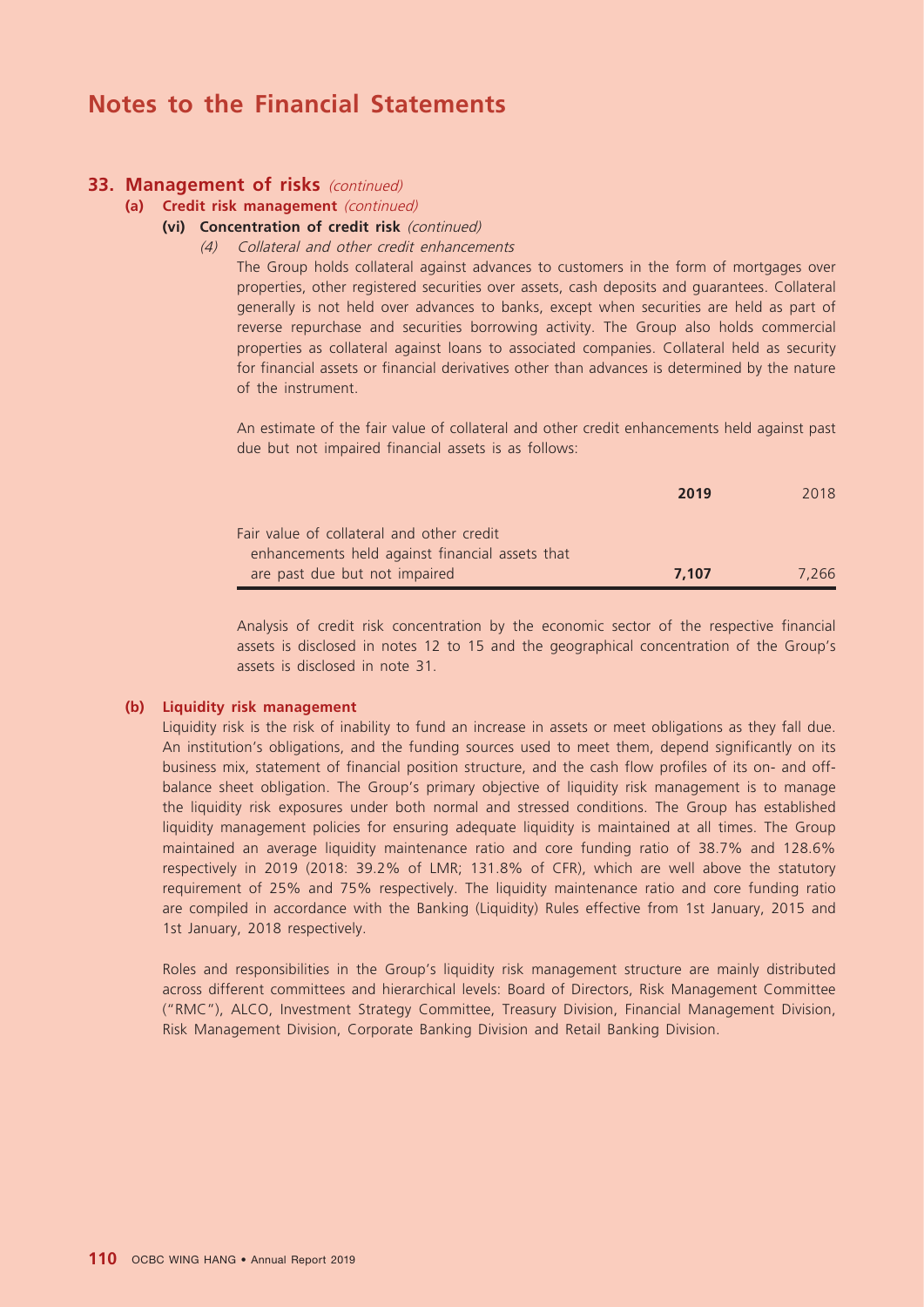# Notes to the Financial Statements

## 33. Management of risks *(continued)*

### (a) Credit risk management *(continued)*

#### (vi) Concentration of credit risk *(continued)*

*(4) Collateral and other credit enhancements*

The Group holds collateral against advances to customers in the form of mortgages over properties, other registered securities over assets, cash deposits and guarantees. Collateral generally is not held over advances to banks, except when securities are held as part of reverse repurchase and securities borrowing activity. The Group also holds commercial properties as collateral against loans to associated companies. Collateral held as security for financial assets or financial derivatives other than advances is determined by the nature of the instrument.

An estimate of the fair value of collateral and other credit enhancements held against past due but not impaired financial assets is as follows:

| | **2019** | 2018 |
|---|---|---|
| Fair value of collateral and other credit enhancements held against financial assets that are past due but not impaired | **7,107** | 7,266 |

Analysis of credit risk concentration by the economic sector of the respective financial assets is disclosed in notes 12 to 15 and the geographical concentration of the Group's assets is disclosed in note 31.

### (b) Liquidity risk management

Liquidity risk is the risk of inability to fund an increase in assets or meet obligations as they fall due. An institution's obligations, and the funding sources used to meet them, depend significantly on its business mix, statement of financial position structure, and the cash flow profiles of its on- and off-balance sheet obligation. The Group's primary objective of liquidity risk management is to manage the liquidity risk exposures under both normal and stressed conditions. The Group has established liquidity management policies for ensuring adequate liquidity is maintained at all times. The Group maintained an average liquidity maintenance ratio and core funding ratio of 38.7% and 128.6% respectively in 2019 (2018: 39.2% of LMR; 131.8% of CFR), which are well above the statutory requirement of 25% and 75% respectively. The liquidity maintenance ratio and core funding ratio are compiled in accordance with the Banking (Liquidity) Rules effective from 1st January, 2015 and 1st January, 2018 respectively.

Roles and responsibilities in the Group's liquidity risk management structure are mainly distributed across different committees and hierarchical levels: Board of Directors, Risk Management Committee ("RMC"), ALCO, Investment Strategy Committee, Treasury Division, Financial Management Division, Risk Management Division, Corporate Banking Division and Retail Banking Division.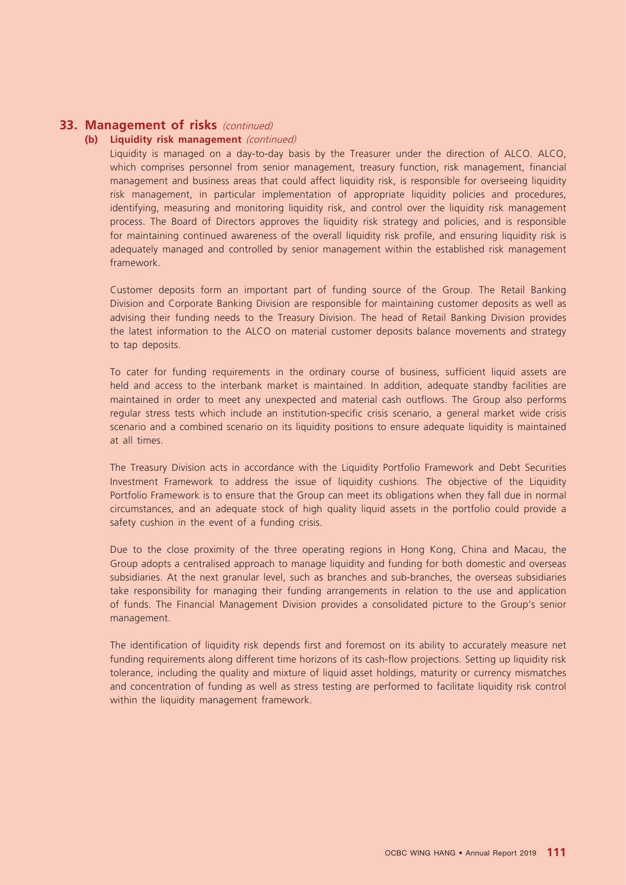## 33. Management of risks *(continued)*

### (b) Liquidity risk management *(continued)*

Liquidity is managed on a day-to-day basis by the Treasurer under the direction of ALCO. ALCO, which comprises personnel from senior management, treasury function, risk management, financial management and business areas that could affect liquidity risk, is responsible for overseeing liquidity risk management, in particular implementation of appropriate liquidity policies and procedures, identifying, measuring and monitoring liquidity risk, and control over the liquidity risk management process. The Board of Directors approves the liquidity risk strategy and policies, and is responsible for maintaining continued awareness of the overall liquidity risk profile, and ensuring liquidity risk is adequately managed and controlled by senior management within the established risk management framework.

Customer deposits form an important part of funding source of the Group. The Retail Banking Division and Corporate Banking Division are responsible for maintaining customer deposits as well as advising their funding needs to the Treasury Division. The head of Retail Banking Division provides the latest information to the ALCO on material customer deposits balance movements and strategy to tap deposits.

To cater for funding requirements in the ordinary course of business, sufficient liquid assets are held and access to the interbank market is maintained. In addition, adequate standby facilities are maintained in order to meet any unexpected and material cash outflows. The Group also performs regular stress tests which include an institution-specific crisis scenario, a general market wide crisis scenario and a combined scenario on its liquidity positions to ensure adequate liquidity is maintained at all times.

The Treasury Division acts in accordance with the Liquidity Portfolio Framework and Debt Securities Investment Framework to address the issue of liquidity cushions. The objective of the Liquidity Portfolio Framework is to ensure that the Group can meet its obligations when they fall due in normal circumstances, and an adequate stock of high quality liquid assets in the portfolio could provide a safety cushion in the event of a funding crisis.

Due to the close proximity of the three operating regions in Hong Kong, China and Macau, the Group adopts a centralised approach to manage liquidity and funding for both domestic and overseas subsidiaries. At the next granular level, such as branches and sub-branches, the overseas subsidiaries take responsibility for managing their funding arrangements in relation to the use and application of funds. The Financial Management Division provides a consolidated picture to the Group's senior management.

The identification of liquidity risk depends first and foremost on its ability to accurately measure net funding requirements along different time horizons of its cash-flow projections. Setting up liquidity risk tolerance, including the quality and mixture of liquid asset holdings, maturity or currency mismatches and concentration of funding as well as stress testing are performed to facilitate liquidity risk control within the liquidity management framework.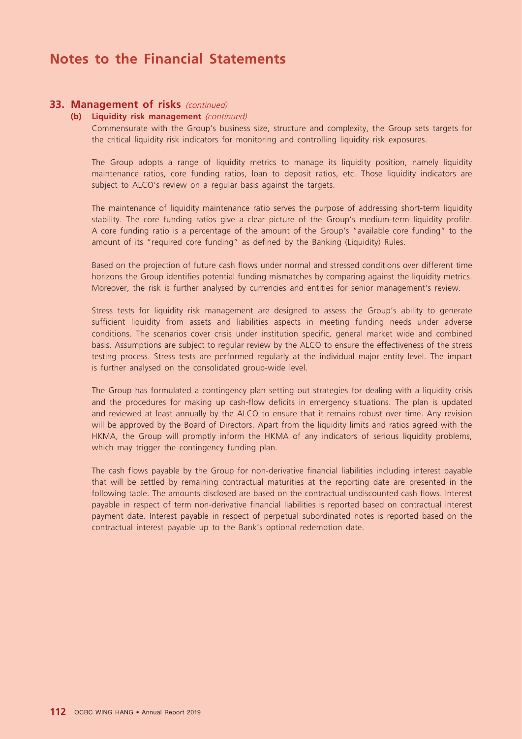# Notes to the Financial Statements

## 33. Management of risks *(continued)*

### (b) Liquidity risk management *(continued)*

Commensurate with the Group's business size, structure and complexity, the Group sets targets for the critical liquidity risk indicators for monitoring and controlling liquidity risk exposures.

The Group adopts a range of liquidity metrics to manage its liquidity position, namely liquidity maintenance ratios, core funding ratios, loan to deposit ratios, etc. Those liquidity indicators are subject to ALCO's review on a regular basis against the targets.

The maintenance of liquidity maintenance ratio serves the purpose of addressing short-term liquidity stability. The core funding ratios give a clear picture of the Group's medium-term liquidity profile. A core funding ratio is a percentage of the amount of the Group's "available core funding" to the amount of its "required core funding" as defined by the Banking (Liquidity) Rules.

Based on the projection of future cash flows under normal and stressed conditions over different time horizons the Group identifies potential funding mismatches by comparing against the liquidity metrics. Moreover, the risk is further analysed by currencies and entities for senior management's review.

Stress tests for liquidity risk management are designed to assess the Group's ability to generate sufficient liquidity from assets and liabilities aspects in meeting funding needs under adverse conditions. The scenarios cover crisis under institution specific, general market wide and combined basis. Assumptions are subject to regular review by the ALCO to ensure the effectiveness of the stress testing process. Stress tests are performed regularly at the individual major entity level. The impact is further analysed on the consolidated group-wide level.

The Group has formulated a contingency plan setting out strategies for dealing with a liquidity crisis and the procedures for making up cash-flow deficits in emergency situations. The plan is updated and reviewed at least annually by the ALCO to ensure that it remains robust over time. Any revision will be approved by the Board of Directors. Apart from the liquidity limits and ratios agreed with the HKMA, the Group will promptly inform the HKMA of any indicators of serious liquidity problems, which may trigger the contingency funding plan.

The cash flows payable by the Group for non-derivative financial liabilities including interest payable that will be settled by remaining contractual maturities at the reporting date are presented in the following table. The amounts disclosed are based on the contractual undiscounted cash flows. Interest payable in respect of term non-derivative financial liabilities is reported based on contractual interest payment date. Interest payable in respect of perpetual subordinated notes is reported based on the contractual interest payable up to the Bank's optional redemption date.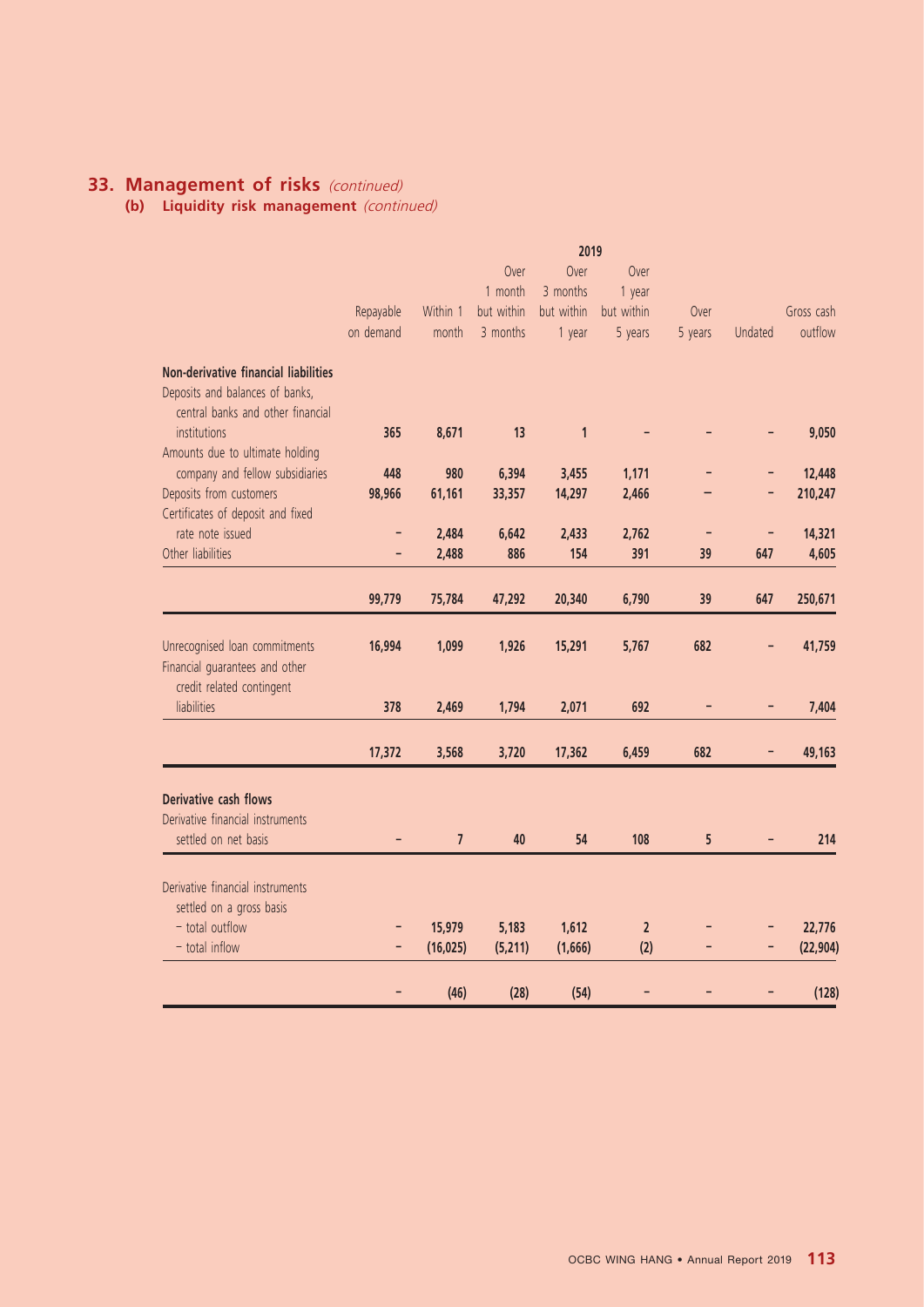## 33. Management of risks *(continued)*

### (b) Liquidity risk management *(continued)*

| | 2019 | | | | | | | |
|---|---|---|---|---|---|---|---|---|
| | Repayable on demand | Within 1 month | Over 1 month but within 3 months | Over 3 months but within 1 year | Over 1 year but within 5 years | Over 5 years | Undated | Gross cash outflow |
| **Non-derivative financial liabilities** | | | | | | | | |
| Deposits and balances of banks, central banks and other financial institutions | **365** | **8,671** | **13** | **1** | **–** | **–** | **–** | **9,050** |
| Amounts due to ultimate holding company and fellow subsidiaries | **448** | **980** | **6,394** | **3,455** | **1,171** | **–** | **–** | **12,448** |
| Deposits from customers | **98,966** | **61,161** | **33,357** | **14,297** | **2,466** | **–** | **–** | **210,247** |
| Certificates of deposit and fixed rate note issued | **–** | **2,484** | **6,642** | **2,433** | **2,762** | **–** | **–** | **14,321** |
| Other liabilities | **–** | **2,488** | **886** | **154** | **391** | **39** | **647** | **4,605** |
| | **99,779** | **75,784** | **47,292** | **20,340** | **6,790** | **39** | **647** | **250,671** |
| Unrecognised loan commitments | **16,994** | **1,099** | **1,926** | **15,291** | **5,767** | **682** | **–** | **41,759** |
| Financial guarantees and other credit related contingent liabilities | **378** | **2,469** | **1,794** | **2,071** | **692** | **–** | **–** | **7,404** |
| | **17,372** | **3,568** | **3,720** | **17,362** | **6,459** | **682** | **–** | **49,163** |
| **Derivative cash flows** | | | | | | | | |
| Derivative financial instruments settled on net basis | **–** | **7** | **40** | **54** | **108** | **5** | **–** | **214** |
| Derivative financial instruments settled on a gross basis | | | | | | | | |
| – total outflow | **–** | **15,979** | **5,183** | **1,612** | **2** | **–** | **–** | **22,776** |
| – total inflow | **–** | **(16,025)** | **(5,211)** | **(1,666)** | **(2)** | **–** | **–** | **(22,904)** |
| | **–** | **(46)** | **(28)** | **(54)** | **–** | **–** | **–** | **(128)** |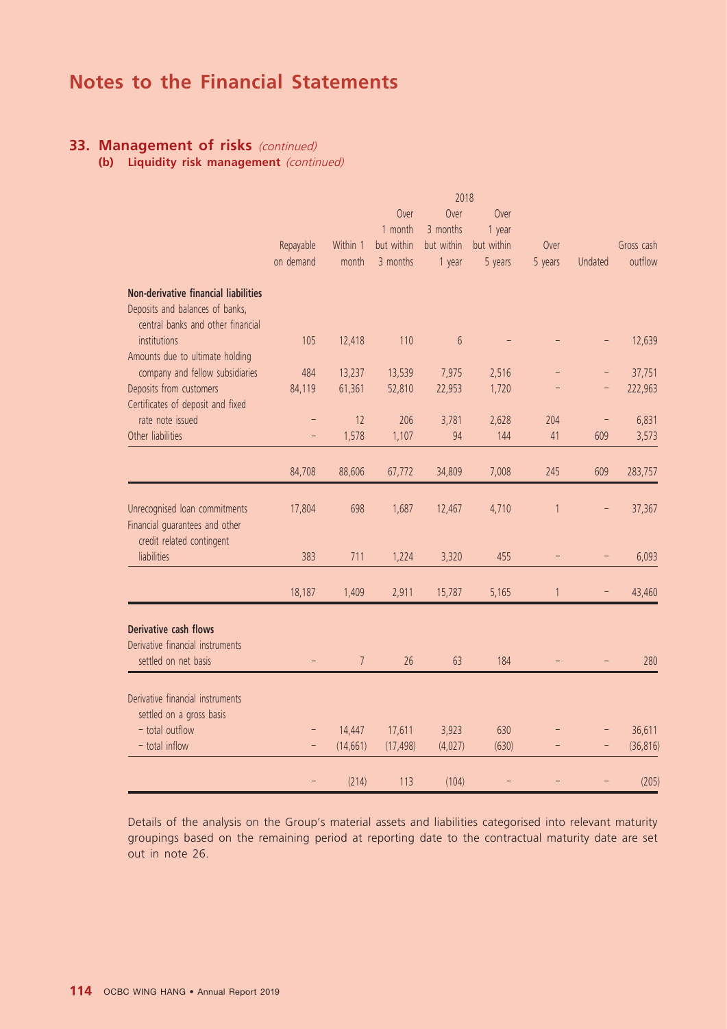# Notes to the Financial Statements

## 33. Management of risks *(continued)*

### (b) Liquidity risk management *(continued)*

| | 2018 | | | | | | | |
|---|---|---|---|---|---|---|---|---|
| | Repayable on demand | Within 1 month | Over 1 month but within 3 months | Over 3 months but within 1 year | Over 1 year but within 5 years | Over 5 years | Undated | Gross cash outflow |
| **Non-derivative financial liabilities** | | | | | | | | |
| Deposits and balances of banks, central banks and other financial institutions | 105 | 12,418 | 110 | 6 | – | – | – | 12,639 |
| Amounts due to ultimate holding company and fellow subsidiaries | 484 | 13,237 | 13,539 | 7,975 | 2,516 | – | – | 37,751 |
| Deposits from customers | 84,119 | 61,361 | 52,810 | 22,953 | 1,720 | – | – | 222,963 |
| Certificates of deposit and fixed rate note issued | – | 12 | 206 | 3,781 | 2,628 | 204 | – | 6,831 |
| Other liabilities | – | 1,578 | 1,107 | 94 | 144 | 41 | 609 | 3,573 |
| | 84,708 | 88,606 | 67,772 | 34,809 | 7,008 | 245 | 609 | 283,757 |
| Unrecognised loan commitments | 17,804 | 698 | 1,687 | 12,467 | 4,710 | 1 | – | 37,367 |
| Financial guarantees and other credit related contingent liabilities | 383 | 711 | 1,224 | 3,320 | 455 | – | – | 6,093 |
| | 18,187 | 1,409 | 2,911 | 15,787 | 5,165 | 1 | – | 43,460 |
| **Derivative cash flows** | | | | | | | | |
| Derivative financial instruments settled on net basis | – | 7 | 26 | 63 | 184 | – | – | 280 |
| Derivative financial instruments settled on a gross basis | | | | | | | | |
| – total outflow | – | 14,447 | 17,611 | 3,923 | 630 | – | – | 36,611 |
| – total inflow | – | (14,661) | (17,498) | (4,027) | (630) | – | – | (36,816) |
| | – | (214) | 113 | (104) | – | – | – | (205) |

Details of the analysis on the Group's material assets and liabilities categorised into relevant maturity groupings based on the remaining period at reporting date to the contractual maturity date are set out in note 26.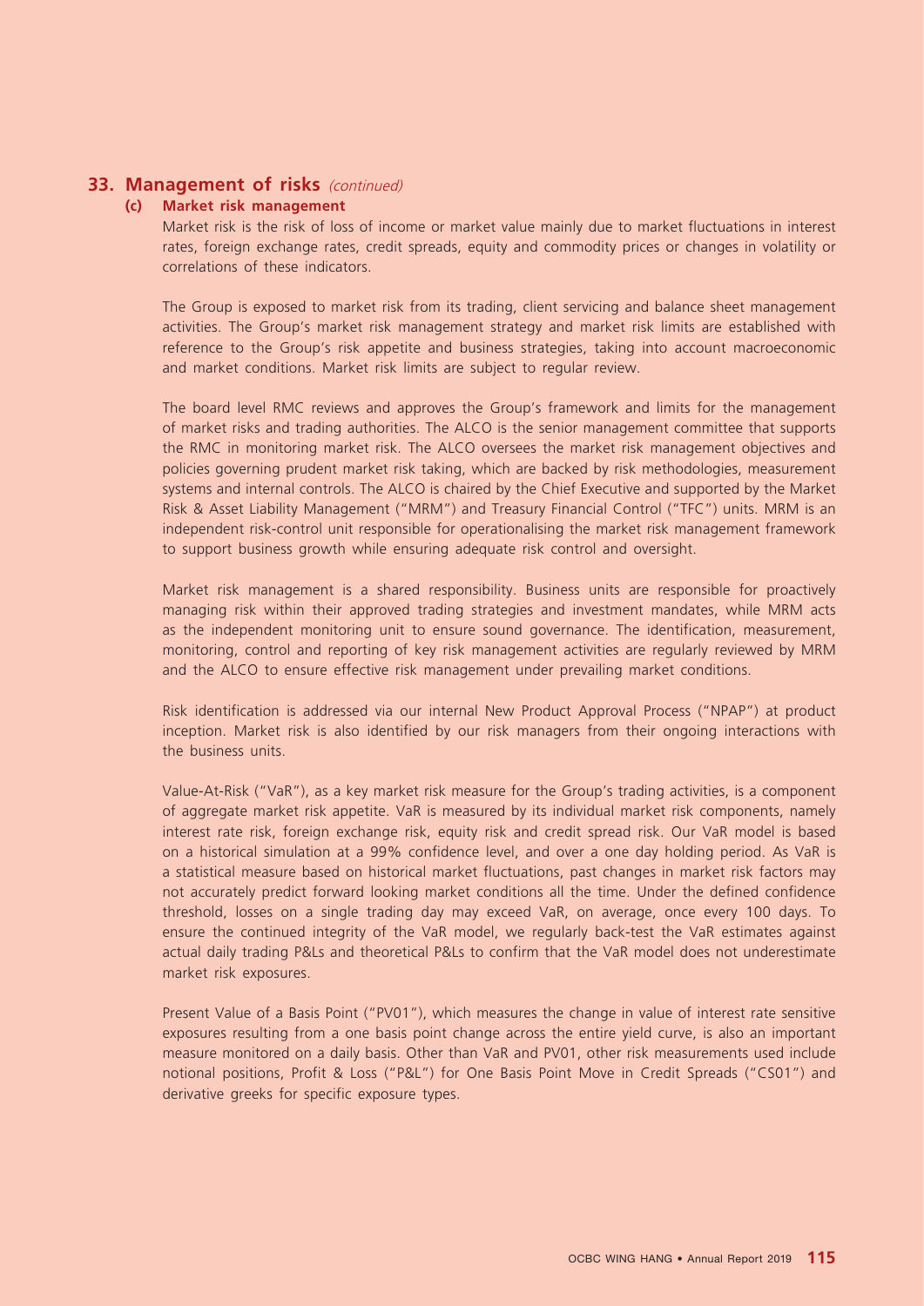## 33. Management of risks *(continued)*

### (c) Market risk management

Market risk is the risk of loss of income or market value mainly due to market fluctuations in interest rates, foreign exchange rates, credit spreads, equity and commodity prices or changes in volatility or correlations of these indicators.

The Group is exposed to market risk from its trading, client servicing and balance sheet management activities. The Group's market risk management strategy and market risk limits are established with reference to the Group's risk appetite and business strategies, taking into account macroeconomic and market conditions. Market risk limits are subject to regular review.

The board level RMC reviews and approves the Group's framework and limits for the management of market risks and trading authorities. The ALCO is the senior management committee that supports the RMC in monitoring market risk. The ALCO oversees the market risk management objectives and policies governing prudent market risk taking, which are backed by risk methodologies, measurement systems and internal controls. The ALCO is chaired by the Chief Executive and supported by the Market Risk & Asset Liability Management ("MRM") and Treasury Financial Control ("TFC") units. MRM is an independent risk-control unit responsible for operationalising the market risk management framework to support business growth while ensuring adequate risk control and oversight.

Market risk management is a shared responsibility. Business units are responsible for proactively managing risk within their approved trading strategies and investment mandates, while MRM acts as the independent monitoring unit to ensure sound governance. The identification, measurement, monitoring, control and reporting of key risk management activities are regularly reviewed by MRM and the ALCO to ensure effective risk management under prevailing market conditions.

Risk identification is addressed via our internal New Product Approval Process ("NPAP") at product inception. Market risk is also identified by our risk managers from their ongoing interactions with the business units.

Value-At-Risk ("VaR"), as a key market risk measure for the Group's trading activities, is a component of aggregate market risk appetite. VaR is measured by its individual market risk components, namely interest rate risk, foreign exchange risk, equity risk and credit spread risk. Our VaR model is based on a historical simulation at a 99% confidence level, and over a one day holding period. As VaR is a statistical measure based on historical market fluctuations, past changes in market risk factors may not accurately predict forward looking market conditions all the time. Under the defined confidence threshold, losses on a single trading day may exceed VaR, on average, once every 100 days. To ensure the continued integrity of the VaR model, we regularly back-test the VaR estimates against actual daily trading P&Ls and theoretical P&Ls to confirm that the VaR model does not underestimate market risk exposures.

Present Value of a Basis Point ("PV01"), which measures the change in value of interest rate sensitive exposures resulting from a one basis point change across the entire yield curve, is also an important measure monitored on a daily basis. Other than VaR and PV01, other risk measurements used include notional positions, Profit & Loss ("P&L") for One Basis Point Move in Credit Spreads ("CS01") and derivative greeks for specific exposure types.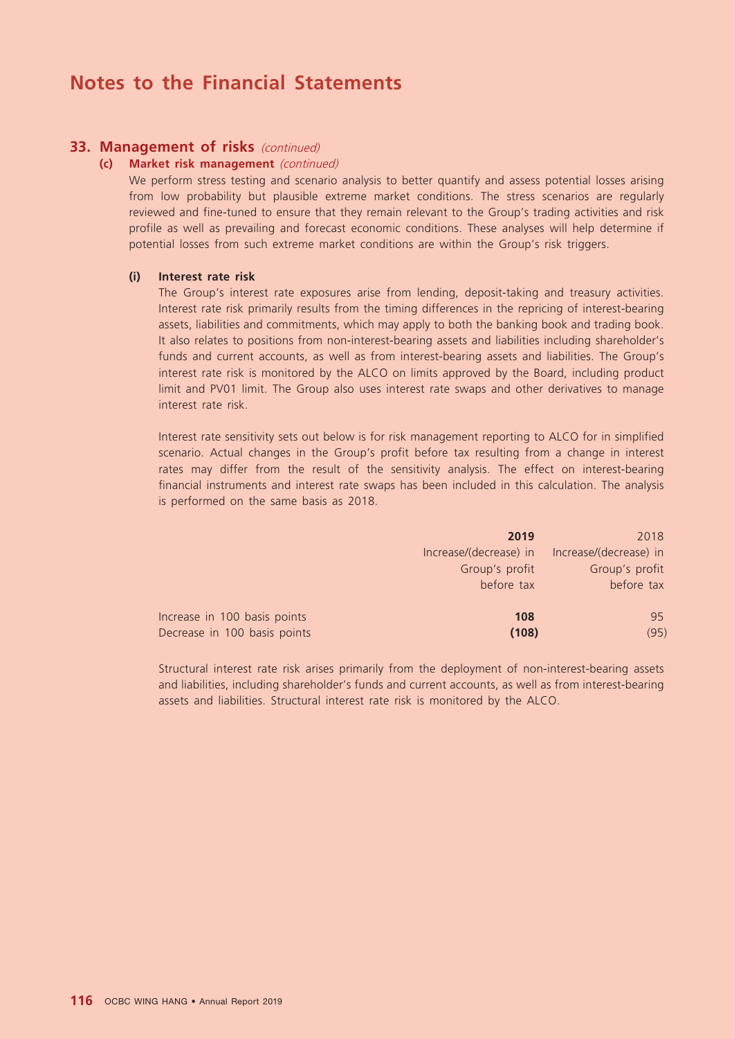# Notes to the Financial Statements

## 33. Management of risks *(continued)*

### (c) Market risk management *(continued)*

We perform stress testing and scenario analysis to better quantify and assess potential losses arising from low probability but plausible extreme market conditions. The stress scenarios are regularly reviewed and fine-tuned to ensure that they remain relevant to the Group's trading activities and risk profile as well as prevailing and forecast economic conditions. These analyses will help determine if potential losses from such extreme market conditions are within the Group's risk triggers.

#### (i) Interest rate risk

The Group's interest rate exposures arise from lending, deposit-taking and treasury activities. Interest rate risk primarily results from the timing differences in the repricing of interest-bearing assets, liabilities and commitments, which may apply to both the banking book and trading book. It also relates to positions from non-interest-bearing assets and liabilities including shareholder's funds and current accounts, as well as from interest-bearing assets and liabilities. The Group's interest rate risk is monitored by the ALCO on limits approved by the Board, including product limit and PV01 limit. The Group also uses interest rate swaps and other derivatives to manage interest rate risk.

Interest rate sensitivity sets out below is for risk management reporting to ALCO for in simplified scenario. Actual changes in the Group's profit before tax resulting from a change in interest rates may differ from the result of the sensitivity analysis. The effect on interest-bearing financial instruments and interest rate swaps has been included in this calculation. The analysis is performed on the same basis as 2018.

| | **2019**<br>Increase/(decrease) in Group's profit before tax | 2018<br>Increase/(decrease) in Group's profit before tax |
|---|---|---|
| Increase in 100 basis points | **108** | 95 |
| Decrease in 100 basis points | **(108)** | (95) |

Structural interest rate risk arises primarily from the deployment of non-interest-bearing assets and liabilities, including shareholder's funds and current accounts, as well as from interest-bearing assets and liabilities. Structural interest rate risk is monitored by the ALCO.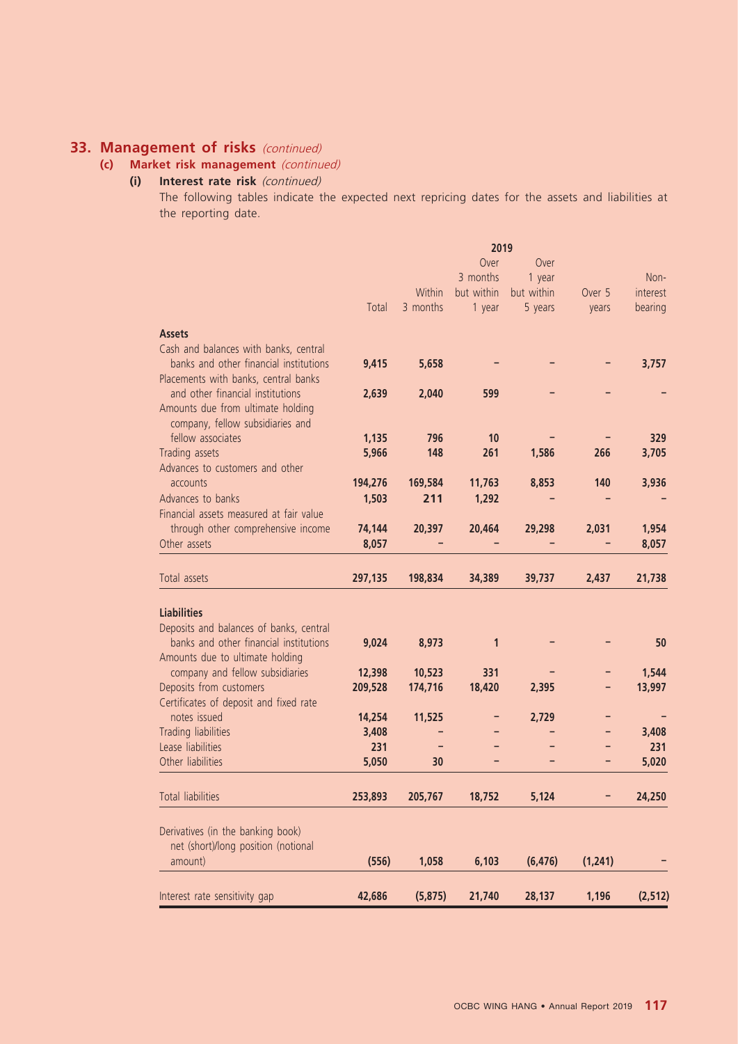## 33. Management of risks *(continued)*

### (c) Market risk management *(continued)*

#### (i) Interest rate risk *(continued)*

The following tables indicate the expected next repricing dates for the assets and liabilities at the reporting date.

| | 2019 | | | | | |
|---|---|---|---|---|---|---|
| | Total | Within 3 months | Over 3 months but within 1 year | Over 1 year but within 5 years | Over 5 years | Non-interest bearing |
| **Assets** | | | | | | |
| Cash and balances with banks, central banks and other financial institutions | **9,415** | **5,658** | **–** | **–** | **–** | **3,757** |
| Placements with banks, central banks and other financial institutions | **2,639** | **2,040** | **599** | **–** | **–** | **–** |
| Amounts due from ultimate holding company, fellow subsidiaries and fellow associates | **1,135** | **796** | **10** | **–** | **–** | **329** |
| Trading assets | **5,966** | **148** | **261** | **1,586** | **266** | **3,705** |
| Advances to customers and other accounts | **194,276** | **169,584** | **11,763** | **8,853** | **140** | **3,936** |
| Advances to banks | **1,503** | **211** | **1,292** | **–** | **–** | **–** |
| Financial assets measured at fair value through other comprehensive income | **74,144** | **20,397** | **20,464** | **29,298** | **2,031** | **1,954** |
| Other assets | **8,057** | **–** | **–** | **–** | **–** | **8,057** |
| Total assets | **297,135** | **198,834** | **34,389** | **39,737** | **2,437** | **21,738** |
| **Liabilities** | | | | | | |
| Deposits and balances of banks, central banks and other financial institutions | **9,024** | **8,973** | **1** | **–** | **–** | **50** |
| Amounts due to ultimate holding company and fellow subsidiaries | **12,398** | **10,523** | **331** | **–** | **–** | **1,544** |
| Deposits from customers | **209,528** | **174,716** | **18,420** | **2,395** | **–** | **13,997** |
| Certificates of deposit and fixed rate notes issued | **14,254** | **11,525** | **–** | **2,729** | **–** | **–** |
| Trading liabilities | **3,408** | **–** | **–** | **–** | **–** | **3,408** |
| Lease liabilities | **231** | **–** | **–** | **–** | **–** | **231** |
| Other liabilities | **5,050** | **30** | **–** | **–** | **–** | **5,020** |
| Total liabilities | **253,893** | **205,767** | **18,752** | **5,124** | **–** | **24,250** |
| Derivatives (in the banking book) net (short)/long position (notional amount) | **(556)** | **1,058** | **6,103** | **(6,476)** | **(1,241)** | **–** |
| Interest rate sensitivity gap | **42,686** | **(5,875)** | **21,740** | **28,137** | **1,196** | **(2,512)** |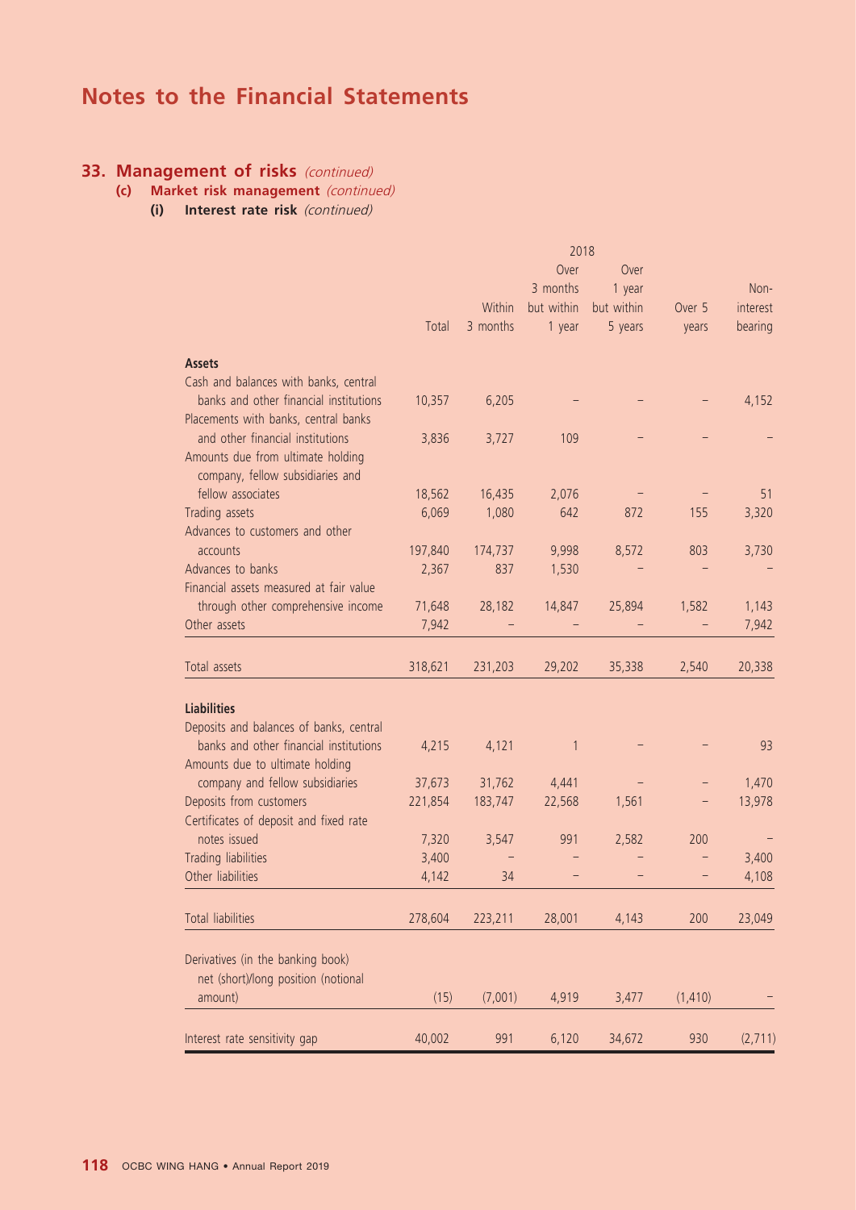# Notes to the Financial Statements

## 33. Management of risks *(continued)*

### (c) Market risk management *(continued)*

#### (i) Interest rate risk *(continued)*

| | 2018 | | | | | |
|---|---|---|---|---|---|---|
| | Total | Within 3 months | Over 3 months but within 1 year | Over 1 year but within 5 years | Over 5 years | Non-interest bearing |
| **Assets** | | | | | | |
| Cash and balances with banks, central banks and other financial institutions | 10,357 | 6,205 | – | – | – | 4,152 |
| Placements with banks, central banks and other financial institutions | 3,836 | 3,727 | 109 | – | – | – |
| Amounts due from ultimate holding company, fellow subsidiaries and fellow associates | 18,562 | 16,435 | 2,076 | – | – | 51 |
| Trading assets | 6,069 | 1,080 | 642 | 872 | 155 | 3,320 |
| Advances to customers and other accounts | 197,840 | 174,737 | 9,998 | 8,572 | 803 | 3,730 |
| Advances to banks | 2,367 | 837 | 1,530 | – | – | – |
| Financial assets measured at fair value through other comprehensive income | 71,648 | 28,182 | 14,847 | 25,894 | 1,582 | 1,143 |
| Other assets | 7,942 | – | – | – | – | 7,942 |
| Total assets | 318,621 | 231,203 | 29,202 | 35,338 | 2,540 | 20,338 |
| **Liabilities** | | | | | | |
| Deposits and balances of banks, central banks and other financial institutions | 4,215 | 4,121 | 1 | – | – | 93 |
| Amounts due to ultimate holding company and fellow subsidiaries | 37,673 | 31,762 | 4,441 | – | – | 1,470 |
| Deposits from customers | 221,854 | 183,747 | 22,568 | 1,561 | – | 13,978 |
| Certificates of deposit and fixed rate notes issued | 7,320 | 3,547 | 991 | 2,582 | 200 | – |
| Trading liabilities | 3,400 | – | – | – | – | 3,400 |
| Other liabilities | 4,142 | 34 | – | – | – | 4,108 |
| Total liabilities | 278,604 | 223,211 | 28,001 | 4,143 | 200 | 23,049 |
| Derivatives (in the banking book) net (short)/long position (notional amount) | (15) | (7,001) | 4,919 | 3,477 | (1,410) | – |
| Interest rate sensitivity gap | 40,002 | 991 | 6,120 | 34,672 | 930 | (2,711) |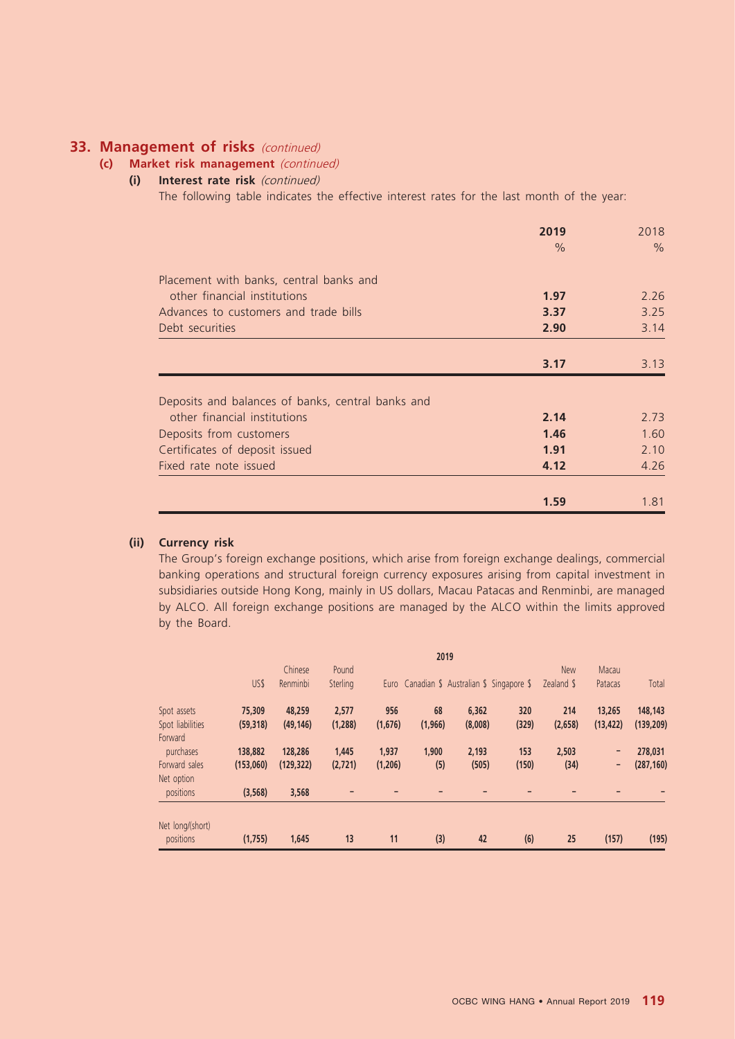## 33. Management of risks *(continued)*

### (c) Market risk management *(continued)*

#### (i) Interest rate risk *(continued)*

The following table indicates the effective interest rates for the last month of the year:

| | **2019** | 2018 |
|---|---|---|
| | **%** | % |
| Placement with banks, central banks and other financial institutions | **1.97** | 2.26 |
| Advances to customers and trade bills | **3.37** | 3.25 |
| Debt securities | **2.90** | 3.14 |
| | **3.17** | 3.13 |
| Deposits and balances of banks, central banks and other financial institutions | **2.14** | 2.73 |
| Deposits from customers | **1.46** | 1.60 |
| Certificates of deposit issued | **1.91** | 2.10 |
| Fixed rate note issued | **4.12** | 4.26 |
| | **1.59** | 1.81 |

#### (ii) Currency risk

The Group's foreign exchange positions, which arise from foreign exchange dealings, commercial banking operations and structural foreign currency exposures arising from capital investment in subsidiaries outside Hong Kong, mainly in US dollars, Macau Patacas and Renminbi, are managed by ALCO. All foreign exchange positions are managed by the ALCO within the limits approved by the Board.

| | **2019** | | | | | | | | | |
|---|---|---|---|---|---|---|---|---|---|---|
| | US$ | Chinese Renminbi | Pound Sterling | Euro | Canadian $ | Australian $ | Singapore $ | New Zealand $ | Macau Patacas | Total |
| Spot assets | **75,309** | **48,259** | **2,577** | **956** | **68** | **6,362** | **320** | **214** | **13,265** | **148,143** |
| Spot liabilities | **(59,318)** | **(49,146)** | **(1,288)** | **(1,676)** | **(1,966)** | **(8,008)** | **(329)** | **(2,658)** | **(13,422)** | **(139,209)** |
| Forward purchases | **138,882** | **128,286** | **1,445** | **1,937** | **1,900** | **2,193** | **153** | **2,503** | **–** | **278,031** |
| Forward sales | **(153,060)** | **(129,322)** | **(2,721)** | **(1,206)** | **(5)** | **(505)** | **(150)** | **(34)** | **–** | **(287,160)** |
| Net option positions | **(3,568)** | **3,568** | **–** | **–** | **–** | **–** | **–** | **–** | **–** | **–** |
| Net long/(short) positions | **(1,755)** | **1,645** | **13** | **11** | **(3)** | **42** | **(6)** | **25** | **(157)** | **(195)** |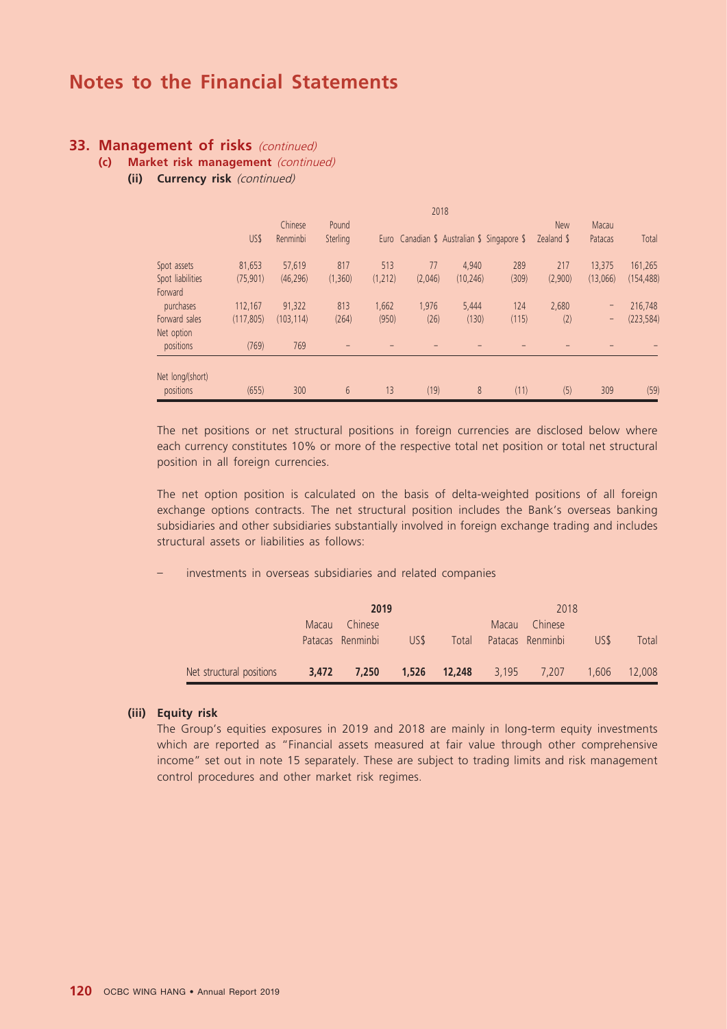# Notes to the Financial Statements

## 33. Management of risks *(continued)*

### (c) Market risk management *(continued)*

#### (ii) Currency risk *(continued)*

| | 2018 | | | | | | | | | |
|---|---|---|---|---|---|---|---|---|---|---|
| | US$ | Chinese Renminbi | Pound Sterling | Euro | Canadian $ | Australian $ | Singapore $ | New Zealand $ | Macau Patacas | Total |
| Spot assets | 81,653 | 57,619 | 817 | 513 | 77 | 4,940 | 289 | 217 | 13,375 | 161,265 |
| Spot liabilities | (75,901) | (46,296) | (1,360) | (1,212) | (2,046) | (10,246) | (309) | (2,900) | (13,066) | (154,488) |
| Forward purchases | 112,167 | 91,322 | 813 | 1,662 | 1,976 | 5,444 | 124 | 2,680 | – | 216,748 |
| Forward sales | (117,805) | (103,114) | (264) | (950) | (26) | (130) | (115) | (2) | – | (223,584) |
| Net option positions | (769) | 769 | – | – | – | – | – | – | – | – |
| Net long/(short) positions | (655) | 300 | 6 | 13 | (19) | 8 | (11) | (5) | 309 | (59) |

The net positions or net structural positions in foreign currencies are disclosed below where each currency constitutes 10% or more of the respective total net position or total net structural position in all foreign currencies.

The net option position is calculated on the basis of delta-weighted positions of all foreign exchange options contracts. The net structural position includes the Bank's overseas banking subsidiaries and other subsidiaries substantially involved in foreign exchange trading and includes structural assets or liabilities as follows:

– investments in overseas subsidiaries and related companies

| | **2019** | | | | 2018 | | | |
|---|---|---|---|---|---|---|---|---|
| | Macau Patacas | Chinese Renminbi | US$ | Total | Macau Patacas | Chinese Renminbi | US$ | Total |
| Net structural positions | **3,472** | **7,250** | **1,526** | **12,248** | 3,195 | 7,207 | 1,606 | 12,008 |

#### (iii) Equity risk

The Group's equities exposures in 2019 and 2018 are mainly in long-term equity investments which are reported as "Financial assets measured at fair value through other comprehensive income" set out in note 15 separately. These are subject to trading limits and risk management control procedures and other market risk regimes.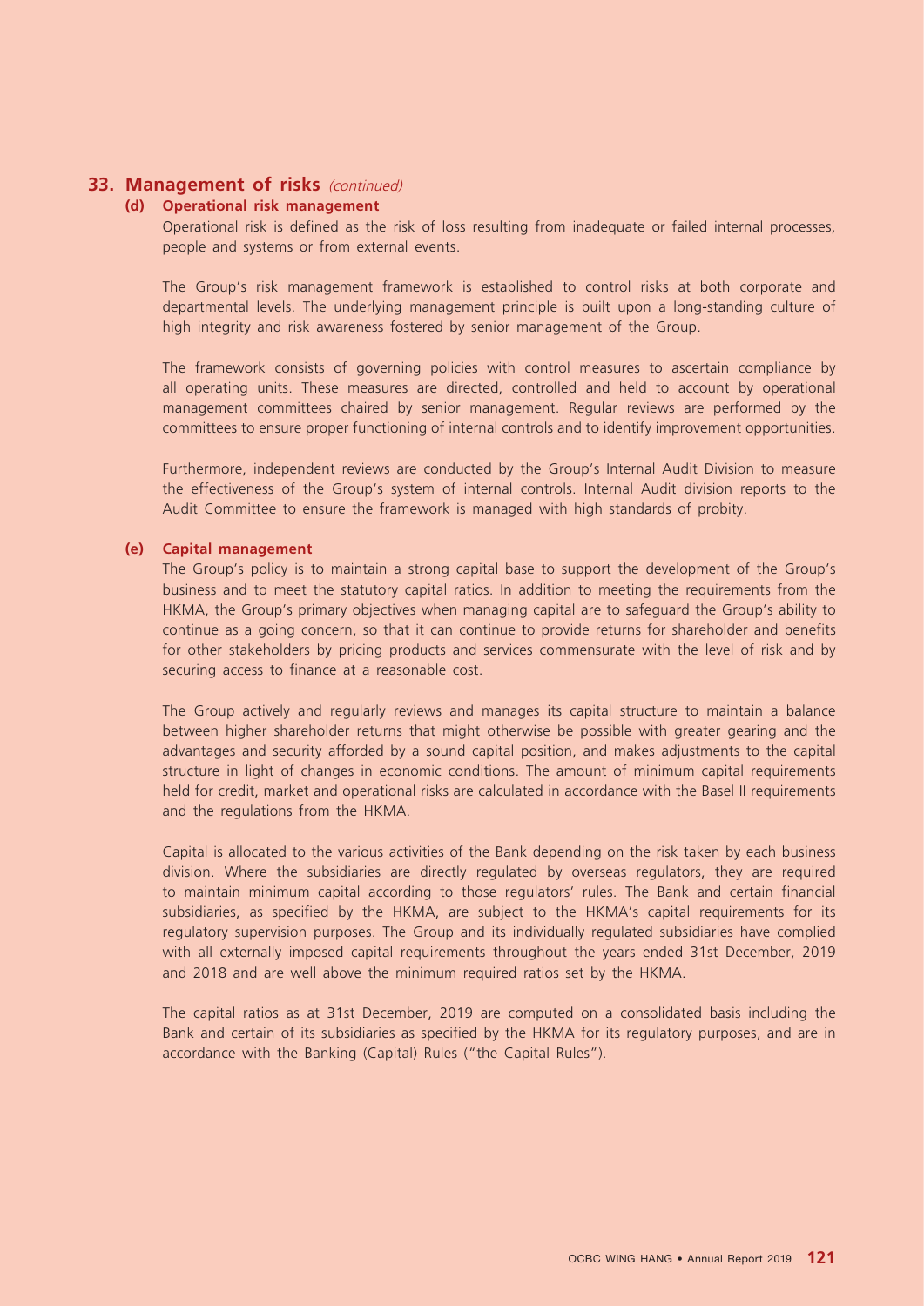## 33. Management of risks *(continued)*

### (d) Operational risk management

Operational risk is defined as the risk of loss resulting from inadequate or failed internal processes, people and systems or from external events.

The Group's risk management framework is established to control risks at both corporate and departmental levels. The underlying management principle is built upon a long-standing culture of high integrity and risk awareness fostered by senior management of the Group.

The framework consists of governing policies with control measures to ascertain compliance by all operating units. These measures are directed, controlled and held to account by operational management committees chaired by senior management. Regular reviews are performed by the committees to ensure proper functioning of internal controls and to identify improvement opportunities.

Furthermore, independent reviews are conducted by the Group's Internal Audit Division to measure the effectiveness of the Group's system of internal controls. Internal Audit division reports to the Audit Committee to ensure the framework is managed with high standards of probity.

### (e) Capital management

The Group's policy is to maintain a strong capital base to support the development of the Group's business and to meet the statutory capital ratios. In addition to meeting the requirements from the HKMA, the Group's primary objectives when managing capital are to safeguard the Group's ability to continue as a going concern, so that it can continue to provide returns for shareholder and benefits for other stakeholders by pricing products and services commensurate with the level of risk and by securing access to finance at a reasonable cost.

The Group actively and regularly reviews and manages its capital structure to maintain a balance between higher shareholder returns that might otherwise be possible with greater gearing and the advantages and security afforded by a sound capital position, and makes adjustments to the capital structure in light of changes in economic conditions. The amount of minimum capital requirements held for credit, market and operational risks are calculated in accordance with the Basel II requirements and the regulations from the HKMA.

Capital is allocated to the various activities of the Bank depending on the risk taken by each business division. Where the subsidiaries are directly regulated by overseas regulators, they are required to maintain minimum capital according to those regulators' rules. The Bank and certain financial subsidiaries, as specified by the HKMA, are subject to the HKMA's capital requirements for its regulatory supervision purposes. The Group and its individually regulated subsidiaries have complied with all externally imposed capital requirements throughout the years ended 31st December, 2019 and 2018 and are well above the minimum required ratios set by the HKMA.

The capital ratios as at 31st December, 2019 are computed on a consolidated basis including the Bank and certain of its subsidiaries as specified by the HKMA for its regulatory purposes, and are in accordance with the Banking (Capital) Rules ("the Capital Rules").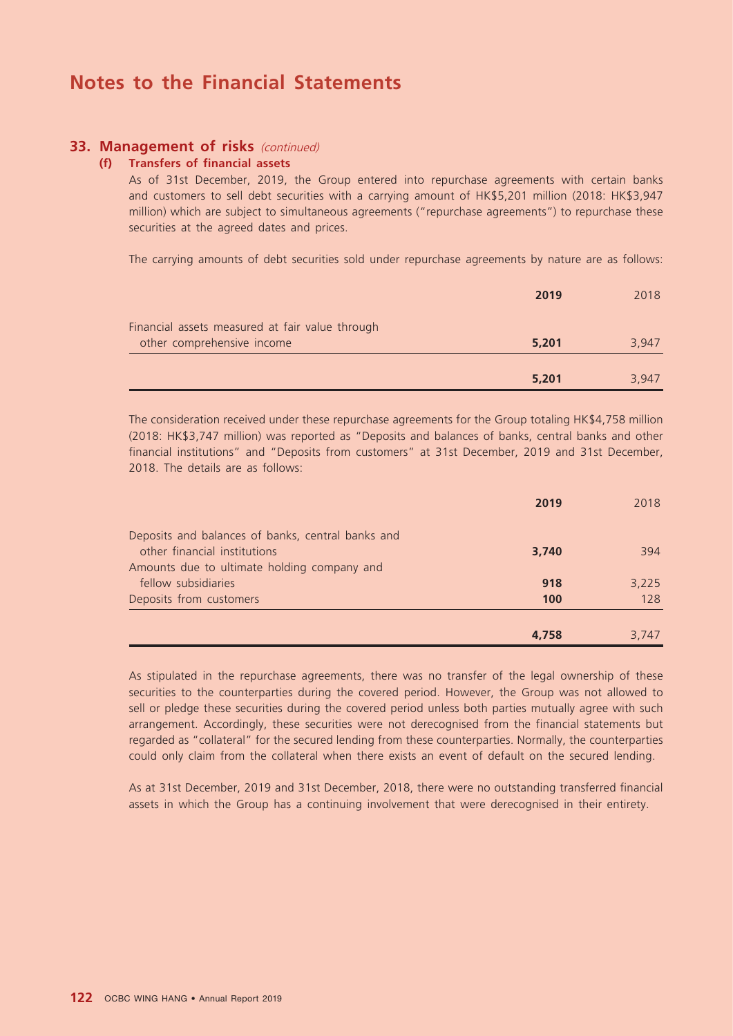# Notes to the Financial Statements

## 33. Management of risks *(continued)*

### (f) Transfers of financial assets

As of 31st December, 2019, the Group entered into repurchase agreements with certain banks and customers to sell debt securities with a carrying amount of HK$5,201 million (2018: HK$3,947 million) which are subject to simultaneous agreements ("repurchase agreements") to repurchase these securities at the agreed dates and prices.

The carrying amounts of debt securities sold under repurchase agreements by nature are as follows:

| | **2019** | 2018 |
|---|---|---|
| Financial assets measured at fair value through other comprehensive income | **5,201** | 3,947 |
| | **5,201** | 3,947 |

The consideration received under these repurchase agreements for the Group totaling HK$4,758 million (2018: HK$3,747 million) was reported as "Deposits and balances of banks, central banks and other financial institutions" and "Deposits from customers" at 31st December, 2019 and 31st December, 2018. The details are as follows:

| | **2019** | 2018 |
|---|---|---|
| Deposits and balances of banks, central banks and other financial institutions | **3,740** | 394 |
| Amounts due to ultimate holding company and fellow subsidiaries | **918** | 3,225 |
| Deposits from customers | **100** | 128 |
| | **4,758** | 3,747 |

As stipulated in the repurchase agreements, there was no transfer of the legal ownership of these securities to the counterparties during the covered period. However, the Group was not allowed to sell or pledge these securities during the covered period unless both parties mutually agree with such arrangement. Accordingly, these securities were not derecognised from the financial statements but regarded as "collateral" for the secured lending from these counterparties. Normally, the counterparties could only claim from the collateral when there exists an event of default on the secured lending.

As at 31st December, 2019 and 31st December, 2018, there were no outstanding transferred financial assets in which the Group has a continuing involvement that were derecognised in their entirety.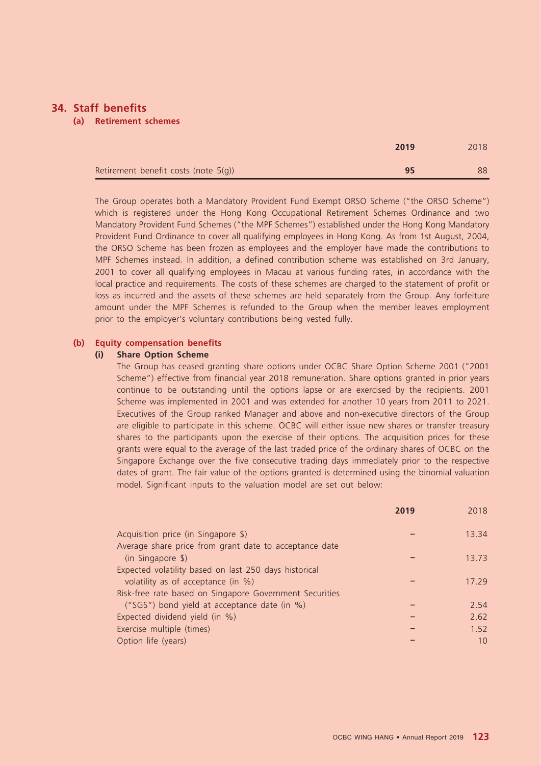## 34. Staff benefits

### (a) Retirement schemes

| | 2019 | 2018 |
|---|---|---|
| Retirement benefit costs (note 5(g)) | **95** | 88 |

The Group operates both a Mandatory Provident Fund Exempt ORSO Scheme ("the ORSO Scheme") which is registered under the Hong Kong Occupational Retirement Schemes Ordinance and two Mandatory Provident Fund Schemes ("the MPF Schemes") established under the Hong Kong Mandatory Provident Fund Ordinance to cover all qualifying employees in Hong Kong. As from 1st August, 2004, the ORSO Scheme has been frozen as employees and the employer have made the contributions to MPF Schemes instead. In addition, a defined contribution scheme was established on 3rd January, 2001 to cover all qualifying employees in Macau at various funding rates, in accordance with the local practice and requirements. The costs of these schemes are charged to the statement of profit or loss as incurred and the assets of these schemes are held separately from the Group. Any forfeiture amount under the MPF Schemes is refunded to the Group when the member leaves employment prior to the employer's voluntary contributions being vested fully.

### (b) Equity compensation benefits

#### (i) Share Option Scheme

The Group has ceased granting share options under OCBC Share Option Scheme 2001 ("2001 Scheme") effective from financial year 2018 remuneration. Share options granted in prior years continue to be outstanding until the options lapse or are exercised by the recipients. 2001 Scheme was implemented in 2001 and was extended for another 10 years from 2011 to 2021. Executives of the Group ranked Manager and above and non-executive directors of the Group are eligible to participate in this scheme. OCBC will either issue new shares or transfer treasury shares to the participants upon the exercise of their options. The acquisition prices for these grants were equal to the average of the last traded price of the ordinary shares of OCBC on the Singapore Exchange over the five consecutive trading days immediately prior to the respective dates of grant. The fair value of the options granted is determined using the binomial valuation model. Significant inputs to the valuation model are set out below:

| | 2019 | 2018 |
|---|---|---|
| Acquisition price (in Singapore $) | – | 13.34 |
| Average share price from grant date to acceptance date (in Singapore $) | – | 13.73 |
| Expected volatility based on last 250 days historical volatility as of acceptance (in %) | – | 17.29 |
| Risk-free rate based on Singapore Government Securities ("SGS") bond yield at acceptance date (in %) | – | 2.54 |
| Expected dividend yield (in %) | – | 2.62 |
| Exercise multiple (times) | – | 1.52 |
| Option life (years) | – | 10 |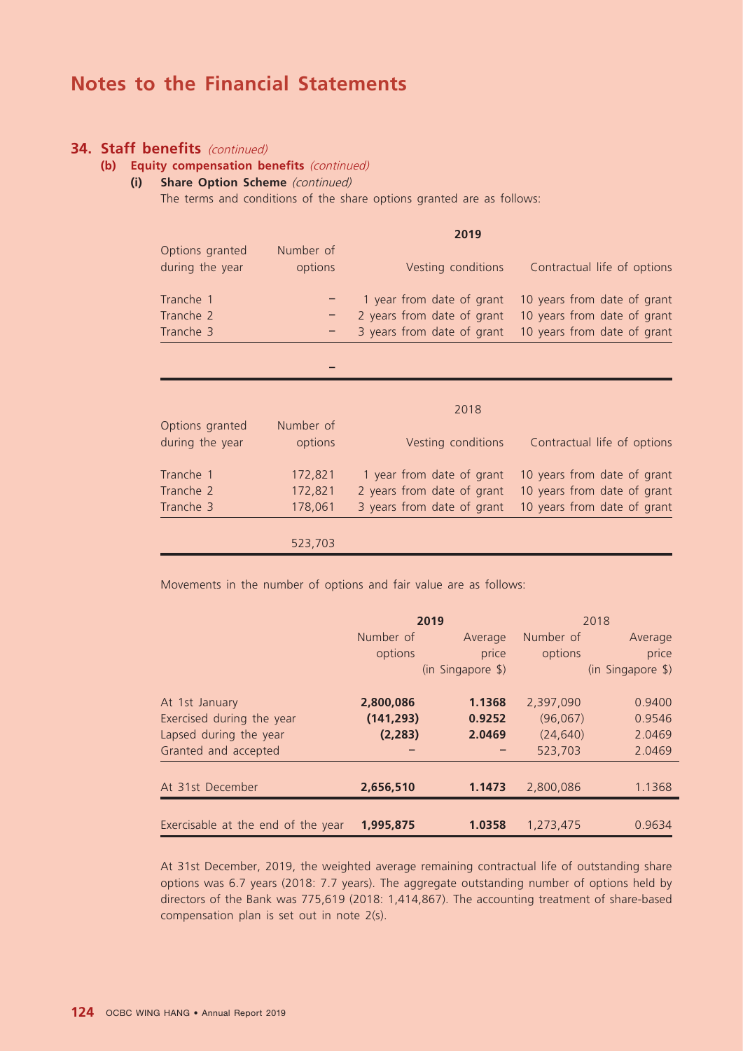# Notes to the Financial Statements

## 34. Staff benefits *(continued)*

### (b) Equity compensation benefits *(continued)*

#### (i) Share Option Scheme *(continued)*

The terms and conditions of the share options granted are as follows:

| | | **2019** | |
|---|---|---|---|
| Options granted during the year | Number of options | Vesting conditions | Contractual life of options |
| Tranche 1 | – | 1 year from date of grant | 10 years from date of grant |
| Tranche 2 | – | 2 years from date of grant | 10 years from date of grant |
| Tranche 3 | – | 3 years from date of grant | 10 years from date of grant |
| | – | | |

| | | 2018 | |
|---|---|---|---|
| Options granted during the year | Number of options | Vesting conditions | Contractual life of options |
| Tranche 1 | 172,821 | 1 year from date of grant | 10 years from date of grant |
| Tranche 2 | 172,821 | 2 years from date of grant | 10 years from date of grant |
| Tranche 3 | 178,061 | 3 years from date of grant | 10 years from date of grant |
| | 523,703 | | |

Movements in the number of options and fair value are as follows:

| | **2019** | | 2018 | |
|---|---|---|---|---|
| | Number of options | Average price (in Singapore $) | Number of options | Average price (in Singapore $) |
| At 1st January | **2,800,086** | **1.1368** | 2,397,090 | 0.9400 |
| Exercised during the year | **(141,293)** | **0.9252** | (96,067) | 0.9546 |
| Lapsed during the year | **(2,283)** | **2.0469** | (24,640) | 2.0469 |
| Granted and accepted | **–** | **–** | 523,703 | 2.0469 |
| At 31st December | **2,656,510** | **1.1473** | 2,800,086 | 1.1368 |
| Exercisable at the end of the year | **1,995,875** | **1.0358** | 1,273,475 | 0.9634 |

At 31st December, 2019, the weighted average remaining contractual life of outstanding share options was 6.7 years (2018: 7.7 years). The aggregate outstanding number of options held by directors of the Bank was 775,619 (2018: 1,414,867). The accounting treatment of share-based compensation plan is set out in note 2(s).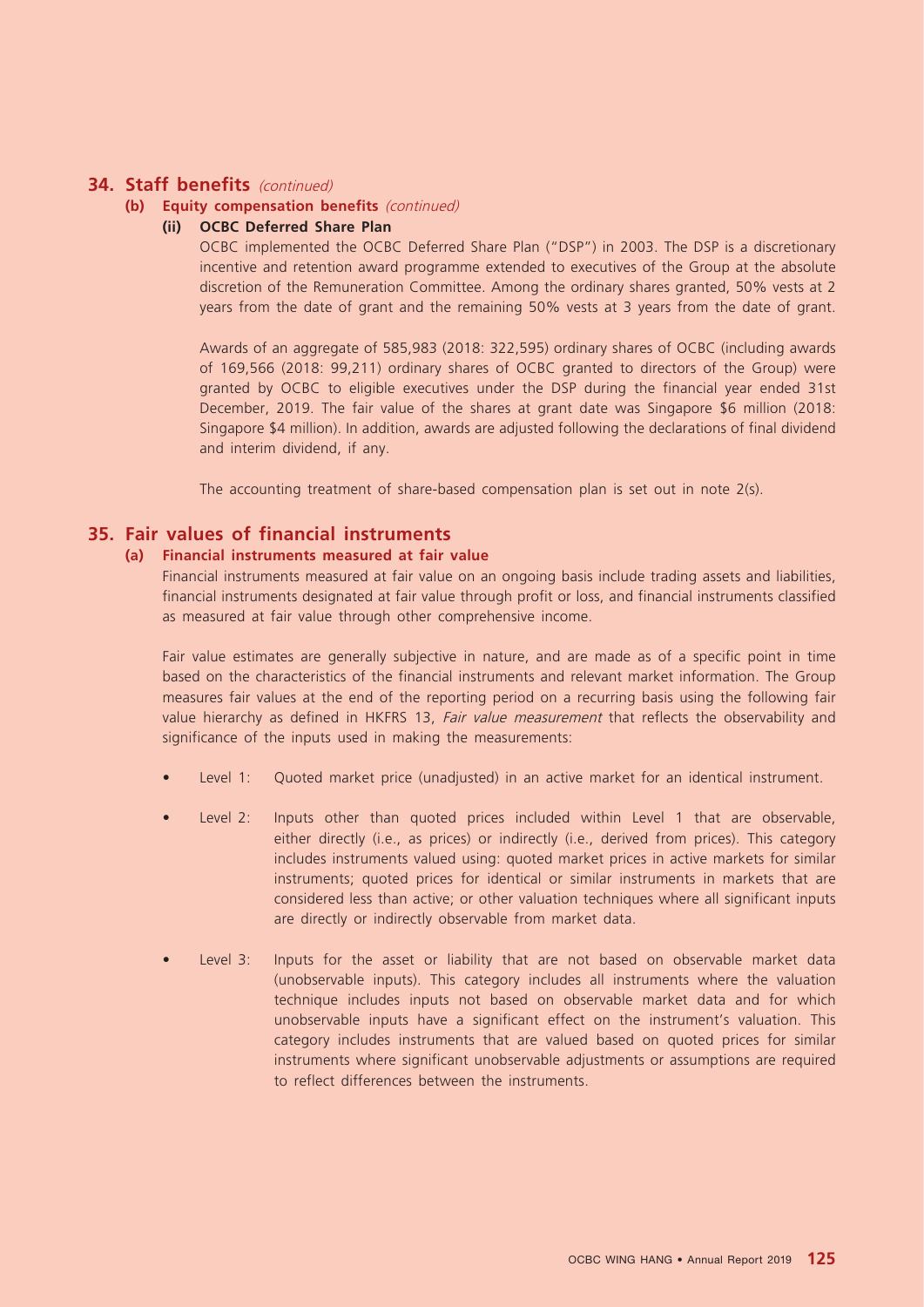## 34. Staff benefits *(continued)*

### (b) Equity compensation benefits *(continued)*

#### (ii) OCBC Deferred Share Plan

OCBC implemented the OCBC Deferred Share Plan ("DSP") in 2003. The DSP is a discretionary incentive and retention award programme extended to executives of the Group at the absolute discretion of the Remuneration Committee. Among the ordinary shares granted, 50% vests at 2 years from the date of grant and the remaining 50% vests at 3 years from the date of grant.

Awards of an aggregate of 585,983 (2018: 322,595) ordinary shares of OCBC (including awards of 169,566 (2018: 99,211) ordinary shares of OCBC granted to directors of the Group) were granted by OCBC to eligible executives under the DSP during the financial year ended 31st December, 2019. The fair value of the shares at grant date was Singapore $6 million (2018: Singapore $4 million). In addition, awards are adjusted following the declarations of final dividend and interim dividend, if any.

The accounting treatment of share-based compensation plan is set out in note 2(s).

## 35. Fair values of financial instruments

### (a) Financial instruments measured at fair value

Financial instruments measured at fair value on an ongoing basis include trading assets and liabilities, financial instruments designated at fair value through profit or loss, and financial instruments classified as measured at fair value through other comprehensive income.

Fair value estimates are generally subjective in nature, and are made as of a specific point in time based on the characteristics of the financial instruments and relevant market information. The Group measures fair values at the end of the reporting period on a recurring basis using the following fair value hierarchy as defined in HKFRS 13, *Fair value measurement* that reflects the observability and significance of the inputs used in making the measurements:

- Level 1: Quoted market price (unadjusted) in an active market for an identical instrument.
- Level 2: Inputs other than quoted prices included within Level 1 that are observable, either directly (i.e., as prices) or indirectly (i.e., derived from prices). This category includes instruments valued using: quoted market prices in active markets for similar instruments; quoted prices for identical or similar instruments in markets that are considered less than active; or other valuation techniques where all significant inputs are directly or indirectly observable from market data.
- Level 3: Inputs for the asset or liability that are not based on observable market data (unobservable inputs). This category includes all instruments where the valuation technique includes inputs not based on observable market data and for which unobservable inputs have a significant effect on the instrument's valuation. This category includes instruments that are valued based on quoted prices for similar instruments where significant unobservable adjustments or assumptions are required to reflect differences between the instruments.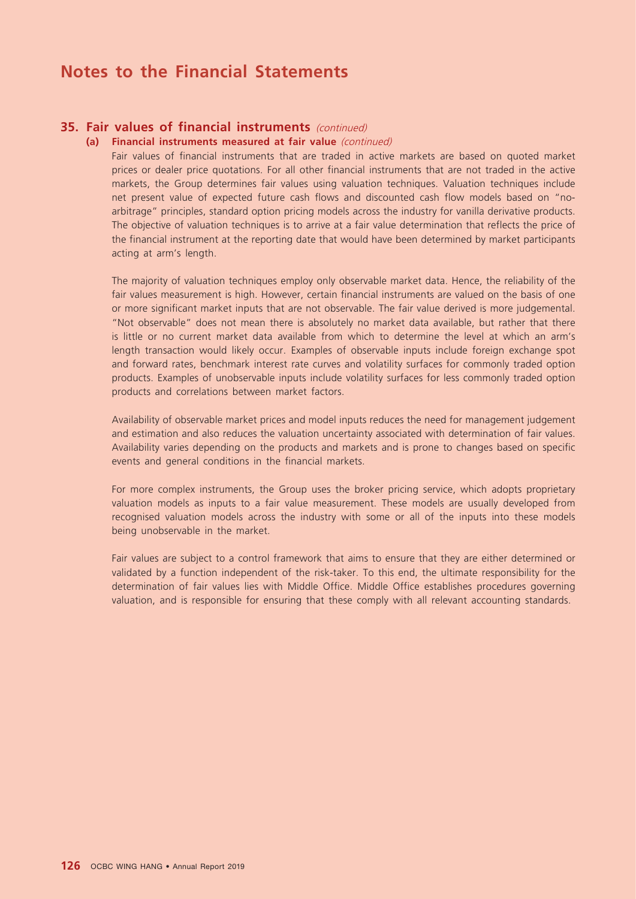# Notes to the Financial Statements

## 35. Fair values of financial instruments *(continued)*

### (a) Financial instruments measured at fair value *(continued)*

Fair values of financial instruments that are traded in active markets are based on quoted market prices or dealer price quotations. For all other financial instruments that are not traded in the active markets, the Group determines fair values using valuation techniques. Valuation techniques include net present value of expected future cash flows and discounted cash flow models based on "no-arbitrage" principles, standard option pricing models across the industry for vanilla derivative products. The objective of valuation techniques is to arrive at a fair value determination that reflects the price of the financial instrument at the reporting date that would have been determined by market participants acting at arm's length.

The majority of valuation techniques employ only observable market data. Hence, the reliability of the fair values measurement is high. However, certain financial instruments are valued on the basis of one or more significant market inputs that are not observable. The fair value derived is more judgemental. "Not observable" does not mean there is absolutely no market data available, but rather that there is little or no current market data available from which to determine the level at which an arm's length transaction would likely occur. Examples of observable inputs include foreign exchange spot and forward rates, benchmark interest rate curves and volatility surfaces for commonly traded option products. Examples of unobservable inputs include volatility surfaces for less commonly traded option products and correlations between market factors.

Availability of observable market prices and model inputs reduces the need for management judgement and estimation and also reduces the valuation uncertainty associated with determination of fair values. Availability varies depending on the products and markets and is prone to changes based on specific events and general conditions in the financial markets.

For more complex instruments, the Group uses the broker pricing service, which adopts proprietary valuation models as inputs to a fair value measurement. These models are usually developed from recognised valuation models across the industry with some or all of the inputs into these models being unobservable in the market.

Fair values are subject to a control framework that aims to ensure that they are either determined or validated by a function independent of the risk-taker. To this end, the ultimate responsibility for the determination of fair values lies with Middle Office. Middle Office establishes procedures governing valuation, and is responsible for ensuring that these comply with all relevant accounting standards.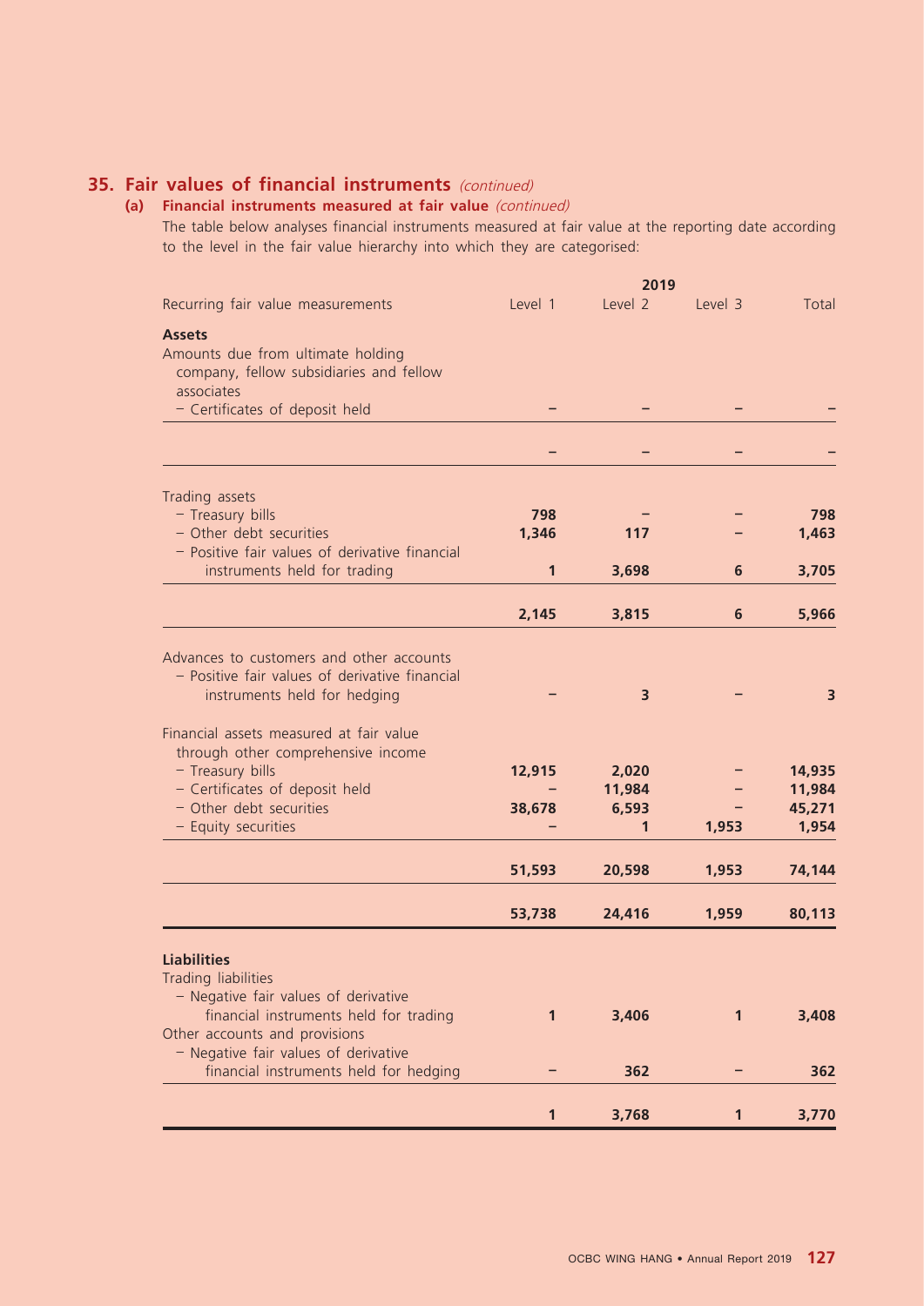## 35. Fair values of financial instruments *(continued)*

### (a) Financial instruments measured at fair value *(continued)*

The table below analyses financial instruments measured at fair value at the reporting date according to the level in the fair value hierarchy into which they are categorised:

| | 2019 | | | |
|---|---|---|---|---|
| Recurring fair value measurements | Level 1 | Level 2 | Level 3 | Total |
| **Assets** | | | | |
| Amounts due from ultimate holding company, fellow subsidiaries and fellow associates | | | | |
| – Certificates of deposit held | – | – | – | – |
| | – | – | – | – |
| Trading assets | | | | |
| – Treasury bills | 798 | – | – | 798 |
| – Other debt securities | 1,346 | 117 | – | 1,463 |
| – Positive fair values of derivative financial instruments held for trading | 1 | 3,698 | 6 | 3,705 |
| | 2,145 | 3,815 | 6 | 5,966 |
| Advances to customers and other accounts | | | | |
| – Positive fair values of derivative financial instruments held for hedging | – | 3 | – | 3 |
| Financial assets measured at fair value through other comprehensive income | | | | |
| – Treasury bills | 12,915 | 2,020 | – | 14,935 |
| – Certificates of deposit held | – | 11,984 | – | 11,984 |
| – Other debt securities | 38,678 | 6,593 | – | 45,271 |
| – Equity securities | – | 1 | 1,953 | 1,954 |
| | 51,593 | 20,598 | 1,953 | 74,144 |
| | 53,738 | 24,416 | 1,959 | 80,113 |
| **Liabilities** | | | | |
| Trading liabilities | | | | |
| – Negative fair values of derivative financial instruments held for trading | 1 | 3,406 | 1 | 3,408 |
| Other accounts and provisions | | | | |
| – Negative fair values of derivative financial instruments held for hedging | – | 362 | – | 362 |
| | 1 | 3,768 | 1 | 3,770 |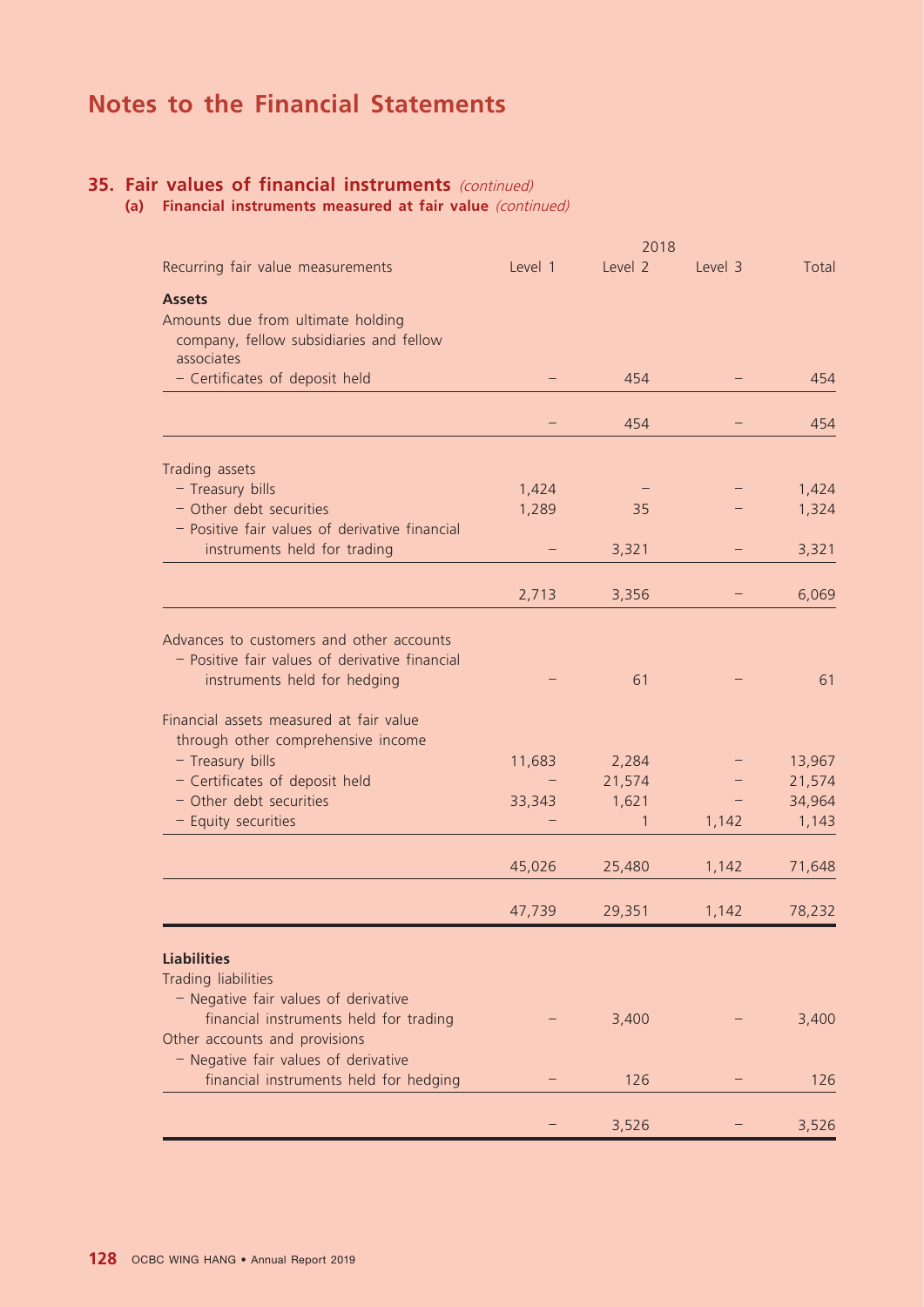# Notes to the Financial Statements

## 35. Fair values of financial instruments *(continued)*

### (a) Financial instruments measured at fair value *(continued)*

| | 2018 | | | |
|---|---|---|---|---|
| Recurring fair value measurements | Level 1 | Level 2 | Level 3 | Total |
| **Assets** | | | | |
| Amounts due from ultimate holding company, fellow subsidiaries and fellow associates | | | | |
| – Certificates of deposit held | – | 454 | – | 454 |
| | – | 454 | – | 454 |
| Trading assets | | | | |
| – Treasury bills | 1,424 | – | – | 1,424 |
| – Other debt securities | 1,289 | 35 | – | 1,324 |
| – Positive fair values of derivative financial instruments held for trading | – | 3,321 | – | 3,321 |
| | 2,713 | 3,356 | – | 6,069 |
| Advances to customers and other accounts | | | | |
| – Positive fair values of derivative financial instruments held for hedging | – | 61 | – | 61 |
| Financial assets measured at fair value through other comprehensive income | | | | |
| – Treasury bills | 11,683 | 2,284 | – | 13,967 |
| – Certificates of deposit held | – | 21,574 | – | 21,574 |
| – Other debt securities | 33,343 | 1,621 | – | 34,964 |
| – Equity securities | – | 1 | 1,142 | 1,143 |
| | 45,026 | 25,480 | 1,142 | 71,648 |
| | 47,739 | 29,351 | 1,142 | 78,232 |
| **Liabilities** | | | | |
| Trading liabilities | | | | |
| – Negative fair values of derivative financial instruments held for trading | – | 3,400 | – | 3,400 |
| Other accounts and provisions | | | | |
| – Negative fair values of derivative financial instruments held for hedging | – | 126 | – | 126 |
| | – | 3,526 | – | 3,526 |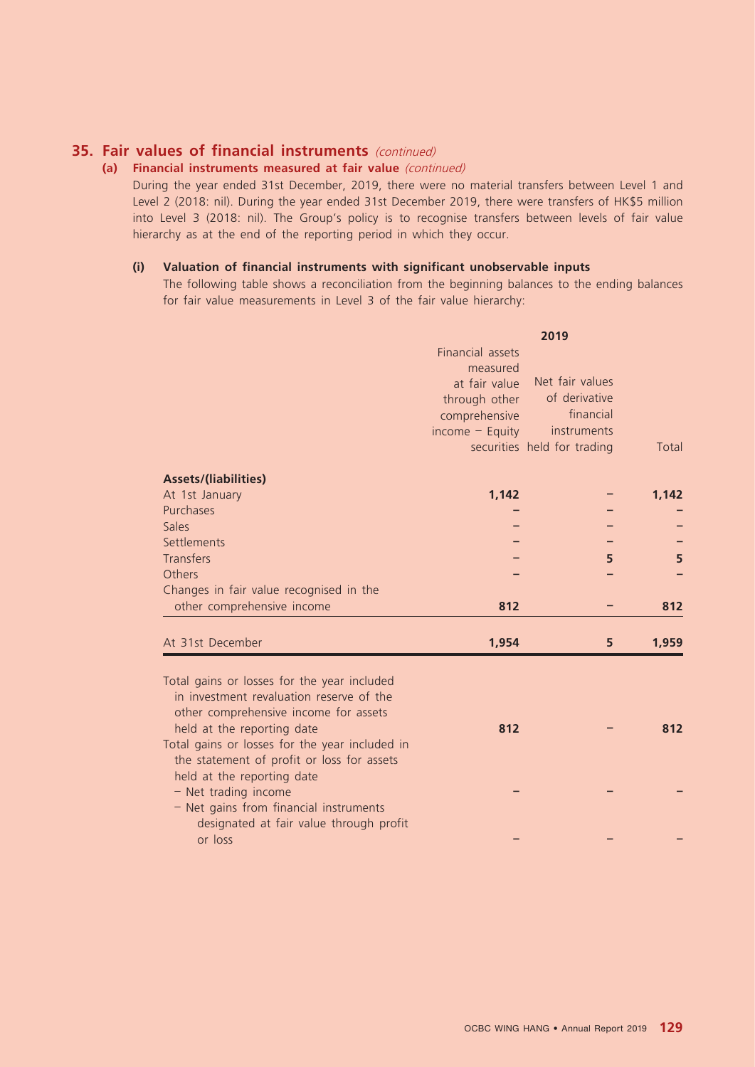## 35. Fair values of financial instruments *(continued)*

### (a) Financial instruments measured at fair value *(continued)*

During the year ended 31st December, 2019, there were no material transfers between Level 1 and Level 2 (2018: nil). During the year ended 31st December 2019, there were transfers of HK$5 million into Level 3 (2018: nil). The Group's policy is to recognise transfers between levels of fair value hierarchy as at the end of the reporting period in which they occur.

#### (i) Valuation of financial instruments with significant unobservable inputs

The following table shows a reconciliation from the beginning balances to the ending balances for fair value measurements in Level 3 of the fair value hierarchy:

| | 2019 | | |
|---|---|---|---|
| | Financial assets measured at fair value through other comprehensive income – Equity securities | Net fair values of derivative financial instruments held for trading | Total |
| **Assets/(liabilities)** | | | |
| At 1st January | **1,142** | – | **1,142** |
| Purchases | – | – | – |
| Sales | – | – | – |
| Settlements | – | – | – |
| Transfers | – | **5** | **5** |
| Others | – | – | – |
| Changes in fair value recognised in the other comprehensive income | **812** | – | **812** |
| At 31st December | **1,954** | **5** | **1,959** |
| Total gains or losses for the year included in investment revaluation reserve of the other comprehensive income for assets held at the reporting date | **812** | – | **812** |
| Total gains or losses for the year included in the statement of profit or loss for assets held at the reporting date | | | |
| – Net trading income | – | – | – |
| – Net gains from financial instruments designated at fair value through profit or loss | – | – | – |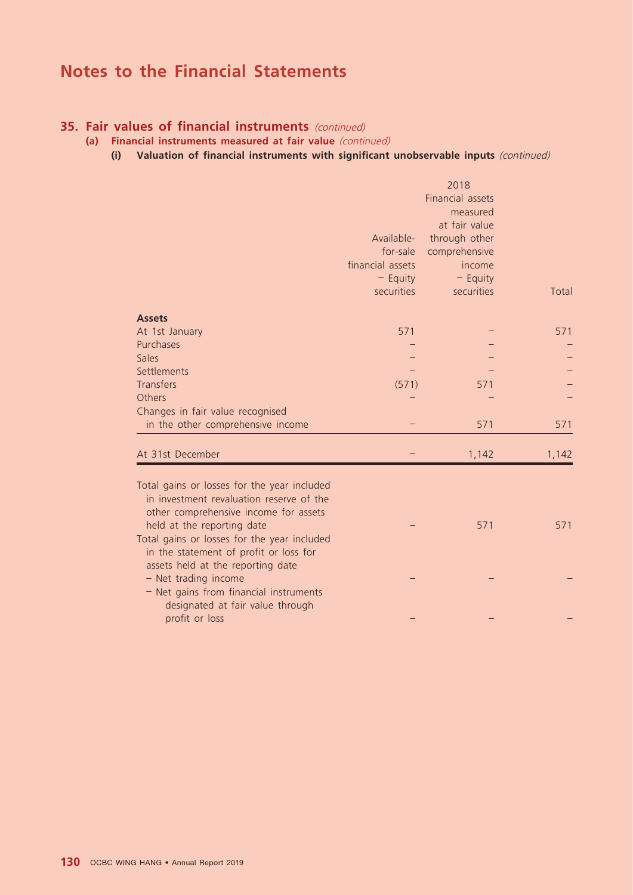# Notes to the Financial Statements

## 35. Fair values of financial instruments *(continued)*

### (a) Financial instruments measured at fair value *(continued)*

#### (i) Valuation of financial instruments with significant unobservable inputs *(continued)*

| | 2018 | | |
|---|---|---|---|
| | Available-for-sale financial assets – Equity securities | Financial assets measured at fair value through other comprehensive income – Equity securities | Total |
| **Assets** | | | |
| At 1st January | 571 | – | 571 |
| Purchases | – | – | – |
| Sales | – | – | – |
| Settlements | – | – | – |
| Transfers | (571) | 571 | – |
| Others | – | – | – |
| Changes in fair value recognised in the other comprehensive income | – | 571 | 571 |
| At 31st December | – | 1,142 | 1,142 |
| Total gains or losses for the year included in investment revaluation reserve of the other comprehensive income for assets held at the reporting date | – | 571 | 571 |
| Total gains or losses for the year included in the statement of profit or loss for assets held at the reporting date | | | |
| – Net trading income | – | – | – |
| – Net gains from financial instruments designated at fair value through profit or loss | – | – | – |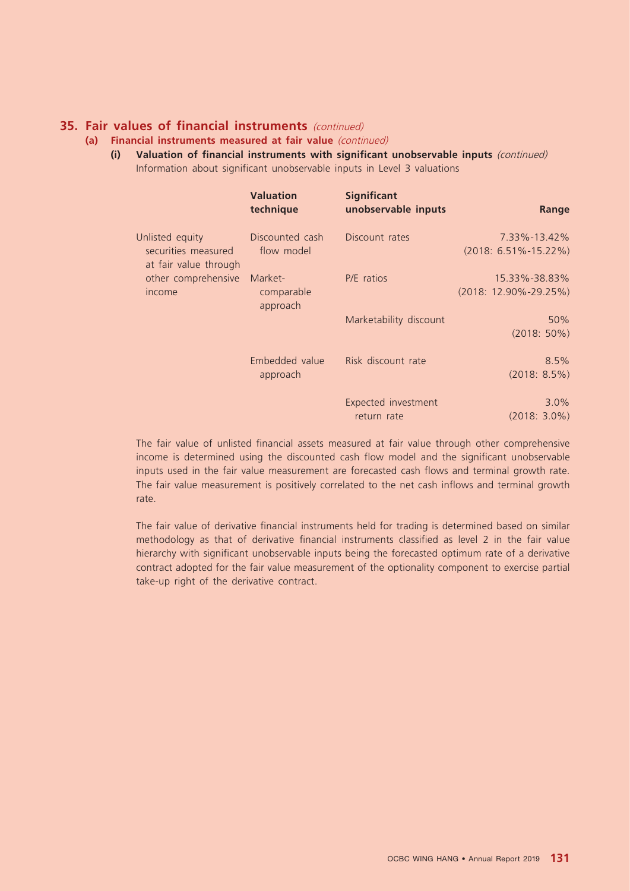## 35. Fair values of financial instruments *(continued)*

### (a) Financial instruments measured at fair value *(continued)*

#### (i) Valuation of financial instruments with significant unobservable inputs *(continued)*

Information about significant unobservable inputs in Level 3 valuations

| | Valuation technique | Significant unobservable inputs | Range |
|---|---|---|---|
| Unlisted equity securities measured at fair value through other comprehensive income | Discounted cash flow model | Discount rates | 7.33%-13.42% (2018: 6.51%-15.22%) |
| | Market-comparable approach | P/E ratios | 15.33%-38.83% (2018: 12.90%-29.25%) |
| | | Marketability discount | 50% (2018: 50%) |
| | Embedded value approach | Risk discount rate | 8.5% (2018: 8.5%) |
| | | Expected investment return rate | 3.0% (2018: 3.0%) |

The fair value of unlisted financial assets measured at fair value through other comprehensive income is determined using the discounted cash flow model and the significant unobservable inputs used in the fair value measurement are forecasted cash flows and terminal growth rate. The fair value measurement is positively correlated to the net cash inflows and terminal growth rate.

The fair value of derivative financial instruments held for trading is determined based on similar methodology as that of derivative financial instruments classified as level 2 in the fair value hierarchy with significant unobservable inputs being the forecasted optimum rate of a derivative contract adopted for the fair value measurement of the optionality component to exercise partial take-up right of the derivative contract.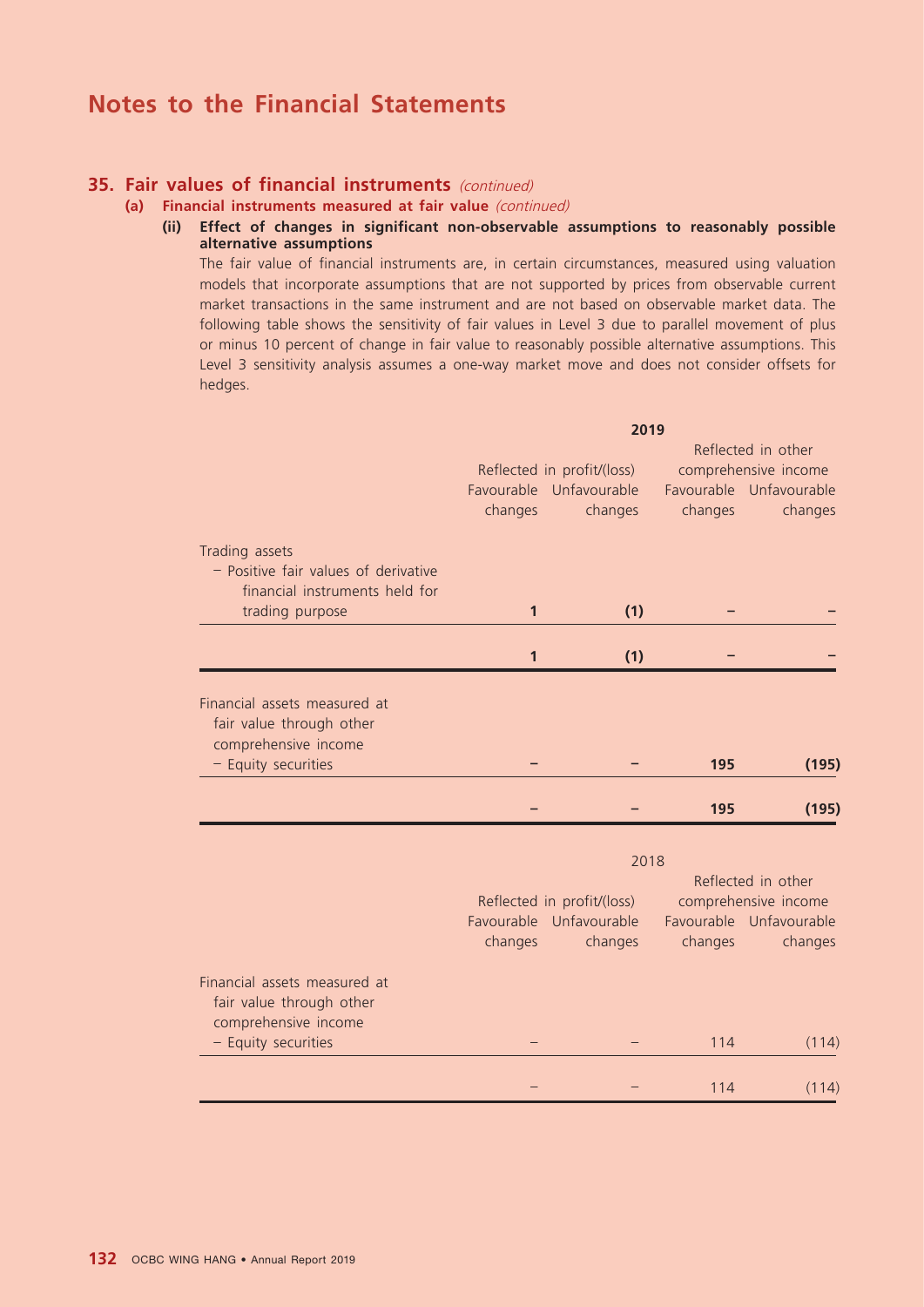# Notes to the Financial Statements

## 35. Fair values of financial instruments *(continued)*

### (a) Financial instruments measured at fair value *(continued)*

#### (ii) Effect of changes in significant non-observable assumptions to reasonably possible alternative assumptions

The fair value of financial instruments are, in certain circumstances, measured using valuation models that incorporate assumptions that are not supported by prices from observable current market transactions in the same instrument and are not based on observable market data. The following table shows the sensitivity of fair values in Level 3 due to parallel movement of plus or minus 10 percent of change in fair value to reasonably possible alternative assumptions. This Level 3 sensitivity analysis assumes a one-way market move and does not consider offsets for hedges.

| | **2019** | | | |
|---|---|---|---|---|
| | Reflected in profit/(loss) | | Reflected in other comprehensive income | |
| | Favourable changes | Unfavourable changes | Favourable changes | Unfavourable changes |
| Trading assets | | | | |
| – Positive fair values of derivative financial instruments held for trading purpose | **1** | **(1)** | **–** | **–** |
| | **1** | **(1)** | **–** | **–** |
| Financial assets measured at fair value through other comprehensive income | | | | |
| – Equity securities | **–** | **–** | **195** | **(195)** |
| | **–** | **–** | **195** | **(195)** |

| | 2018 | | | |
|---|---|---|---|---|
| | Reflected in profit/(loss) | | Reflected in other comprehensive income | |
| | Favourable changes | Unfavourable changes | Favourable changes | Unfavourable changes |
| Financial assets measured at fair value through other comprehensive income | | | | |
| – Equity securities | – | – | 114 | (114) |
| | – | – | 114 | (114) |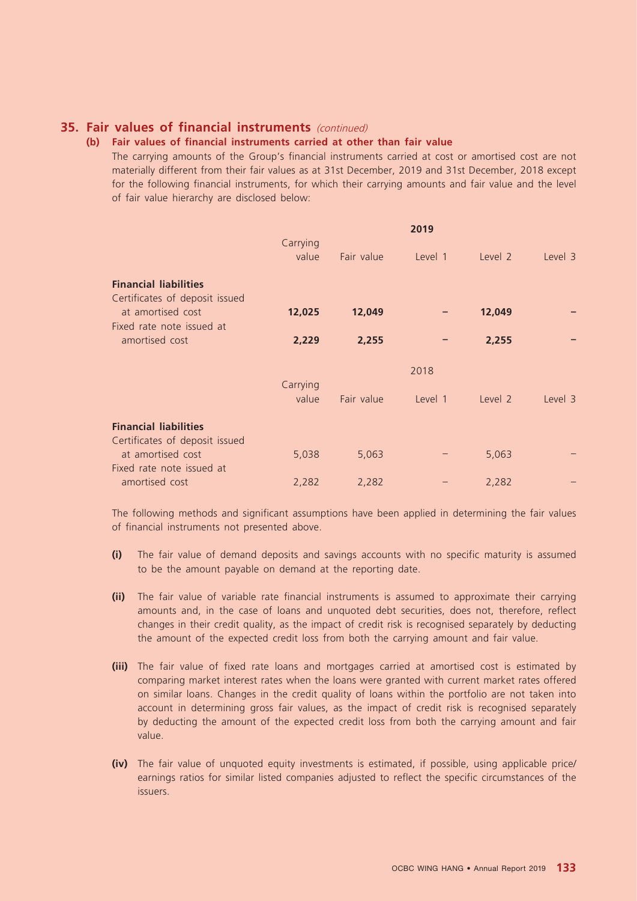## 35. Fair values of financial instruments *(continued)*

### (b) Fair values of financial instruments carried at other than fair value

The carrying amounts of the Group's financial instruments carried at cost or amortised cost are not materially different from their fair values as at 31st December, 2019 and 31st December, 2018 except for the following financial instruments, for which their carrying amounts and fair value and the level of fair value hierarchy are disclosed below:

| | 2019 | | | | |
|---|---|---|---|---|---|
| | Carrying value | Fair value | Level 1 | Level 2 | Level 3 |
| **Financial liabilities** | | | | | |
| Certificates of deposit issued at amortised cost | **12,025** | **12,049** | **–** | **12,049** | **–** |
| Fixed rate note issued at amortised cost | **2,229** | **2,255** | **–** | **2,255** | **–** |

| | 2018 | | | | |
|---|---|---|---|---|---|
| | Carrying value | Fair value | Level 1 | Level 2 | Level 3 |
| **Financial liabilities** | | | | | |
| Certificates of deposit issued at amortised cost | 5,038 | 5,063 | – | 5,063 | – |
| Fixed rate note issued at amortised cost | 2,282 | 2,282 | – | 2,282 | – |

The following methods and significant assumptions have been applied in determining the fair values of financial instruments not presented above.

**(i)** The fair value of demand deposits and savings accounts with no specific maturity is assumed to be the amount payable on demand at the reporting date.

**(ii)** The fair value of variable rate financial instruments is assumed to approximate their carrying amounts and, in the case of loans and unquoted debt securities, does not, therefore, reflect changes in their credit quality, as the impact of credit risk is recognised separately by deducting the amount of the expected credit loss from both the carrying amount and fair value.

**(iii)** The fair value of fixed rate loans and mortgages carried at amortised cost is estimated by comparing market interest rates when the loans were granted with current market rates offered on similar loans. Changes in the credit quality of loans within the portfolio are not taken into account in determining gross fair values, as the impact of credit risk is recognised separately by deducting the amount of the expected credit loss from both the carrying amount and fair value.

**(iv)** The fair value of unquoted equity investments is estimated, if possible, using applicable price/earnings ratios for similar listed companies adjusted to reflect the specific circumstances of the issuers.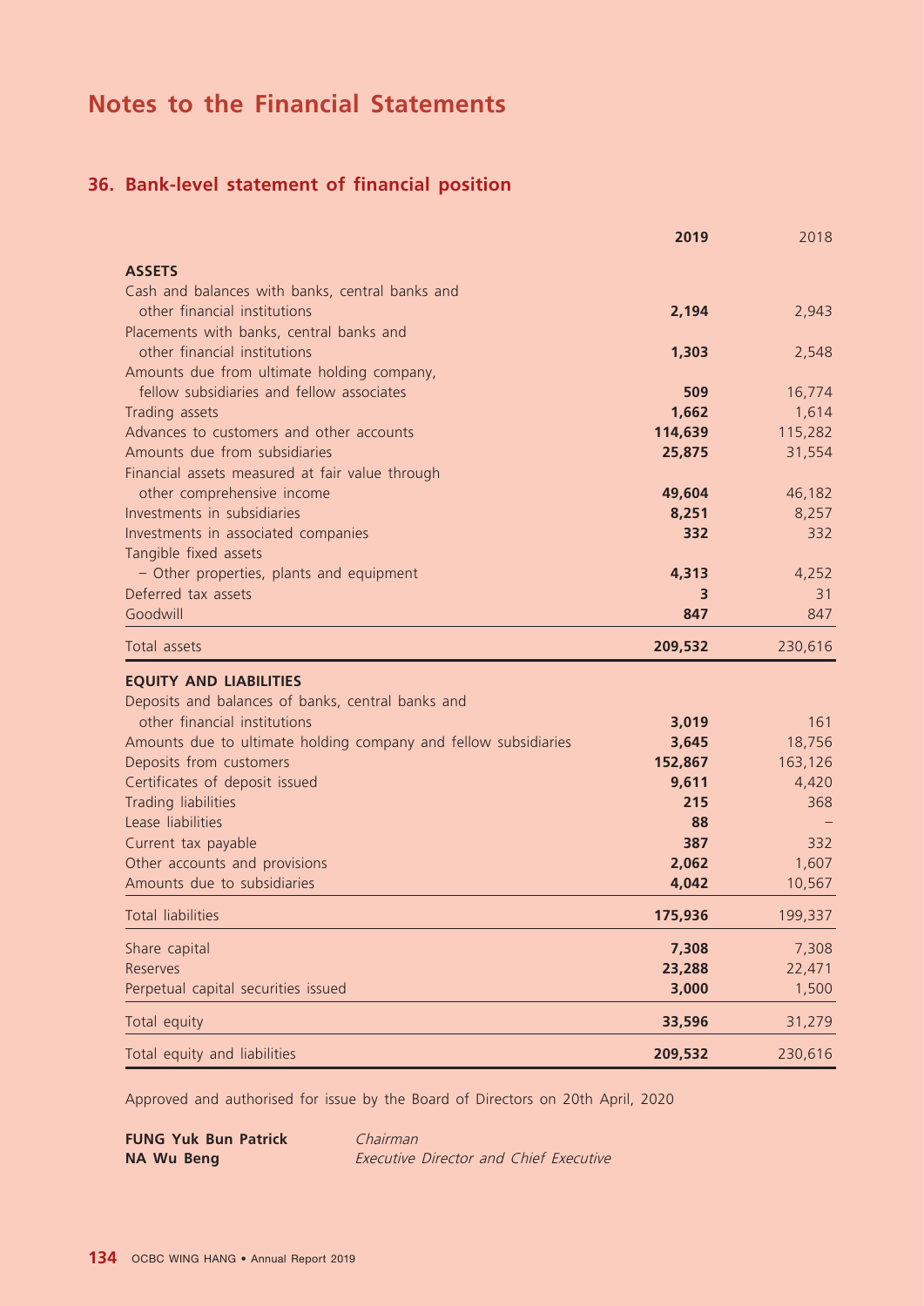# Notes to the Financial Statements

## 36. Bank-level statement of financial position

| | **2019** | 2018 |
|---|---|---|
| **ASSETS** | | |
| Cash and balances with banks, central banks and other financial institutions | **2,194** | 2,943 |
| Placements with banks, central banks and other financial institutions | **1,303** | 2,548 |
| Amounts due from ultimate holding company, fellow subsidiaries and fellow associates | **509** | 16,774 |
| Trading assets | **1,662** | 1,614 |
| Advances to customers and other accounts | **114,639** | 115,282 |
| Amounts due from subsidiaries | **25,875** | 31,554 |
| Financial assets measured at fair value through other comprehensive income | **49,604** | 46,182 |
| Investments in subsidiaries | **8,251** | 8,257 |
| Investments in associated companies | **332** | 332 |
| Tangible fixed assets | | |
| – Other properties, plants and equipment | **4,313** | 4,252 |
| Deferred tax assets | **3** | 31 |
| Goodwill | **847** | 847 |
| Total assets | **209,532** | 230,616 |
| **EQUITY AND LIABILITIES** | | |
| Deposits and balances of banks, central banks and other financial institutions | **3,019** | 161 |
| Amounts due to ultimate holding company and fellow subsidiaries | **3,645** | 18,756 |
| Deposits from customers | **152,867** | 163,126 |
| Certificates of deposit issued | **9,611** | 4,420 |
| Trading liabilities | **215** | 368 |
| Lease liabilities | **88** | – |
| Current tax payable | **387** | 332 |
| Other accounts and provisions | **2,062** | 1,607 |
| Amounts due to subsidiaries | **4,042** | 10,567 |
| Total liabilities | **175,936** | 199,337 |
| Share capital | **7,308** | 7,308 |
| Reserves | **23,288** | 22,471 |
| Perpetual capital securities issued | **3,000** | 1,500 |
| Total equity | **33,596** | 31,279 |
| Total equity and liabilities | **209,532** | 230,616 |

Approved and authorised for issue by the Board of Directors on 20th April, 2020

**FUNG Yuk Bun Patrick** *Chairman*
**NA Wu Beng** *Executive Director and Chief Executive*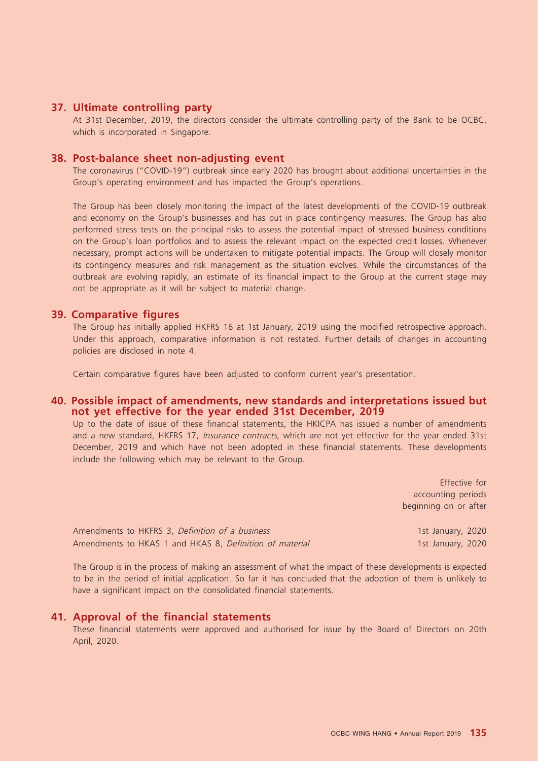## 37. Ultimate controlling party

At 31st December, 2019, the directors consider the ultimate controlling party of the Bank to be OCBC, which is incorporated in Singapore.

## 38. Post-balance sheet non-adjusting event

The coronavirus ("COVID-19") outbreak since early 2020 has brought about additional uncertainties in the Group's operating environment and has impacted the Group's operations.

The Group has been closely monitoring the impact of the latest developments of the COVID-19 outbreak and economy on the Group's businesses and has put in place contingency measures. The Group has also performed stress tests on the principal risks to assess the potential impact of stressed business conditions on the Group's loan portfolios and to assess the relevant impact on the expected credit losses. Whenever necessary, prompt actions will be undertaken to mitigate potential impacts. The Group will closely monitor its contingency measures and risk management as the situation evolves. While the circumstances of the outbreak are evolving rapidly, an estimate of its financial impact to the Group at the current stage may not be appropriate as it will be subject to material change.

## 39. Comparative figures

The Group has initially applied HKFRS 16 at 1st January, 2019 using the modified retrospective approach. Under this approach, comparative information is not restated. Further details of changes in accounting policies are disclosed in note 4.

Certain comparative figures have been adjusted to conform current year's presentation.

## 40. Possible impact of amendments, new standards and interpretations issued but not yet effective for the year ended 31st December, 2019

Up to the date of issue of these financial statements, the HKICPA has issued a number of amendments and a new standard, HKFRS 17, *Insurance contracts*, which are not yet effective for the year ended 31st December, 2019 and which have not been adopted in these financial statements. These developments include the following which may be relevant to the Group.

| | Effective for accounting periods beginning on or after |
|---|---|
| Amendments to HKFRS 3, *Definition of a business* | 1st January, 2020 |
| Amendments to HKAS 1 and HKAS 8, *Definition of material* | 1st January, 2020 |

The Group is in the process of making an assessment of what the impact of these developments is expected to be in the period of initial application. So far it has concluded that the adoption of them is unlikely to have a significant impact on the consolidated financial statements.

## 41. Approval of the financial statements

These financial statements were approved and authorised for issue by the Board of Directors on 20th April, 2020.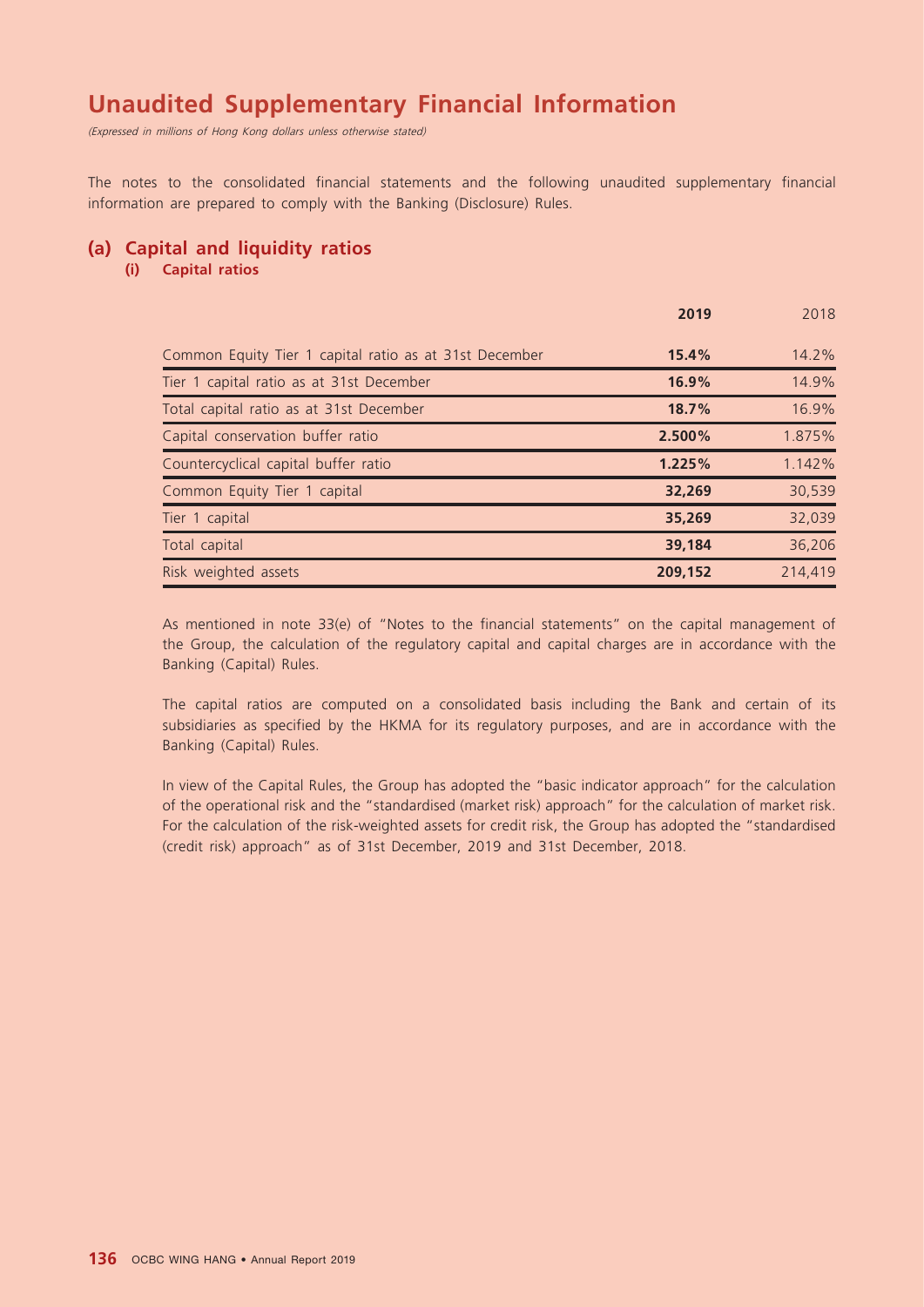# Unaudited Supplementary Financial Information

*(Expressed in millions of Hong Kong dollars unless otherwise stated)*

The notes to the consolidated financial statements and the following unaudited supplementary financial information are prepared to comply with the Banking (Disclosure) Rules.

## (a) Capital and liquidity ratios

### (i) Capital ratios

| | **2019** | 2018 |
|---|---|---|
| Common Equity Tier 1 capital ratio as at 31st December | **15.4%** | 14.2% |
| Tier 1 capital ratio as at 31st December | **16.9%** | 14.9% |
| Total capital ratio as at 31st December | **18.7%** | 16.9% |
| Capital conservation buffer ratio | **2.500%** | 1.875% |
| Countercyclical capital buffer ratio | **1.225%** | 1.142% |
| Common Equity Tier 1 capital | **32,269** | 30,539 |
| Tier 1 capital | **35,269** | 32,039 |
| Total capital | **39,184** | 36,206 |
| Risk weighted assets | **209,152** | 214,419 |

As mentioned in note 33(e) of "Notes to the financial statements" on the capital management of the Group, the calculation of the regulatory capital and capital charges are in accordance with the Banking (Capital) Rules.

The capital ratios are computed on a consolidated basis including the Bank and certain of its subsidiaries as specified by the HKMA for its regulatory purposes, and are in accordance with the Banking (Capital) Rules.

In view of the Capital Rules, the Group has adopted the "basic indicator approach" for the calculation of the operational risk and the "standardised (market risk) approach" for the calculation of market risk. For the calculation of the risk-weighted assets for credit risk, the Group has adopted the "standardised (credit risk) approach" as of 31st December, 2019 and 31st December, 2018.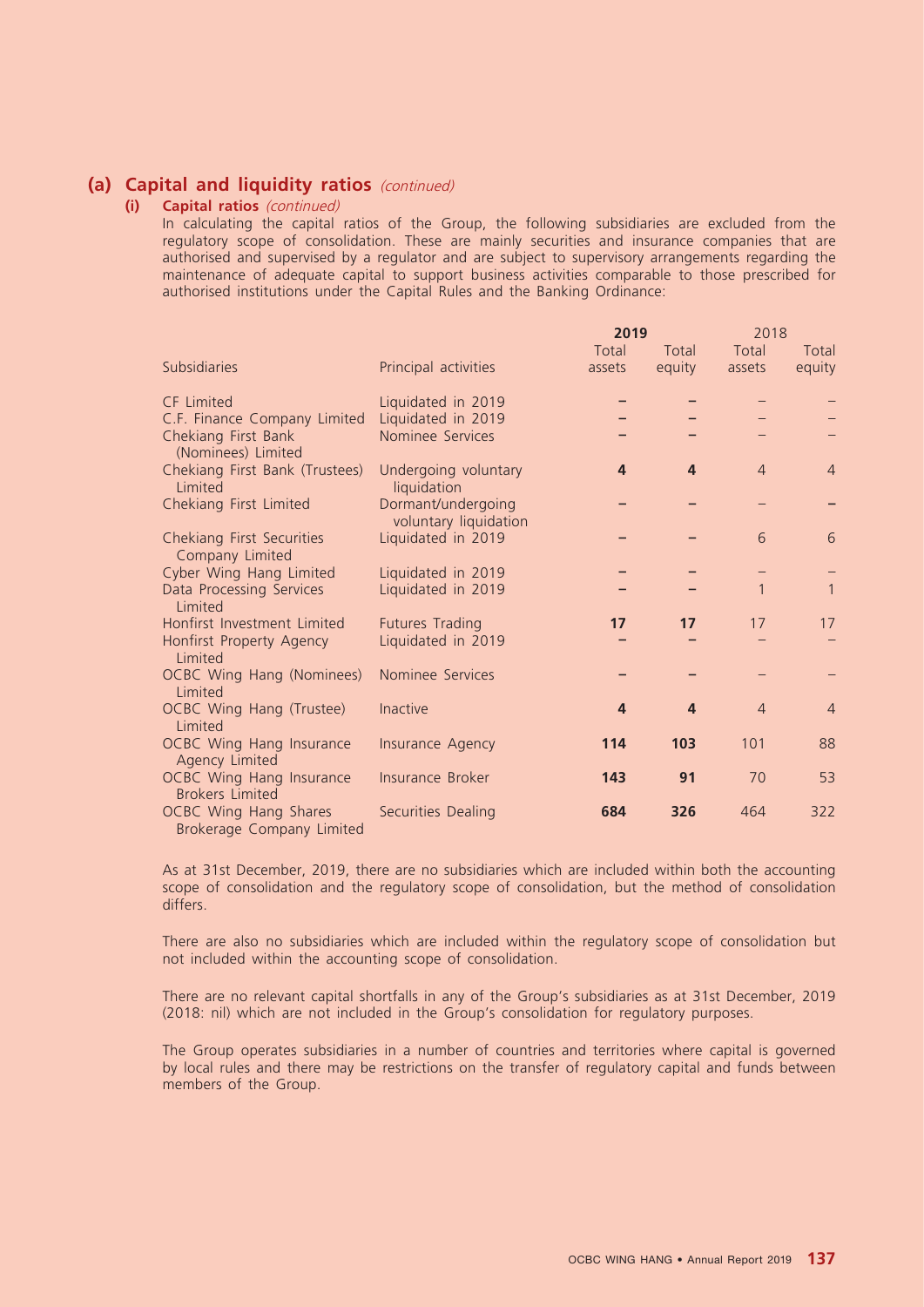## (a) Capital and liquidity ratios *(continued)*

### (i) Capital ratios *(continued)*

In calculating the capital ratios of the Group, the following subsidiaries are excluded from the regulatory scope of consolidation. These are mainly securities and insurance companies that are authorised and supervised by a regulator and are subject to supervisory arrangements regarding the maintenance of adequate capital to support business activities comparable to those prescribed for authorised institutions under the Capital Rules and the Banking Ordinance:

| Subsidiaries | Principal activities | 2019 Total assets | 2019 Total equity | 2018 Total assets | 2018 Total equity |
|---|---|---|---|---|---|
| CF Limited | Liquidated in 2019 | – | – | – | – |
| C.F. Finance Company Limited | Liquidated in 2019 | – | – | – | – |
| Chekiang First Bank (Nominees) Limited | Nominee Services | – | – | – | – |
| Chekiang First Bank (Trustees) Limited | Undergoing voluntary liquidation | **4** | **4** | 4 | 4 |
| Chekiang First Limited | Dormant/undergoing voluntary liquidation | – | – | – | – |
| Chekiang First Securities Company Limited | Liquidated in 2019 | – | – | 6 | 6 |
| Cyber Wing Hang Limited | Liquidated in 2019 | – | – | – | – |
| Data Processing Services Limited | Liquidated in 2019 | – | – | 1 | 1 |
| Honfirst Investment Limited | Futures Trading | **17** | **17** | 17 | 17 |
| Honfirst Property Agency Limited | Liquidated in 2019 | – | – | – | – |
| OCBC Wing Hang (Nominees) Limited | Nominee Services | – | – | – | – |
| OCBC Wing Hang (Trustee) Limited | Inactive | **4** | **4** | 4 | 4 |
| OCBC Wing Hang Insurance Agency Limited | Insurance Agency | **114** | **103** | 101 | 88 |
| OCBC Wing Hang Insurance Brokers Limited | Insurance Broker | **143** | **91** | 70 | 53 |
| OCBC Wing Hang Shares Brokerage Company Limited | Securities Dealing | **684** | **326** | 464 | 322 |

As at 31st December, 2019, there are no subsidiaries which are included within both the accounting scope of consolidation and the regulatory scope of consolidation, but the method of consolidation differs.

There are also no subsidiaries which are included within the regulatory scope of consolidation but not included within the accounting scope of consolidation.

There are no relevant capital shortfalls in any of the Group's subsidiaries as at 31st December, 2019 (2018: nil) which are not included in the Group's consolidation for regulatory purposes.

The Group operates subsidiaries in a number of countries and territories where capital is governed by local rules and there may be restrictions on the transfer of regulatory capital and funds between members of the Group.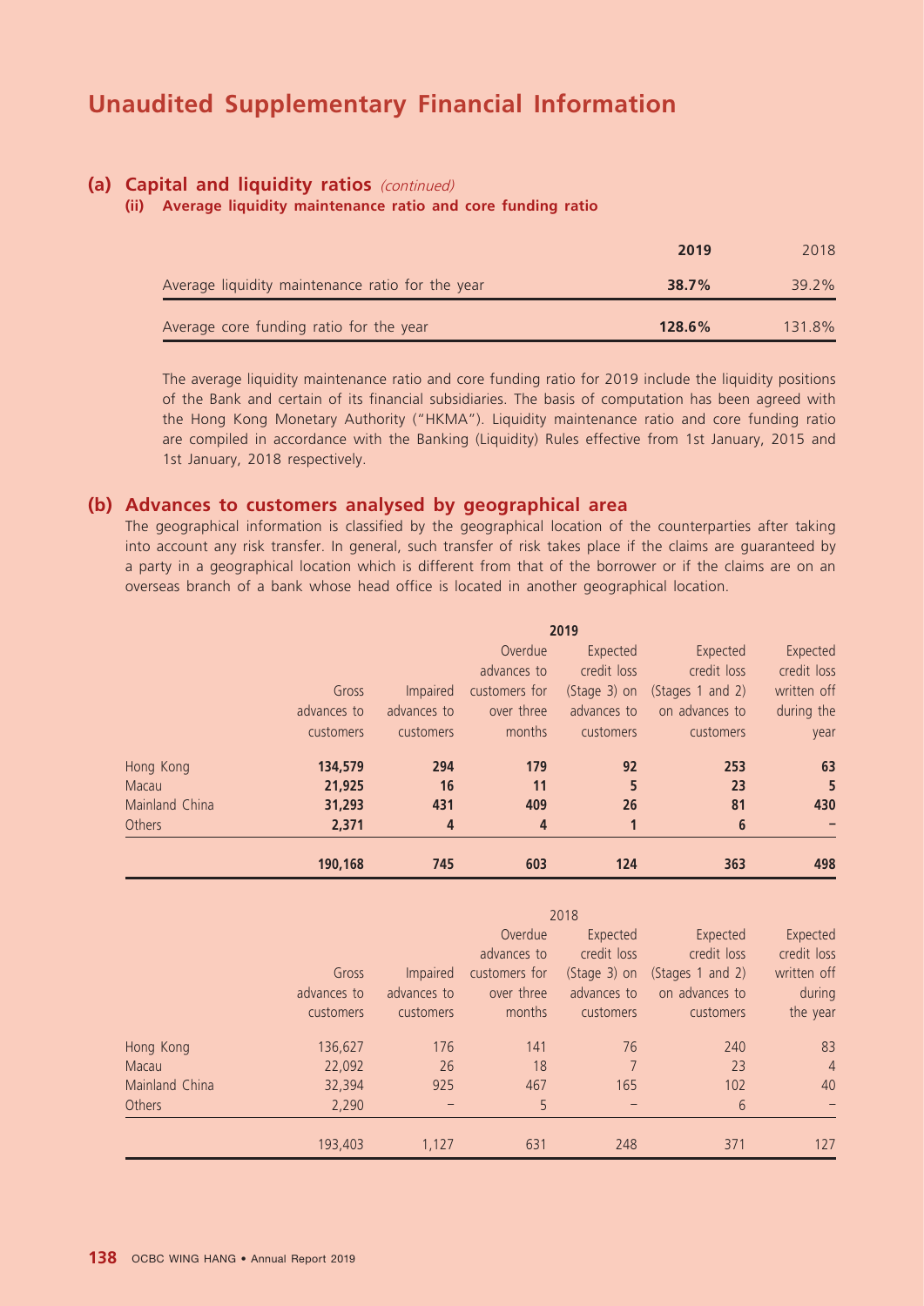# Unaudited Supplementary Financial Information

## (a) Capital and liquidity ratios *(continued)*

### (ii) Average liquidity maintenance ratio and core funding ratio

| | **2019** | 2018 |
|---|---|---|
| Average liquidity maintenance ratio for the year | **38.7%** | 39.2% |
| Average core funding ratio for the year | **128.6%** | 131.8% |

The average liquidity maintenance ratio and core funding ratio for 2019 include the liquidity positions of the Bank and certain of its financial subsidiaries. The basis of computation has been agreed with the Hong Kong Monetary Authority ("HKMA"). Liquidity maintenance ratio and core funding ratio are compiled in accordance with the Banking (Liquidity) Rules effective from 1st January, 2015 and 1st January, 2018 respectively.

## (b) Advances to customers analysed by geographical area

The geographical information is classified by the geographical location of the counterparties after taking into account any risk transfer. In general, such transfer of risk takes place if the claims are guaranteed by a party in a geographical location which is different from that of the borrower or if the claims are on an overseas branch of a bank whose head office is located in another geographical location.

| | **2019** | | | | | |
|---|---|---|---|---|---|---|
| | Gross advances to customers | Impaired advances to customers | Overdue advances to customers for over three months | Expected credit loss (Stage 3) on advances to customers | Expected credit loss (Stages 1 and 2) on advances to customers | Expected credit loss written off during the year |
| Hong Kong | **134,579** | **294** | **179** | **92** | **253** | **63** |
| Macau | **21,925** | **16** | **11** | **5** | **23** | **5** |
| Mainland China | **31,293** | **431** | **409** | **26** | **81** | **430** |
| Others | **2,371** | **4** | **4** | **1** | **6** | **–** |
| | **190,168** | **745** | **603** | **124** | **363** | **498** |

| | 2018 | | | | | |
|---|---|---|---|---|---|---|
| | Gross advances to customers | Impaired advances to customers | Overdue advances to customers for over three months | Expected credit loss (Stage 3) on advances to customers | Expected credit loss (Stages 1 and 2) on advances to customers | Expected credit loss written off during the year |
| Hong Kong | 136,627 | 176 | 141 | 76 | 240 | 83 |
| Macau | 22,092 | 26 | 18 | 7 | 23 | 4 |
| Mainland China | 32,394 | 925 | 467 | 165 | 102 | 40 |
| Others | 2,290 | – | 5 | – | 6 | – |
| | 193,403 | 1,127 | 631 | 248 | 371 | 127 |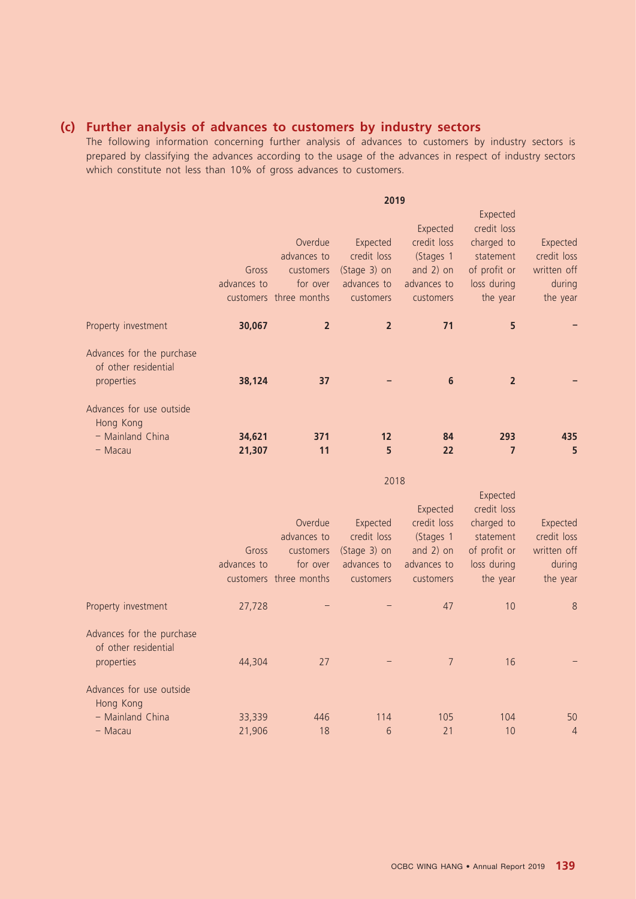### (c) Further analysis of advances to customers by industry sectors

The following information concerning further analysis of advances to customers by industry sectors is prepared by classifying the advances according to the usage of the advances in respect of industry sectors which constitute not less than 10% of gross advances to customers.

| | **2019** | | | | | |
|---|---|---|---|---|---|---|
| | Gross advances to customers | Overdue advances to customers for over three months | Expected credit loss (Stage 3) on advances to customers | Expected credit loss (Stages 1 and 2) on advances to customers | Expected credit loss charged to statement of profit or loss during the year | Expected credit loss written off during the year |
| Property investment | **30,067** | **2** | **2** | **71** | **5** | **–** |
| Advances for the purchase of other residential properties | **38,124** | **37** | **–** | **6** | **2** | **–** |
| Advances for use outside Hong Kong | | | | | | |
| – Mainland China | **34,621** | **371** | **12** | **84** | **293** | **435** |
| – Macau | **21,307** | **11** | **5** | **22** | **7** | **5** |

| | 2018 | | | | | |
|---|---|---|---|---|---|---|
| | Gross advances to customers | Overdue advances to customers for over three months | Expected credit loss (Stage 3) on advances to customers | Expected credit loss (Stages 1 and 2) on advances to customers | Expected credit loss charged to statement of profit or loss during the year | Expected credit loss written off during the year |
| Property investment | 27,728 | – | – | 47 | 10 | 8 |
| Advances for the purchase of other residential properties | 44,304 | 27 | – | 7 | 16 | – |
| Advances for use outside Hong Kong | | | | | | |
| – Mainland China | 33,339 | 446 | 114 | 105 | 104 | 50 |
| – Macau | 21,906 | 18 | 6 | 21 | 10 | 4 |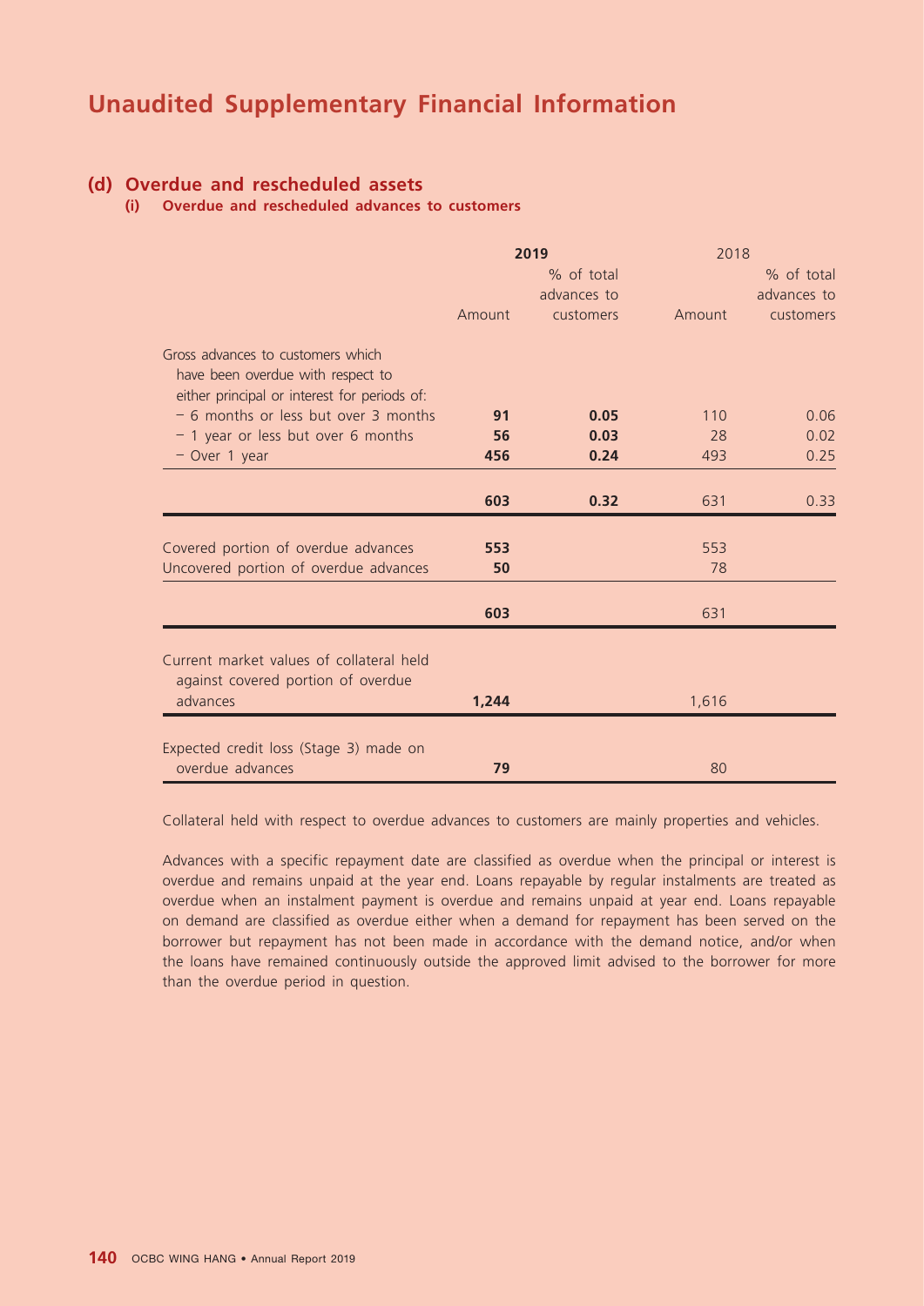# Unaudited Supplementary Financial Information

## (d) Overdue and rescheduled assets

### (i) Overdue and rescheduled advances to customers

| | 2019 | | 2018 | |
|---|---|---|---|---|
| | Amount | % of total advances to customers | Amount | % of total advances to customers |
| Gross advances to customers which have been overdue with respect to either principal or interest for periods of: | | | | |
| – 6 months or less but over 3 months | **91** | **0.05** | 110 | 0.06 |
| – 1 year or less but over 6 months | **56** | **0.03** | 28 | 0.02 |
| – Over 1 year | **456** | **0.24** | 493 | 0.25 |
| | **603** | **0.32** | 631 | 0.33 |
| Covered portion of overdue advances | **553** | | 553 | |
| Uncovered portion of overdue advances | **50** | | 78 | |
| | **603** | | 631 | |
| Current market values of collateral held against covered portion of overdue advances | **1,244** | | 1,616 | |
| Expected credit loss (Stage 3) made on overdue advances | **79** | | 80 | |

Collateral held with respect to overdue advances to customers are mainly properties and vehicles.

Advances with a specific repayment date are classified as overdue when the principal or interest is overdue and remains unpaid at the year end. Loans repayable by regular instalments are treated as overdue when an instalment payment is overdue and remains unpaid at year end. Loans repayable on demand are classified as overdue either when a demand for repayment has been served on the borrower but repayment has not been made in accordance with the demand notice, and/or when the loans have remained continuously outside the approved limit advised to the borrower for more than the overdue period in question.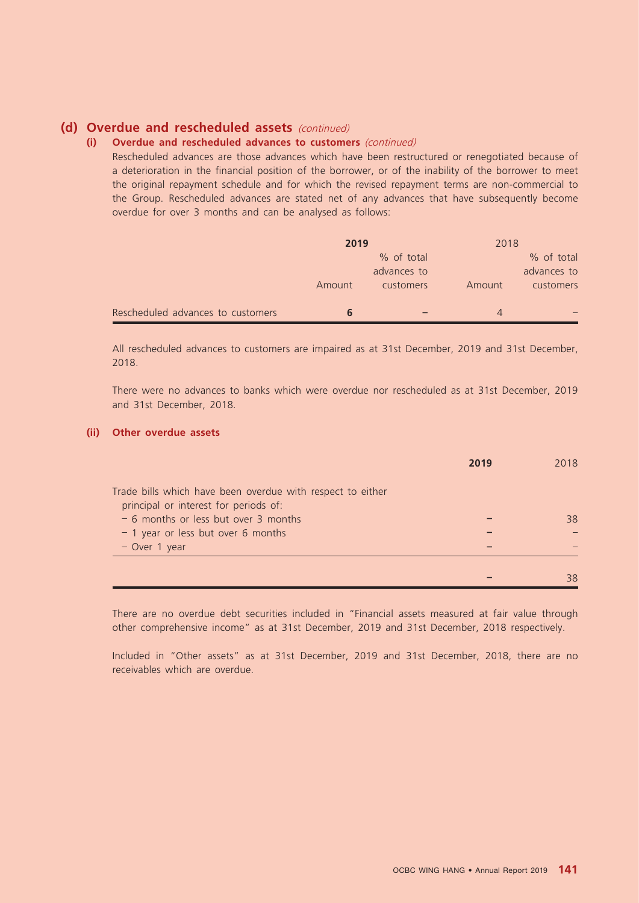## (d) Overdue and rescheduled assets *(continued)*

### (i) Overdue and rescheduled advances to customers *(continued)*

Rescheduled advances are those advances which have been restructured or renegotiated because of a deterioration in the financial position of the borrower, or of the inability of the borrower to meet the original repayment schedule and for which the revised repayment terms are non-commercial to the Group. Rescheduled advances are stated net of any advances that have subsequently become overdue for over 3 months and can be analysed as follows:

| | **2019** | | 2018 | |
|---|---|---|---|---|
| | Amount | % of total advances to customers | Amount | % of total advances to customers |
| Rescheduled advances to customers | **6** | **–** | 4 | – |

All rescheduled advances to customers are impaired as at 31st December, 2019 and 31st December, 2018.

There were no advances to banks which were overdue nor rescheduled as at 31st December, 2019 and 31st December, 2018.

### (ii) Other overdue assets

| | **2019** | 2018 |
|---|---|---|
| Trade bills which have been overdue with respect to either principal or interest for periods of: | | |
| – 6 months or less but over 3 months | **–** | 38 |
| – 1 year or less but over 6 months | **–** | – |
| – Over 1 year | **–** | – |
| | **–** | 38 |

There are no overdue debt securities included in "Financial assets measured at fair value through other comprehensive income" as at 31st December, 2019 and 31st December, 2018 respectively.

Included in "Other assets" as at 31st December, 2019 and 31st December, 2018, there are no receivables which are overdue.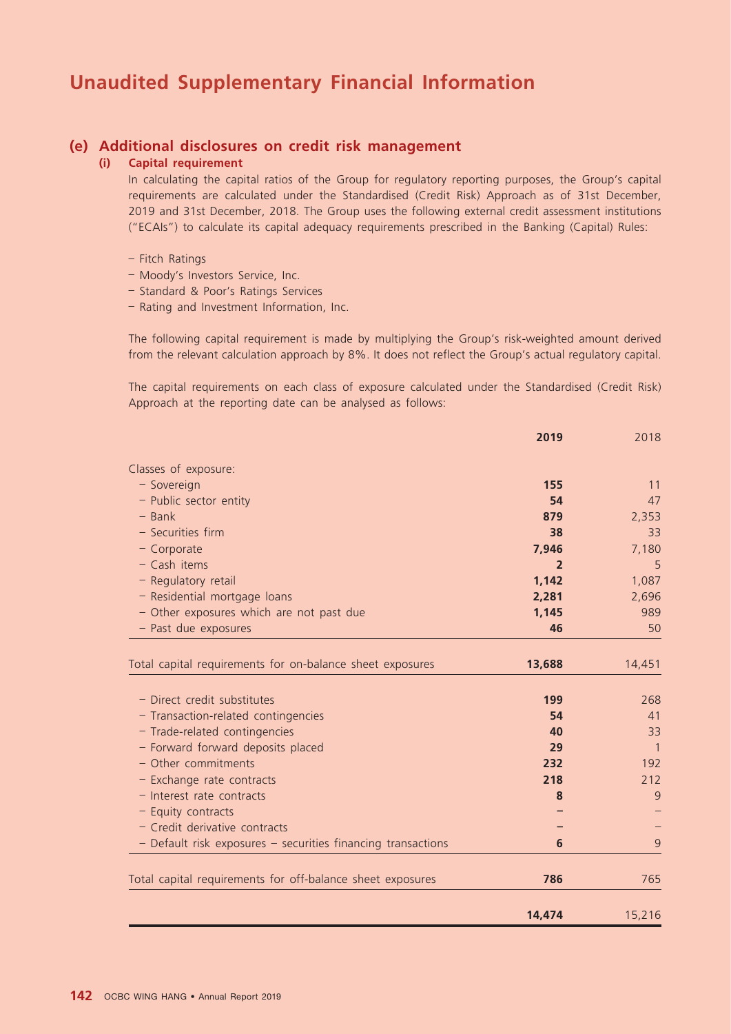# Unaudited Supplementary Financial Information

## (e) Additional disclosures on credit risk management

### (i) Capital requirement

In calculating the capital ratios of the Group for regulatory reporting purposes, the Group's capital requirements are calculated under the Standardised (Credit Risk) Approach as of 31st December, 2019 and 31st December, 2018. The Group uses the following external credit assessment institutions ("ECAIs") to calculate its capital adequacy requirements prescribed in the Banking (Capital) Rules:

- Fitch Ratings
- Moody's Investors Service, Inc.
- Standard & Poor's Ratings Services
- Rating and Investment Information, Inc.

The following capital requirement is made by multiplying the Group's risk-weighted amount derived from the relevant calculation approach by 8%. It does not reflect the Group's actual regulatory capital.

The capital requirements on each class of exposure calculated under the Standardised (Credit Risk) Approach at the reporting date can be analysed as follows:

| | **2019** | 2018 |
|---|---|---|
| Classes of exposure: | | |
| – Sovereign | **155** | 11 |
| – Public sector entity | **54** | 47 |
| – Bank | **879** | 2,353 |
| – Securities firm | **38** | 33 |
| – Corporate | **7,946** | 7,180 |
| – Cash items | **2** | 5 |
| – Regulatory retail | **1,142** | 1,087 |
| – Residential mortgage loans | **2,281** | 2,696 |
| – Other exposures which are not past due | **1,145** | 989 |
| – Past due exposures | **46** | 50 |
| Total capital requirements for on-balance sheet exposures | **13,688** | 14,451 |
| – Direct credit substitutes | **199** | 268 |
| – Transaction-related contingencies | **54** | 41 |
| – Trade-related contingencies | **40** | 33 |
| – Forward forward deposits placed | **29** | 1 |
| – Other commitments | **232** | 192 |
| – Exchange rate contracts | **218** | 212 |
| – Interest rate contracts | **8** | 9 |
| – Equity contracts | **–** | – |
| – Credit derivative contracts | **–** | – |
| – Default risk exposures – securities financing transactions | **6** | 9 |
| Total capital requirements for off-balance sheet exposures | **786** | 765 |
| | **14,474** | 15,216 |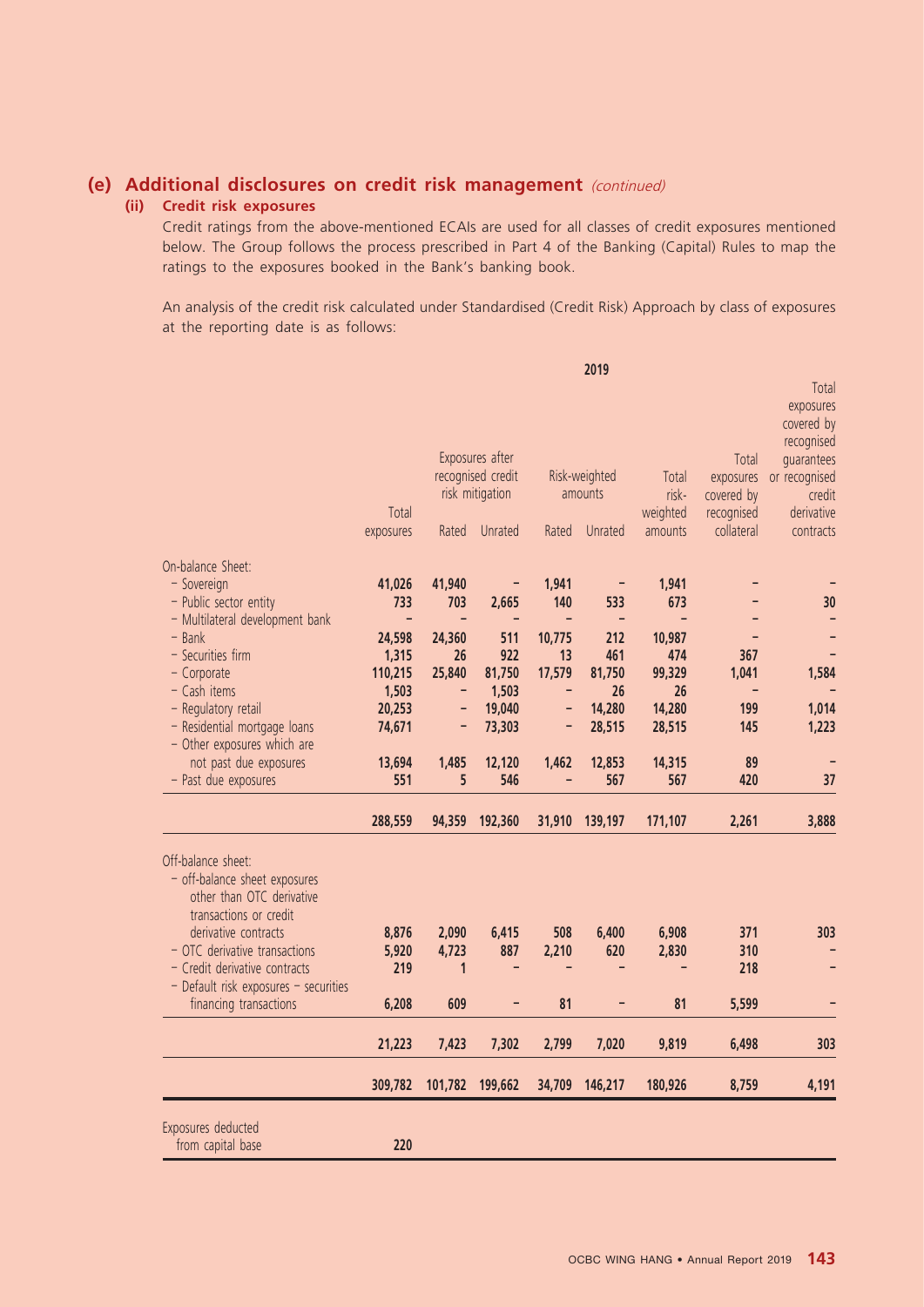## (e) Additional disclosures on credit risk management *(continued)*

### (ii) Credit risk exposures

Credit ratings from the above-mentioned ECAIs are used for all classes of credit exposures mentioned below. The Group follows the process prescribed in Part 4 of the Banking (Capital) Rules to map the ratings to the exposures booked in the Bank's banking book.

An analysis of the credit risk calculated under Standardised (Credit Risk) Approach by class of exposures at the reporting date is as follows:

| | 2019 | | | | | | | |
|---|---|---|---|---|---|---|---|---|
| | Total exposures | Exposures after recognised credit risk mitigation | | Risk-weighted amounts | | Total risk-weighted amounts | Total exposures covered by recognised collateral | Total exposures covered by recognised guarantees or recognised credit derivative contracts |
| | | Rated | Unrated | Rated | Unrated | | | |
| On-balance Sheet: | | | | | | | | |
| – Sovereign | 41,026 | 41,940 | – | 1,941 | – | 1,941 | – | – |
| – Public sector entity | 733 | 703 | 2,665 | 140 | 533 | 673 | – | 30 |
| – Multilateral development bank | – | – | – | – | – | – | – | – |
| – Bank | 24,598 | 24,360 | 511 | 10,775 | 212 | 10,987 | – | – |
| – Securities firm | 1,315 | 26 | 922 | 13 | 461 | 474 | 367 | – |
| – Corporate | 110,215 | 25,840 | 81,750 | 17,579 | 81,750 | 99,329 | 1,041 | 1,584 |
| – Cash items | 1,503 | – | 1,503 | – | 26 | 26 | – | – |
| – Regulatory retail | 20,253 | – | 19,040 | – | 14,280 | 14,280 | 199 | 1,014 |
| – Residential mortgage loans | 74,671 | – | 73,303 | – | 28,515 | 28,515 | 145 | 1,223 |
| – Other exposures which are not past due exposures | 13,694 | 1,485 | 12,120 | 1,462 | 12,853 | 14,315 | 89 | – |
| – Past due exposures | 551 | 5 | 546 | – | 567 | 567 | 420 | 37 |
| | **288,559** | **94,359** | **192,360** | **31,910** | **139,197** | **171,107** | **2,261** | **3,888** |
| Off-balance sheet: | | | | | | | | |
| – off-balance sheet exposures other than OTC derivative transactions or credit derivative contracts | 8,876 | 2,090 | 6,415 | 508 | 6,400 | 6,908 | 371 | 303 |
| – OTC derivative transactions | 5,920 | 4,723 | 887 | 2,210 | 620 | 2,830 | 310 | – |
| – Credit derivative contracts | 219 | 1 | – | – | – | – | 218 | – |
| – Default risk exposures – securities financing transactions | 6,208 | 609 | – | 81 | – | 81 | 5,599 | – |
| | **21,223** | **7,423** | **7,302** | **2,799** | **7,020** | **9,819** | **6,498** | **303** |
| | **309,782** | **101,782** | **199,662** | **34,709** | **146,217** | **180,926** | **8,759** | **4,191** |
| Exposures deducted from capital base | **220** | | | | | | | |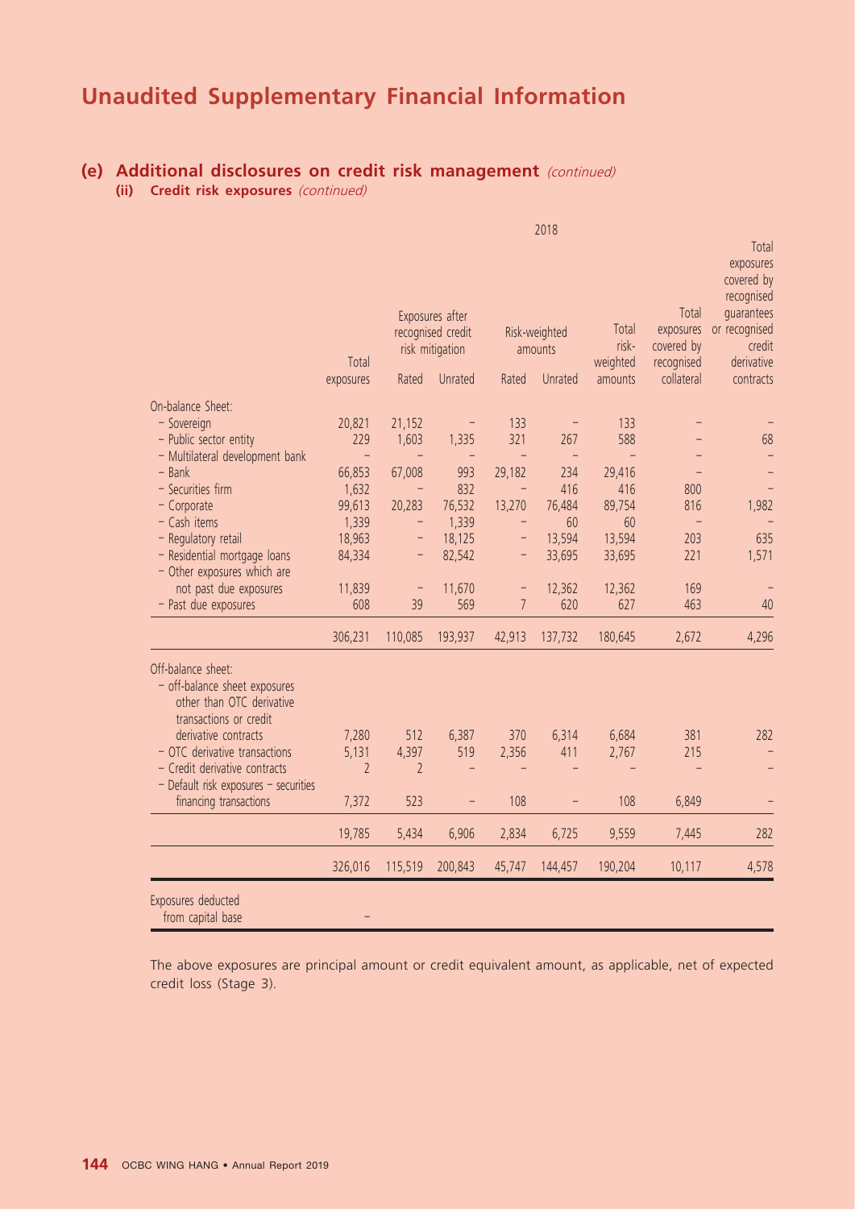# Unaudited Supplementary Financial Information

## (e) Additional disclosures on credit risk management *(continued)*

### (ii) Credit risk exposures *(continued)*

| | 2018 | | | | | | | |
|---|---|---|---|---|---|---|---|---|
| | Total exposures | Exposures after recognised credit risk mitigation | | Risk-weighted amounts | | Total risk-weighted amounts | Total exposures covered by recognised collateral | Total exposures covered by recognised guarantees or recognised credit derivative contracts |
| | | Rated | Unrated | Rated | Unrated | | | |
| On-balance Sheet: | | | | | | | | |
| – Sovereign | 20,821 | 21,152 | – | 133 | – | 133 | – | – |
| – Public sector entity | 229 | 1,603 | 1,335 | 321 | 267 | 588 | – | 68 |
| – Multilateral development bank | – | – | – | – | – | – | – | – |
| – Bank | 66,853 | 67,008 | 993 | 29,182 | 234 | 29,416 | – | – |
| – Securities firm | 1,632 | – | 832 | – | 416 | 416 | 800 | – |
| – Corporate | 99,613 | 20,283 | 76,532 | 13,270 | 76,484 | 89,754 | 816 | 1,982 |
| – Cash items | 1,339 | – | 1,339 | – | 60 | 60 | – | – |
| – Regulatory retail | 18,963 | – | 18,125 | – | 13,594 | 13,594 | 203 | 635 |
| – Residential mortgage loans | 84,334 | – | 82,542 | – | 33,695 | 33,695 | 221 | 1,571 |
| – Other exposures which are not past due exposures | 11,839 | – | 11,670 | – | 12,362 | 12,362 | 169 | – |
| – Past due exposures | 608 | 39 | 569 | 7 | 620 | 627 | 463 | 40 |
| | 306,231 | 110,085 | 193,937 | 42,913 | 137,732 | 180,645 | 2,672 | 4,296 |
| Off-balance sheet: | | | | | | | | |
| – off-balance sheet exposures other than OTC derivative transactions or credit derivative contracts | 7,280 | 512 | 6,387 | 370 | 6,314 | 6,684 | 381 | 282 |
| – OTC derivative transactions | 5,131 | 4,397 | 519 | 2,356 | 411 | 2,767 | 215 | – |
| – Credit derivative contracts | 2 | 2 | – | – | – | – | – | – |
| – Default risk exposures – securities financing transactions | 7,372 | 523 | – | 108 | – | 108 | 6,849 | – |
| | 19,785 | 5,434 | 6,906 | 2,834 | 6,725 | 9,559 | 7,445 | 282 |
| | 326,016 | 115,519 | 200,843 | 45,747 | 144,457 | 190,204 | 10,117 | 4,578 |
| Exposures deducted from capital base | – | | | | | | | |

The above exposures are principal amount or credit equivalent amount, as applicable, net of expected credit loss (Stage 3).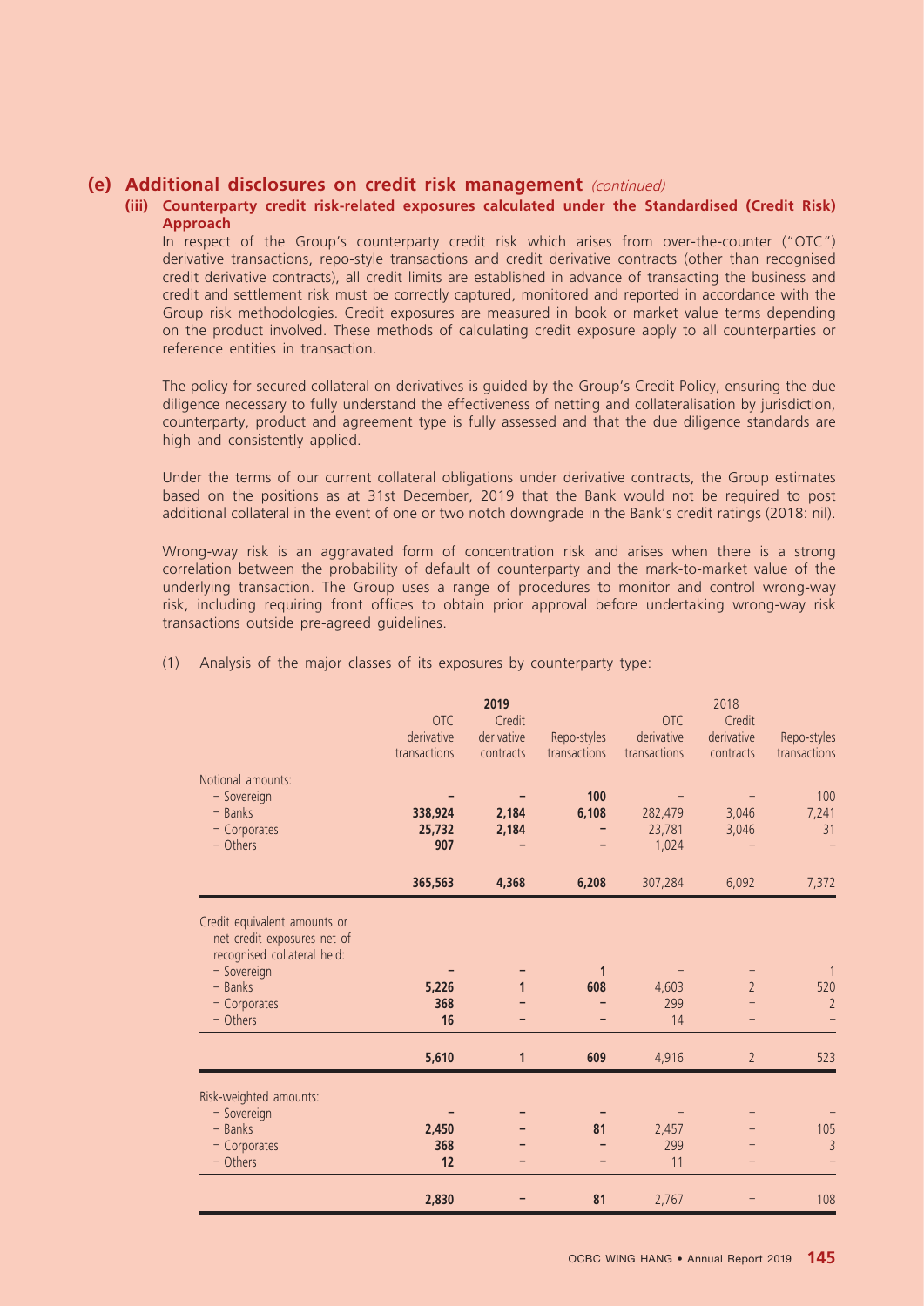## (e) Additional disclosures on credit risk management *(continued)*

### (iii) Counterparty credit risk-related exposures calculated under the Standardised (Credit Risk) Approach

In respect of the Group's counterparty credit risk which arises from over-the-counter ("OTC") derivative transactions, repo-style transactions and credit derivative contracts (other than recognised credit derivative contracts), all credit limits are established in advance of transacting the business and credit and settlement risk must be correctly captured, monitored and reported in accordance with the Group risk methodologies. Credit exposures are measured in book or market value terms depending on the product involved. These methods of calculating credit exposure apply to all counterparties or reference entities in transaction.

The policy for secured collateral on derivatives is guided by the Group's Credit Policy, ensuring the due diligence necessary to fully understand the effectiveness of netting and collateralisation by jurisdiction, counterparty, product and agreement type is fully assessed and that the due diligence standards are high and consistently applied.

Under the terms of our current collateral obligations under derivative contracts, the Group estimates based on the positions as at 31st December, 2019 that the Bank would not be required to post additional collateral in the event of one or two notch downgrade in the Bank's credit ratings (2018: nil).

Wrong-way risk is an aggravated form of concentration risk and arises when there is a strong correlation between the probability of default of counterparty and the mark-to-market value of the underlying transaction. The Group uses a range of procedures to monitor and control wrong-way risk, including requiring front offices to obtain prior approval before undertaking wrong-way risk transactions outside pre-agreed guidelines.

(1) Analysis of the major classes of its exposures by counterparty type:

| | **2019** | | | 2018 | | |
|---|---|---|---|---|---|---|
| | OTC derivative transactions | Credit derivative contracts | Repo-styles transactions | OTC derivative transactions | Credit derivative contracts | Repo-styles transactions |
| Notional amounts: | | | | | | |
| – Sovereign | **–** | **–** | **100** | – | – | 100 |
| – Banks | **338,924** | **2,184** | **6,108** | 282,479 | 3,046 | 7,241 |
| – Corporates | **25,732** | **2,184** | **–** | 23,781 | 3,046 | 31 |
| – Others | **907** | **–** | **–** | 1,024 | – | – |
| | **365,563** | **4,368** | **6,208** | 307,284 | 6,092 | 7,372 |
| Credit equivalent amounts or net credit exposures net of recognised collateral held: | | | | | | |
| – Sovereign | **–** | **–** | **1** | – | – | 1 |
| – Banks | **5,226** | **1** | **608** | 4,603 | 2 | 520 |
| – Corporates | **368** | **–** | **–** | 299 | – | 2 |
| – Others | **16** | **–** | **–** | 14 | – | – |
| | **5,610** | **1** | **609** | 4,916 | 2 | 523 |
| Risk-weighted amounts: | | | | | | |
| – Sovereign | **–** | **–** | **–** | – | – | – |
| – Banks | **2,450** | **–** | **81** | 2,457 | – | 105 |
| – Corporates | **368** | **–** | **–** | 299 | – | 3 |
| – Others | **12** | **–** | **–** | 11 | – | – |
| | **2,830** | **–** | **81** | 2,767 | – | 108 |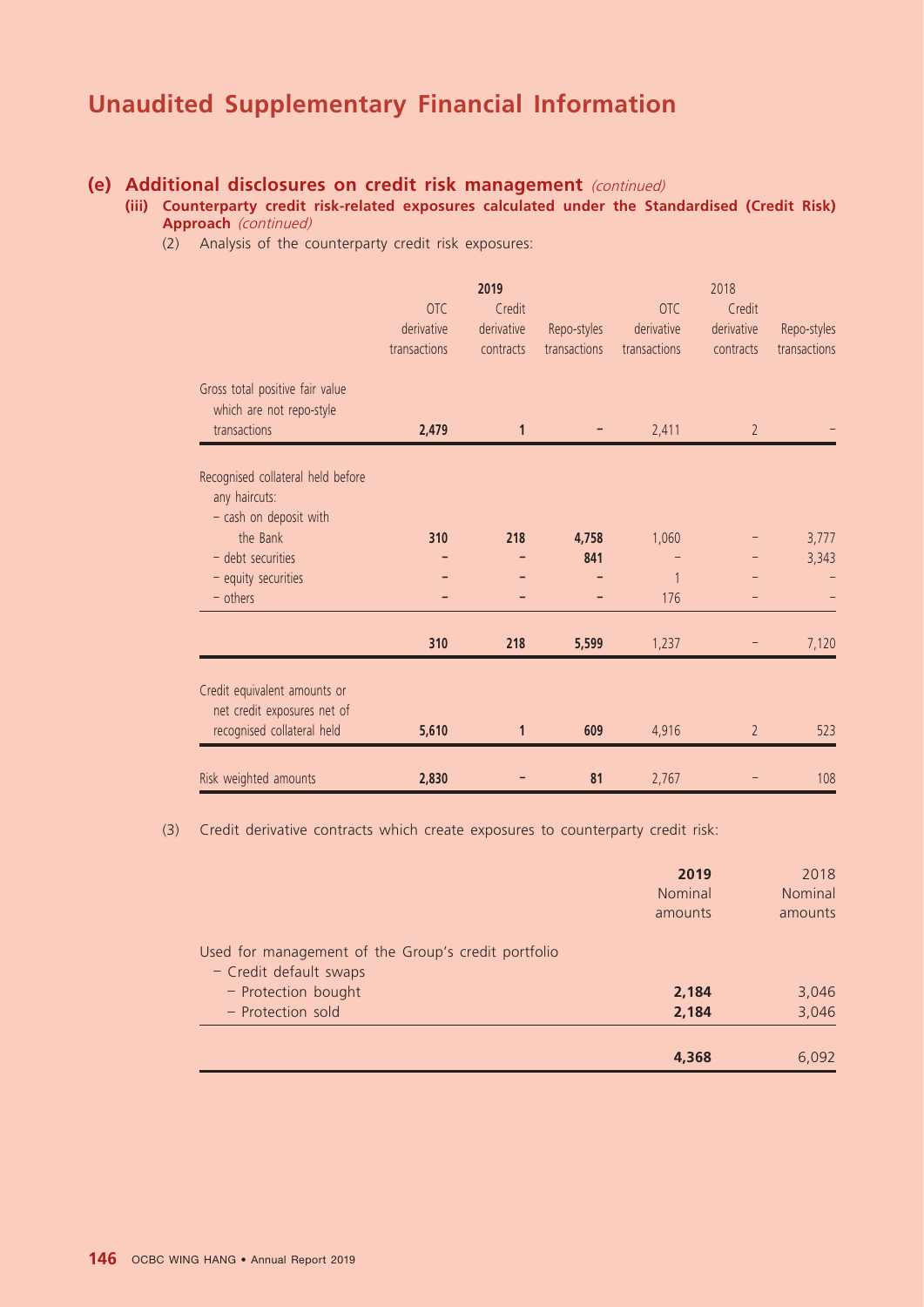# Unaudited Supplementary Financial Information

## (e) Additional disclosures on credit risk management *(continued)*

### (iii) Counterparty credit risk-related exposures calculated under the Standardised (Credit Risk) Approach *(continued)*

(2) Analysis of the counterparty credit risk exposures:

| | **2019** | | | 2018 | | |
|---|---|---|---|---|---|---|
| | OTC derivative transactions | Credit derivative contracts | Repo-styles transactions | OTC derivative transactions | Credit derivative contracts | Repo-styles transactions |
| Gross total positive fair value which are not repo-style transactions | **2,479** | **1** | **–** | 2,411 | 2 | – |
| Recognised collateral held before any haircuts: | | | | | | |
| – cash on deposit with the Bank | **310** | **218** | **4,758** | 1,060 | – | 3,777 |
| – debt securities | **–** | **–** | **841** | – | – | 3,343 |
| – equity securities | **–** | **–** | **–** | 1 | – | – |
| – others | **–** | **–** | **–** | 176 | – | – |
| | **310** | **218** | **5,599** | 1,237 | – | 7,120 |
| Credit equivalent amounts or net credit exposures net of recognised collateral held | **5,610** | **1** | **609** | 4,916 | 2 | 523 |
| Risk weighted amounts | **2,830** | **–** | **81** | 2,767 | – | 108 |

(3) Credit derivative contracts which create exposures to counterparty credit risk:

| | **2019** Nominal amounts | 2018 Nominal amounts |
|---|---|---|
| Used for management of the Group's credit portfolio | | |
| – Credit default swaps | | |
| – Protection bought | **2,184** | 3,046 |
| – Protection sold | **2,184** | 3,046 |
| | **4,368** | 6,092 |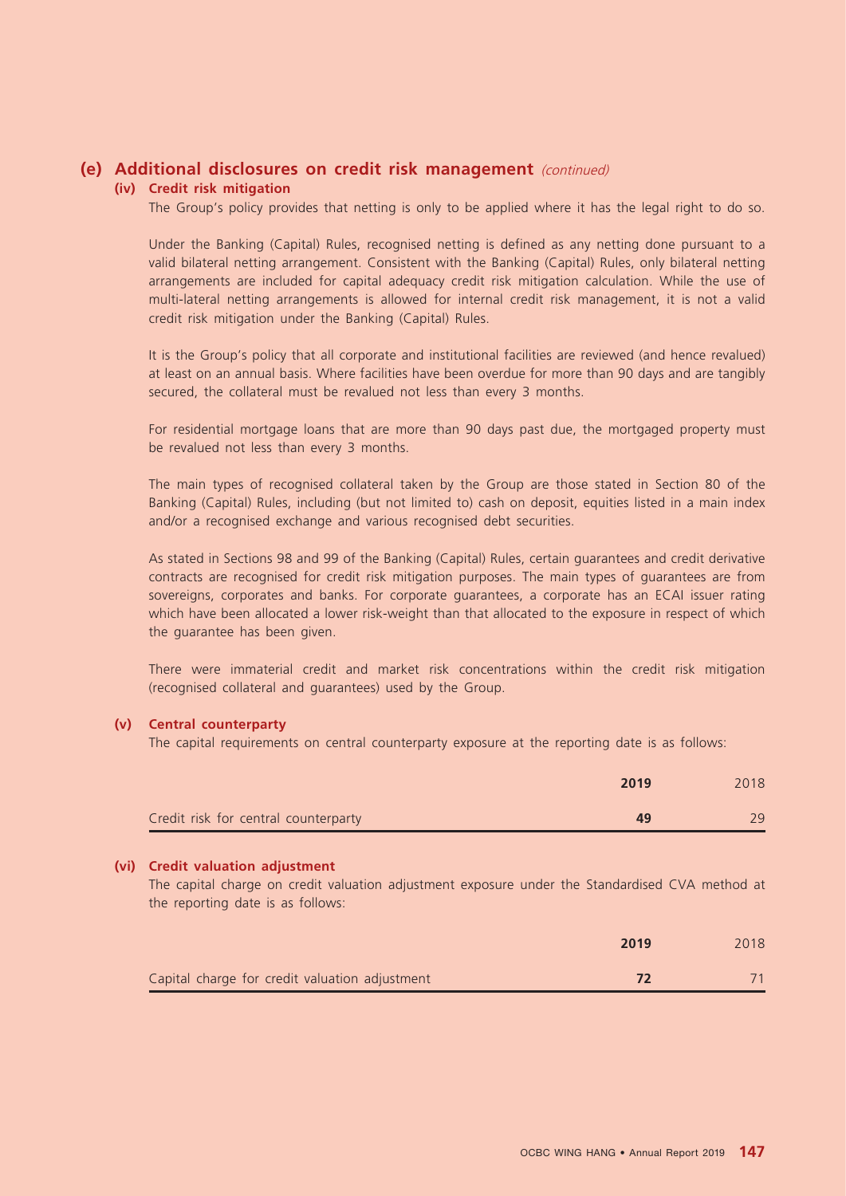## (e) Additional disclosures on credit risk management *(continued)*

### (iv) Credit risk mitigation

The Group's policy provides that netting is only to be applied where it has the legal right to do so.

Under the Banking (Capital) Rules, recognised netting is defined as any netting done pursuant to a valid bilateral netting arrangement. Consistent with the Banking (Capital) Rules, only bilateral netting arrangements are included for capital adequacy credit risk mitigation calculation. While the use of multi-lateral netting arrangements is allowed for internal credit risk management, it is not a valid credit risk mitigation under the Banking (Capital) Rules.

It is the Group's policy that all corporate and institutional facilities are reviewed (and hence revalued) at least on an annual basis. Where facilities have been overdue for more than 90 days and are tangibly secured, the collateral must be revalued not less than every 3 months.

For residential mortgage loans that are more than 90 days past due, the mortgaged property must be revalued not less than every 3 months.

The main types of recognised collateral taken by the Group are those stated in Section 80 of the Banking (Capital) Rules, including (but not limited to) cash on deposit, equities listed in a main index and/or a recognised exchange and various recognised debt securities.

As stated in Sections 98 and 99 of the Banking (Capital) Rules, certain guarantees and credit derivative contracts are recognised for credit risk mitigation purposes. The main types of guarantees are from sovereigns, corporates and banks. For corporate guarantees, a corporate has an ECAI issuer rating which have been allocated a lower risk-weight than that allocated to the exposure in respect of which the guarantee has been given.

There were immaterial credit and market risk concentrations within the credit risk mitigation (recognised collateral and guarantees) used by the Group.

### (v) Central counterparty

The capital requirements on central counterparty exposure at the reporting date is as follows:

| | **2019** | 2018 |
|---|---|---|
| Credit risk for central counterparty | **49** | 29 |

### (vi) Credit valuation adjustment

The capital charge on credit valuation adjustment exposure under the Standardised CVA method at the reporting date is as follows:

| | **2019** | 2018 |
|---|---|---|
| Capital charge for credit valuation adjustment | **72** | 71 |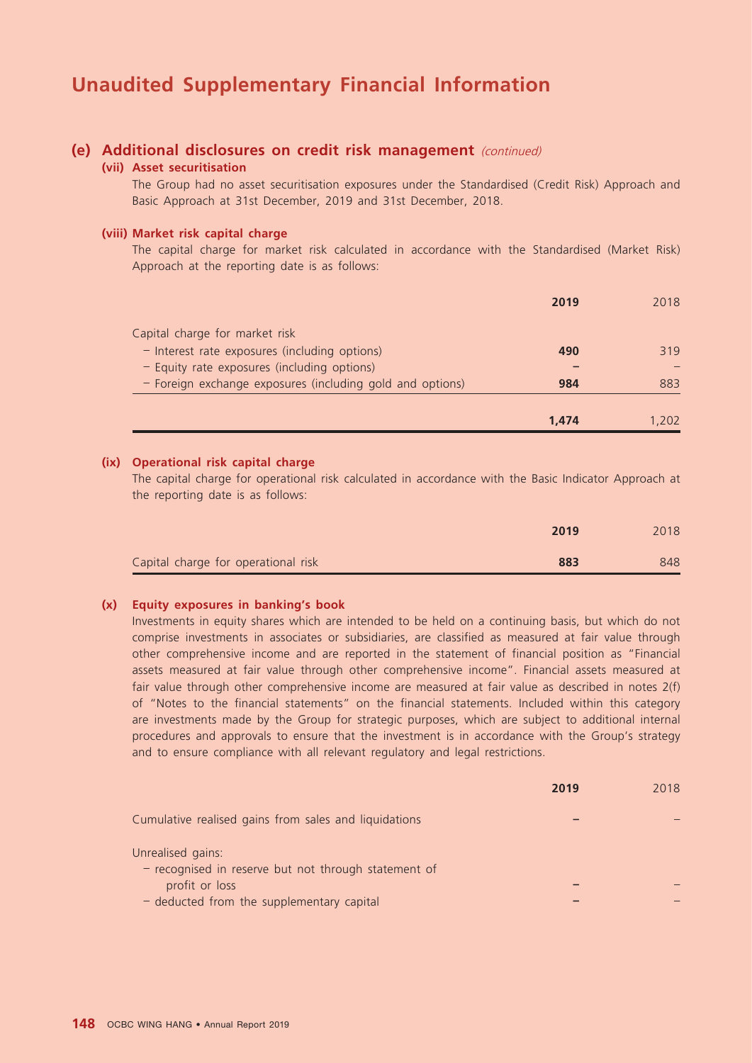# Unaudited Supplementary Financial Information

## (e) Additional disclosures on credit risk management *(continued)*

### (vii) Asset securitisation

The Group had no asset securitisation exposures under the Standardised (Credit Risk) Approach and Basic Approach at 31st December, 2019 and 31st December, 2018.

### (viii) Market risk capital charge

The capital charge for market risk calculated in accordance with the Standardised (Market Risk) Approach at the reporting date is as follows:

| | **2019** | 2018 |
|---|---|---|
| Capital charge for market risk | | |
| – Interest rate exposures (including options) | **490** | 319 |
| – Equity rate exposures (including options) | **–** | – |
| – Foreign exchange exposures (including gold and options) | **984** | 883 |
| | **1,474** | 1,202 |

### (ix) Operational risk capital charge

The capital charge for operational risk calculated in accordance with the Basic Indicator Approach at the reporting date is as follows:

| | **2019** | 2018 |
|---|---|---|
| Capital charge for operational risk | **883** | 848 |

### (x) Equity exposures in banking's book

Investments in equity shares which are intended to be held on a continuing basis, but which do not comprise investments in associates or subsidiaries, are classified as measured at fair value through other comprehensive income and are reported in the statement of financial position as "Financial assets measured at fair value through other comprehensive income". Financial assets measured at fair value through other comprehensive income are measured at fair value as described in notes 2(f) of "Notes to the financial statements" on the financial statements. Included within this category are investments made by the Group for strategic purposes, which are subject to additional internal procedures and approvals to ensure that the investment is in accordance with the Group's strategy and to ensure compliance with all relevant regulatory and legal restrictions.

| | **2019** | 2018 |
|---|---|---|
| Cumulative realised gains from sales and liquidations | **–** | – |
| Unrealised gains: | | |
| – recognised in reserve but not through statement of profit or loss | **–** | – |
| – deducted from the supplementary capital | **–** | – |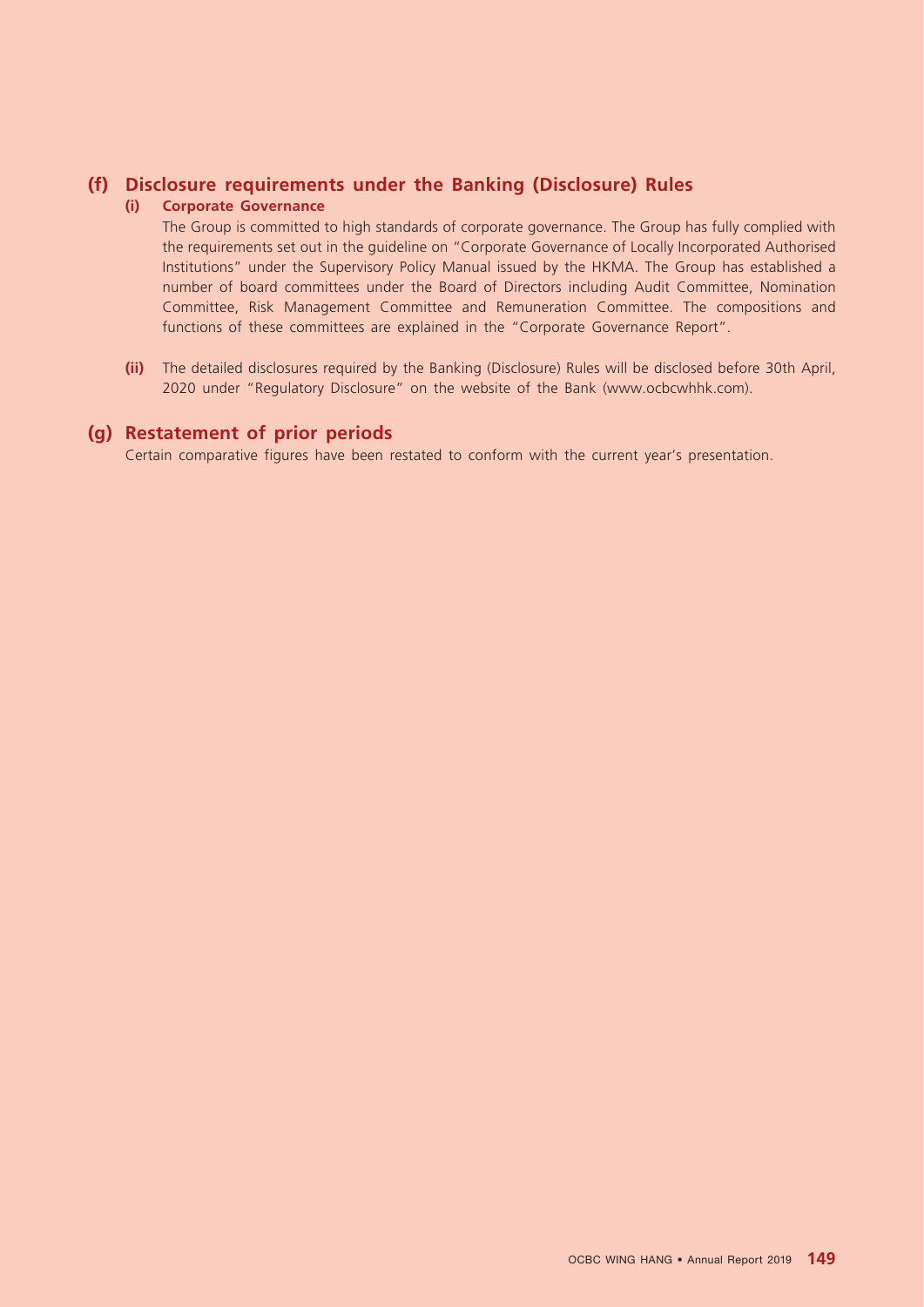## (f) Disclosure requirements under the Banking (Disclosure) Rules

### (i) Corporate Governance

The Group is committed to high standards of corporate governance. The Group has fully complied with the requirements set out in the guideline on "Corporate Governance of Locally Incorporated Authorised Institutions" under the Supervisory Policy Manual issued by the HKMA. The Group has established a number of board committees under the Board of Directors including Audit Committee, Nomination Committee, Risk Management Committee and Remuneration Committee. The compositions and functions of these committees are explained in the "Corporate Governance Report".

**(ii)** The detailed disclosures required by the Banking (Disclosure) Rules will be disclosed before 30th April, 2020 under "Regulatory Disclosure" on the website of the Bank (www.ocbcwhhk.com).

## (g) Restatement of prior periods

Certain comparative figures have been restated to conform with the current year's presentation.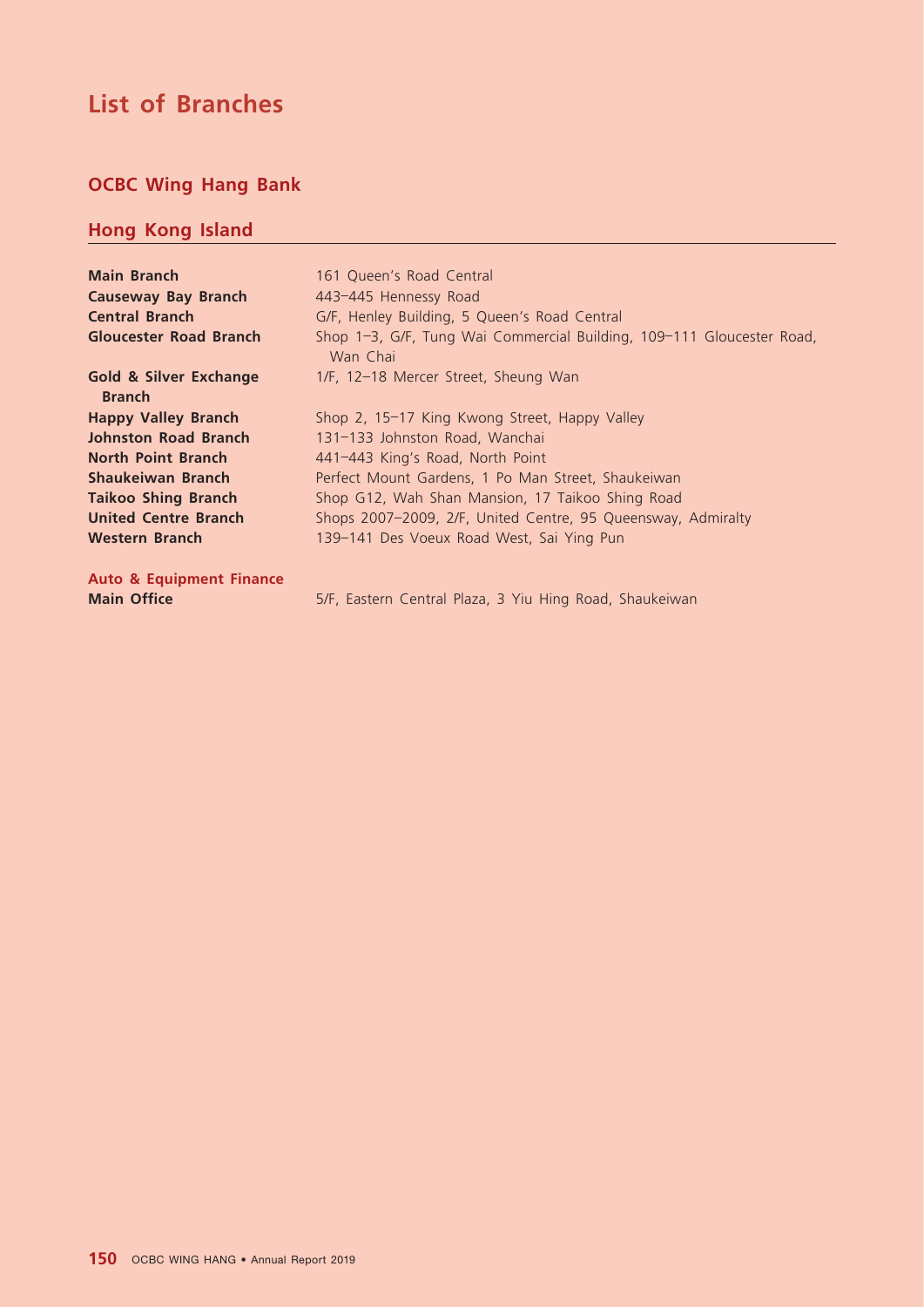# List of Branches

## OCBC Wing Hang Bank

### Hong Kong Island

| | |
|---|---|
| **Main Branch** | 161 Queen's Road Central |
| **Causeway Bay Branch** | 443–445 Hennessy Road |
| **Central Branch** | G/F, Henley Building, 5 Queen's Road Central |
| **Gloucester Road Branch** | Shop 1–3, G/F, Tung Wai Commercial Building, 109–111 Gloucester Road, Wan Chai |
| **Gold & Silver Exchange Branch** | 1/F, 12–18 Mercer Street, Sheung Wan |
| **Happy Valley Branch** | Shop 2, 15–17 King Kwong Street, Happy Valley |
| **Johnston Road Branch** | 131–133 Johnston Road, Wanchai |
| **North Point Branch** | 441–443 King's Road, North Point |
| **Shaukeiwan Branch** | Perfect Mount Gardens, 1 Po Man Street, Shaukeiwan |
| **Taikoo Shing Branch** | Shop G12, Wah Shan Mansion, 17 Taikoo Shing Road |
| **United Centre Branch** | Shops 2007–2009, 2/F, United Centre, 95 Queensway, Admiralty |
| **Western Branch** | 139–141 Des Voeux Road West, Sai Ying Pun |

**Auto & Equipment Finance**

| | |
|---|---|
| **Main Office** | 5/F, Eastern Central Plaza, 3 Yiu Hing Road, Shaukeiwan |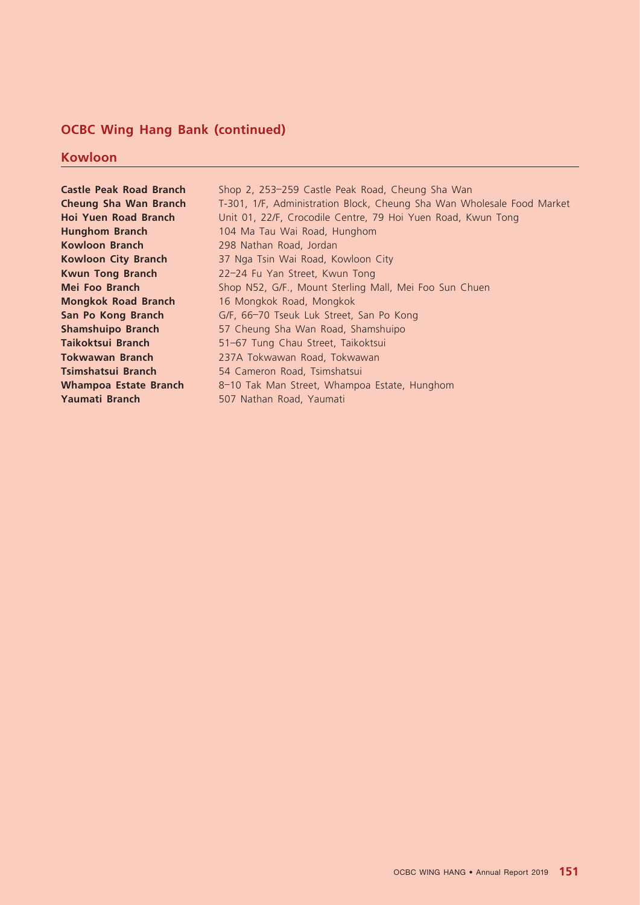## OCBC Wing Hang Bank (continued)

### Kowloon

| | |
|---|---|
| **Castle Peak Road Branch** | Shop 2, 253–259 Castle Peak Road, Cheung Sha Wan |
| **Cheung Sha Wan Branch** | T-301, 1/F, Administration Block, Cheung Sha Wan Wholesale Food Market |
| **Hoi Yuen Road Branch** | Unit 01, 22/F, Crocodile Centre, 79 Hoi Yuen Road, Kwun Tong |
| **Hunghom Branch** | 104 Ma Tau Wai Road, Hunghom |
| **Kowloon Branch** | 298 Nathan Road, Jordan |
| **Kowloon City Branch** | 37 Nga Tsin Wai Road, Kowloon City |
| **Kwun Tong Branch** | 22–24 Fu Yan Street, Kwun Tong |
| **Mei Foo Branch** | Shop N52, G/F., Mount Sterling Mall, Mei Foo Sun Chuen |
| **Mongkok Road Branch** | 16 Mongkok Road, Mongkok |
| **San Po Kong Branch** | G/F, 66–70 Tseuk Luk Street, San Po Kong |
| **Shamshuipo Branch** | 57 Cheung Sha Wan Road, Shamshuipo |
| **Taikoktsui Branch** | 51–67 Tung Chau Street, Taikoktsui |
| **Tokwawan Branch** | 237A Tokwawan Road, Tokwawan |
| **Tsimshatsui Branch** | 54 Cameron Road, Tsimshatsui |
| **Whampoa Estate Branch** | 8–10 Tak Man Street, Whampoa Estate, Hunghom |
| **Yaumati Branch** | 507 Nathan Road, Yaumati |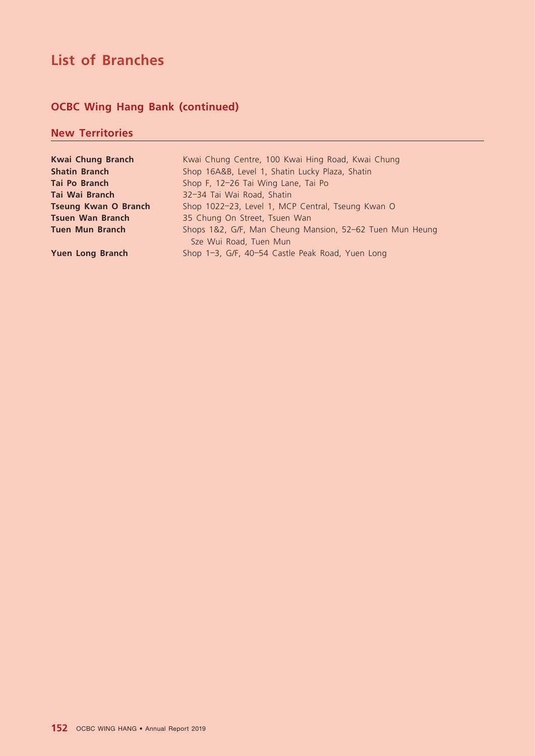# List of Branches

## OCBC Wing Hang Bank (continued)

### New Territories

| | |
|---|---|
| **Kwai Chung Branch** | Kwai Chung Centre, 100 Kwai Hing Road, Kwai Chung |
| **Shatin Branch** | Shop 16A&B, Level 1, Shatin Lucky Plaza, Shatin |
| **Tai Po Branch** | Shop F, 12–26 Tai Wing Lane, Tai Po |
| **Tai Wai Branch** | 32–34 Tai Wai Road, Shatin |
| **Tseung Kwan O Branch** | Shop 1022–23, Level 1, MCP Central, Tseung Kwan O |
| **Tsuen Wan Branch** | 35 Chung On Street, Tsuen Wan |
| **Tuen Mun Branch** | Shops 1&2, G/F, Man Cheung Mansion, 52–62 Tuen Mun Heung Sze Wui Road, Tuen Mun |
| **Yuen Long Branch** | Shop 1–3, G/F, 40–54 Castle Peak Road, Yuen Long |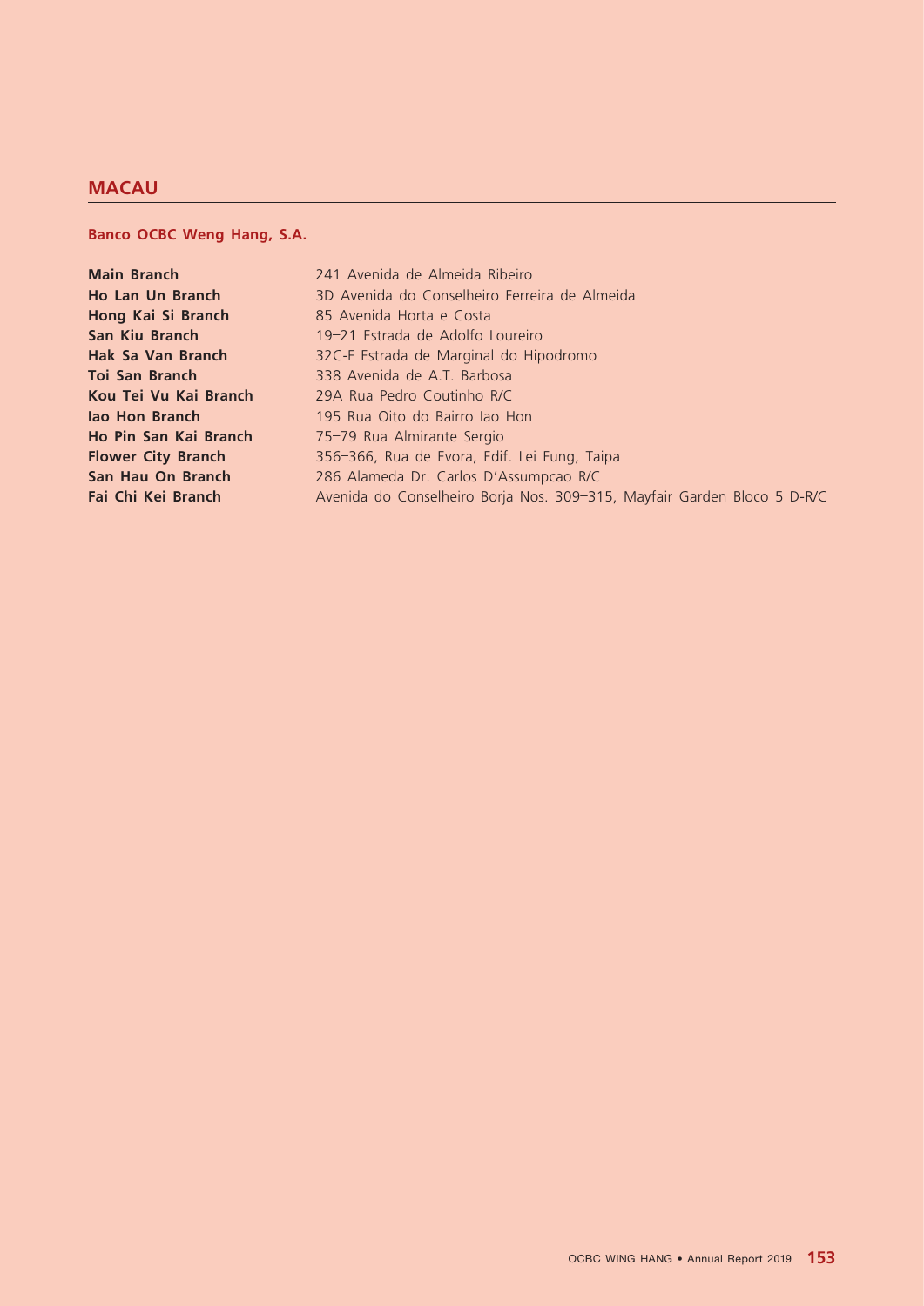## MACAU

### Banco OCBC Weng Hang, S.A.

| | |
|---|---|
| **Main Branch** | 241 Avenida de Almeida Ribeiro |
| **Ho Lan Un Branch** | 3D Avenida do Conselheiro Ferreira de Almeida |
| **Hong Kai Si Branch** | 85 Avenida Horta e Costa |
| **San Kiu Branch** | 19–21 Estrada de Adolfo Loureiro |
| **Hak Sa Van Branch** | 32C-F Estrada de Marginal do Hipodromo |
| **Toi San Branch** | 338 Avenida de A.T. Barbosa |
| **Kou Tei Vu Kai Branch** | 29A Rua Pedro Coutinho R/C |
| **Iao Hon Branch** | 195 Rua Oito do Bairro Iao Hon |
| **Ho Pin San Kai Branch** | 75–79 Rua Almirante Sergio |
| **Flower City Branch** | 356–366, Rua de Evora, Edif. Lei Fung, Taipa |
| **San Hau On Branch** | 286 Alameda Dr. Carlos D'Assumpcao R/C |
| **Fai Chi Kei Branch** | Avenida do Conselheiro Borja Nos. 309–315, Mayfair Garden Bloco 5 D-R/C |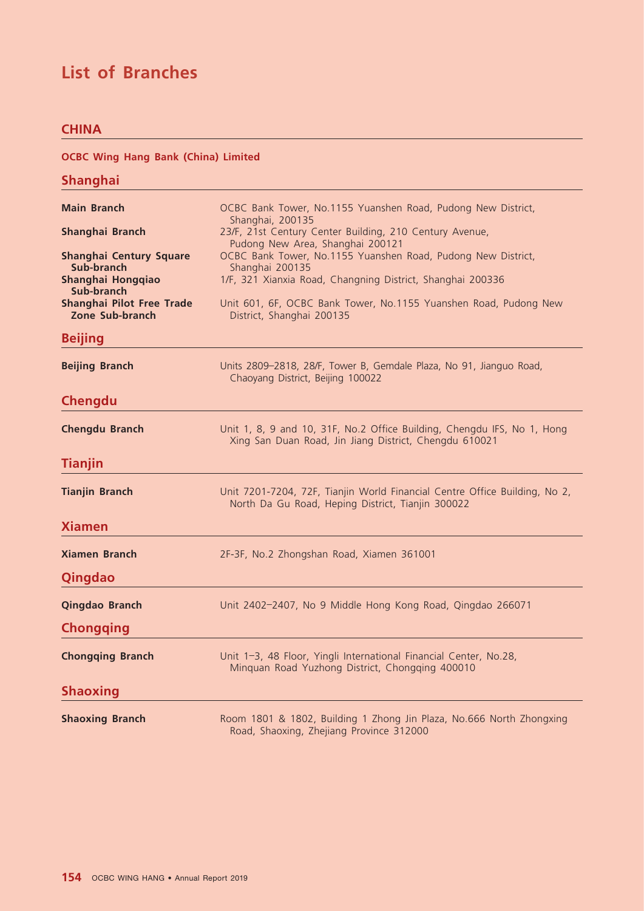# List of Branches

## CHINA

### OCBC Wing Hang Bank (China) Limited

### Shanghai

| | |
|---|---|
| **Main Branch** | OCBC Bank Tower, No.1155 Yuanshen Road, Pudong New District, Shanghai, 200135 |
| **Shanghai Branch** | 23/F, 21st Century Center Building, 210 Century Avenue, Pudong New Area, Shanghai 200121 |
| **Shanghai Century Square Sub-branch** | OCBC Bank Tower, No.1155 Yuanshen Road, Pudong New District, Shanghai 200135 |
| **Shanghai Hongqiao Sub-branch** | 1/F, 321 Xianxia Road, Changning District, Shanghai 200336 |
| **Shanghai Pilot Free Trade Zone Sub-branch** | Unit 601, 6F, OCBC Bank Tower, No.1155 Yuanshen Road, Pudong New District, Shanghai 200135 |

### Beijing

| | |
|---|---|
| **Beijing Branch** | Units 2809–2818, 28/F, Tower B, Gemdale Plaza, No 91, Jianguo Road, Chaoyang District, Beijing 100022 |

### Chengdu

| | |
|---|---|
| **Chengdu Branch** | Unit 1, 8, 9 and 10, 31F, No.2 Office Building, Chengdu IFS, No 1, Hong Xing San Duan Road, Jin Jiang District, Chengdu 610021 |

### Tianjin

| | |
|---|---|
| **Tianjin Branch** | Unit 7201-7204, 72F, Tianjin World Financial Centre Office Building, No 2, North Da Gu Road, Heping District, Tianjin 300022 |

### Xiamen

| | |
|---|---|
| **Xiamen Branch** | 2F-3F, No.2 Zhongshan Road, Xiamen 361001 |

### Qingdao

| | |
|---|---|
| **Qingdao Branch** | Unit 2402–2407, No 9 Middle Hong Kong Road, Qingdao 266071 |

### Chongqing

| | |
|---|---|
| **Chongqing Branch** | Unit 1–3, 48 Floor, Yingli International Financial Center, No.28, Minquan Road Yuzhong District, Chongqing 400010 |

### Shaoxing

| | |
|---|---|
| **Shaoxing Branch** | Room 1801 & 1802, Building 1 Zhong Jin Plaza, No.666 North Zhongxing Road, Shaoxing, Zhejiang Province 312000 |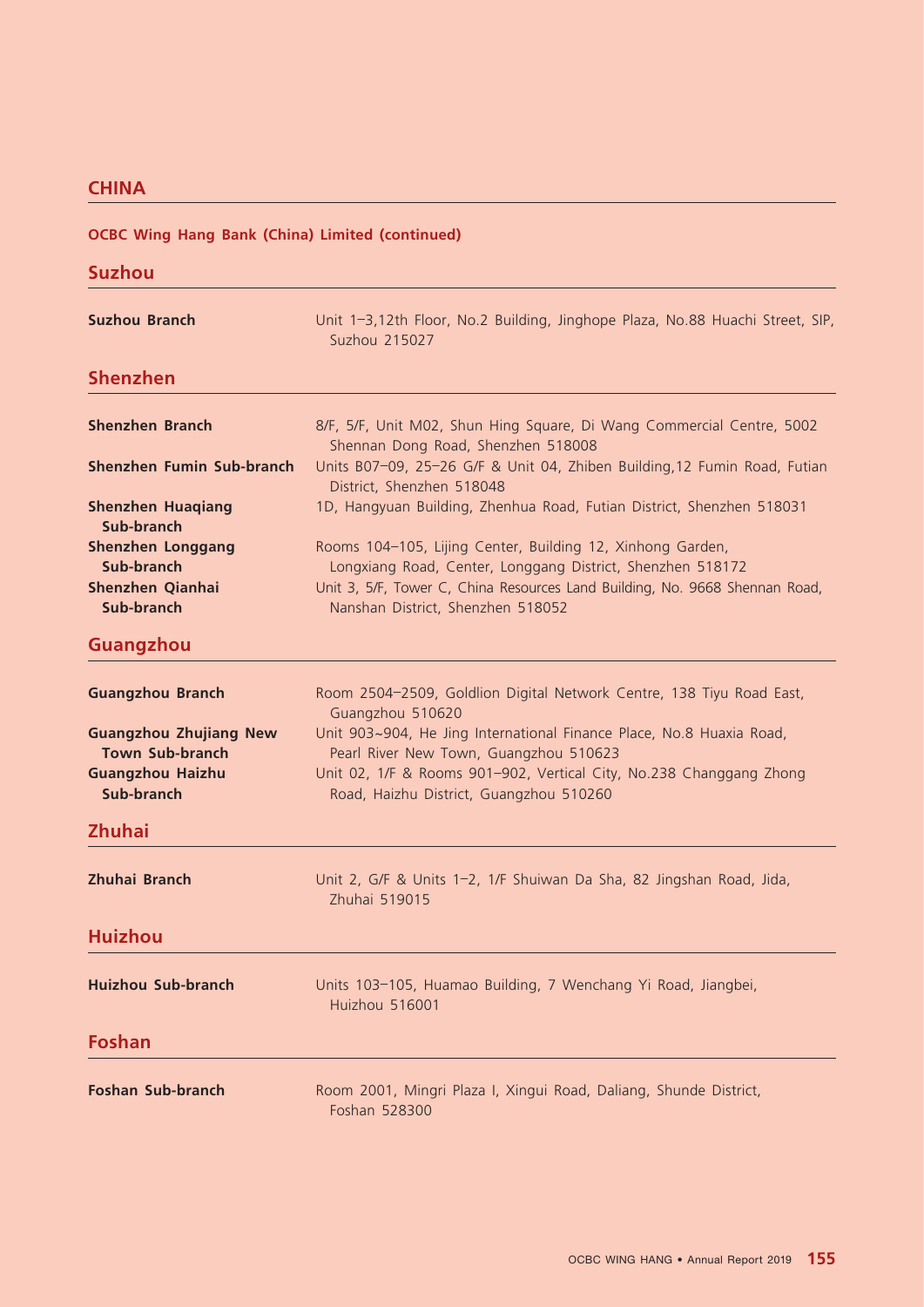## CHINA

### OCBC Wing Hang Bank (China) Limited (continued)

### Suzhou

| | |
|---|---|
| **Suzhou Branch** | Unit 1–3,12th Floor, No.2 Building, Jinghope Plaza, No.88 Huachi Street, SIP, Suzhou 215027 |

### Shenzhen

| | |
|---|---|
| **Shenzhen Branch** | 8/F, 5/F, Unit M02, Shun Hing Square, Di Wang Commercial Centre, 5002 Shennan Dong Road, Shenzhen 518008 |
| **Shenzhen Fumin Sub-branch** | Units B07–09, 25–26 G/F & Unit 04, Zhiben Building,12 Fumin Road, Futian District, Shenzhen 518048 |
| **Shenzhen Huaqiang Sub-branch** | 1D, Hangyuan Building, Zhenhua Road, Futian District, Shenzhen 518031 |
| **Shenzhen Longgang Sub-branch** | Rooms 104–105, Lijing Center, Building 12, Xinhong Garden, Longxiang Road, Center, Longgang District, Shenzhen 518172 |
| **Shenzhen Qianhai Sub-branch** | Unit 3, 5/F, Tower C, China Resources Land Building, No. 9668 Shennan Road, Nanshan District, Shenzhen 518052 |

### Guangzhou

| | |
|---|---|
| **Guangzhou Branch** | Room 2504–2509, Goldlion Digital Network Centre, 138 Tiyu Road East, Guangzhou 510620 |
| **Guangzhou Zhujiang New Town Sub-branch** | Unit 903~904, He Jing International Finance Place, No.8 Huaxia Road, Pearl River New Town, Guangzhou 510623 |
| **Guangzhou Haizhu Sub-branch** | Unit 02, 1/F & Rooms 901–902, Vertical City, No.238 Changgang Zhong Road, Haizhu District, Guangzhou 510260 |

### Zhuhai

| | |
|---|---|
| **Zhuhai Branch** | Unit 2, G/F & Units 1–2, 1/F Shuiwan Da Sha, 82 Jingshan Road, Jida, Zhuhai 519015 |

### Huizhou

| | |
|---|---|
| **Huizhou Sub-branch** | Units 103–105, Huamao Building, 7 Wenchang Yi Road, Jiangbei, Huizhou 516001 |

### Foshan

| | |
|---|---|
| **Foshan Sub-branch** | Room 2001, Mingri Plaza I, Xingui Road, Daliang, Shunde District, Foshan 528300 |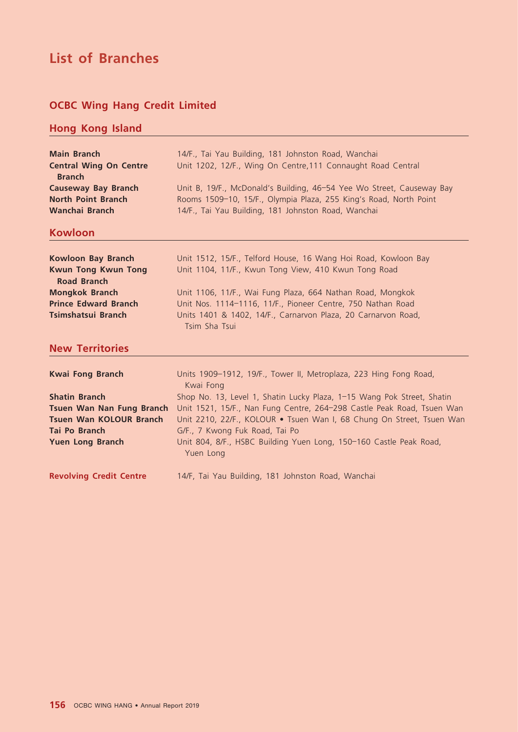# List of Branches

## OCBC Wing Hang Credit Limited

### Hong Kong Island

| | |
|---|---|
| **Main Branch** | 14/F., Tai Yau Building, 181 Johnston Road, Wanchai |
| **Central Wing On Centre Branch** | Unit 1202, 12/F., Wing On Centre,111 Connaught Road Central |
| **Causeway Bay Branch** | Unit B, 19/F., McDonald's Building, 46–54 Yee Wo Street, Causeway Bay |
| **North Point Branch** | Rooms 1509–10, 15/F., Olympia Plaza, 255 King's Road, North Point |
| **Wanchai Branch** | 14/F., Tai Yau Building, 181 Johnston Road, Wanchai |

### Kowloon

| | |
|---|---|
| **Kowloon Bay Branch** | Unit 1512, 15/F., Telford House, 16 Wang Hoi Road, Kowloon Bay |
| **Kwun Tong Kwun Tong Road Branch** | Unit 1104, 11/F., Kwun Tong View, 410 Kwun Tong Road |
| **Mongkok Branch** | Unit 1106, 11/F., Wai Fung Plaza, 664 Nathan Road, Mongkok |
| **Prince Edward Branch** | Unit Nos. 1114–1116, 11/F., Pioneer Centre, 750 Nathan Road |
| **Tsimshatsui Branch** | Units 1401 & 1402, 14/F., Carnarvon Plaza, 20 Carnarvon Road, Tsim Sha Tsui |

### New Territories

| | |
|---|---|
| **Kwai Fong Branch** | Units 1909–1912, 19/F., Tower II, Metroplaza, 223 Hing Fong Road, Kwai Fong |
| **Shatin Branch** | Shop No. 13, Level 1, Shatin Lucky Plaza, 1–15 Wang Pok Street, Shatin |
| **Tsuen Wan Nan Fung Branch** | Unit 1521, 15/F., Nan Fung Centre, 264–298 Castle Peak Road, Tsuen Wan |
| **Tsuen Wan KOLOUR Branch** | Unit 2210, 22/F., KOLOUR • Tsuen Wan I, 68 Chung On Street, Tsuen Wan |
| **Tai Po Branch** | G/F., 7 Kwong Fuk Road, Tai Po |
| **Yuen Long Branch** | Unit 804, 8/F., HSBC Building Yuen Long, 150–160 Castle Peak Road, Yuen Long |

**Revolving Credit Centre** 14/F, Tai Yau Building, 181 Johnston Road, Wanchai